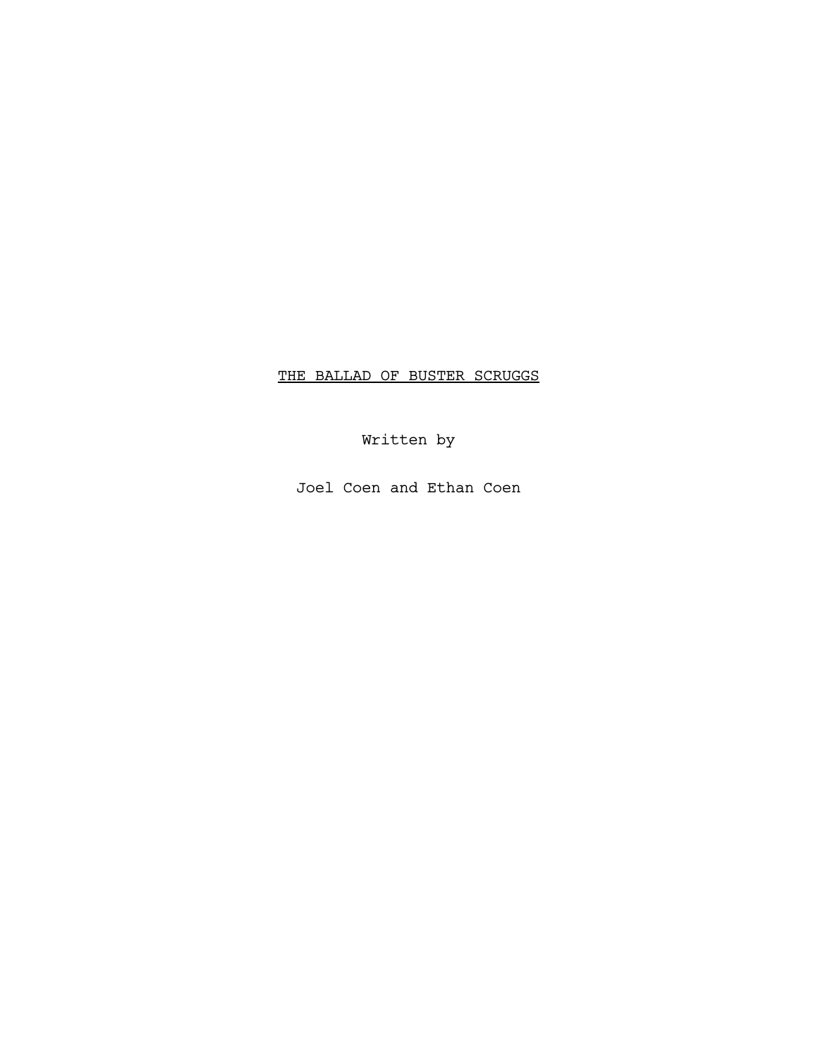# THE BALLAD OF BUSTER SCRUGGS

Written by

Joel Coen and Ethan Coen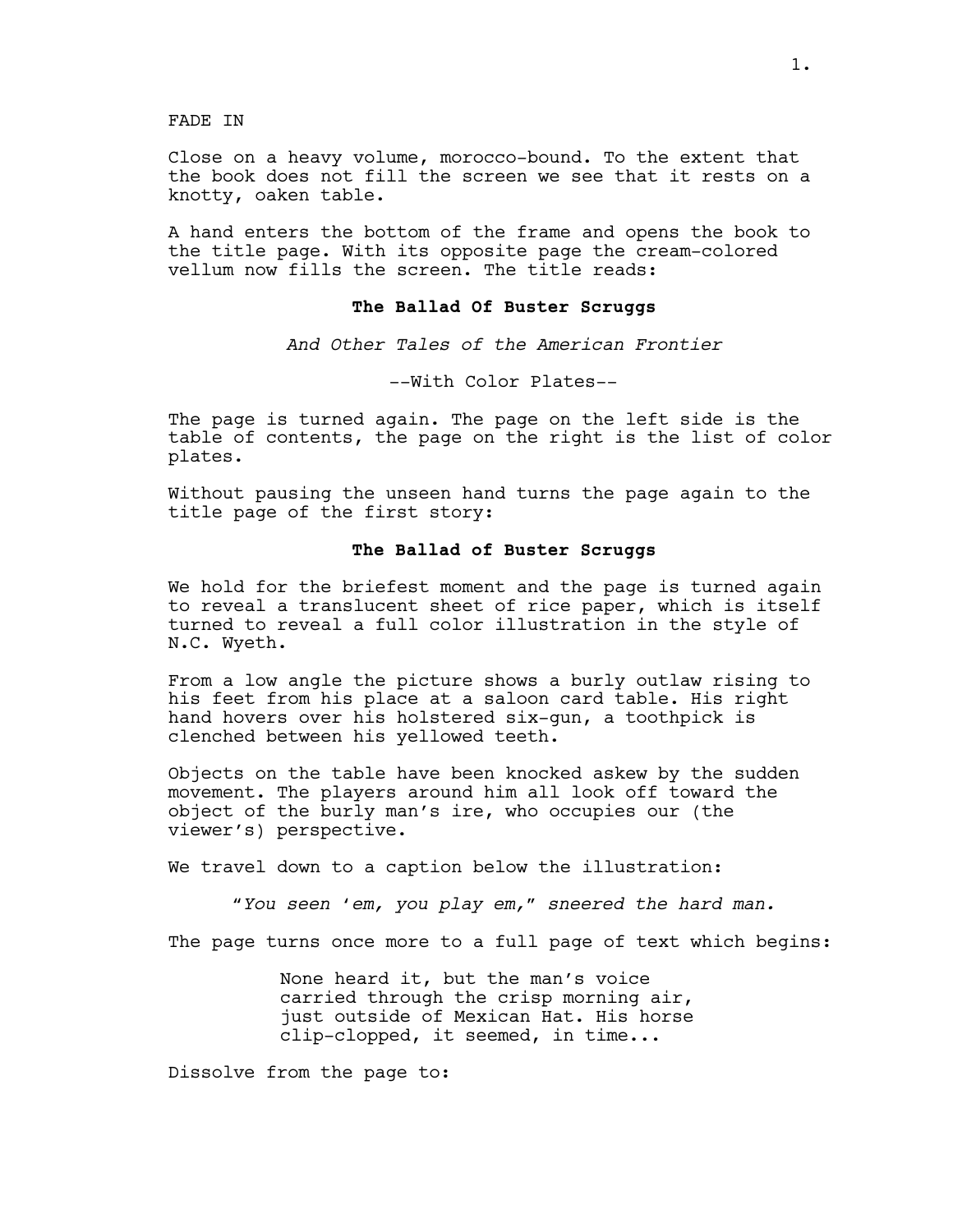FADE IN

Close on a heavy volume, morocco-bound. To the extent that the book does not fill the screen we see that it rests on a knotty, oaken table.

A hand enters the bottom of the frame and opens the book to the title page. With its opposite page the cream-colored vellum now fills the screen. The title reads:

**The Ballad Of Buster Scruggs**

*And Other Tales of the American Frontier*

--With Color Plates--

The page is turned again. The page on the left side is the table of contents, the page on the right is the list of color plates.

Without pausing the unseen hand turns the page again to the title page of the first story:

**The Ballad of Buster Scruggs**

We hold for the briefest moment and the page is turned again to reveal a translucent sheet of rice paper, which is itself turned to reveal a full color illustration in the style of N.C. Wyeth.

From a low angle the picture shows a burly outlaw rising to his feet from his place at a saloon card table. His right hand hovers over his holstered six-gun, a toothpick is clenched between his yellowed teeth.

Objects on the table have been knocked askew by the sudden movement. The players around him all look off toward the object of the burly man's ire, who occupies our (the viewer's) perspective.

We travel down to a caption below the illustration:

> *"You seen 'em, you play em," sneered the hard man.*

The page turns once more to a full page of text which begins:

> None heard it, but the man's voice carried through the crisp morning air, just outside of Mexican Hat. His horse clip-clopped, it seemed, in time...

Dissolve from the page to: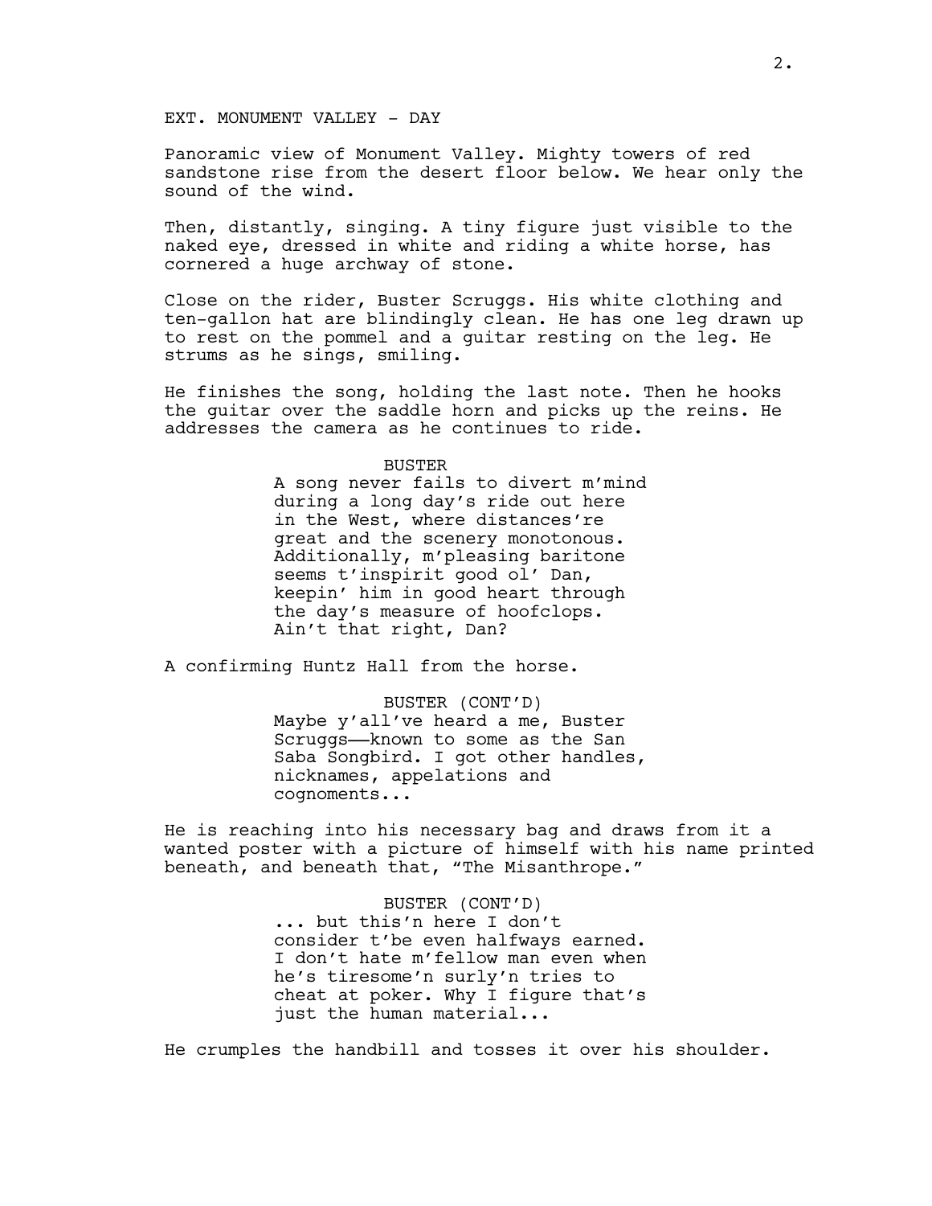EXT. MONUMENT VALLEY - DAY

Panoramic view of Monument Valley. Mighty towers of red sandstone rise from the desert floor below. We hear only the sound of the wind.

Then, distantly, singing. A tiny figure just visible to the naked eye, dressed in white and riding a white horse, has cornered a huge archway of stone.

Close on the rider, Buster Scruggs. His white clothing and ten-gallon hat are blindingly clean. He has one leg drawn up to rest on the pommel and a guitar resting on the leg. He strums as he sings, smiling.

He finishes the song, holding the last note. Then he hooks the guitar over the saddle horn and picks up the reins. He addresses the camera as he continues to ride.

BUSTER

A song never fails to divert m'mind during a long day's ride out here in the West, where distances're great and the scenery monotonous. Additionally, m'pleasing baritone seems t'inspirit good ol' Dan, keepin' him in good heart through the day's measure of hoofclops. Ain't that right, Dan?

A confirming Huntz Hall from the horse.

BUSTER (CONT'D)

Maybe y'all've heard a me, Buster Scruggs——known to some as the San Saba Songbird. I got other handles, nicknames, appelations and cognoments...

He is reaching into his necessary bag and draws from it a wanted poster with a picture of himself with his name printed beneath, and beneath that, "The Misanthrope."

BUSTER (CONT'D)

... but this'n here I don't consider t'be even halfways earned. I don't hate m'fellow man even when he's tiresome'n surly'n tries to cheat at poker. Why I figure that's just the human material...

He crumples the handbill and tosses it over his shoulder.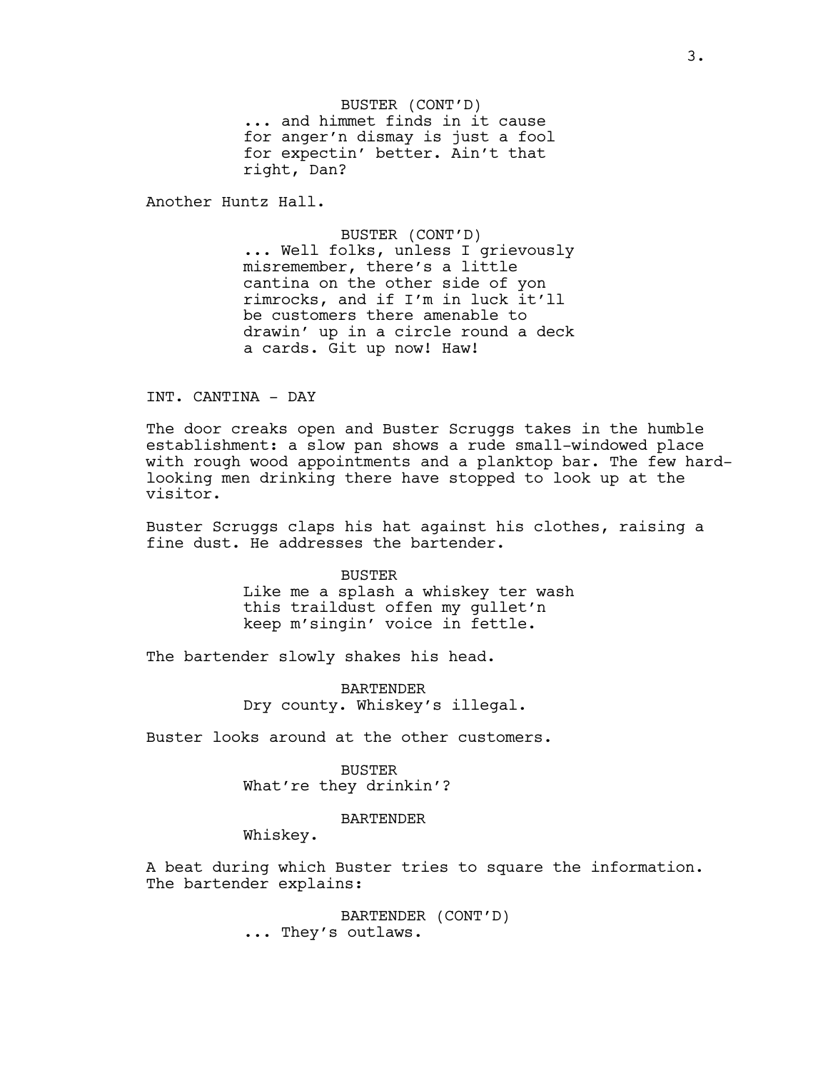BUSTER (CONT'D)
... and himmet finds in it cause for anger'n dismay is just a fool for expectin' better. Ain't that right, Dan?

Another Huntz Hall.

BUSTER (CONT'D)
... Well folks, unless I grievously misremember, there's a little cantina on the other side of yon rimrocks, and if I'm in luck it'll be customers there amenable to drawin' up in a circle round a deck a cards. Git up now! Haw!

INT. CANTINA - DAY

The door creaks open and Buster Scruggs takes in the humble establishment: a slow pan shows a rude small-windowed place with rough wood appointments and a planktop bar. The few hard-looking men drinking there have stopped to look up at the visitor.

Buster Scruggs claps his hat against his clothes, raising a fine dust. He addresses the bartender.

BUSTER
Like me a splash a whiskey ter wash this traildust offen my gullet'n keep m'singin' voice in fettle.

The bartender slowly shakes his head.

BARTENDER
Dry county. Whiskey's illegal.

Buster looks around at the other customers.

BUSTER
What're they drinkin'?

BARTENDER
Whiskey.

A beat during which Buster tries to square the information. The bartender explains:

BARTENDER (CONT'D)
... They's outlaws.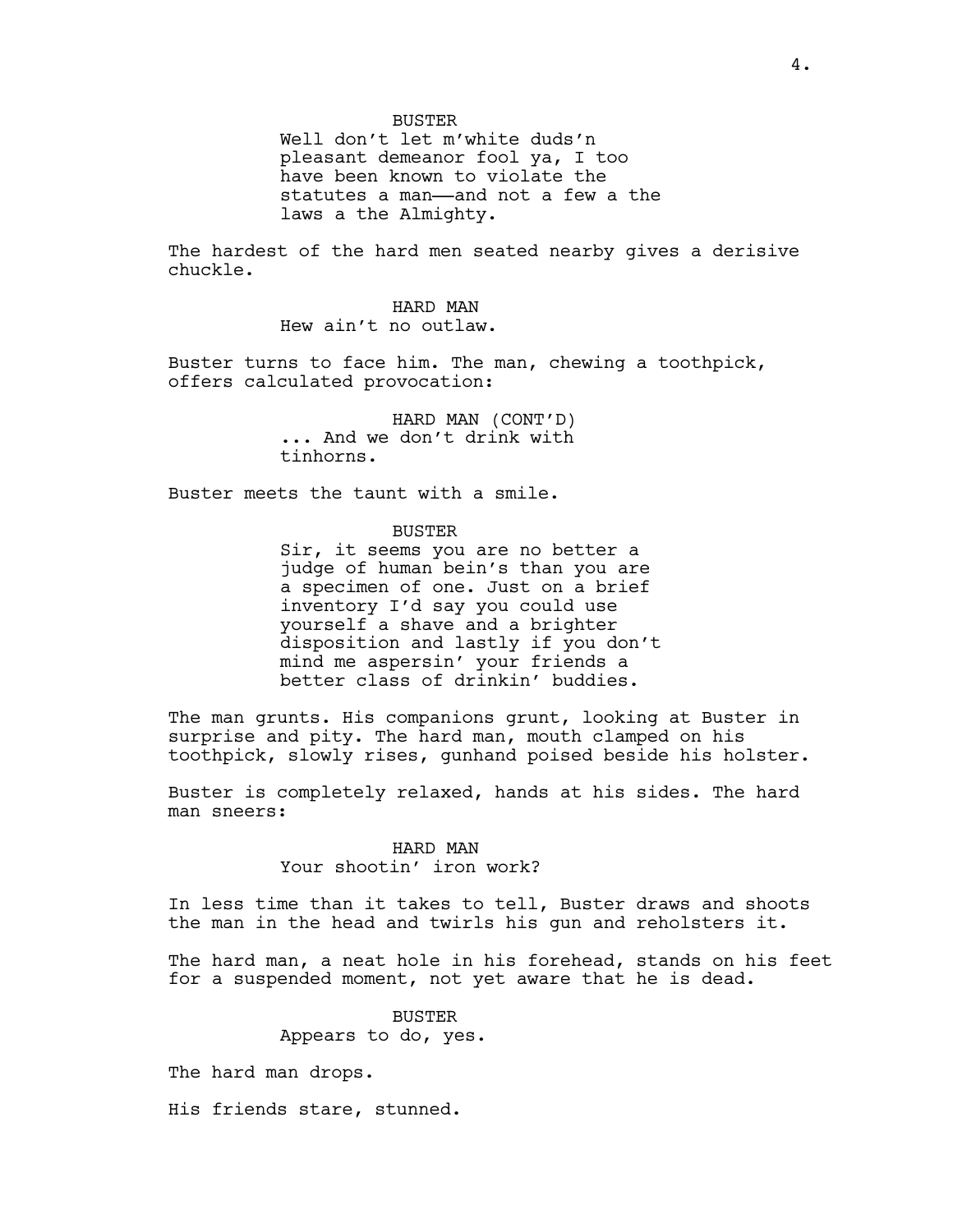BUSTER

Well don't let m'white duds'n pleasant demeanor fool ya, I too have been known to violate the statutes a man——and not a few a the laws a the Almighty.

The hardest of the hard men seated nearby gives a derisive chuckle.

HARD MAN

Hew ain't no outlaw.

Buster turns to face him. The man, chewing a toothpick, offers calculated provocation:

HARD MAN (CONT'D)

... And we don't drink with tinhorns.

Buster meets the taunt with a smile.

BUSTER

Sir, it seems you are no better a judge of human bein's than you are a specimen of one. Just on a brief inventory I'd say you could use yourself a shave and a brighter disposition and lastly if you don't mind me aspersin' your friends a better class of drinkin' buddies.

The man grunts. His companions grunt, looking at Buster in surprise and pity. The hard man, mouth clamped on his toothpick, slowly rises, gunhand poised beside his holster.

Buster is completely relaxed, hands at his sides. The hard man sneers:

HARD MAN

Your shootin' iron work?

In less time than it takes to tell, Buster draws and shoots the man in the head and twirls his gun and reholsters it.

The hard man, a neat hole in his forehead, stands on his feet for a suspended moment, not yet aware that he is dead.

BUSTER

Appears to do, yes.

The hard man drops.

His friends stare, stunned.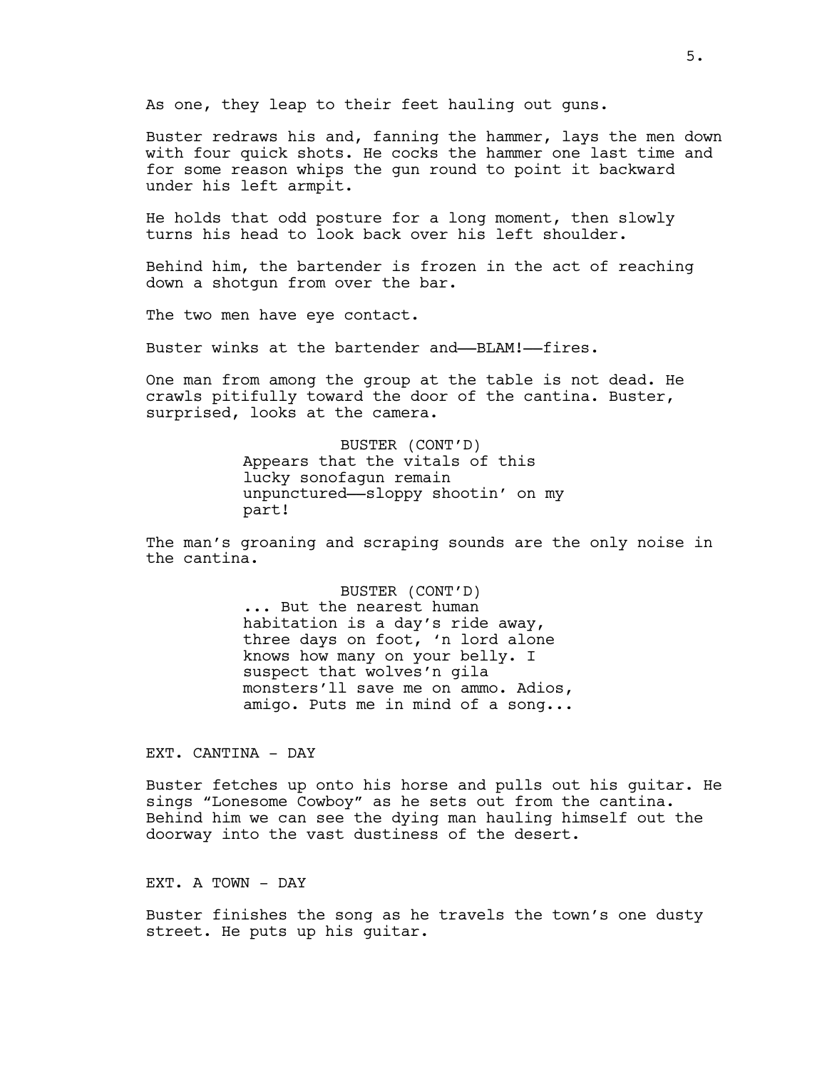As one, they leap to their feet hauling out guns.

Buster redraws his and, fanning the hammer, lays the men down with four quick shots. He cocks the hammer one last time and for some reason whips the gun round to point it backward under his left armpit.

He holds that odd posture for a long moment, then slowly turns his head to look back over his left shoulder.

Behind him, the bartender is frozen in the act of reaching down a shotgun from over the bar.

The two men have eye contact.

Buster winks at the bartender and——BLAM!——fires.

One man from among the group at the table is not dead. He crawls pitifully toward the door of the cantina. Buster, surprised, looks at the camera.

BUSTER (CONT'D)
Appears that the vitals of this lucky sonofagun remain unpunctured——sloppy shootin' on my part!

The man's groaning and scraping sounds are the only noise in the cantina.

BUSTER (CONT'D)
... But the nearest human habitation is a day's ride away, three days on foot, 'n lord alone knows how many on your belly. I suspect that wolves'n gila monsters'll save me on ammo. Adios, amigo. Puts me in mind of a song...

EXT. CANTINA - DAY

Buster fetches up onto his horse and pulls out his guitar. He sings "Lonesome Cowboy" as he sets out from the cantina. Behind him we can see the dying man hauling himself out the doorway into the vast dustiness of the desert.

EXT. A TOWN - DAY

Buster finishes the song as he travels the town's one dusty street. He puts up his guitar.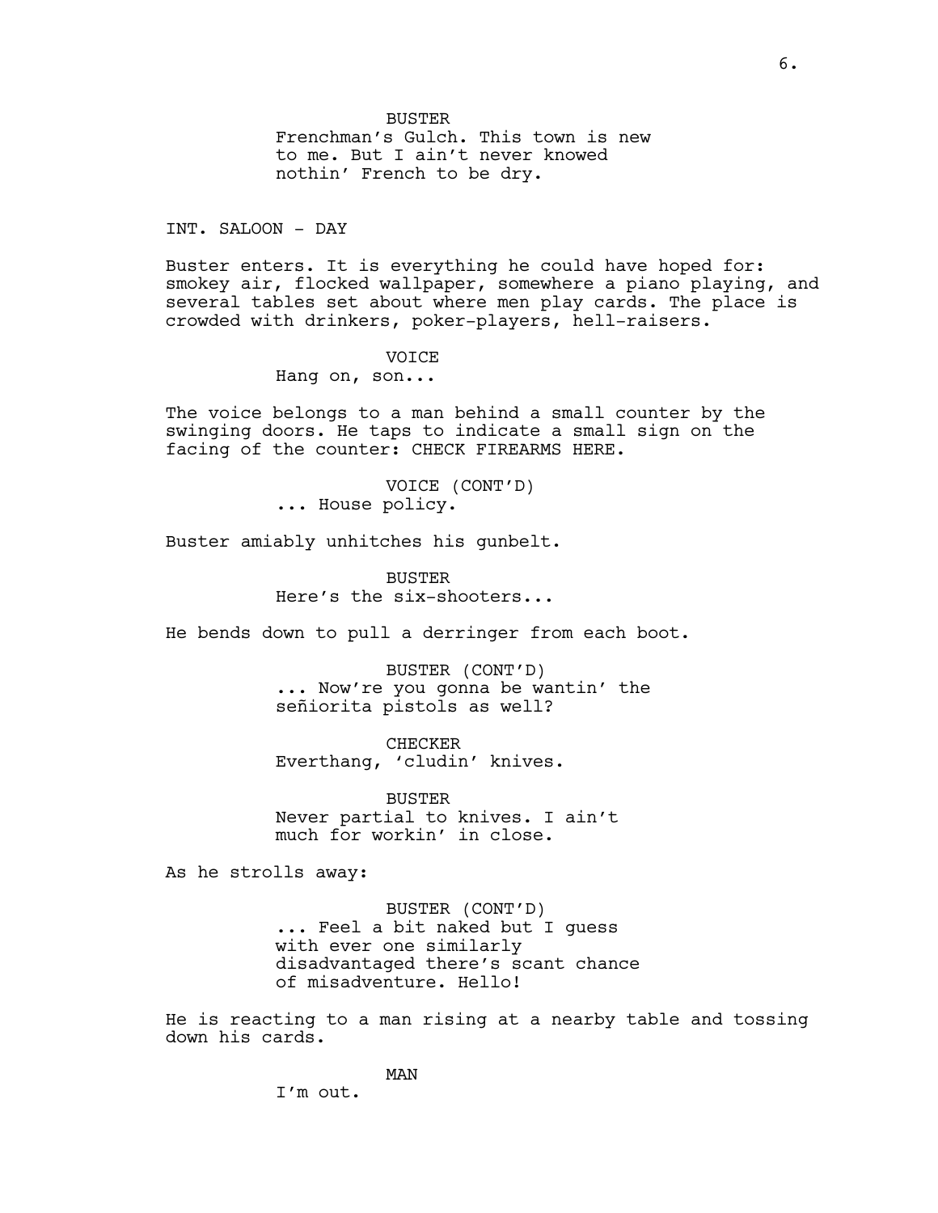BUSTER
Frenchman's Gulch. This town is new to me. But I ain't never knowed nothin' French to be dry.

INT. SALOON - DAY

Buster enters. It is everything he could have hoped for: smokey air, flocked wallpaper, somewhere a piano playing, and several tables set about where men play cards. The place is crowded with drinkers, poker-players, hell-raisers.

VOICE
Hang on, son...

The voice belongs to a man behind a small counter by the swinging doors. He taps to indicate a small sign on the facing of the counter: CHECK FIREARMS HERE.

VOICE (CONT'D)
... House policy.

Buster amiably unhitches his gunbelt.

BUSTER
Here's the six-shooters...

He bends down to pull a derringer from each boot.

BUSTER (CONT'D)
... Now're you gonna be wantin' the señiorita pistols as well?

CHECKER
Everthang, 'cludin' knives.

BUSTER
Never partial to knives. I ain't much for workin' in close.

As he strolls away:

BUSTER (CONT'D)
... Feel a bit naked but I guess with ever one similarly disadvantaged there's scant chance of misadventure. Hello!

He is reacting to a man rising at a nearby table and tossing down his cards.

MAN
I'm out.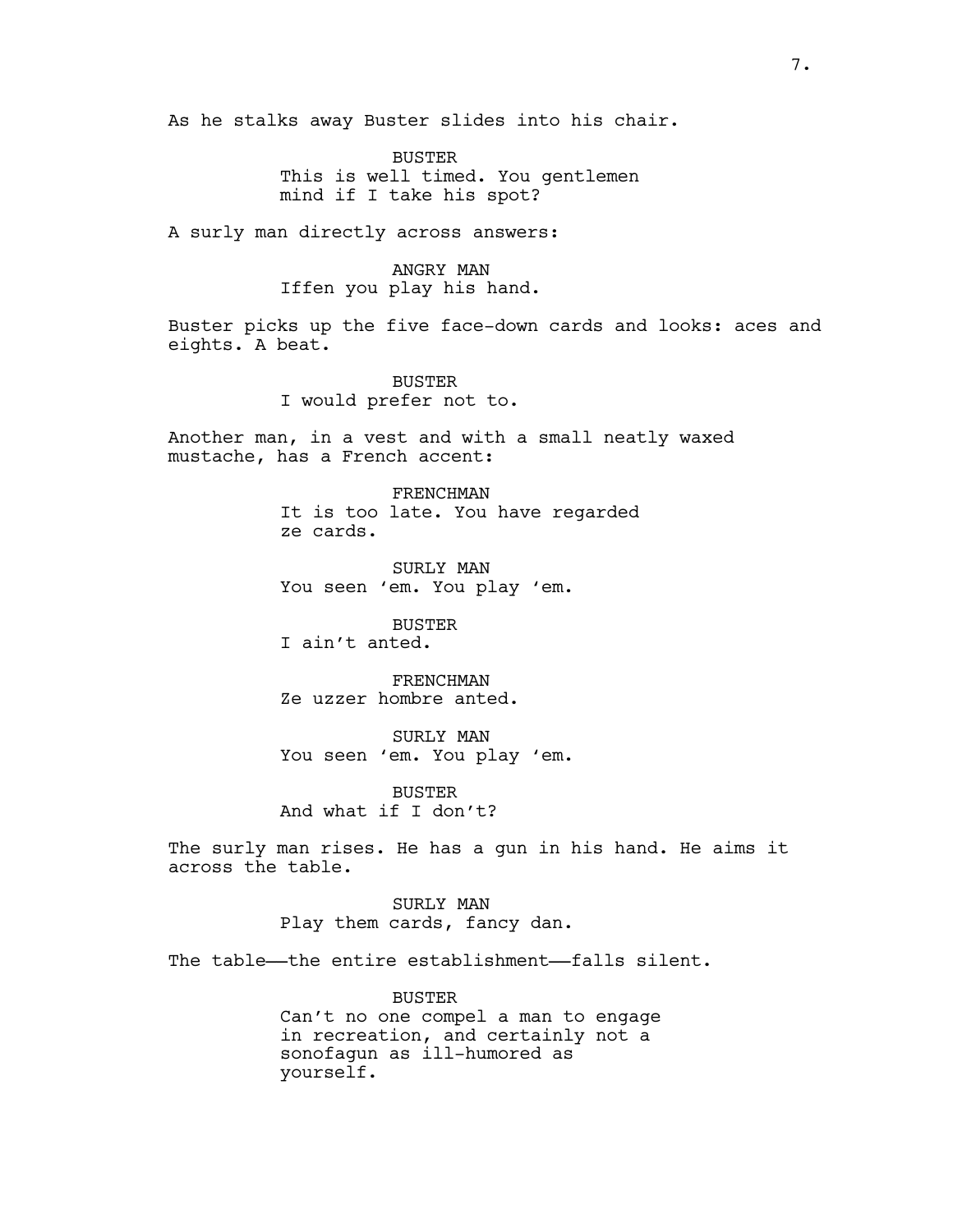As he stalks away Buster slides into his chair.

BUSTER
This is well timed. You gentlemen mind if I take his spot?

A surly man directly across answers:

ANGRY MAN
Iffen you play his hand.

Buster picks up the five face-down cards and looks: aces and eights. A beat.

BUSTER
I would prefer not to.

Another man, in a vest and with a small neatly waxed mustache, has a French accent:

FRENCHMAN
It is too late. You have regarded ze cards.

SURLY MAN
You seen ‘em. You play ‘em.

BUSTER
I ain’t anted.

FRENCHMAN
Ze uzzer hombre anted.

SURLY MAN
You seen ‘em. You play ‘em.

BUSTER
And what if I don’t?

The surly man rises. He has a gun in his hand. He aims it across the table.

SURLY MAN
Play them cards, fancy dan.

The table——the entire establishment——falls silent.

BUSTER
Can’t no one compel a man to engage in recreation, and certainly not a sonofagun as ill-humored as yourself.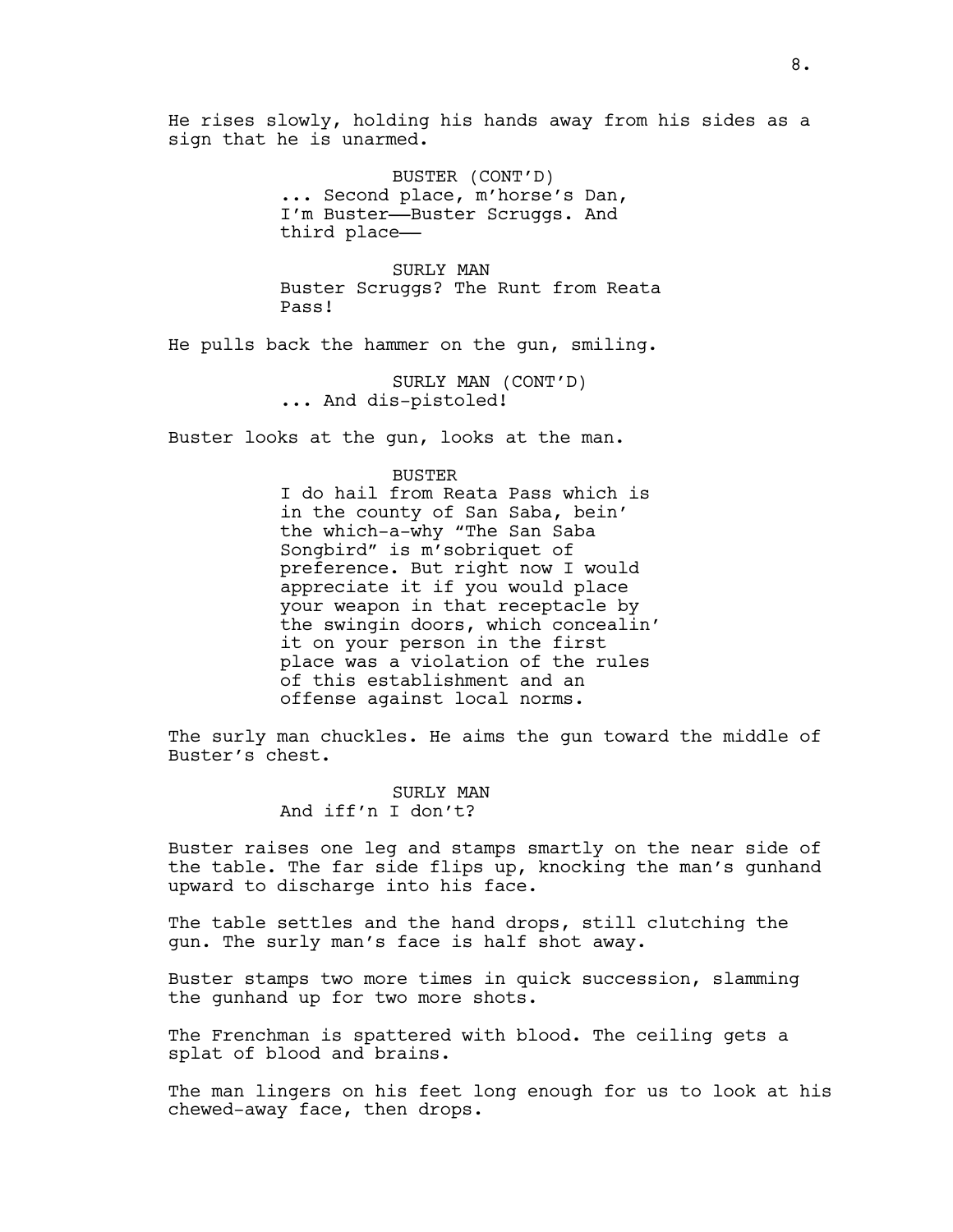He rises slowly, holding his hands away from his sides as a sign that he is unarmed.

BUSTER (CONT'D)
... Second place, m'horse's Dan, I'm Buster——Buster Scruggs. And third place——

SURLY MAN
Buster Scruggs? The Runt from Reata Pass!

He pulls back the hammer on the gun, smiling.

SURLY MAN (CONT'D)
... And dis-pistoled!

Buster looks at the gun, looks at the man.

BUSTER
I do hail from Reata Pass which is in the county of San Saba, bein' the which-a-why "The San Saba Songbird" is m'sobriquet of preference. But right now I would appreciate it if you would place your weapon in that receptacle by the swingin doors, which concealin' it on your person in the first place was a violation of the rules of this establishment and an offense against local norms.

The surly man chuckles. He aims the gun toward the middle of Buster's chest.

SURLY MAN
And iff'n I don't?

Buster raises one leg and stamps smartly on the near side of the table. The far side flips up, knocking the man's gunhand upward to discharge into his face.

The table settles and the hand drops, still clutching the gun. The surly man's face is half shot away.

Buster stamps two more times in quick succession, slamming the gunhand up for two more shots.

The Frenchman is spattered with blood. The ceiling gets a splat of blood and brains.

The man lingers on his feet long enough for us to look at his chewed-away face, then drops.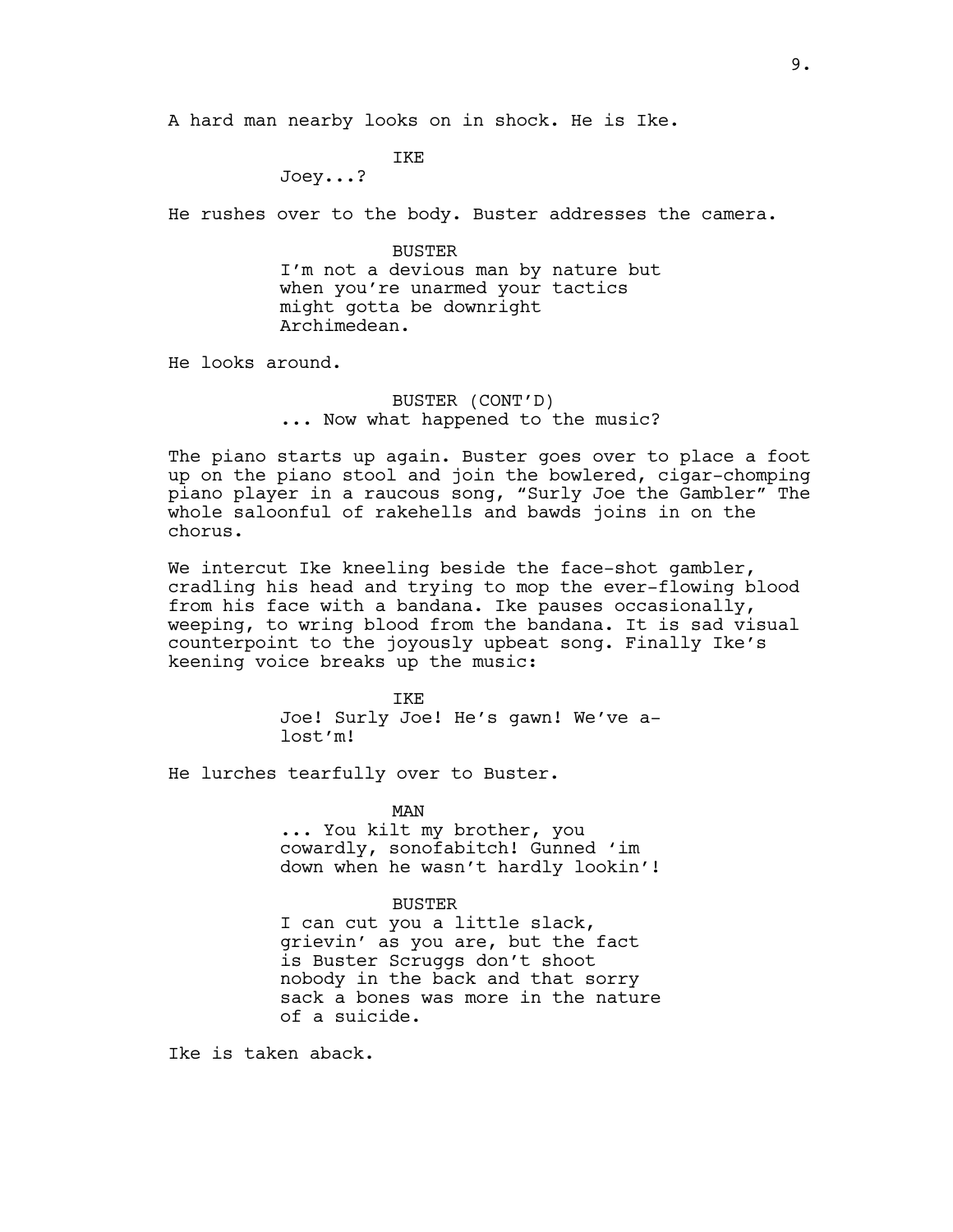A hard man nearby looks on in shock. He is Ike.

IKE
Joey...?

He rushes over to the body. Buster addresses the camera.

BUSTER
I'm not a devious man by nature but when you're unarmed your tactics might gotta be downright Archimedean.

He looks around.

BUSTER (CONT'D)
... Now what happened to the music?

The piano starts up again. Buster goes over to place a foot up on the piano stool and join the bowlered, cigar-chomping piano player in a raucous song, "Surly Joe the Gambler" The whole saloonful of rakehells and bawds joins in on the chorus.

We intercut Ike kneeling beside the face-shot gambler, cradling his head and trying to mop the ever-flowing blood from his face with a bandana. Ike pauses occasionally, weeping, to wring blood from the bandana. It is sad visual counterpoint to the joyously upbeat song. Finally Ike's keening voice breaks up the music:

IKE
Joe! Surly Joe! He's gawn! We've a-lost'm!

He lurches tearfully over to Buster.

MAN
... You kilt my brother, you cowardly, sonofabitch! Gunned 'im down when he wasn't hardly lookin'!

BUSTER
I can cut you a little slack, grievin' as you are, but the fact is Buster Scruggs don't shoot nobody in the back and that sorry sack a bones was more in the nature of a suicide.

Ike is taken aback.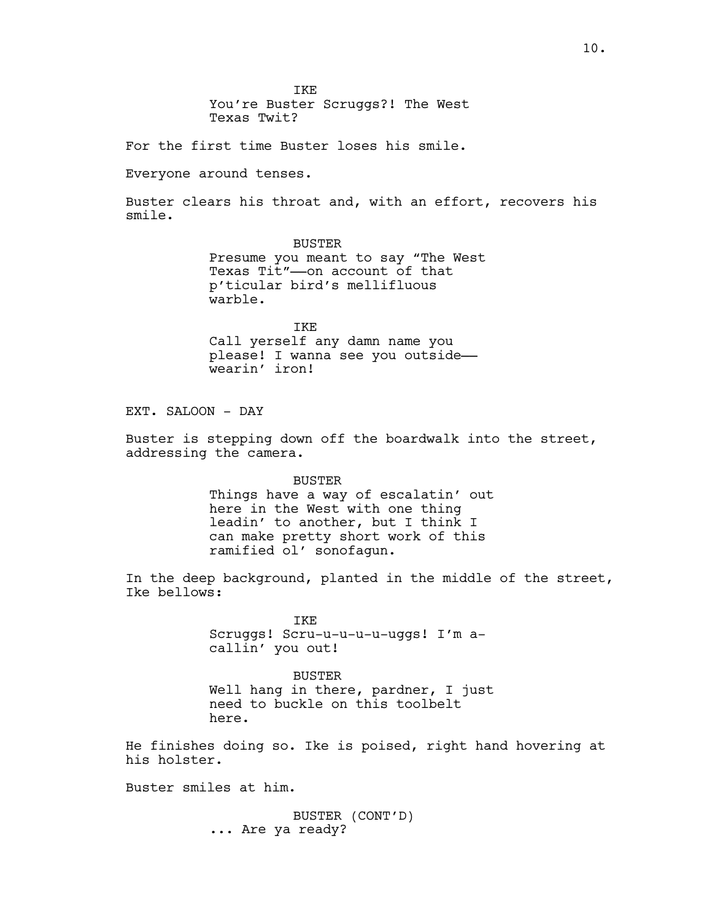IKE

You're Buster Scruggs?! The West Texas Twit?

For the first time Buster loses his smile.

Everyone around tenses.

Buster clears his throat and, with an effort, recovers his smile.

BUSTER

Presume you meant to say "The West Texas Tit"——on account of that p'ticular bird's mellifluous warble.

IKE

Call yerself any damn name you please! I wanna see you outside—— wearin' iron!

EXT. SALOON - DAY

Buster is stepping down off the boardwalk into the street, addressing the camera.

BUSTER

Things have a way of escalatin' out here in the West with one thing leadin' to another, but I think I can make pretty short work of this ramified ol' sonofagun.

In the deep background, planted in the middle of the street, Ike bellows:

IKE

Scruggs! Scru-u-u-u-u-uggs! I'm a-callin' you out!

BUSTER

Well hang in there, pardner, I just need to buckle on this toolbelt here.

He finishes doing so. Ike is poised, right hand hovering at his holster.

Buster smiles at him.

BUSTER (CONT'D)

... Are ya ready?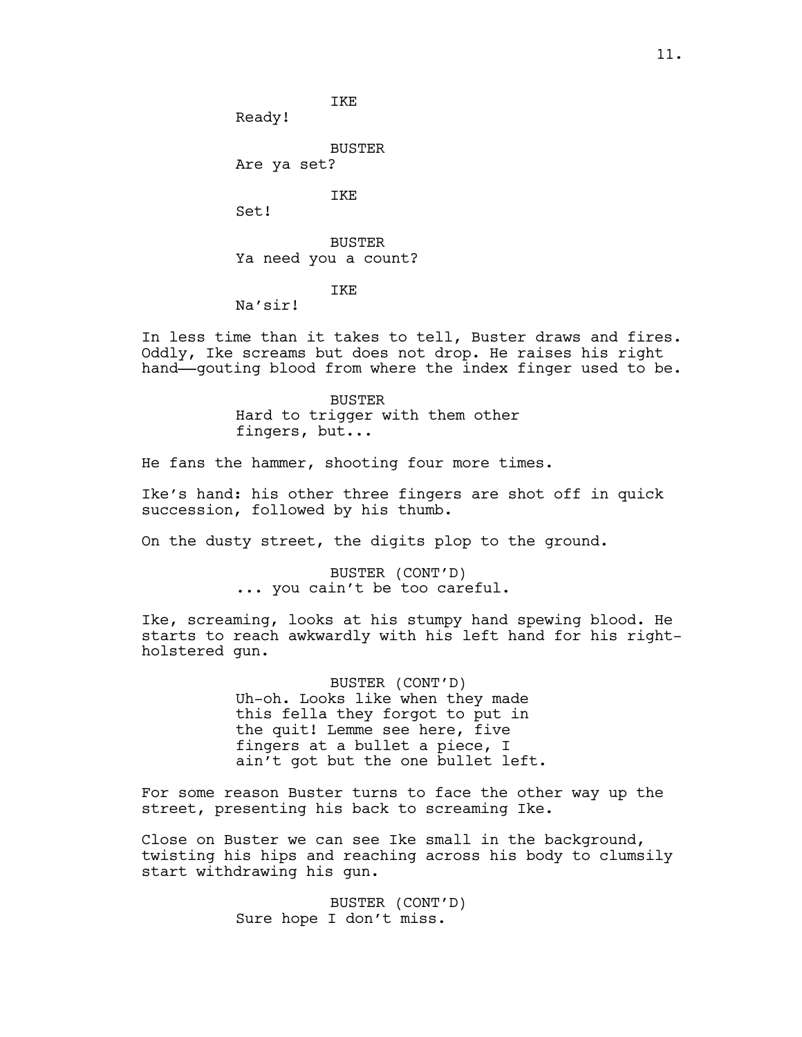IKE

Ready!

BUSTER

Are ya set?

IKE

Set!

BUSTER

Ya need you a count?

IKE

Na'sir!

In less time than it takes to tell, Buster draws and fires. Oddly, Ike screams but does not drop. He raises his right hand——gouting blood from where the index finger used to be.

BUSTER

Hard to trigger with them other fingers, but...

He fans the hammer, shooting four more times.

Ike's hand: his other three fingers are shot off in quick succession, followed by his thumb.

On the dusty street, the digits plop to the ground.

BUSTER (CONT'D)

... you cain't be too careful.

Ike, screaming, looks at his stumpy hand spewing blood. He starts to reach awkwardly with his left hand for his right-holstered gun.

BUSTER (CONT'D)

Uh-oh. Looks like when they made this fella they forgot to put in the quit! Lemme see here, five fingers at a bullet a piece, I ain't got but the one bullet left.

For some reason Buster turns to face the other way up the street, presenting his back to screaming Ike.

Close on Buster we can see Ike small in the background, twisting his hips and reaching across his body to clumsily start withdrawing his gun.

BUSTER (CONT'D)

Sure hope I don't miss.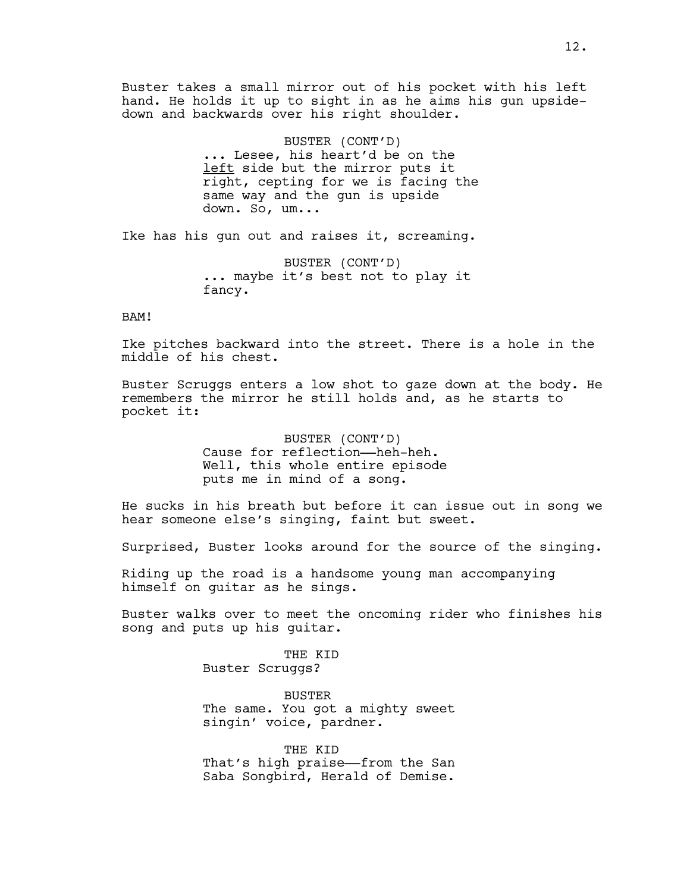Buster takes a small mirror out of his pocket with his left hand. He holds it up to sight in as he aims his gun upside-down and backwards over his right shoulder.

BUSTER (CONT'D)
... Lesee, his heart'd be on the <u>left</u> side but the mirror puts it right, cepting for we is facing the same way and the gun is upside down. So, um...

Ike has his gun out and raises it, screaming.

BUSTER (CONT'D)
... maybe it's best not to play it fancy.

BAM!

Ike pitches backward into the street. There is a hole in the middle of his chest.

Buster Scruggs enters a low shot to gaze down at the body. He remembers the mirror he still holds and, as he starts to pocket it:

BUSTER (CONT'D)
Cause for reflection——heh-heh. Well, this whole entire episode puts me in mind of a song.

He sucks in his breath but before it can issue out in song we hear someone else's singing, faint but sweet.

Surprised, Buster looks around for the source of the singing.

Riding up the road is a handsome young man accompanying himself on guitar as he sings.

Buster walks over to meet the oncoming rider who finishes his song and puts up his guitar.

THE KID
Buster Scruggs?

BUSTER
The same. You got a mighty sweet singin' voice, pardner.

THE KID
That's high praise——from the San Saba Songbird, Herald of Demise.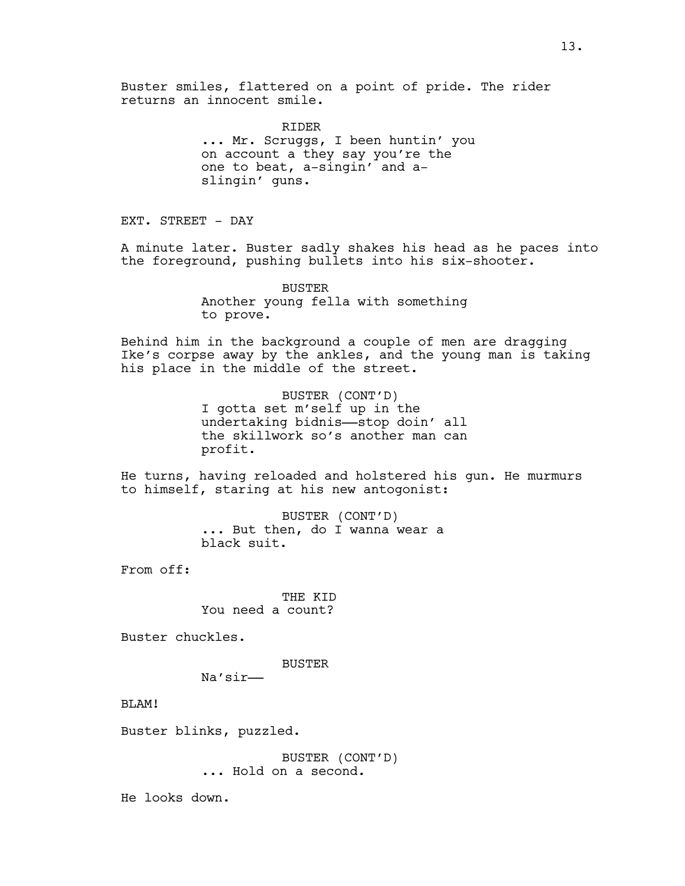Buster smiles, flattered on a point of pride. The rider returns an innocent smile.

RIDER
... Mr. Scruggs, I been huntin' you on account a they say you're the one to beat, a-singin' and a-slingin' guns.

EXT. STREET - DAY

A minute later. Buster sadly shakes his head as he paces into the foreground, pushing bullets into his six-shooter.

BUSTER
Another young fella with something to prove.

Behind him in the background a couple of men are dragging Ike's corpse away by the ankles, and the young man is taking his place in the middle of the street.

BUSTER (CONT'D)
I gotta set m'self up in the undertaking bidnis——stop doin' all the skillwork so's another man can profit.

He turns, having reloaded and holstered his gun. He murmurs to himself, staring at his new antogonist:

BUSTER (CONT'D)
... But then, do I wanna wear a black suit.

From off:

THE KID
You need a count?

Buster chuckles.

BUSTER
Na'sir——

BLAM!

Buster blinks, puzzled.

BUSTER (CONT'D)
... Hold on a second.

He looks down.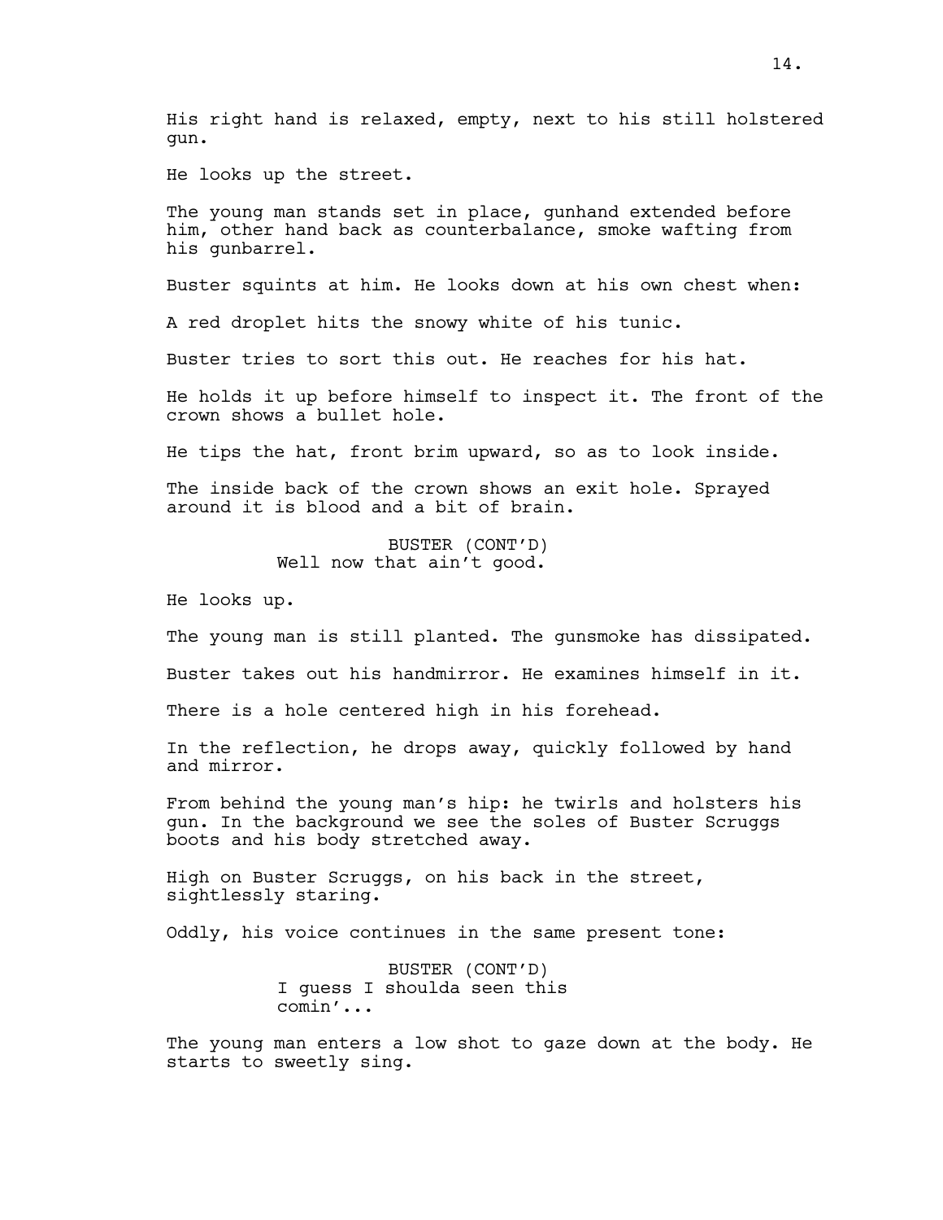His right hand is relaxed, empty, next to his still holstered gun.

He looks up the street.

The young man stands set in place, gunhand extended before him, other hand back as counterbalance, smoke wafting from his gunbarrel.

Buster squints at him. He looks down at his own chest when:

A red droplet hits the snowy white of his tunic.

Buster tries to sort this out. He reaches for his hat.

He holds it up before himself to inspect it. The front of the crown shows a bullet hole.

He tips the hat, front brim upward, so as to look inside.

The inside back of the crown shows an exit hole. Sprayed around it is blood and a bit of brain.

BUSTER (CONT'D)
Well now that ain't good.

He looks up.

The young man is still planted. The gunsmoke has dissipated.

Buster takes out his handmirror. He examines himself in it.

There is a hole centered high in his forehead.

In the reflection, he drops away, quickly followed by hand and mirror.

From behind the young man's hip: he twirls and holsters his gun. In the background we see the soles of Buster Scruggs boots and his body stretched away.

High on Buster Scruggs, on his back in the street, sightlessly staring.

Oddly, his voice continues in the same present tone:

BUSTER (CONT'D)
I guess I shoulda seen this comin'...

The young man enters a low shot to gaze down at the body. He starts to sweetly sing.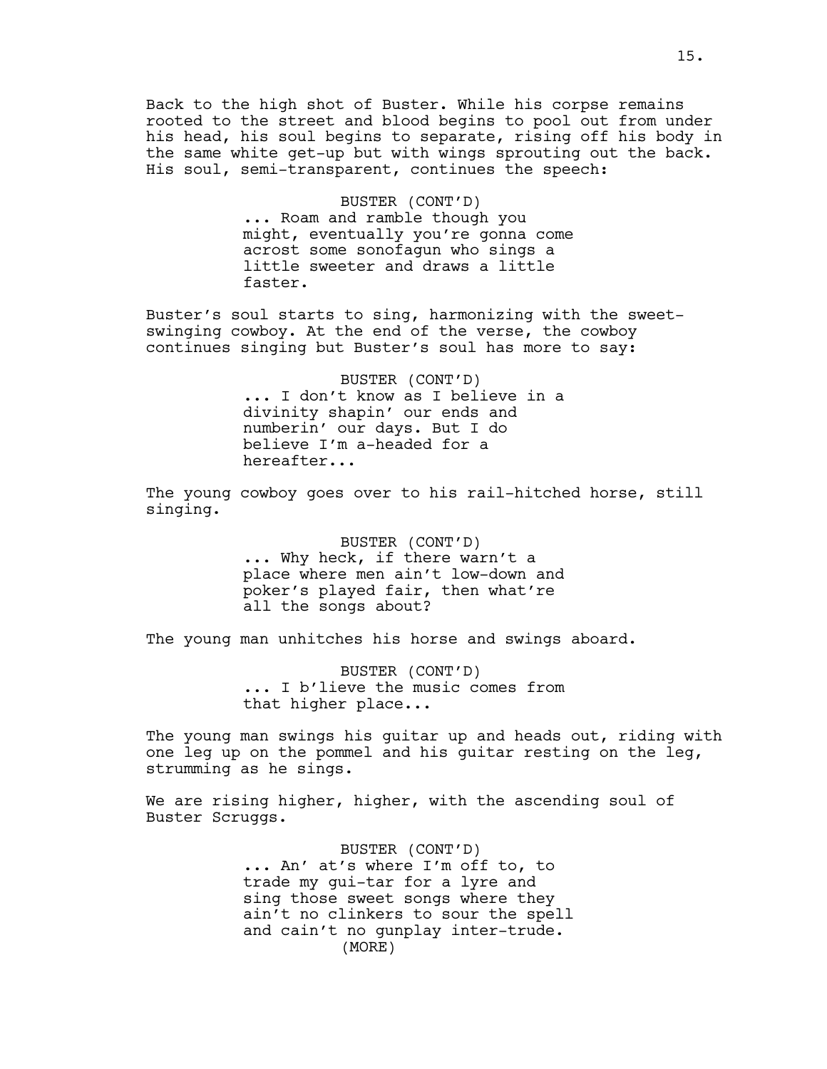Back to the high shot of Buster. While his corpse remains rooted to the street and blood begins to pool out from under his head, his soul begins to separate, rising off his body in the same white get-up but with wings sprouting out the back. His soul, semi-transparent, continues the speech:

BUSTER (CONT'D)
... Roam and ramble though you might, eventually you're gonna come acrost some sonofagun who sings a little sweeter and draws a little faster.

Buster's soul starts to sing, harmonizing with the sweet-swinging cowboy. At the end of the verse, the cowboy continues singing but Buster's soul has more to say:

BUSTER (CONT'D)
... I don't know as I believe in a divinity shapin' our ends and numberin' our days. But I do believe I'm a-headed for a hereafter...

The young cowboy goes over to his rail-hitched horse, still singing.

BUSTER (CONT'D)
... Why heck, if there warn't a place where men ain't low-down and poker's played fair, then what're all the songs about?

The young man unhitches his horse and swings aboard.

BUSTER (CONT'D)
... I b'lieve the music comes from that higher place...

The young man swings his guitar up and heads out, riding with one leg up on the pommel and his guitar resting on the leg, strumming as he sings.

We are rising higher, higher, with the ascending soul of Buster Scruggs.

BUSTER (CONT'D)
... An' at's where I'm off to, to trade my gui-tar for a lyre and sing those sweet songs where they ain't no clinkers to sour the spell and cain't no gunplay inter-trude.
(MORE)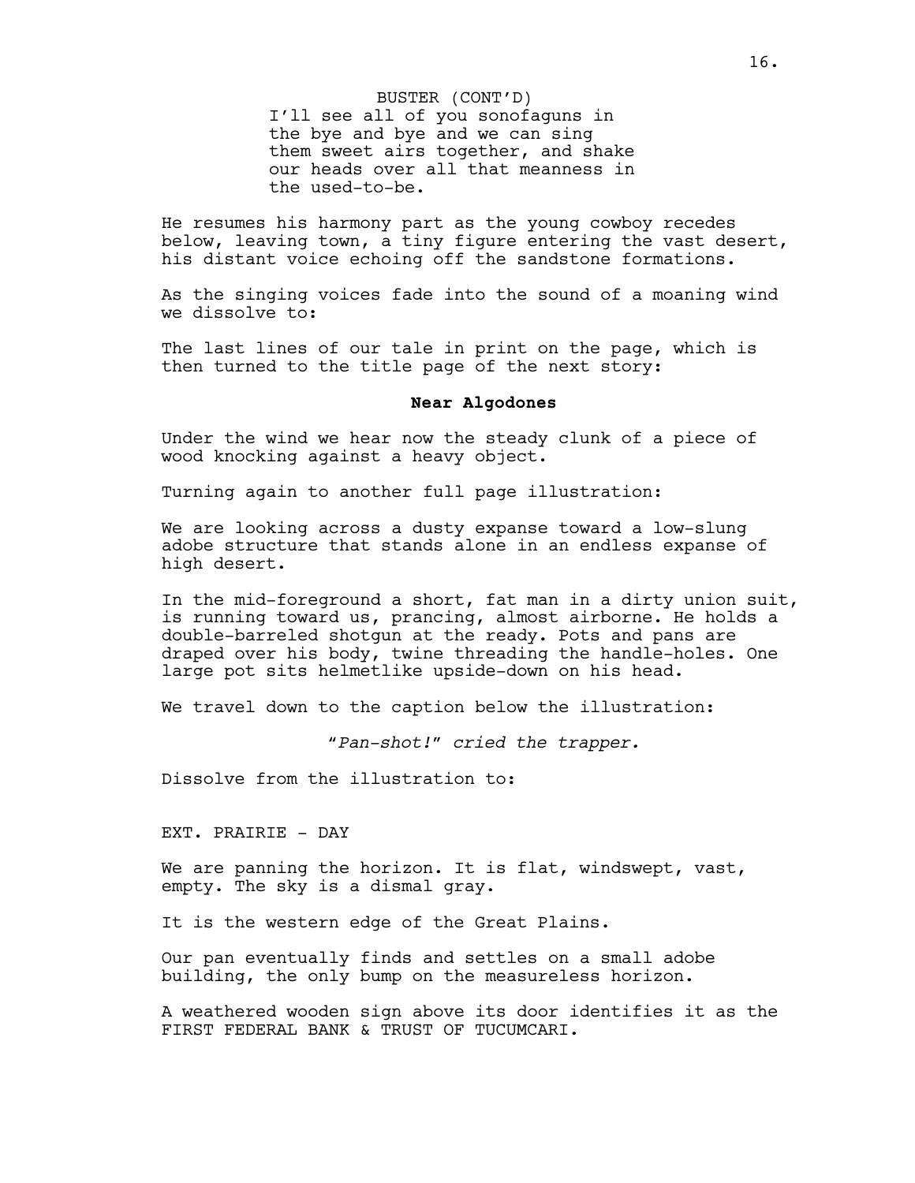BUSTER (CONT'D)
I'll see all of you sonofaguns in the bye and bye and we can sing them sweet airs together, and shake our heads over all that meanness in the used-to-be.

He resumes his harmony part as the young cowboy recedes below, leaving town, a tiny figure entering the vast desert, his distant voice echoing off the sandstone formations.

As the singing voices fade into the sound of a moaning wind we dissolve to:

The last lines of our tale in print on the page, which is then turned to the title page of the next story:

**Near Algodones**

Under the wind we hear now the steady clunk of a piece of wood knocking against a heavy object.

Turning again to another full page illustration:

We are looking across a dusty expanse toward a low-slung adobe structure that stands alone in an endless expanse of high desert.

In the mid-foreground a short, fat man in a dirty union suit, is running toward us, prancing, almost airborne. He holds a double-barreled shotgun at the ready. Pots and pans are draped over his body, twine threading the handle-holes. One large pot sits helmetlike upside-down on his head.

We travel down to the caption below the illustration:

*"Pan-shot!" cried the trapper.*

Dissolve from the illustration to:

EXT. PRAIRIE - DAY

We are panning the horizon. It is flat, windswept, vast, empty. The sky is a dismal gray.

It is the western edge of the Great Plains.

Our pan eventually finds and settles on a small adobe building, the only bump on the measureless horizon.

A weathered wooden sign above its door identifies it as the FIRST FEDERAL BANK & TRUST OF TUCUMCARI.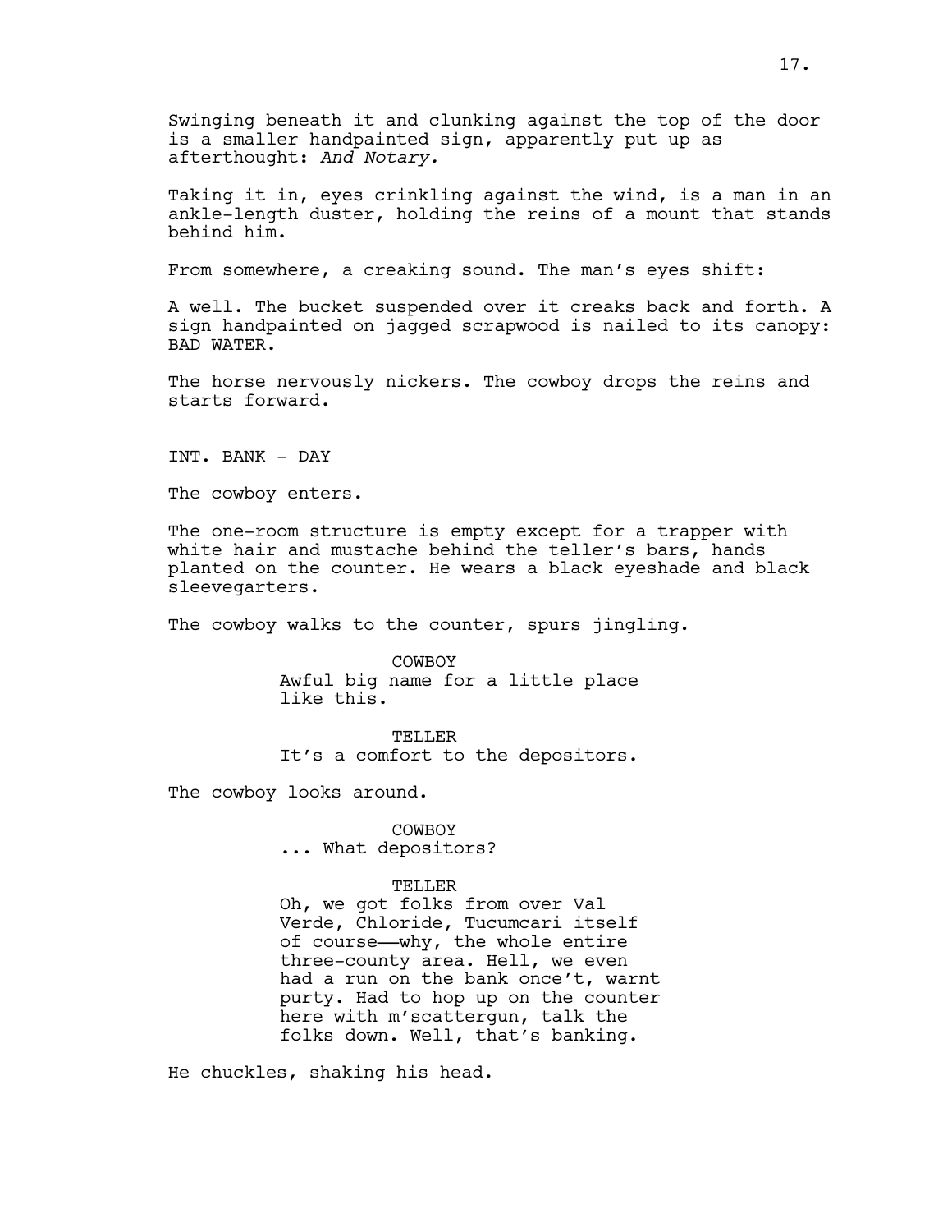Swinging beneath it and clunking against the top of the door is a smaller handpainted sign, apparently put up as afterthought: *And Notary.*

Taking it in, eyes crinkling against the wind, is a man in an ankle-length duster, holding the reins of a mount that stands behind him.

From somewhere, a creaking sound. The man's eyes shift:

A well. The bucket suspended over it creaks back and forth. A sign handpainted on jagged scrapwood is nailed to its canopy: <u>BAD WATER</u>.

The horse nervously nickers. The cowboy drops the reins and starts forward.

INT. BANK - DAY

The cowboy enters.

The one-room structure is empty except for a trapper with white hair and mustache behind the teller's bars, hands planted on the counter. He wears a black eyeshade and black sleevegarters.

The cowboy walks to the counter, spurs jingling.

COWBOY
Awful big name for a little place like this.

TELLER
It's a comfort to the depositors.

The cowboy looks around.

COWBOY
... What depositors?

TELLER
Oh, we got folks from over Val Verde, Chloride, Tucumcari itself of course——why, the whole entire three-county area. Hell, we even had a run on the bank once't, warnt purty. Had to hop up on the counter here with m'scattergun, talk the folks down. Well, that's banking.

He chuckles, shaking his head.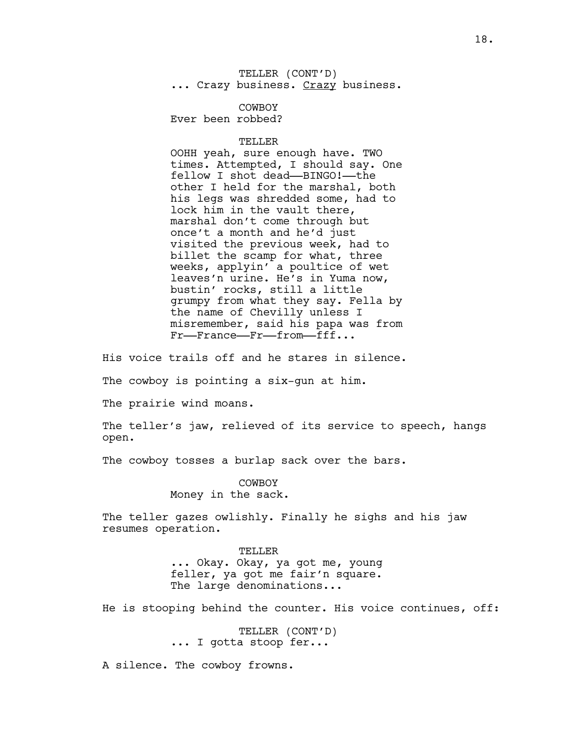TELLER (CONT'D)
... Crazy business. Crazy business.

COWBOY
Ever been robbed?

TELLER
OOHH yeah, sure enough have. TWO times. Attempted, I should say. One fellow I shot dead——BINGO!——the other I held for the marshal, both his legs was shredded some, had to lock him in the vault there, marshal don't come through but once't a month and he'd just visited the previous week, had to billet the scamp for what, three weeks, applyin' a poultice of wet leaves'n urine. He's in Yuma now, bustin' rocks, still a little grumpy from what they say. Fella by the name of Chevilly unless I misremember, said his papa was from Fr——France——Fr——from——fff...

His voice trails off and he stares in silence.

The cowboy is pointing a six-gun at him.

The prairie wind moans.

The teller's jaw, relieved of its service to speech, hangs open.

The cowboy tosses a burlap sack over the bars.

COWBOY
Money in the sack.

The teller gazes owlishly. Finally he sighs and his jaw resumes operation.

TELLER
... Okay. Okay, ya got me, young feller, ya got me fair'n square. The large denominations...

He is stooping behind the counter. His voice continues, off:

TELLER (CONT'D)
... I gotta stoop fer...

A silence. The cowboy frowns.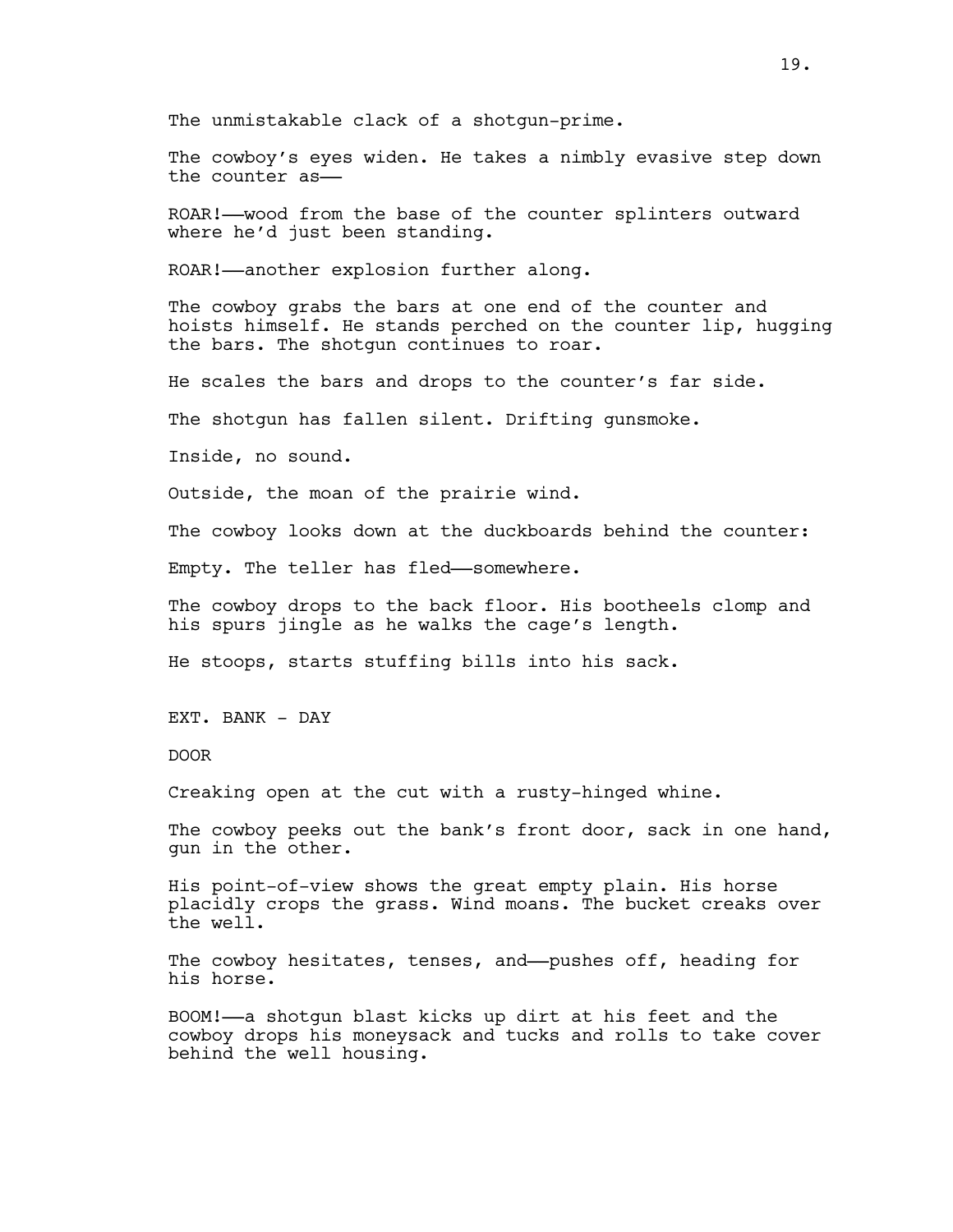The unmistakable clack of a shotgun-prime.

The cowboy's eyes widen. He takes a nimbly evasive step down the counter as——

ROAR!——wood from the base of the counter splinters outward where he'd just been standing.

ROAR!——another explosion further along.

The cowboy grabs the bars at one end of the counter and hoists himself. He stands perched on the counter lip, hugging the bars. The shotgun continues to roar.

He scales the bars and drops to the counter's far side.

The shotgun has fallen silent. Drifting gunsmoke.

Inside, no sound.

Outside, the moan of the prairie wind.

The cowboy looks down at the duckboards behind the counter:

Empty. The teller has fled——somewhere.

The cowboy drops to the back floor. His bootheels clomp and his spurs jingle as he walks the cage's length.

He stoops, starts stuffing bills into his sack.

EXT. BANK - DAY

DOOR

Creaking open at the cut with a rusty-hinged whine.

The cowboy peeks out the bank's front door, sack in one hand, gun in the other.

His point-of-view shows the great empty plain. His horse placidly crops the grass. Wind moans. The bucket creaks over the well.

The cowboy hesitates, tenses, and——pushes off, heading for his horse.

BOOM!——a shotgun blast kicks up dirt at his feet and the cowboy drops his moneysack and tucks and rolls to take cover behind the well housing.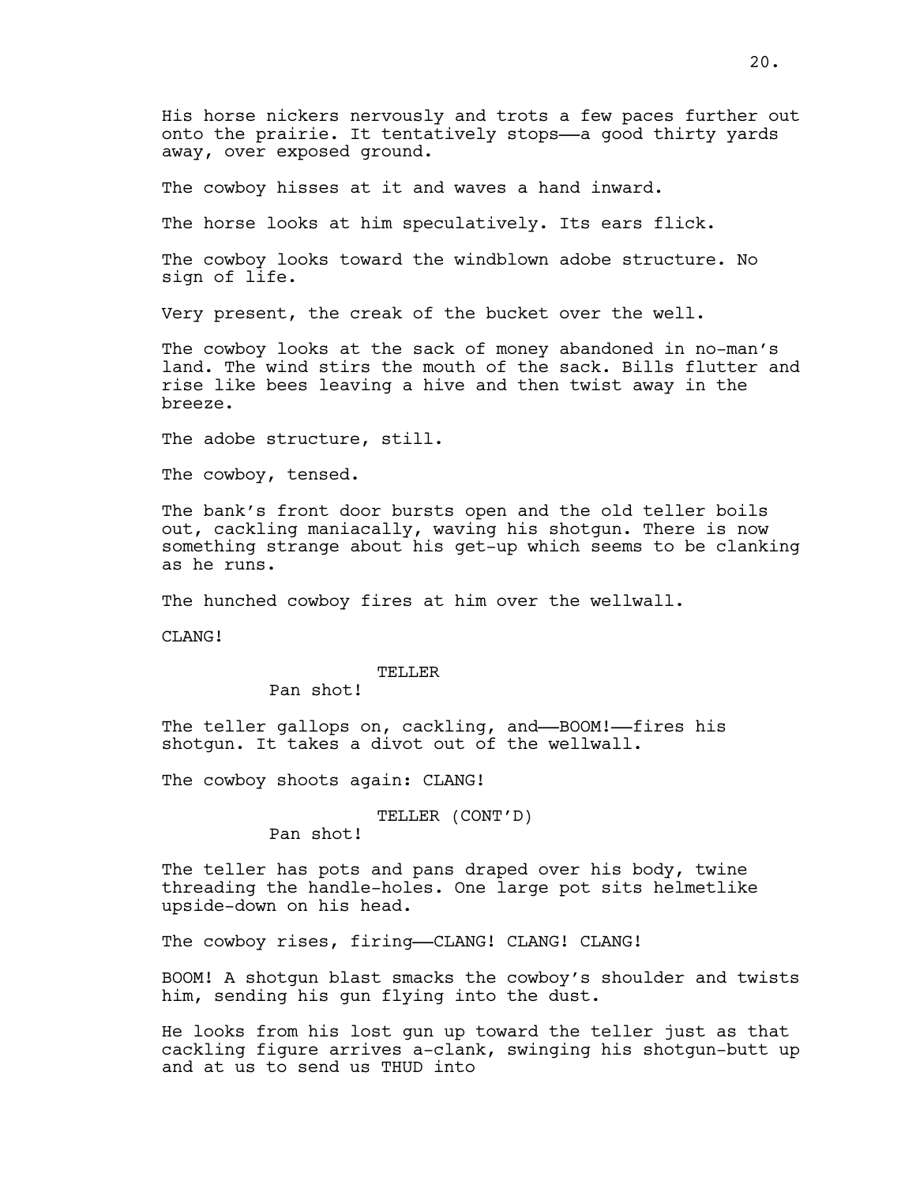His horse nickers nervously and trots a few paces further out onto the prairie. It tentatively stops——a good thirty yards away, over exposed ground.

The cowboy hisses at it and waves a hand inward.

The horse looks at him speculatively. Its ears flick.

The cowboy looks toward the windblown adobe structure. No sign of life.

Very present, the creak of the bucket over the well.

The cowboy looks at the sack of money abandoned in no-man's land. The wind stirs the mouth of the sack. Bills flutter and rise like bees leaving a hive and then twist away in the breeze.

The adobe structure, still.

The cowboy, tensed.

The bank's front door bursts open and the old teller boils out, cackling maniacally, waving his shotgun. There is now something strange about his get-up which seems to be clanking as he runs.

The hunched cowboy fires at him over the wellwall.

CLANG!

TELLER

Pan shot!

The teller gallops on, cackling, and——BOOM!——fires his shotgun. It takes a divot out of the wellwall.

The cowboy shoots again: CLANG!

TELLER (CONT'D)

Pan shot!

The teller has pots and pans draped over his body, twine threading the handle-holes. One large pot sits helmetlike upside-down on his head.

The cowboy rises, firing——CLANG! CLANG! CLANG!

BOOM! A shotgun blast smacks the cowboy's shoulder and twists him, sending his gun flying into the dust.

He looks from his lost gun up toward the teller just as that cackling figure arrives a-clank, swinging his shotgun-butt up and at us to send us THUD into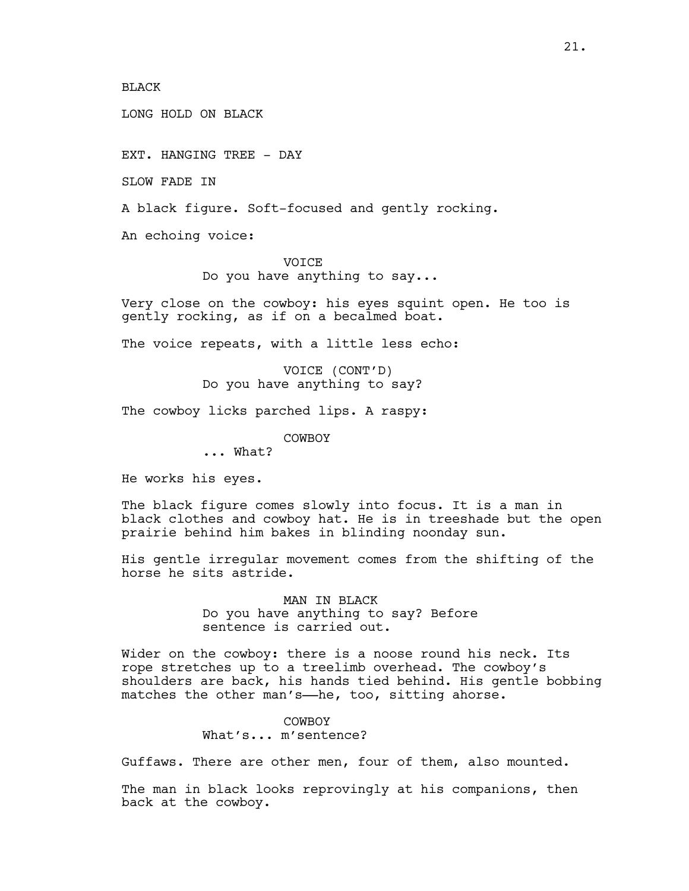BLACK

LONG HOLD ON BLACK

EXT. HANGING TREE - DAY

SLOW FADE IN

A black figure. Soft-focused and gently rocking.

An echoing voice:

VOICE
Do you have anything to say...

Very close on the cowboy: his eyes squint open. He too is gently rocking, as if on a becalmed boat.

The voice repeats, with a little less echo:

VOICE (CONT'D)
Do you have anything to say?

The cowboy licks parched lips. A raspy:

COWBOY
... What?

He works his eyes.

The black figure comes slowly into focus. It is a man in black clothes and cowboy hat. He is in treeshade but the open prairie behind him bakes in blinding noonday sun.

His gentle irregular movement comes from the shifting of the horse he sits astride.

MAN IN BLACK
Do you have anything to say? Before sentence is carried out.

Wider on the cowboy: there is a noose round his neck. Its rope stretches up to a treelimb overhead. The cowboy's shoulders are back, his hands tied behind. His gentle bobbing matches the other man's——he, too, sitting ahorse.

COWBOY
What's... m'sentence?

Guffaws. There are other men, four of them, also mounted.

The man in black looks reprovingly at his companions, then back at the cowboy.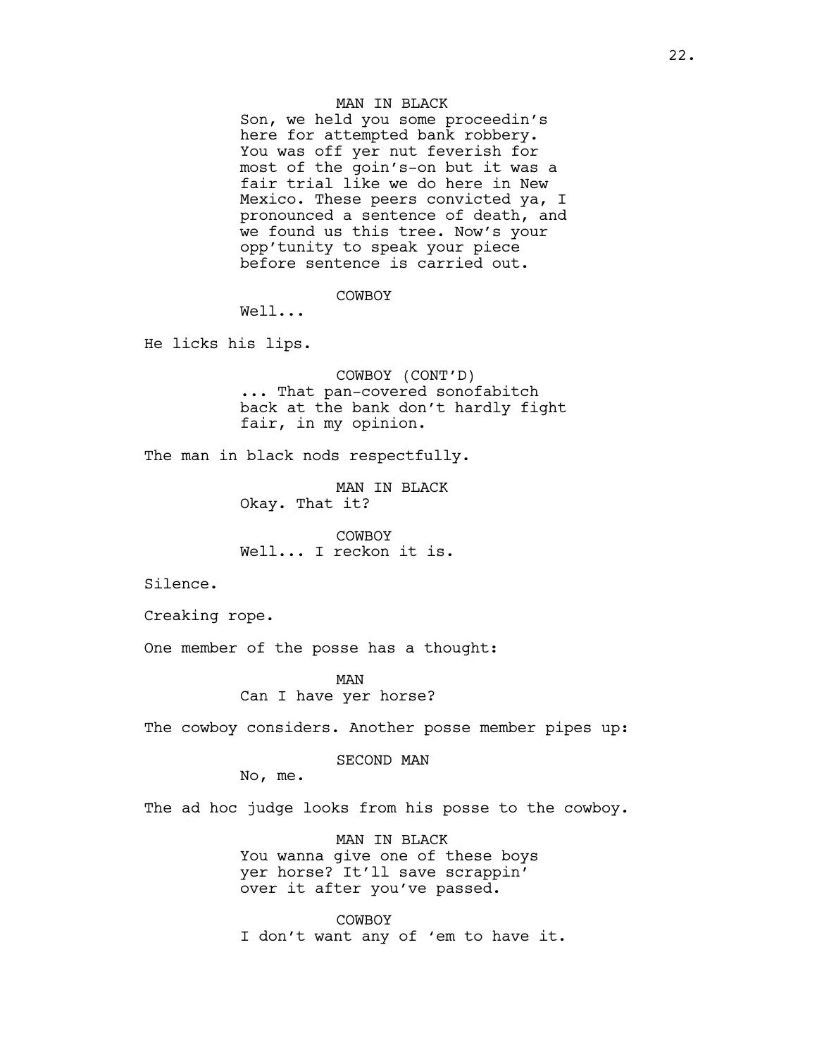MAN IN BLACK
Son, we held you some proceedin's here for attempted bank robbery. You was off yer nut feverish for most of the goin's-on but it was a fair trial like we do here in New Mexico. These peers convicted ya, I pronounced a sentence of death, and we found us this tree. Now's your opp'tunity to speak your piece before sentence is carried out.

COWBOY
Well...

He licks his lips.

COWBOY (CONT'D)
... That pan-covered sonofabitch back at the bank don't hardly fight fair, in my opinion.

The man in black nods respectfully.

MAN IN BLACK
Okay. That it?

COWBOY
Well... I reckon it is.

Silence.

Creaking rope.

One member of the posse has a thought:

MAN
Can I have yer horse?

The cowboy considers. Another posse member pipes up:

SECOND MAN
No, me.

The ad hoc judge looks from his posse to the cowboy.

MAN IN BLACK
You wanna give one of these boys yer horse? It'll save scrappin' over it after you've passed.

COWBOY
I don't want any of 'em to have it.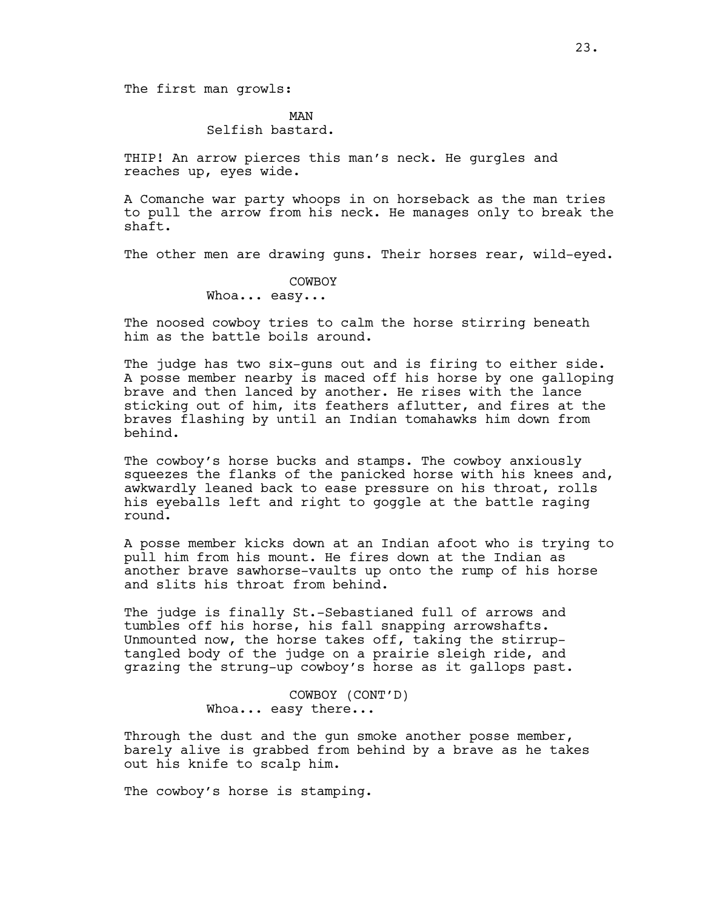The first man growls:

MAN
Selfish bastard.

THIP! An arrow pierces this man's neck. He gurgles and reaches up, eyes wide.

A Comanche war party whoops in on horseback as the man tries to pull the arrow from his neck. He manages only to break the shaft.

The other men are drawing guns. Their horses rear, wild-eyed.

COWBOY
Whoa... easy...

The noosed cowboy tries to calm the horse stirring beneath him as the battle boils around.

The judge has two six-guns out and is firing to either side. A posse member nearby is maced off his horse by one galloping brave and then lanced by another. He rises with the lance sticking out of him, its feathers aflutter, and fires at the braves flashing by until an Indian tomahawks him down from behind.

The cowboy's horse bucks and stamps. The cowboy anxiously squeezes the flanks of the panicked horse with his knees and, awkwardly leaned back to ease pressure on his throat, rolls his eyeballs left and right to goggle at the battle raging round.

A posse member kicks down at an Indian afoot who is trying to pull him from his mount. He fires down at the Indian as another brave sawhorse-vaults up onto the rump of his horse and slits his throat from behind.

The judge is finally St.-Sebastianed full of arrows and tumbles off his horse, his fall snapping arrowshafts. Unmounted now, the horse takes off, taking the stirrup-tangled body of the judge on a prairie sleigh ride, and grazing the strung-up cowboy's horse as it gallops past.

COWBOY (CONT'D)
Whoa... easy there...

Through the dust and the gun smoke another posse member, barely alive is grabbed from behind by a brave as he takes out his knife to scalp him.

The cowboy's horse is stamping.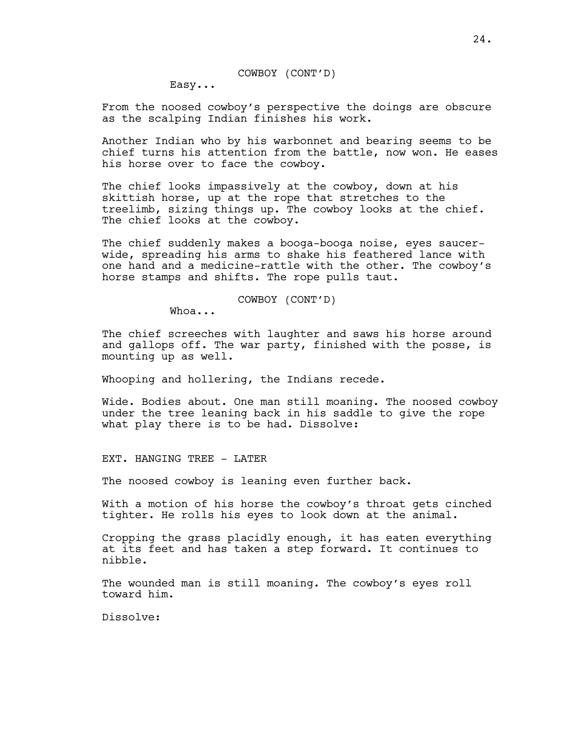COWBOY (CONT'D)

Easy...

From the noosed cowboy's perspective the doings are obscure as the scalping Indian finishes his work.

Another Indian who by his warbonnet and bearing seems to be chief turns his attention from the battle, now won. He eases his horse over to face the cowboy.

The chief looks impassively at the cowboy, down at his skittish horse, up at the rope that stretches to the treelimb, sizing things up. The cowboy looks at the chief. The chief looks at the cowboy.

The chief suddenly makes a booga-booga noise, eyes saucer-wide, spreading his arms to shake his feathered lance with one hand and a medicine-rattle with the other. The cowboy's horse stamps and shifts. The rope pulls taut.

COWBOY (CONT'D)

Whoa...

The chief screeches with laughter and saws his horse around and gallops off. The war party, finished with the posse, is mounting up as well.

Whooping and hollering, the Indians recede.

Wide. Bodies about. One man still moaning. The noosed cowboy under the tree leaning back in his saddle to give the rope what play there is to be had. Dissolve:

EXT. HANGING TREE - LATER

The noosed cowboy is leaning even further back.

With a motion of his horse the cowboy's throat gets cinched tighter. He rolls his eyes to look down at the animal.

Cropping the grass placidly enough, it has eaten everything at its feet and has taken a step forward. It continues to nibble.

The wounded man is still moaning. The cowboy's eyes roll toward him.

Dissolve: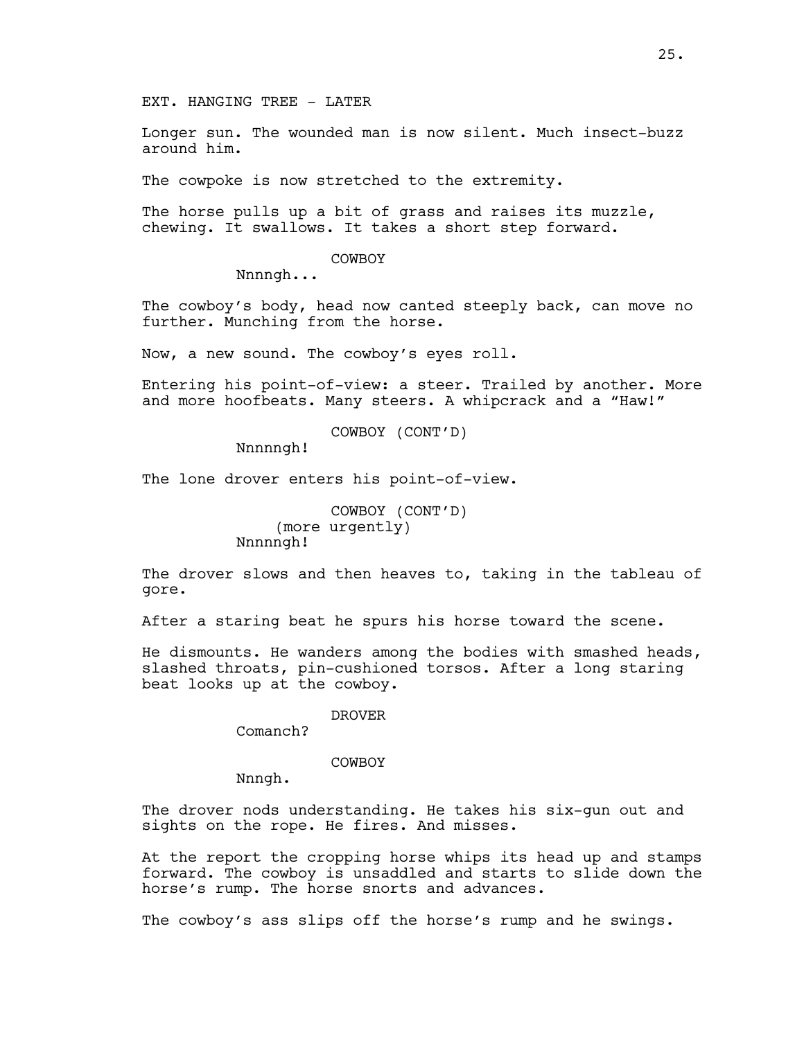EXT. HANGING TREE - LATER

Longer sun. The wounded man is now silent. Much insect-buzz around him.

The cowpoke is now stretched to the extremity.

The horse pulls up a bit of grass and raises its muzzle, chewing. It swallows. It takes a short step forward.

COWBOY

Nnnngh...

The cowboy's body, head now canted steeply back, can move no further. Munching from the horse.

Now, a new sound. The cowboy's eyes roll.

Entering his point-of-view: a steer. Trailed by another. More and more hoofbeats. Many steers. A whipcrack and a "Haw!"

COWBOY (CONT'D)

Nnnnngh!

The lone drover enters his point-of-view.

COWBOY (CONT'D)

(more urgently)

Nnnnngh!

The drover slows and then heaves to, taking in the tableau of gore.

After a staring beat he spurs his horse toward the scene.

He dismounts. He wanders among the bodies with smashed heads, slashed throats, pin-cushioned torsos. After a long staring beat looks up at the cowboy.

DROVER

Comanch?

COWBOY

Nnngh.

The drover nods understanding. He takes his six-gun out and sights on the rope. He fires. And misses.

At the report the cropping horse whips its head up and stamps forward. The cowboy is unsaddled and starts to slide down the horse's rump. The horse snorts and advances.

The cowboy's ass slips off the horse's rump and he swings.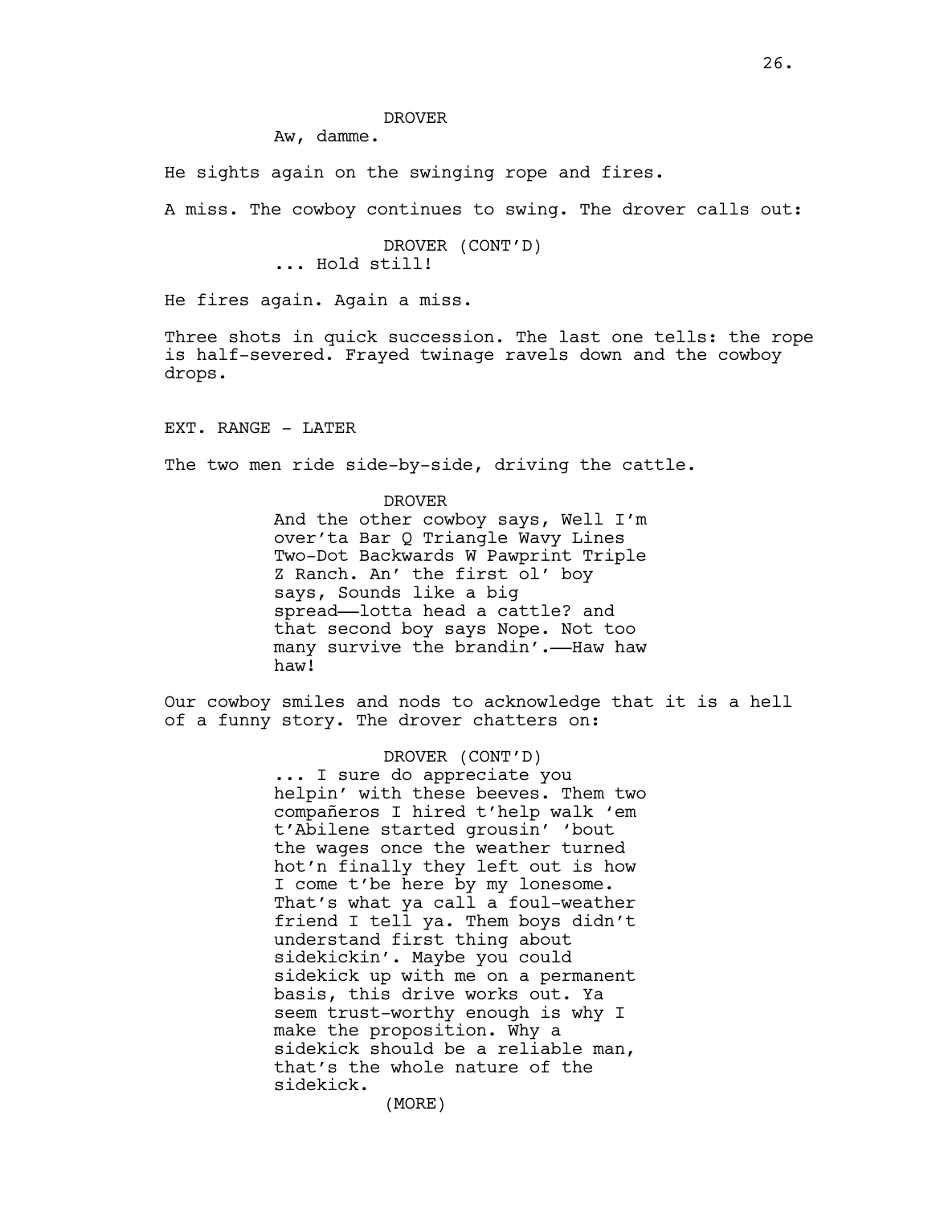DROVER

Aw, damme.

He sights again on the swinging rope and fires.

A miss. The cowboy continues to swing. The drover calls out:

DROVER (CONT'D)

... Hold still!

He fires again. Again a miss.

Three shots in quick succession. The last one tells: the rope is half-severed. Frayed twinage ravels down and the cowboy drops.

EXT. RANGE - LATER

The two men ride side-by-side, driving the cattle.

DROVER

And the other cowboy says, Well I'm over'ta Bar Q Triangle Wavy Lines Two-Dot Backwards W Pawprint Triple Z Ranch. An' the first ol' boy says, Sounds like a big spread——lotta head a cattle? and that second boy says Nope. Not too many survive the brandin'.——Haw haw haw!

Our cowboy smiles and nods to acknowledge that it is a hell of a funny story. The drover chatters on:

DROVER (CONT'D)

... I sure do appreciate you helpin' with these beeves. Them two compañeros I hired t'help walk 'em t'Abilene started grousin' 'bout the wages once the weather turned hot'n finally they left out is how I come t'be here by my lonesome. That's what ya call a foul-weather friend I tell ya. Them boys didn't understand first thing about sidekickin'. Maybe you could sidekick up with me on a permanent basis, this drive works out. Ya seem trust-worthy enough is why I make the proposition. Why a sidekick should be a reliable man, that's the whole nature of the sidekick.

(MORE)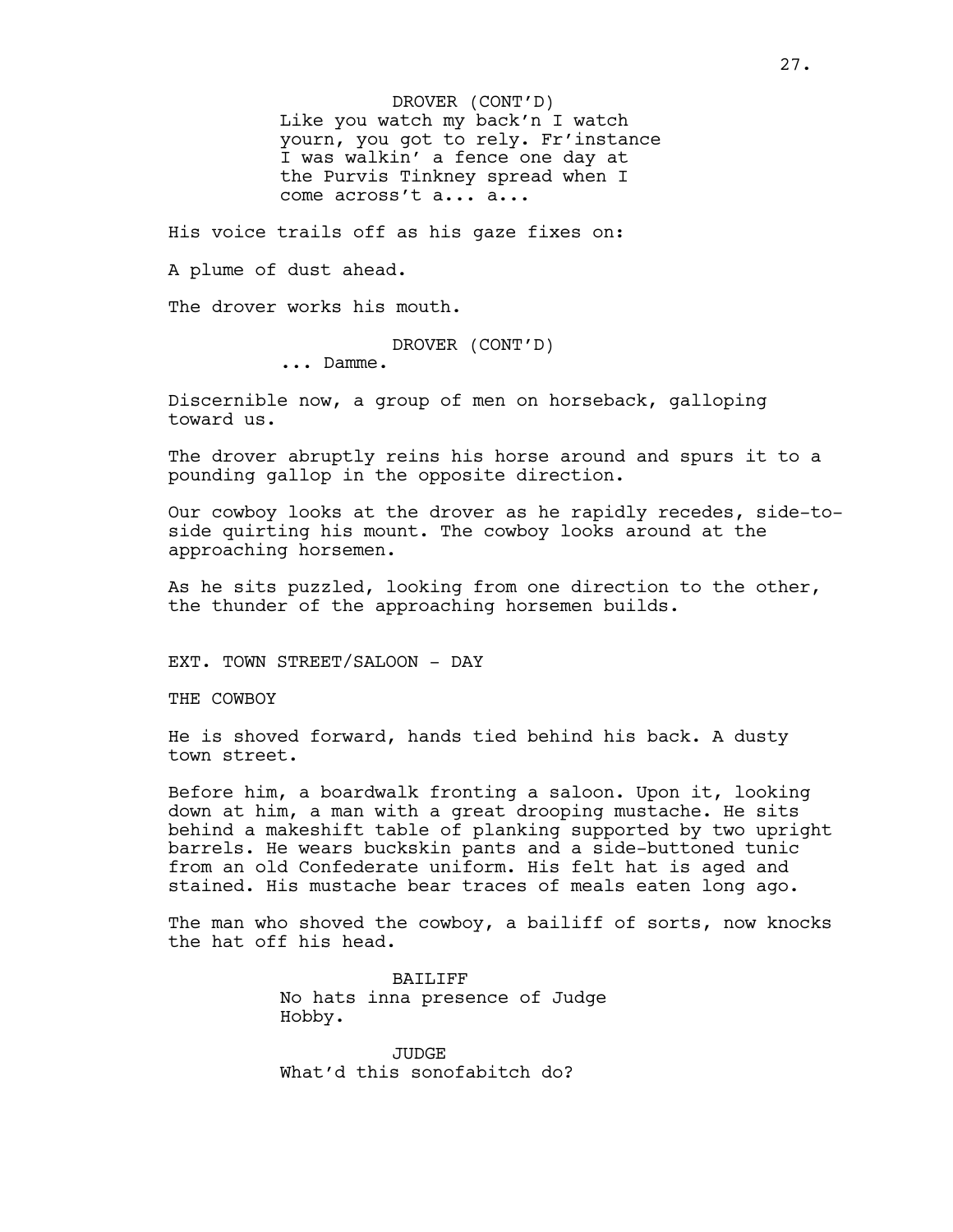DROVER (CONT'D)
Like you watch my back'n I watch yourn, you got to rely. Fr'instance I was walkin' a fence one day at the Purvis Tinkney spread when I come across't a... a...

His voice trails off as his gaze fixes on:

A plume of dust ahead.

The drover works his mouth.

DROVER (CONT'D)
... Damme.

Discernible now, a group of men on horseback, galloping toward us.

The drover abruptly reins his horse around and spurs it to a pounding gallop in the opposite direction.

Our cowboy looks at the drover as he rapidly recedes, side-to-side quirting his mount. The cowboy looks around at the approaching horsemen.

As he sits puzzled, looking from one direction to the other, the thunder of the approaching horsemen builds.

EXT. TOWN STREET/SALOON - DAY

THE COWBOY

He is shoved forward, hands tied behind his back. A dusty town street.

Before him, a boardwalk fronting a saloon. Upon it, looking down at him, a man with a great drooping mustache. He sits behind a makeshift table of planking supported by two upright barrels. He wears buckskin pants and a side-buttoned tunic from an old Confederate uniform. His felt hat is aged and stained. His mustache bear traces of meals eaten long ago.

The man who shoved the cowboy, a bailiff of sorts, now knocks the hat off his head.

BAILIFF
No hats inna presence of Judge Hobby.

JUDGE
What'd this sonofabitch do?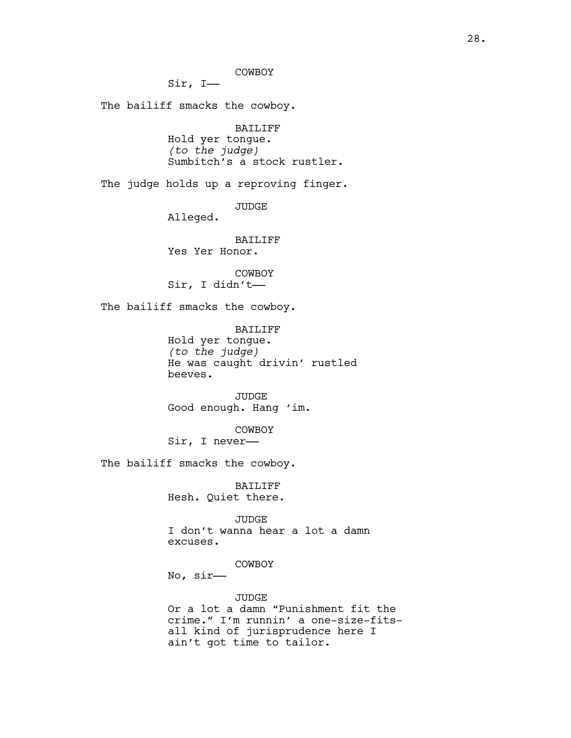COWBOY
Sir, I——

The bailiff smacks the cowboy.

BAILIFF
Hold yer tongue.
*(to the judge)*
Sumbitch's a stock rustler.

The judge holds up a reproving finger.

JUDGE
Alleged.

BAILIFF
Yes Yer Honor.

COWBOY
Sir, I didn't——

The bailiff smacks the cowboy.

BAILIFF
Hold yer tongue.
*(to the judge)*
He was caught drivin' rustled beeves.

JUDGE
Good enough. Hang 'im.

COWBOY
Sir, I never——

The bailiff smacks the cowboy.

BAILIFF
Hesh. Quiet there.

JUDGE
I don't wanna hear a lot a damn excuses.

COWBOY
No, sir——

JUDGE
Or a lot a damn "Punishment fit the crime." I'm runnin' a one-size-fits-all kind of jurisprudence here I ain't got time to tailor.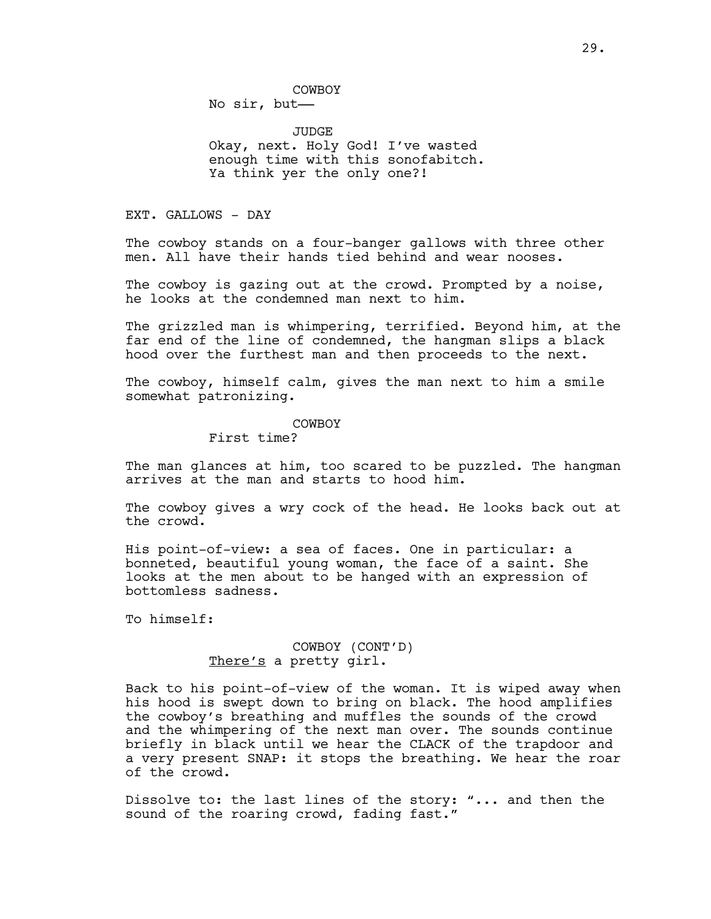COWBOY
No sir, but——

JUDGE
Okay, next. Holy God! I’ve wasted enough time with this sonofabitch. Ya think yer the only one?!

EXT. GALLOWS - DAY

The cowboy stands on a four-banger gallows with three other men. All have their hands tied behind and wear nooses.

The cowboy is gazing out at the crowd. Prompted by a noise, he looks at the condemned man next to him.

The grizzled man is whimpering, terrified. Beyond him, at the far end of the line of condemned, the hangman slips a black hood over the furthest man and then proceeds to the next.

The cowboy, himself calm, gives the man next to him a smile somewhat patronizing.

COWBOY
First time?

The man glances at him, too scared to be puzzled. The hangman arrives at the man and starts to hood him.

The cowboy gives a wry cock of the head. He looks back out at the crowd.

His point-of-view: a sea of faces. One in particular: a bonneted, beautiful young woman, the face of a saint. She looks at the men about to be hanged with an expression of bottomless sadness.

To himself:

COWBOY (CONT’D)
<u>There’s</u> a pretty girl.

Back to his point-of-view of the woman. It is wiped away when his hood is swept down to bring on black. The hood amplifies the cowboy’s breathing and muffles the sounds of the crowd and the whimpering of the next man over. The sounds continue briefly in black until we hear the CLACK of the trapdoor and a very present SNAP: it stops the breathing. We hear the roar of the crowd.

Dissolve to: the last lines of the story: “... and then the sound of the roaring crowd, fading fast.”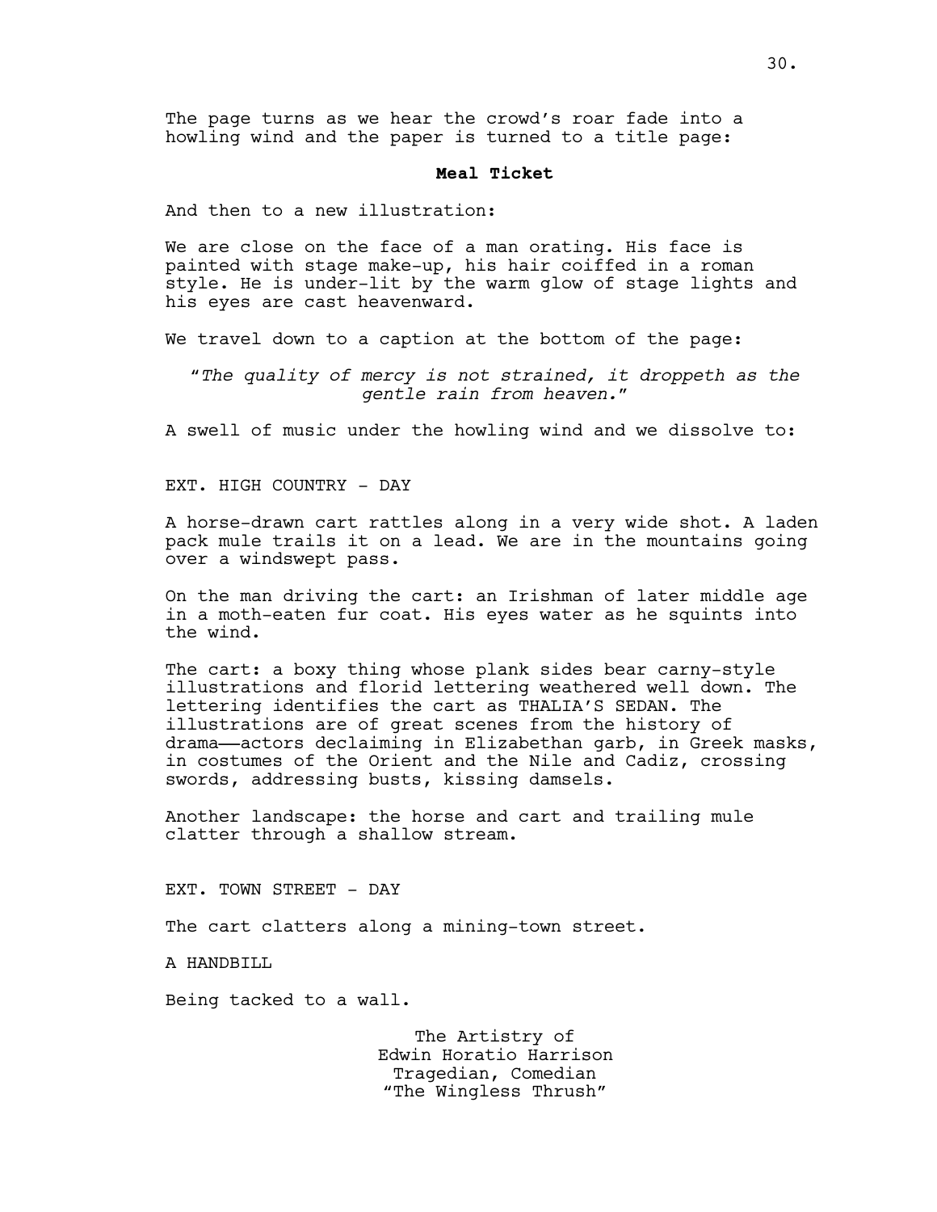The page turns as we hear the crowd's roar fade into a howling wind and the paper is turned to a title page:

**Meal Ticket**

And then to a new illustration:

We are close on the face of a man orating. His face is painted with stage make-up, his hair coiffed in a roman style. He is under-lit by the warm glow of stage lights and his eyes are cast heavenward.

We travel down to a caption at the bottom of the page:

"*The quality of mercy is not strained, it droppeth as the gentle rain from heaven.*"

A swell of music under the howling wind and we dissolve to:

EXT. HIGH COUNTRY - DAY

A horse-drawn cart rattles along in a very wide shot. A laden pack mule trails it on a lead. We are in the mountains going over a windswept pass.

On the man driving the cart: an Irishman of later middle age in a moth-eaten fur coat. His eyes water as he squints into the wind.

The cart: a boxy thing whose plank sides bear carny-style illustrations and florid lettering weathered well down. The lettering identifies the cart as THALIA'S SEDAN. The illustrations are of great scenes from the history of drama——actors declaiming in Elizabethan garb, in Greek masks, in costumes of the Orient and the Nile and Cadiz, crossing swords, addressing busts, kissing damsels.

Another landscape: the horse and cart and trailing mule clatter through a shallow stream.

EXT. TOWN STREET - DAY

The cart clatters along a mining-town street.

A HANDBILL

Being tacked to a wall.

The Artistry of
Edwin Horatio Harrison
Tragedian, Comedian
"The Wingless Thrush"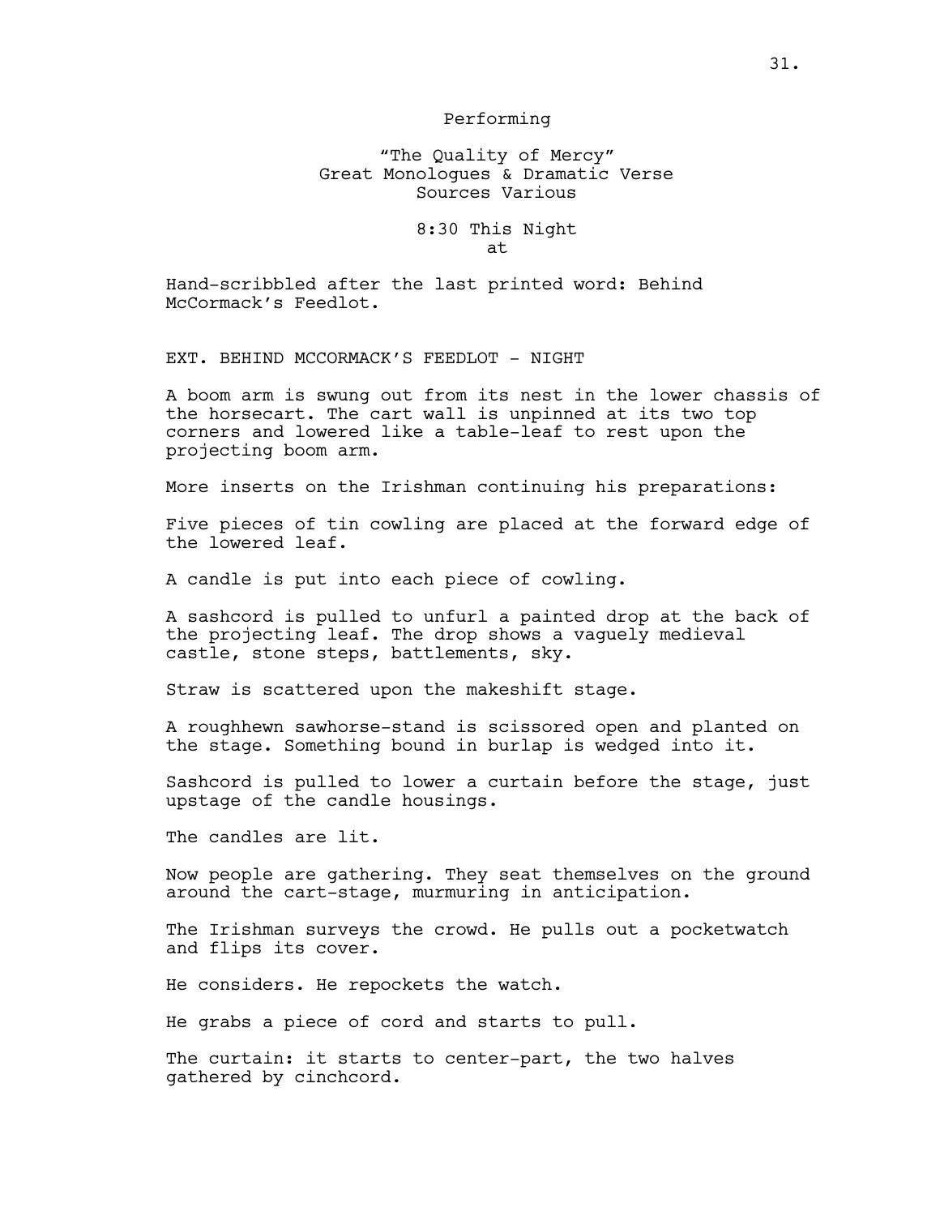Performing

"The Quality of Mercy"
Great Monologues & Dramatic Verse
Sources Various

8:30 This Night
at

Hand-scribbled after the last printed word: Behind McCormack's Feedlot.

EXT. BEHIND MCCORMACK'S FEEDLOT - NIGHT

A boom arm is swung out from its nest in the lower chassis of the horsecart. The cart wall is unpinned at its two top corners and lowered like a table-leaf to rest upon the projecting boom arm.

More inserts on the Irishman continuing his preparations:

Five pieces of tin cowling are placed at the forward edge of the lowered leaf.

A candle is put into each piece of cowling.

A sashcord is pulled to unfurl a painted drop at the back of the projecting leaf. The drop shows a vaguely medieval castle, stone steps, battlements, sky.

Straw is scattered upon the makeshift stage.

A roughhewn sawhorse-stand is scissored open and planted on the stage. Something bound in burlap is wedged into it.

Sashcord is pulled to lower a curtain before the stage, just upstage of the candle housings.

The candles are lit.

Now people are gathering. They seat themselves on the ground around the cart-stage, murmuring in anticipation.

The Irishman surveys the crowd. He pulls out a pocketwatch and flips its cover.

He considers. He repockets the watch.

He grabs a piece of cord and starts to pull.

The curtain: it starts to center-part, the two halves gathered by cinchcord.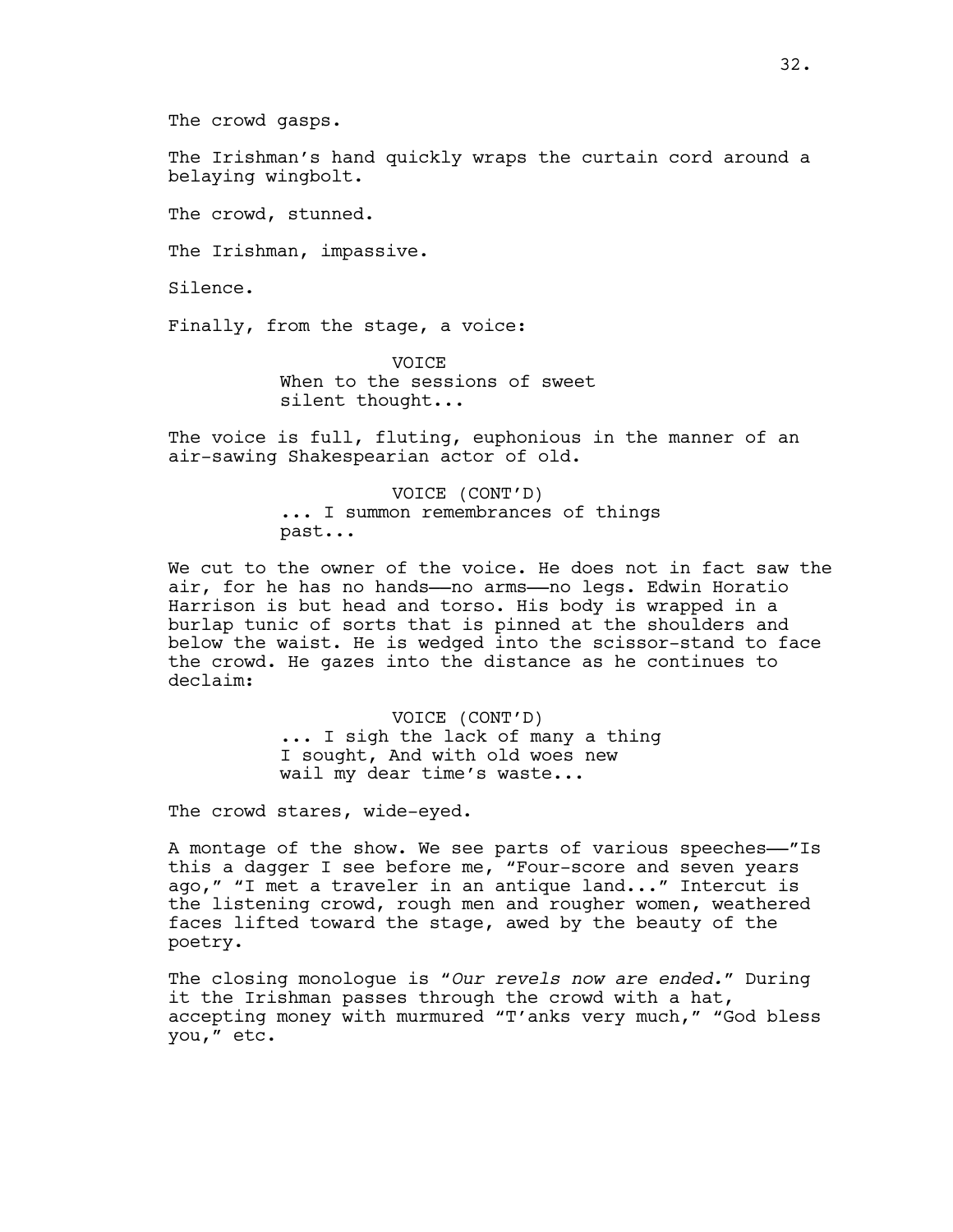The crowd gasps.

The Irishman's hand quickly wraps the curtain cord around a belaying wingbolt.

The crowd, stunned.

The Irishman, impassive.

Silence.

Finally, from the stage, a voice:

VOICE
When to the sessions of sweet silent thought...

The voice is full, fluting, euphonious in the manner of an air-sawing Shakespearian actor of old.

VOICE (CONT'D)
... I summon remembrances of things past...

We cut to the owner of the voice. He does not in fact saw the air, for he has no hands——no arms——no legs. Edwin Horatio Harrison is but head and torso. His body is wrapped in a burlap tunic of sorts that is pinned at the shoulders and below the waist. He is wedged into the scissor-stand to face the crowd. He gazes into the distance as he continues to declaim:

VOICE (CONT'D)
... I sigh the lack of many a thing I sought, And with old woes new wail my dear time's waste...

The crowd stares, wide-eyed.

A montage of the show. We see parts of various speeches——"Is this a dagger I see before me, "Four-score and seven years ago," "I met a traveler in an antique land..." Intercut is the listening crowd, rough men and rougher women, weathered faces lifted toward the stage, awed by the beauty of the poetry.

The closing monologue is "*Our revels now are ended.*" During it the Irishman passes through the crowd with a hat, accepting money with murmured "T'anks very much," "God bless you," etc.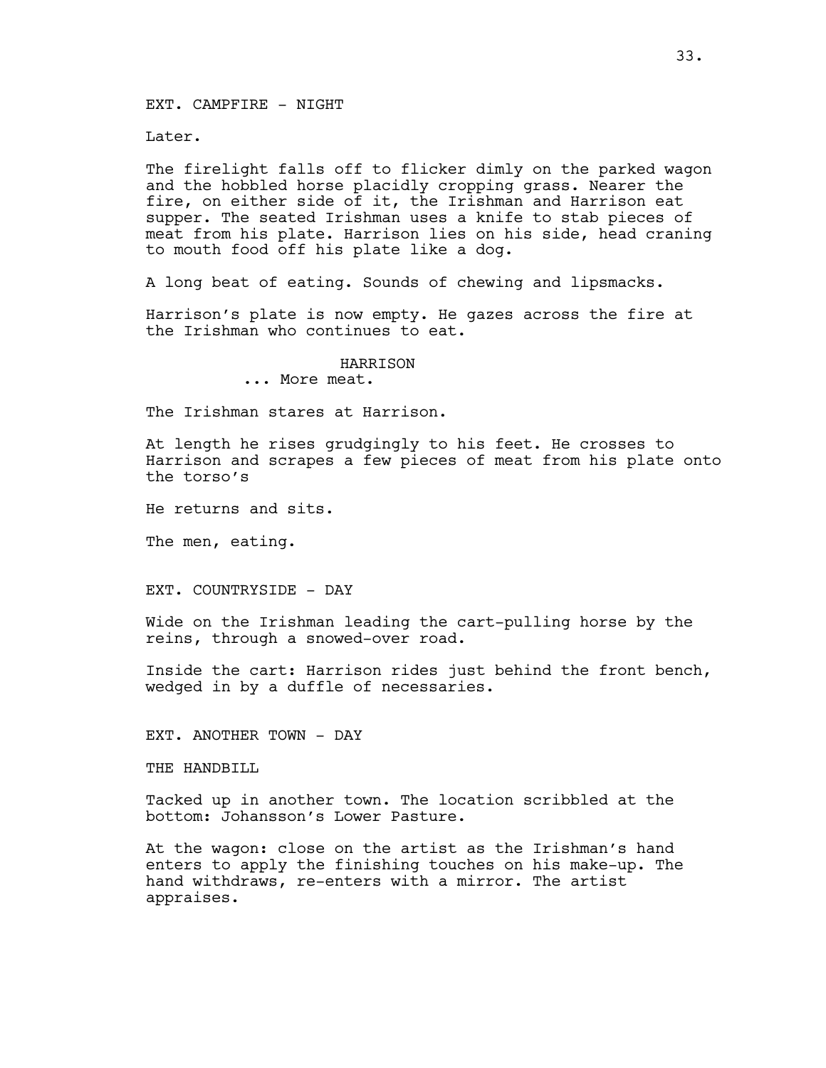EXT. CAMPFIRE - NIGHT

Later.

The firelight falls off to flicker dimly on the parked wagon and the hobbled horse placidly cropping grass. Nearer the fire, on either side of it, the Irishman and Harrison eat supper. The seated Irishman uses a knife to stab pieces of meat from his plate. Harrison lies on his side, head craning to mouth food off his plate like a dog.

A long beat of eating. Sounds of chewing and lipsmacks.

Harrison's plate is now empty. He gazes across the fire at the Irishman who continues to eat.

HARRISON
... More meat.

The Irishman stares at Harrison.

At length he rises grudgingly to his feet. He crosses to Harrison and scrapes a few pieces of meat from his plate onto the torso's

He returns and sits.

The men, eating.

EXT. COUNTRYSIDE - DAY

Wide on the Irishman leading the cart-pulling horse by the reins, through a snowed-over road.

Inside the cart: Harrison rides just behind the front bench, wedged in by a duffle of necessaries.

EXT. ANOTHER TOWN - DAY

THE HANDBILL

Tacked up in another town. The location scribbled at the bottom: Johansson's Lower Pasture.

At the wagon: close on the artist as the Irishman's hand enters to apply the finishing touches on his make-up. The hand withdraws, re-enters with a mirror. The artist appraises.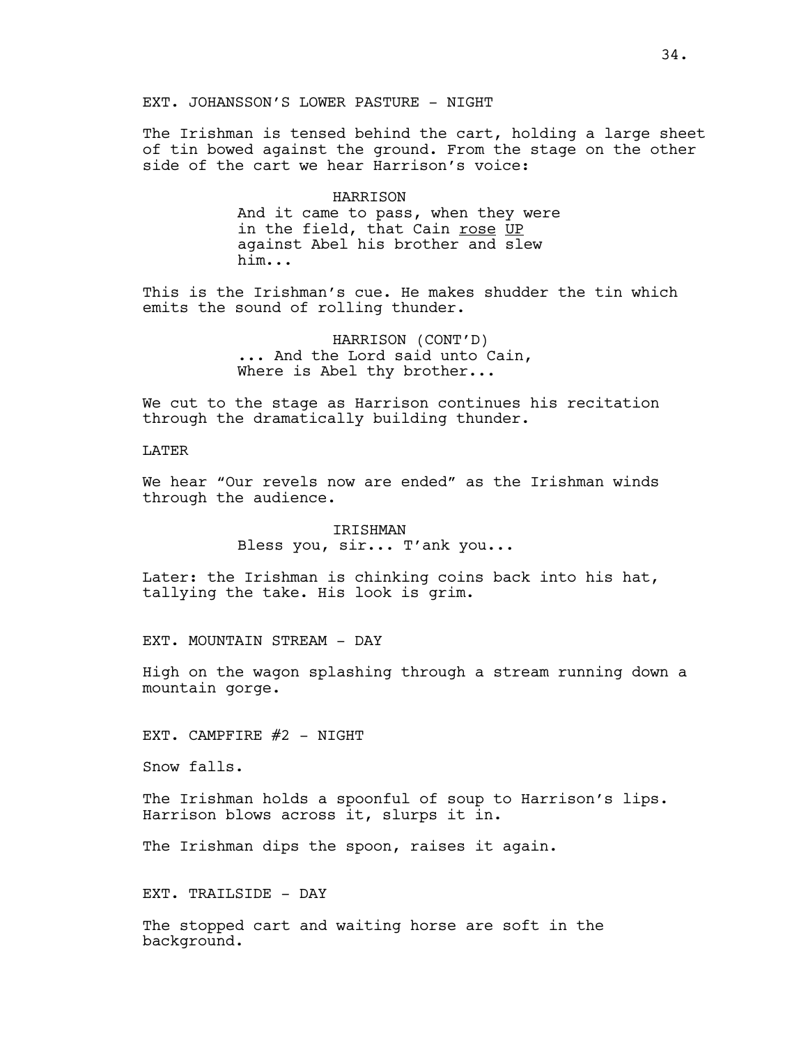EXT. JOHANSSON'S LOWER PASTURE - NIGHT

The Irishman is tensed behind the cart, holding a large sheet of tin bowed against the ground. From the stage on the other side of the cart we hear Harrison's voice:

HARRISON
And it came to pass, when they were in the field, that Cain rose UP against Abel his brother and slew him...

This is the Irishman's cue. He makes shudder the tin which emits the sound of rolling thunder.

HARRISON (CONT'D)
... And the Lord said unto Cain, Where is Abel thy brother...

We cut to the stage as Harrison continues his recitation through the dramatically building thunder.

LATER

We hear "Our revels now are ended" as the Irishman winds through the audience.

IRISHMAN
Bless you, sir... T'ank you...

Later: the Irishman is chinking coins back into his hat, tallying the take. His look is grim.

EXT. MOUNTAIN STREAM - DAY

High on the wagon splashing through a stream running down a mountain gorge.

EXT. CAMPFIRE #2 - NIGHT

Snow falls.

The Irishman holds a spoonful of soup to Harrison's lips. Harrison blows across it, slurps it in.

The Irishman dips the spoon, raises it again.

EXT. TRAILSIDE - DAY

The stopped cart and waiting horse are soft in the background.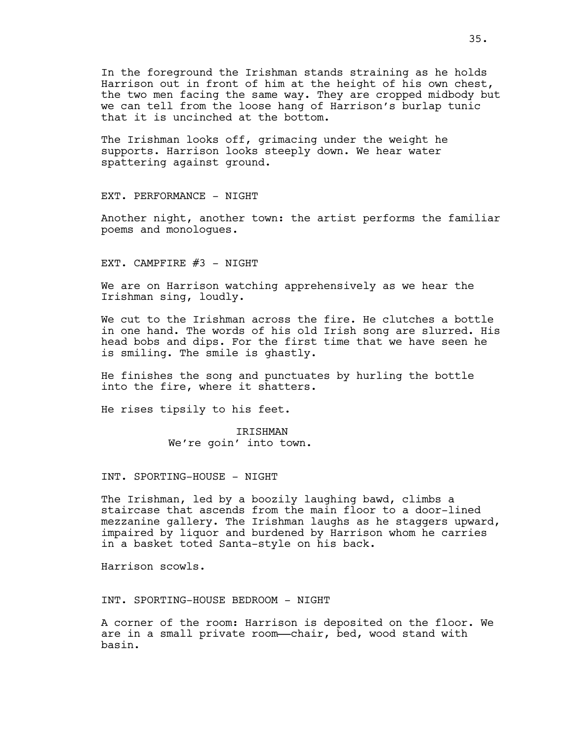In the foreground the Irishman stands straining as he holds Harrison out in front of him at the height of his own chest, the two men facing the same way. They are cropped midbody but we can tell from the loose hang of Harrison's burlap tunic that it is uncinched at the bottom.

The Irishman looks off, grimacing under the weight he supports. Harrison looks steeply down. We hear water spattering against ground.

EXT. PERFORMANCE - NIGHT

Another night, another town: the artist performs the familiar poems and monologues.

EXT. CAMPFIRE #3 - NIGHT

We are on Harrison watching apprehensively as we hear the Irishman sing, loudly.

We cut to the Irishman across the fire. He clutches a bottle in one hand. The words of his old Irish song are slurred. His head bobs and dips. For the first time that we have seen he is smiling. The smile is ghastly.

He finishes the song and punctuates by hurling the bottle into the fire, where it shatters.

He rises tipsily to his feet.

IRISHMAN
We're goin' into town.

INT. SPORTING-HOUSE - NIGHT

The Irishman, led by a boozily laughing bawd, climbs a staircase that ascends from the main floor to a door-lined mezzanine gallery. The Irishman laughs as he staggers upward, impaired by liquor and burdened by Harrison whom he carries in a basket toted Santa-style on his back.

Harrison scowls.

INT. SPORTING-HOUSE BEDROOM - NIGHT

A corner of the room: Harrison is deposited on the floor. We are in a small private room——chair, bed, wood stand with basin.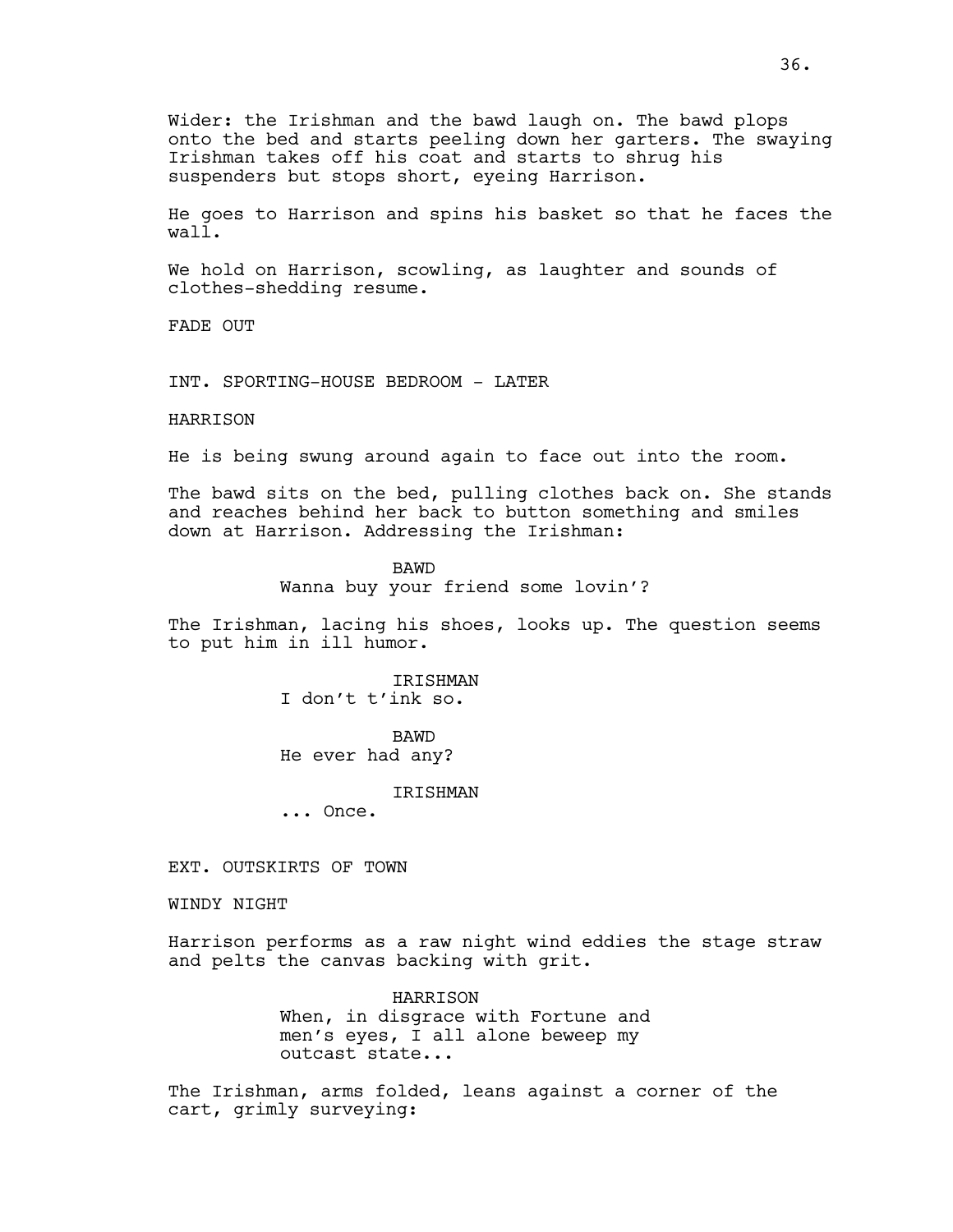Wider: the Irishman and the bawd laugh on. The bawd plops onto the bed and starts peeling down her garters. The swaying Irishman takes off his coat and starts to shrug his suspenders but stops short, eyeing Harrison.

He goes to Harrison and spins his basket so that he faces the wall.

We hold on Harrison, scowling, as laughter and sounds of clothes-shedding resume.

FADE OUT

INT. SPORTING-HOUSE BEDROOM - LATER

HARRISON

He is being swung around again to face out into the room.

The bawd sits on the bed, pulling clothes back on. She stands and reaches behind her back to button something and smiles down at Harrison. Addressing the Irishman:

BAWD
Wanna buy your friend some lovin'?

The Irishman, lacing his shoes, looks up. The question seems to put him in ill humor.

IRISHMAN
I don't t'ink so.

BAWD
He ever had any?

IRISHMAN
... Once.

EXT. OUTSKIRTS OF TOWN

WINDY NIGHT

Harrison performs as a raw night wind eddies the stage straw and pelts the canvas backing with grit.

HARRISON
When, in disgrace with Fortune and men's eyes, I all alone beweep my outcast state...

The Irishman, arms folded, leans against a corner of the cart, grimly surveying: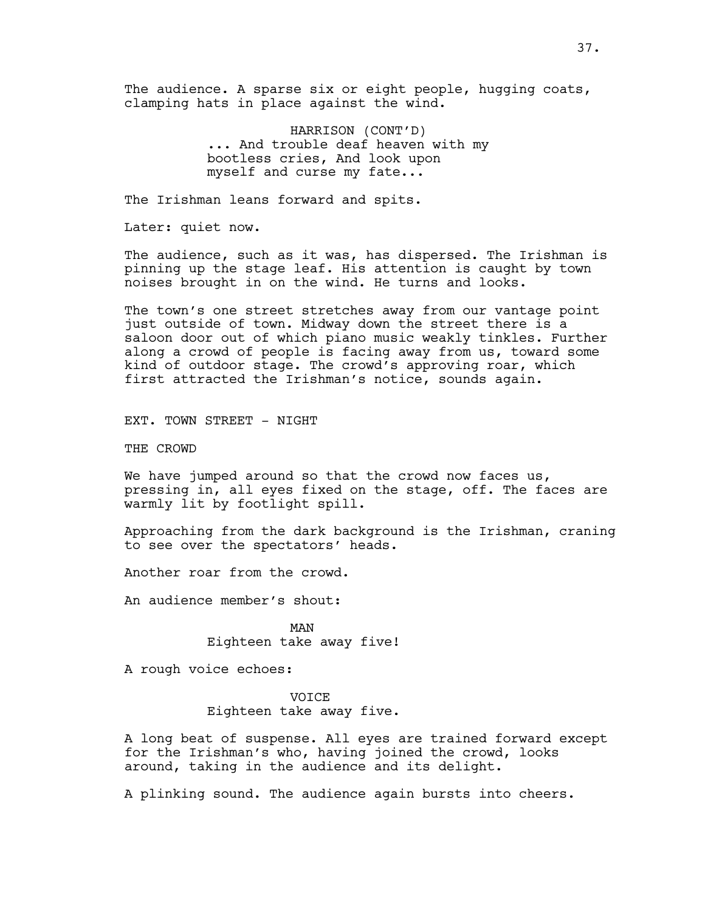The audience. A sparse six or eight people, hugging coats, clamping hats in place against the wind.

HARRISON (CONT'D)
... And trouble deaf heaven with my bootless cries, And look upon myself and curse my fate...

The Irishman leans forward and spits.

Later: quiet now.

The audience, such as it was, has dispersed. The Irishman is pinning up the stage leaf. His attention is caught by town noises brought in on the wind. He turns and looks.

The town's one street stretches away from our vantage point just outside of town. Midway down the street there is a saloon door out of which piano music weakly tinkles. Further along a crowd of people is facing away from us, toward some kind of outdoor stage. The crowd's approving roar, which first attracted the Irishman's notice, sounds again.

EXT. TOWN STREET - NIGHT

THE CROWD

We have jumped around so that the crowd now faces us, pressing in, all eyes fixed on the stage, off. The faces are warmly lit by footlight spill.

Approaching from the dark background is the Irishman, craning to see over the spectators' heads.

Another roar from the crowd.

An audience member's shout:

MAN
Eighteen take away five!

A rough voice echoes:

VOICE
Eighteen take away five.

A long beat of suspense. All eyes are trained forward except for the Irishman's who, having joined the crowd, looks around, taking in the audience and its delight.

A plinking sound. The audience again bursts into cheers.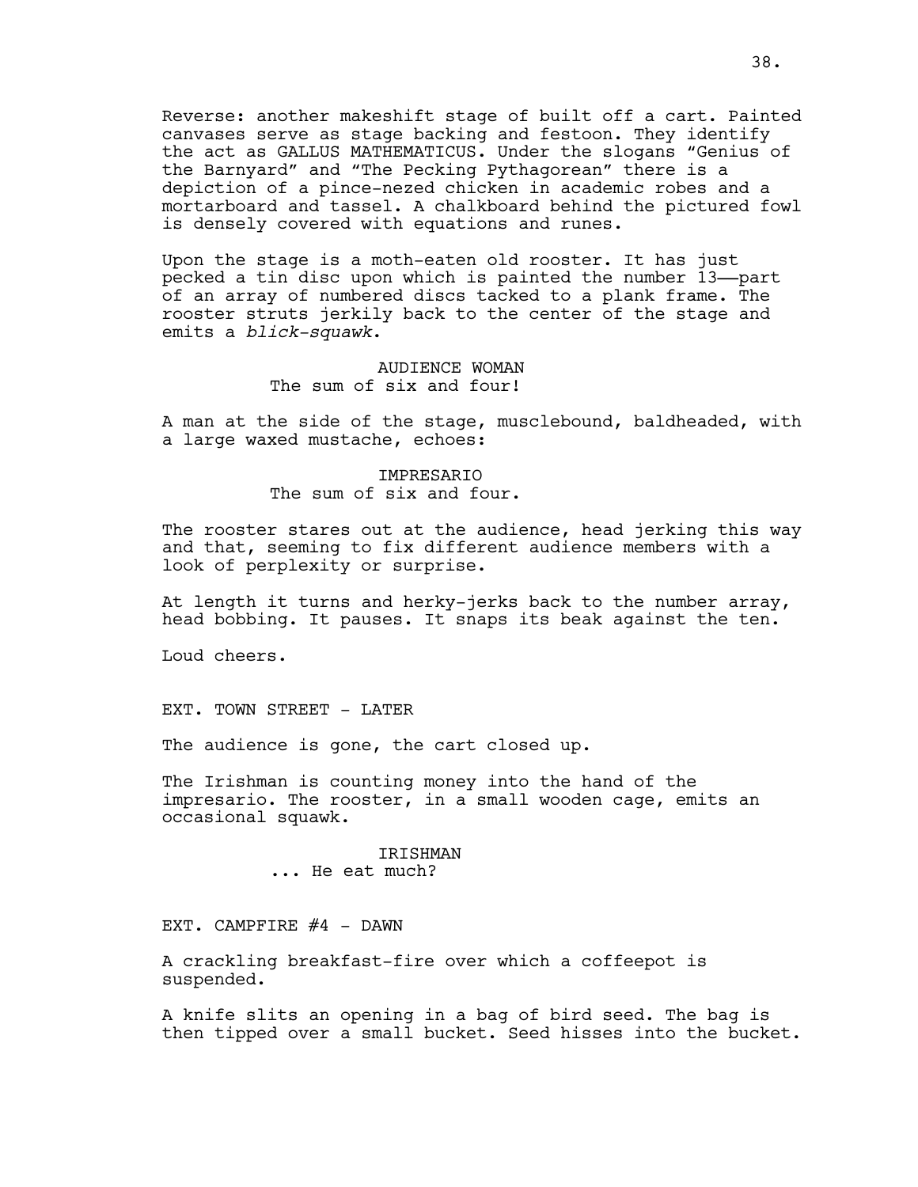Reverse: another makeshift stage of built off a cart. Painted canvases serve as stage backing and festoon. They identify the act as GALLUS MATHEMATICUS. Under the slogans “Genius of the Barnyard” and “The Pecking Pythagorean” there is a depiction of a pince-nezed chicken in academic robes and a mortarboard and tassel. A chalkboard behind the pictured fowl is densely covered with equations and runes.

Upon the stage is a moth-eaten old rooster. It has just pecked a tin disc upon which is painted the number 13——part of an array of numbered discs tacked to a plank frame. The rooster struts jerkily back to the center of the stage and emits a *blick-squawk*.

AUDIENCE WOMAN
The sum of six and four!

A man at the side of the stage, musclebound, baldheaded, with a large waxed mustache, echoes:

IMPRESARIO
The sum of six and four.

The rooster stares out at the audience, head jerking this way and that, seeming to fix different audience members with a look of perplexity or surprise.

At length it turns and herky-jerks back to the number array, head bobbing. It pauses. It snaps its beak against the ten.

Loud cheers.

EXT. TOWN STREET - LATER

The audience is gone, the cart closed up.

The Irishman is counting money into the hand of the impresario. The rooster, in a small wooden cage, emits an occasional squawk.

IRISHMAN
... He eat much?

EXT. CAMPFIRE #4 - DAWN

A crackling breakfast-fire over which a coffeepot is suspended.

A knife slits an opening in a bag of bird seed. The bag is then tipped over a small bucket. Seed hisses into the bucket.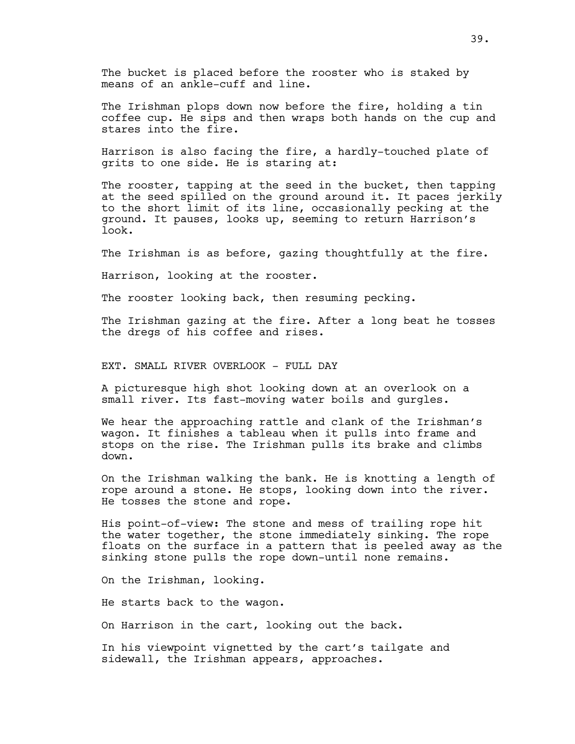The bucket is placed before the rooster who is staked by means of an ankle-cuff and line.

The Irishman plops down now before the fire, holding a tin coffee cup. He sips and then wraps both hands on the cup and stares into the fire.

Harrison is also facing the fire, a hardly-touched plate of grits to one side. He is staring at:

The rooster, tapping at the seed in the bucket, then tapping at the seed spilled on the ground around it. It paces jerkily to the short limit of its line, occasionally pecking at the ground. It pauses, looks up, seeming to return Harrison's look.

The Irishman is as before, gazing thoughtfully at the fire.

Harrison, looking at the rooster.

The rooster looking back, then resuming pecking.

The Irishman gazing at the fire. After a long beat he tosses the dregs of his coffee and rises.

EXT. SMALL RIVER OVERLOOK - FULL DAY

A picturesque high shot looking down at an overlook on a small river. Its fast-moving water boils and gurgles.

We hear the approaching rattle and clank of the Irishman's wagon. It finishes a tableau when it pulls into frame and stops on the rise. The Irishman pulls its brake and climbs down.

On the Irishman walking the bank. He is knotting a length of rope around a stone. He stops, looking down into the river. He tosses the stone and rope.

His point-of-view: The stone and mess of trailing rope hit the water together, the stone immediately sinking. The rope floats on the surface in a pattern that is peeled away as the sinking stone pulls the rope down-until none remains.

On the Irishman, looking.

He starts back to the wagon.

On Harrison in the cart, looking out the back.

In his viewpoint vignetted by the cart's tailgate and sidewall, the Irishman appears, approaches.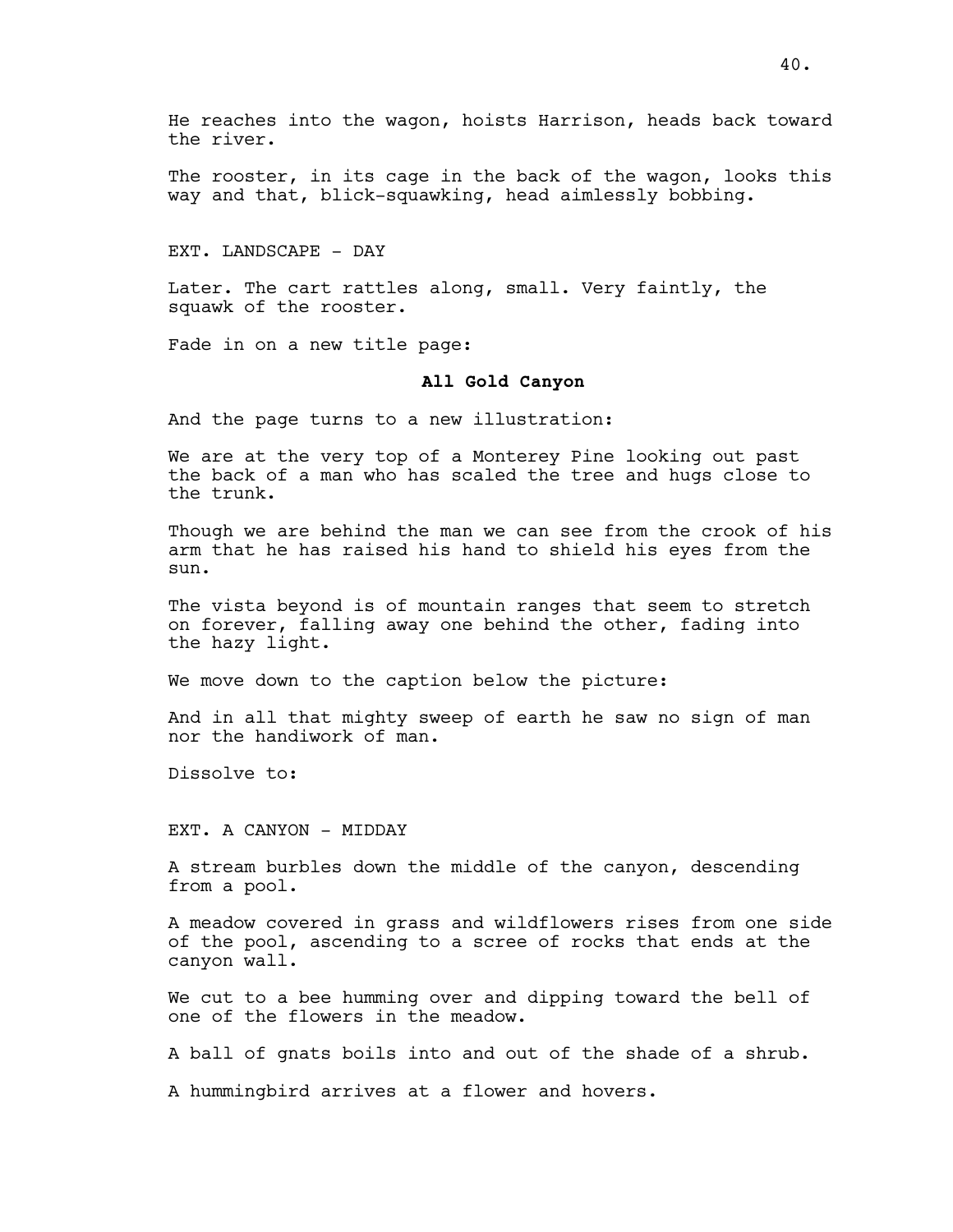He reaches into the wagon, hoists Harrison, heads back toward the river.

The rooster, in its cage in the back of the wagon, looks this way and that, blick-squawking, head aimlessly bobbing.

EXT. LANDSCAPE - DAY

Later. The cart rattles along, small. Very faintly, the squawk of the rooster.

Fade in on a new title page:

**All Gold Canyon**

And the page turns to a new illustration:

We are at the very top of a Monterey Pine looking out past the back of a man who has scaled the tree and hugs close to the trunk.

Though we are behind the man we can see from the crook of his arm that he has raised his hand to shield his eyes from the sun.

The vista beyond is of mountain ranges that seem to stretch on forever, falling away one behind the other, fading into the hazy light.

We move down to the caption below the picture:

And in all that mighty sweep of earth he saw no sign of man nor the handiwork of man.

Dissolve to:

EXT. A CANYON - MIDDAY

A stream burbles down the middle of the canyon, descending from a pool.

A meadow covered in grass and wildflowers rises from one side of the pool, ascending to a scree of rocks that ends at the canyon wall.

We cut to a bee humming over and dipping toward the bell of one of the flowers in the meadow.

A ball of gnats boils into and out of the shade of a shrub.

A hummingbird arrives at a flower and hovers.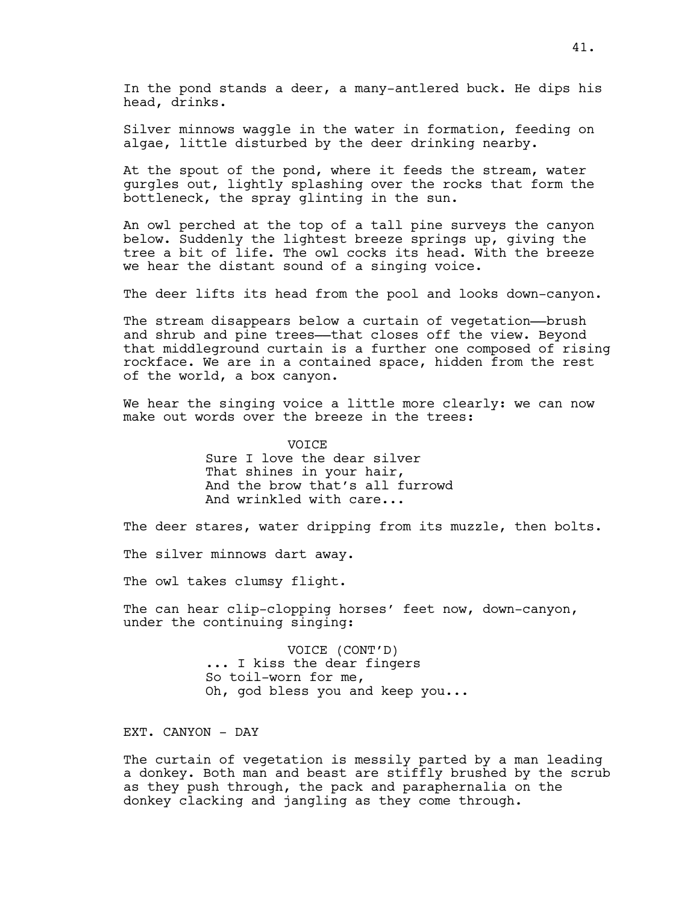In the pond stands a deer, a many-antlered buck. He dips his head, drinks.

Silver minnows waggle in the water in formation, feeding on algae, little disturbed by the deer drinking nearby.

At the spout of the pond, where it feeds the stream, water gurgles out, lightly splashing over the rocks that form the bottleneck, the spray glinting in the sun.

An owl perched at the top of a tall pine surveys the canyon below. Suddenly the lightest breeze springs up, giving the tree a bit of life. The owl cocks its head. With the breeze we hear the distant sound of a singing voice.

The deer lifts its head from the pool and looks down-canyon.

The stream disappears below a curtain of vegetation——brush and shrub and pine trees——that closes off the view. Beyond that middleground curtain is a further one composed of rising rockface. We are in a contained space, hidden from the rest of the world, a box canyon.

We hear the singing voice a little more clearly: we can now make out words over the breeze in the trees:

VOICE
Sure I love the dear silver
That shines in your hair,
And the brow that's all furrowd
And wrinkled with care...

The deer stares, water dripping from its muzzle, then bolts.

The silver minnows dart away.

The owl takes clumsy flight.

The can hear clip-clopping horses' feet now, down-canyon, under the continuing singing:

VOICE (CONT'D)
... I kiss the dear fingers
So toil-worn for me,
Oh, god bless you and keep you...

EXT. CANYON - DAY

The curtain of vegetation is messily parted by a man leading a donkey. Both man and beast are stiffly brushed by the scrub as they push through, the pack and paraphernalia on the donkey clacking and jangling as they come through.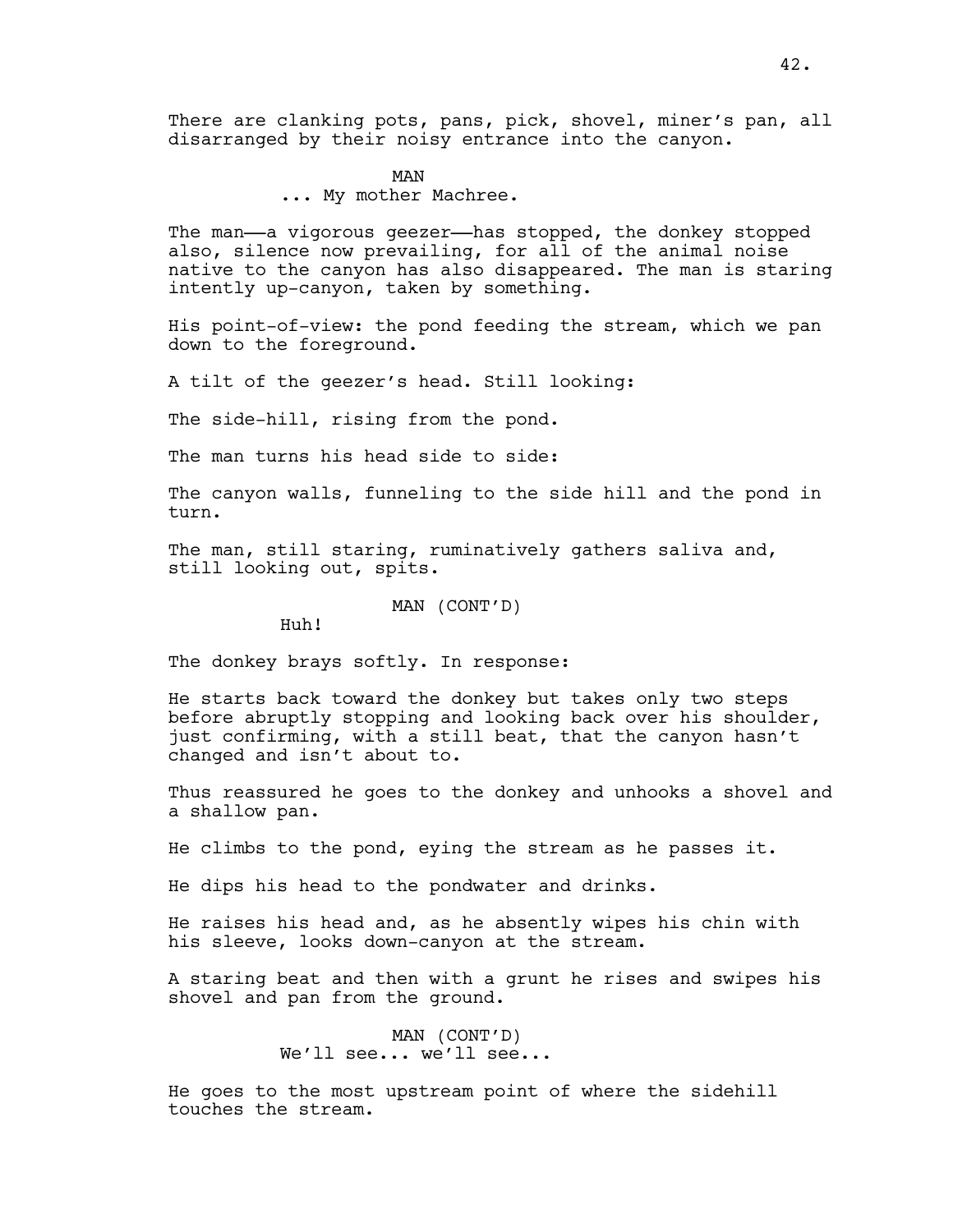There are clanking pots, pans, pick, shovel, miner's pan, all disarranged by their noisy entrance into the canyon.

MAN
... My mother Machree.

The man——a vigorous geezer——has stopped, the donkey stopped also, silence now prevailing, for all of the animal noise native to the canyon has also disappeared. The man is staring intently up-canyon, taken by something.

His point-of-view: the pond feeding the stream, which we pan down to the foreground.

A tilt of the geezer's head. Still looking:

The side-hill, rising from the pond.

The man turns his head side to side:

The canyon walls, funneling to the side hill and the pond in turn.

The man, still staring, ruminatively gathers saliva and, still looking out, spits.

MAN (CONT'D)
Huh!

The donkey brays softly. In response:

He starts back toward the donkey but takes only two steps before abruptly stopping and looking back over his shoulder, just confirming, with a still beat, that the canyon hasn't changed and isn't about to.

Thus reassured he goes to the donkey and unhooks a shovel and a shallow pan.

He climbs to the pond, eying the stream as he passes it.

He dips his head to the pondwater and drinks.

He raises his head and, as he absently wipes his chin with his sleeve, looks down-canyon at the stream.

A staring beat and then with a grunt he rises and swipes his shovel and pan from the ground.

MAN (CONT'D)
We'll see... we'll see...

He goes to the most upstream point of where the sidehill touches the stream.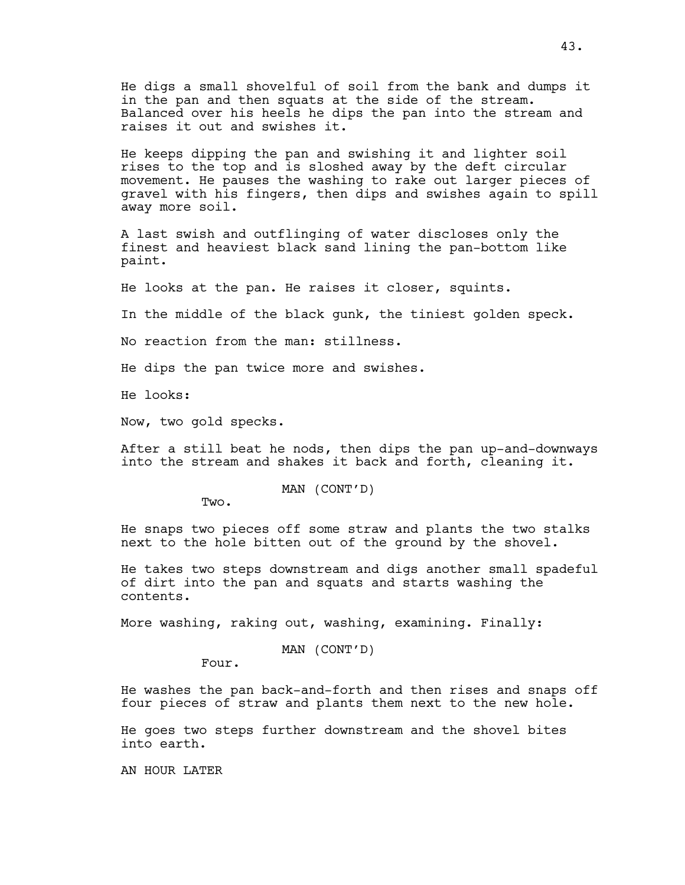He digs a small shovelful of soil from the bank and dumps it in the pan and then squats at the side of the stream. Balanced over his heels he dips the pan into the stream and raises it out and swishes it.

He keeps dipping the pan and swishing it and lighter soil rises to the top and is sloshed away by the deft circular movement. He pauses the washing to rake out larger pieces of gravel with his fingers, then dips and swishes again to spill away more soil.

A last swish and outflinging of water discloses only the finest and heaviest black sand lining the pan-bottom like paint.

He looks at the pan. He raises it closer, squints.

In the middle of the black gunk, the tiniest golden speck.

No reaction from the man: stillness.

He dips the pan twice more and swishes.

He looks:

Now, two gold specks.

After a still beat he nods, then dips the pan up-and-downways into the stream and shakes it back and forth, cleaning it.

MAN (CONT'D)
Two.

He snaps two pieces off some straw and plants the two stalks next to the hole bitten out of the ground by the shovel.

He takes two steps downstream and digs another small spadeful of dirt into the pan and squats and starts washing the contents.

More washing, raking out, washing, examining. Finally:

MAN (CONT'D)
Four.

He washes the pan back-and-forth and then rises and snaps off four pieces of straw and plants them next to the new hole.

He goes two steps further downstream and the shovel bites into earth.

AN HOUR LATER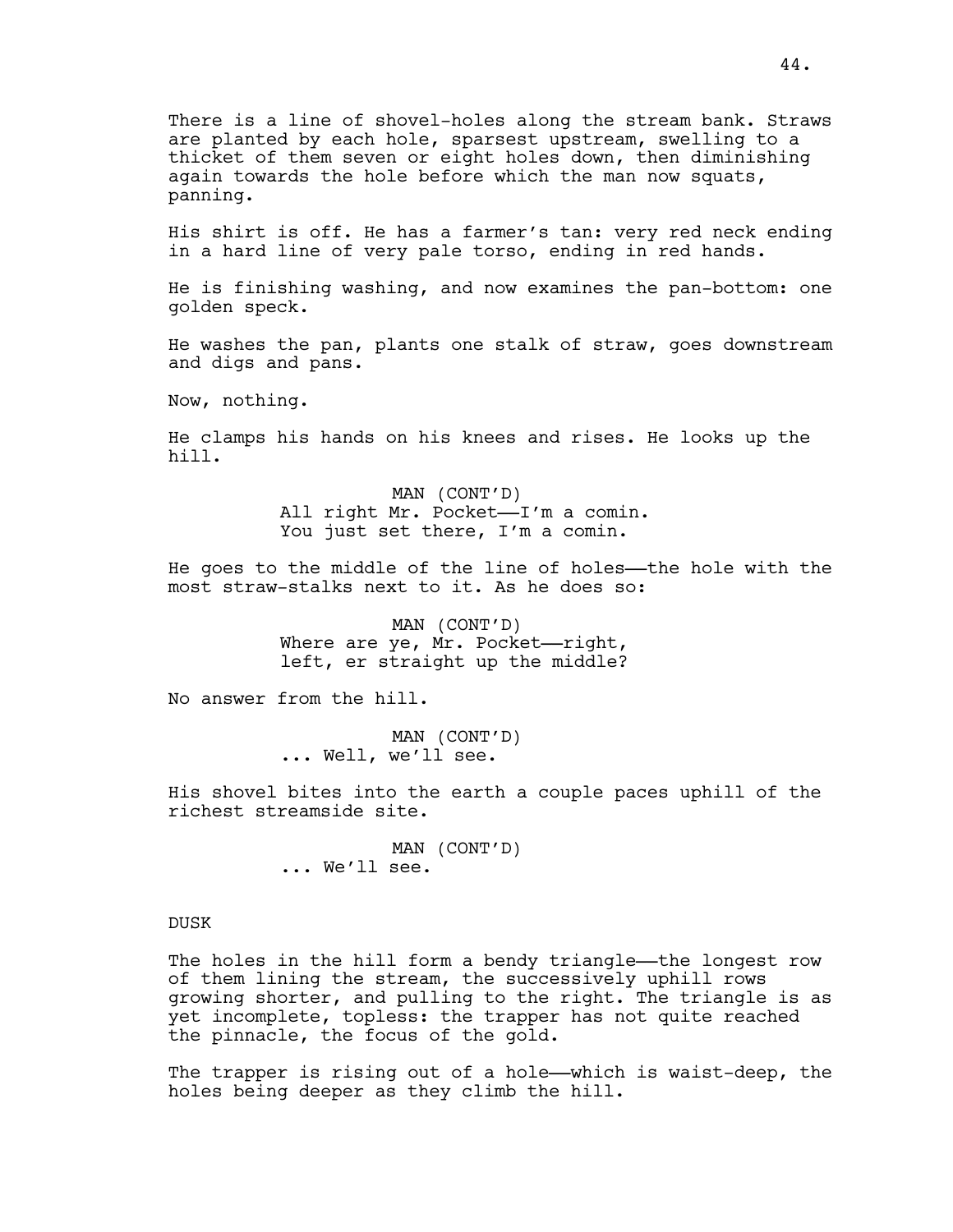There is a line of shovel-holes along the stream bank. Straws are planted by each hole, sparsest upstream, swelling to a thicket of them seven or eight holes down, then diminishing again towards the hole before which the man now squats, panning.

His shirt is off. He has a farmer's tan: very red neck ending in a hard line of very pale torso, ending in red hands.

He is finishing washing, and now examines the pan-bottom: one golden speck.

He washes the pan, plants one stalk of straw, goes downstream and digs and pans.

Now, nothing.

He clamps his hands on his knees and rises. He looks up the hill.

MAN (CONT'D)
All right Mr. Pocket——I'm a comin. You just set there, I'm a comin.

He goes to the middle of the line of holes——the hole with the most straw-stalks next to it. As he does so:

MAN (CONT'D)
Where are ye, Mr. Pocket——right, left, er straight up the middle?

No answer from the hill.

MAN (CONT'D)
... Well, we'll see.

His shovel bites into the earth a couple paces uphill of the richest streamside site.

MAN (CONT'D)
... We'll see.

DUSK

The holes in the hill form a bendy triangle——the longest row of them lining the stream, the successively uphill rows growing shorter, and pulling to the right. The triangle is as yet incomplete, topless: the trapper has not quite reached the pinnacle, the focus of the gold.

The trapper is rising out of a hole——which is waist-deep, the holes being deeper as they climb the hill.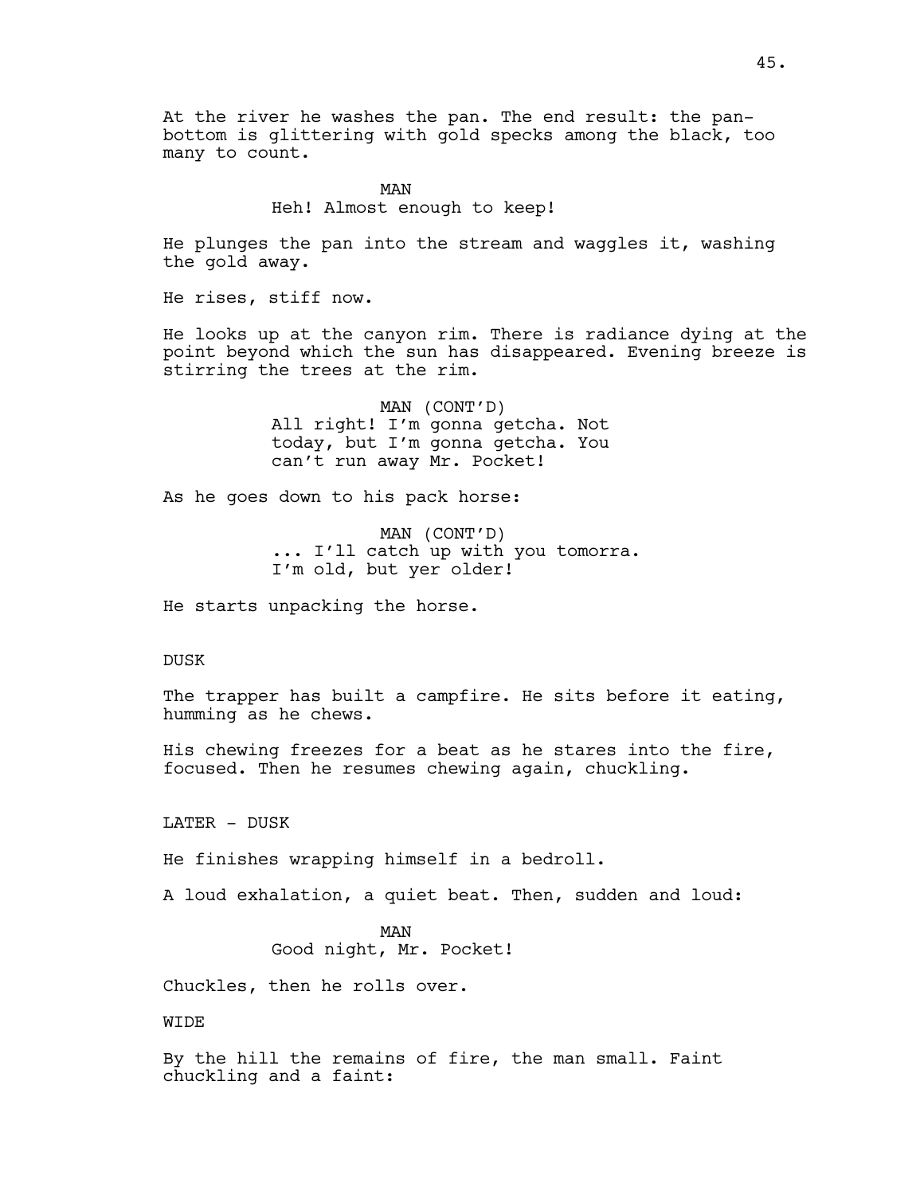At the river he washes the pan. The end result: the pan-bottom is glittering with gold specks among the black, too many to count.

MAN
Heh! Almost enough to keep!

He plunges the pan into the stream and waggles it, washing the gold away.

He rises, stiff now.

He looks up at the canyon rim. There is radiance dying at the point beyond which the sun has disappeared. Evening breeze is stirring the trees at the rim.

MAN (CONT'D)
All right! I'm gonna getcha. Not today, but I'm gonna getcha. You can't run away Mr. Pocket!

As he goes down to his pack horse:

MAN (CONT'D)
... I'll catch up with you tomorra. I'm old, but yer older!

He starts unpacking the horse.

DUSK

The trapper has built a campfire. He sits before it eating, humming as he chews.

His chewing freezes for a beat as he stares into the fire, focused. Then he resumes chewing again, chuckling.

LATER - DUSK

He finishes wrapping himself in a bedroll.

A loud exhalation, a quiet beat. Then, sudden and loud:

MAN
Good night, Mr. Pocket!

Chuckles, then he rolls over.

WIDE

By the hill the remains of fire, the man small. Faint chuckling and a faint: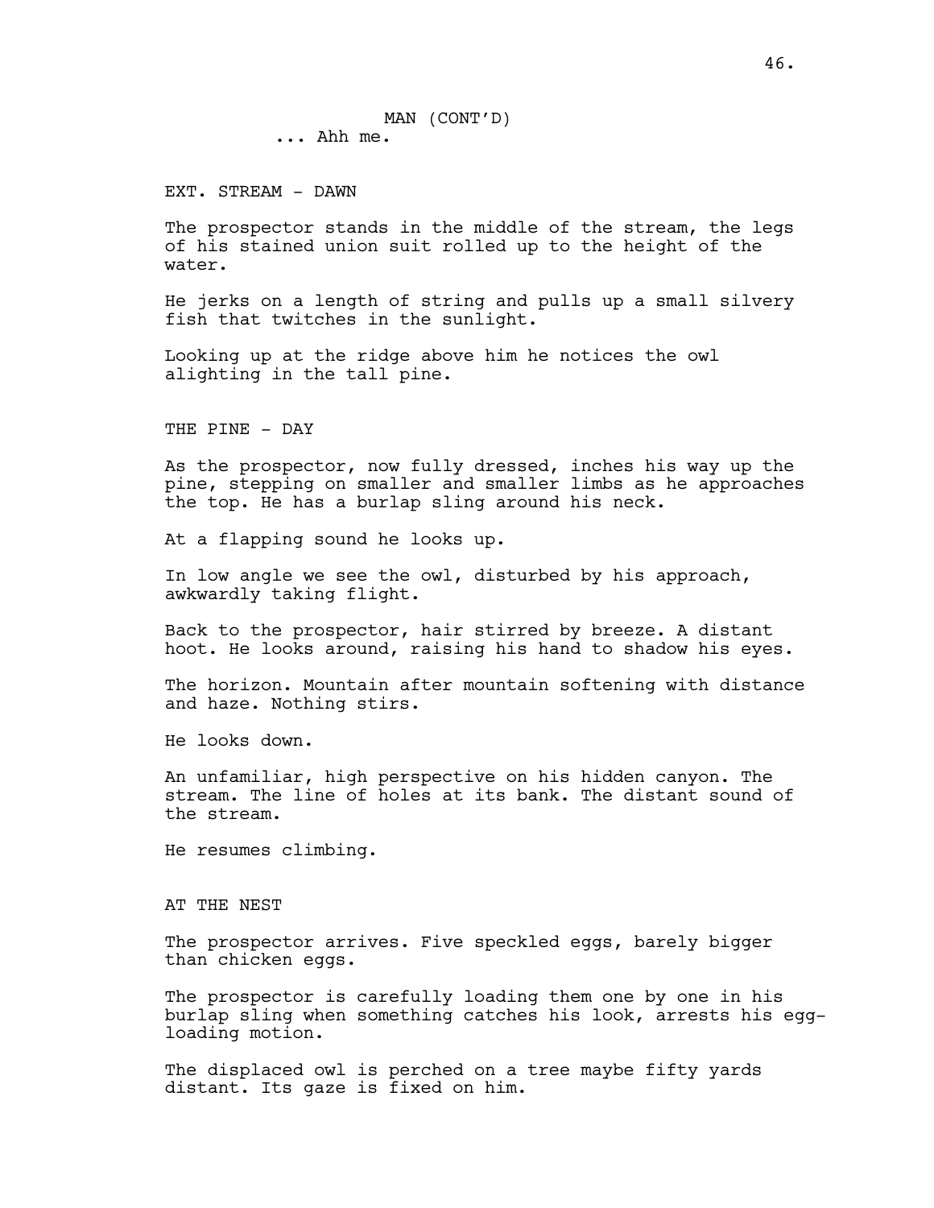MAN (CONT'D)
... Ahh me.

EXT. STREAM - DAWN

The prospector stands in the middle of the stream, the legs of his stained union suit rolled up to the height of the water.

He jerks on a length of string and pulls up a small silvery fish that twitches in the sunlight.

Looking up at the ridge above him he notices the owl alighting in the tall pine.

THE PINE - DAY

As the prospector, now fully dressed, inches his way up the pine, stepping on smaller and smaller limbs as he approaches the top. He has a burlap sling around his neck.

At a flapping sound he looks up.

In low angle we see the owl, disturbed by his approach, awkwardly taking flight.

Back to the prospector, hair stirred by breeze. A distant hoot. He looks around, raising his hand to shadow his eyes.

The horizon. Mountain after mountain softening with distance and haze. Nothing stirs.

He looks down.

An unfamiliar, high perspective on his hidden canyon. The stream. The line of holes at its bank. The distant sound of the stream.

He resumes climbing.

AT THE NEST

The prospector arrives. Five speckled eggs, barely bigger than chicken eggs.

The prospector is carefully loading them one by one in his burlap sling when something catches his look, arrests his egg-loading motion.

The displaced owl is perched on a tree maybe fifty yards distant. Its gaze is fixed on him.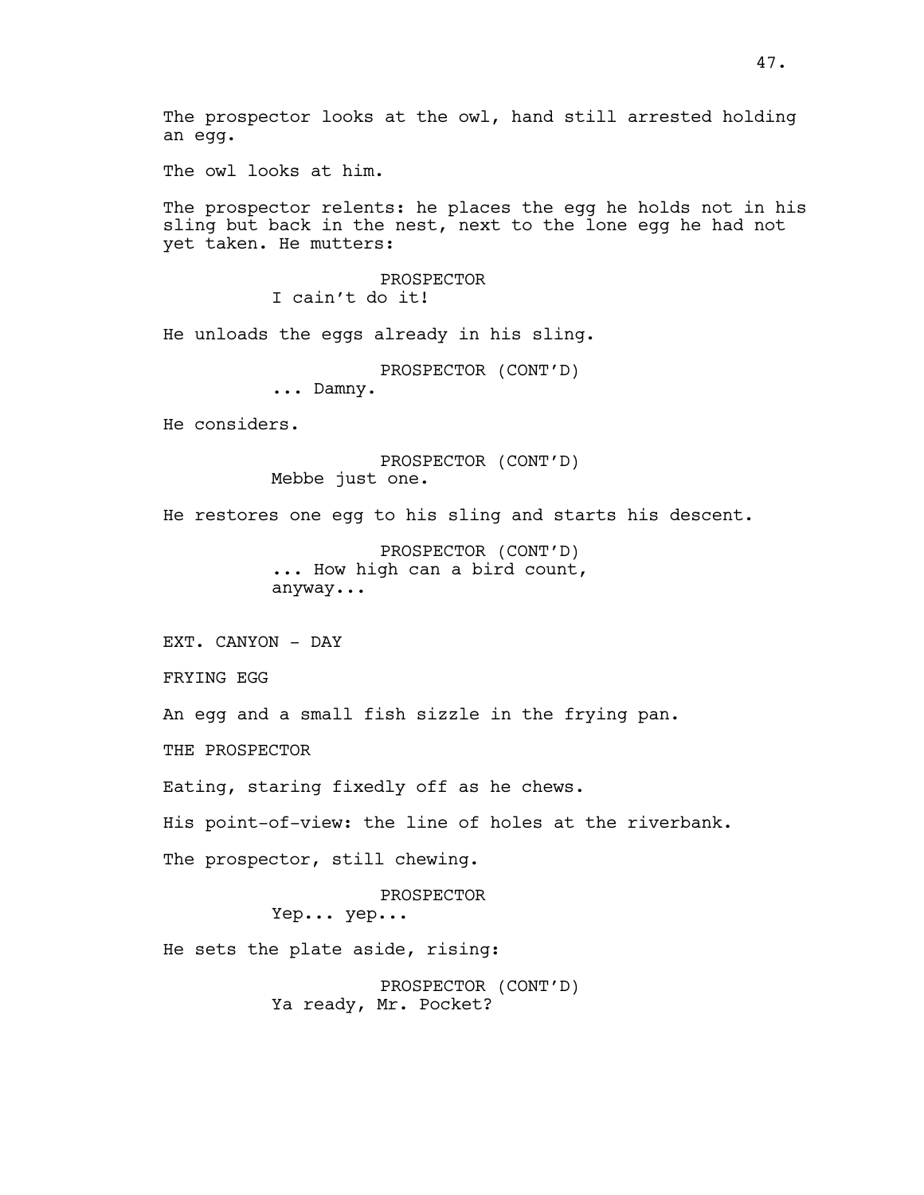The prospector looks at the owl, hand still arrested holding an egg.

The owl looks at him.

The prospector relents: he places the egg he holds not in his sling but back in the nest, next to the lone egg he had not yet taken. He mutters:

PROSPECTOR
I cain't do it!

He unloads the eggs already in his sling.

PROSPECTOR (CONT'D)
... Damny.

He considers.

PROSPECTOR (CONT'D)
Mebbe just one.

He restores one egg to his sling and starts his descent.

PROSPECTOR (CONT'D)
... How high can a bird count, anyway...

EXT. CANYON - DAY

FRYING EGG

An egg and a small fish sizzle in the frying pan.

THE PROSPECTOR

Eating, staring fixedly off as he chews.

His point-of-view: the line of holes at the riverbank.

The prospector, still chewing.

PROSPECTOR
Yep... yep...

He sets the plate aside, rising:

PROSPECTOR (CONT'D)
Ya ready, Mr. Pocket?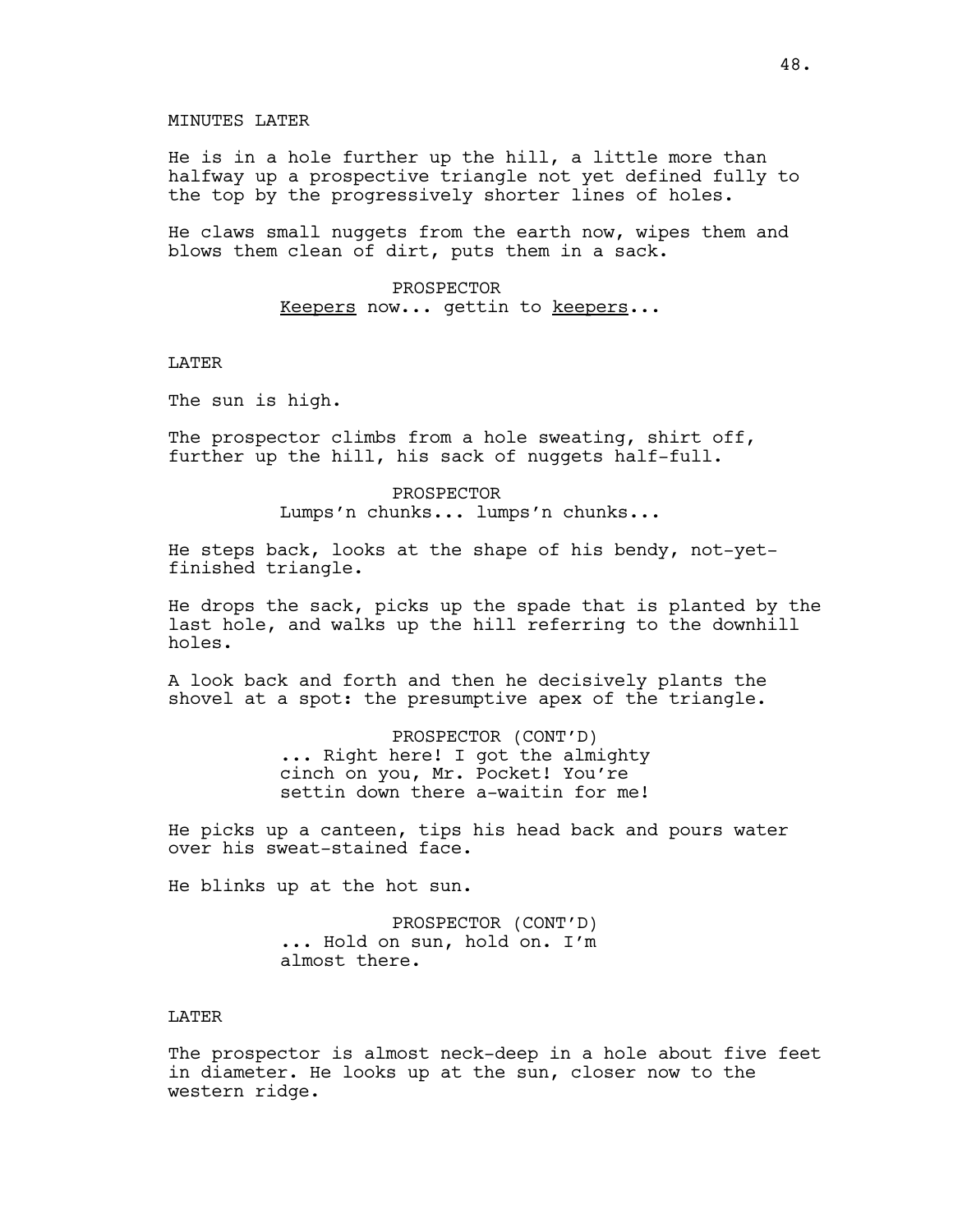MINUTES LATER

He is in a hole further up the hill, a little more than halfway up a prospective triangle not yet defined fully to the top by the progressively shorter lines of holes.

He claws small nuggets from the earth now, wipes them and blows them clean of dirt, puts them in a sack.

PROSPECTOR
<u>Keepers</u> now... gettin to <u>keepers</u>...

LATER

The sun is high.

The prospector climbs from a hole sweating, shirt off, further up the hill, his sack of nuggets half-full.

PROSPECTOR
Lumps'n chunks... lumps'n chunks...

He steps back, looks at the shape of his bendy, not-yet-finished triangle.

He drops the sack, picks up the spade that is planted by the last hole, and walks up the hill referring to the downhill holes.

A look back and forth and then he decisively plants the shovel at a spot: the presumptive apex of the triangle.

PROSPECTOR (CONT'D)
... Right here! I got the almighty cinch on you, Mr. Pocket! You're settin down there a-waitin for me!

He picks up a canteen, tips his head back and pours water over his sweat-stained face.

He blinks up at the hot sun.

PROSPECTOR (CONT'D)
... Hold on sun, hold on. I'm almost there.

LATER

The prospector is almost neck-deep in a hole about five feet in diameter. He looks up at the sun, closer now to the western ridge.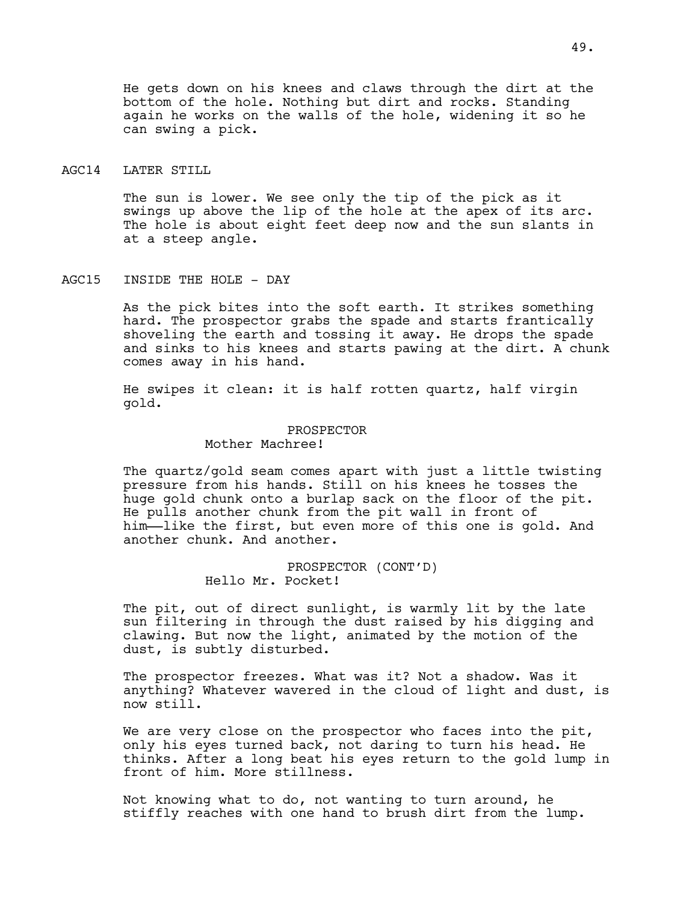He gets down on his knees and claws through the dirt at the bottom of the hole. Nothing but dirt and rocks. Standing again he works on the walls of the hole, widening it so he can swing a pick.

AGC14 LATER STILL

The sun is lower. We see only the tip of the pick as it swings up above the lip of the hole at the apex of its arc. The hole is about eight feet deep now and the sun slants in at a steep angle.

AGC15 INSIDE THE HOLE - DAY

As the pick bites into the soft earth. It strikes something hard. The prospector grabs the spade and starts frantically shoveling the earth and tossing it away. He drops the spade and sinks to his knees and starts pawing at the dirt. A chunk comes away in his hand.

He swipes it clean: it is half rotten quartz, half virgin gold.

PROSPECTOR
Mother Machree!

The quartz/gold seam comes apart with just a little twisting pressure from his hands. Still on his knees he tosses the huge gold chunk onto a burlap sack on the floor of the pit. He pulls another chunk from the pit wall in front of him——like the first, but even more of this one is gold. And another chunk. And another.

PROSPECTOR (CONT'D)
Hello Mr. Pocket!

The pit, out of direct sunlight, is warmly lit by the late sun filtering in through the dust raised by his digging and clawing. But now the light, animated by the motion of the dust, is subtly disturbed.

The prospector freezes. What was it? Not a shadow. Was it anything? Whatever wavered in the cloud of light and dust, is now still.

We are very close on the prospector who faces into the pit, only his eyes turned back, not daring to turn his head. He thinks. After a long beat his eyes return to the gold lump in front of him. More stillness.

Not knowing what to do, not wanting to turn around, he stiffly reaches with one hand to brush dirt from the lump.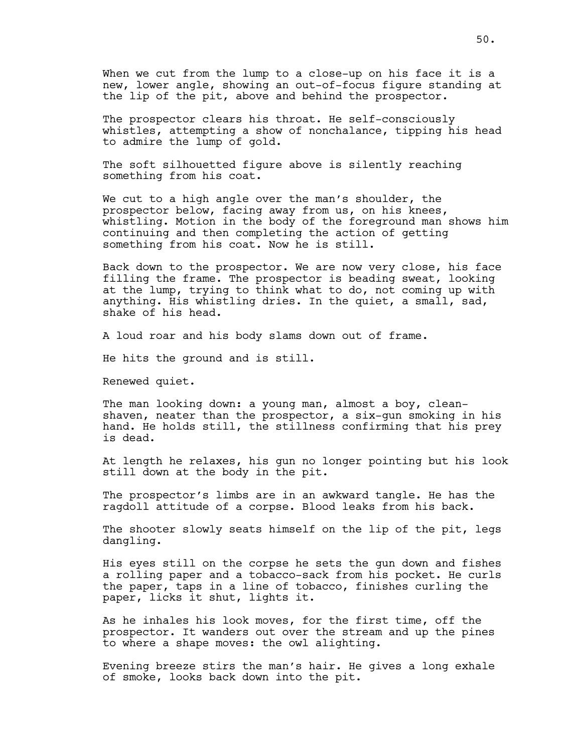When we cut from the lump to a close-up on his face it is a new, lower angle, showing an out-of-focus figure standing at the lip of the pit, above and behind the prospector.

The prospector clears his throat. He self-consciously whistles, attempting a show of nonchalance, tipping his head to admire the lump of gold.

The soft silhouetted figure above is silently reaching something from his coat.

We cut to a high angle over the man's shoulder, the prospector below, facing away from us, on his knees, whistling. Motion in the body of the foreground man shows him continuing and then completing the action of getting something from his coat. Now he is still.

Back down to the prospector. We are now very close, his face filling the frame. The prospector is beading sweat, looking at the lump, trying to think what to do, not coming up with anything. His whistling dries. In the quiet, a small, sad, shake of his head.

A loud roar and his body slams down out of frame.

He hits the ground and is still.

Renewed quiet.

The man looking down: a young man, almost a boy, clean-shaven, neater than the prospector, a six-gun smoking in his hand. He holds still, the stillness confirming that his prey is dead.

At length he relaxes, his gun no longer pointing but his look still down at the body in the pit.

The prospector's limbs are in an awkward tangle. He has the ragdoll attitude of a corpse. Blood leaks from his back.

The shooter slowly seats himself on the lip of the pit, legs dangling.

His eyes still on the corpse he sets the gun down and fishes a rolling paper and a tobacco-sack from his pocket. He curls the paper, taps in a line of tobacco, finishes curling the paper, licks it shut, lights it.

As he inhales his look moves, for the first time, off the prospector. It wanders out over the stream and up the pines to where a shape moves: the owl alighting.

Evening breeze stirs the man's hair. He gives a long exhale of smoke, looks back down into the pit.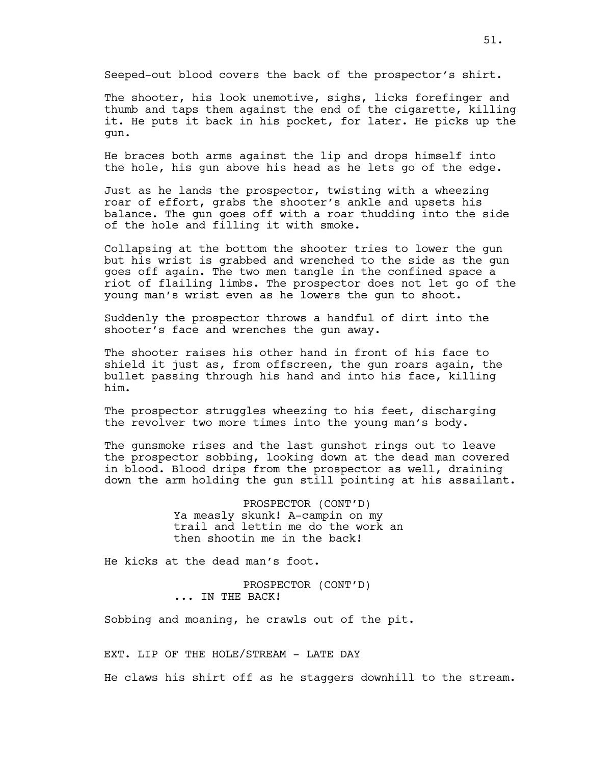Seeped-out blood covers the back of the prospector's shirt.

The shooter, his look unemotive, sighs, licks forefinger and thumb and taps them against the end of the cigarette, killing it. He puts it back in his pocket, for later. He picks up the gun.

He braces both arms against the lip and drops himself into the hole, his gun above his head as he lets go of the edge.

Just as he lands the prospector, twisting with a wheezing roar of effort, grabs the shooter's ankle and upsets his balance. The gun goes off with a roar thudding into the side of the hole and filling it with smoke.

Collapsing at the bottom the shooter tries to lower the gun but his wrist is grabbed and wrenched to the side as the gun goes off again. The two men tangle in the confined space a riot of flailing limbs. The prospector does not let go of the young man's wrist even as he lowers the gun to shoot.

Suddenly the prospector throws a handful of dirt into the shooter's face and wrenches the gun away.

The shooter raises his other hand in front of his face to shield it just as, from offscreen, the gun roars again, the bullet passing through his hand and into his face, killing him.

The prospector struggles wheezing to his feet, discharging the revolver two more times into the young man's body.

The gunsmoke rises and the last gunshot rings out to leave the prospector sobbing, looking down at the dead man covered in blood. Blood drips from the prospector as well, draining down the arm holding the gun still pointing at his assailant.

PROSPECTOR (CONT'D)
Ya measly skunk! A-campin on my trail and lettin me do the work an then shootin me in the back!

He kicks at the dead man's foot.

PROSPECTOR (CONT'D)
... IN THE BACK!

Sobbing and moaning, he crawls out of the pit.

EXT. LIP OF THE HOLE/STREAM - LATE DAY

He claws his shirt off as he staggers downhill to the stream.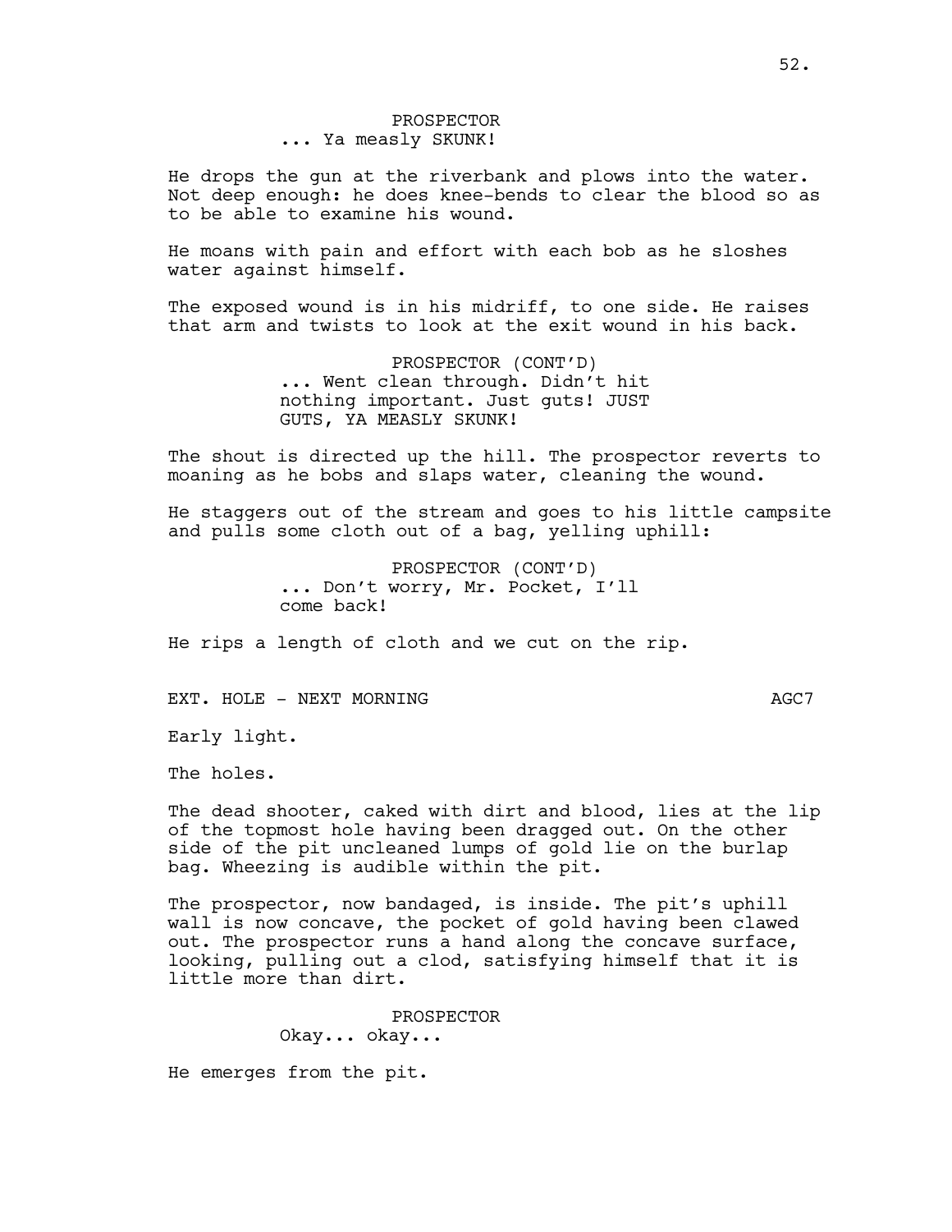PROSPECTOR
... Ya measly SKUNK!

He drops the gun at the riverbank and plows into the water. Not deep enough: he does knee-bends to clear the blood so as to be able to examine his wound.

He moans with pain and effort with each bob as he sloshes water against himself.

The exposed wound is in his midriff, to one side. He raises that arm and twists to look at the exit wound in his back.

PROSPECTOR (CONT'D)
... Went clean through. Didn't hit nothing important. Just guts! JUST GUTS, YA MEASLY SKUNK!

The shout is directed up the hill. The prospector reverts to moaning as he bobs and slaps water, cleaning the wound.

He staggers out of the stream and goes to his little campsite and pulls some cloth out of a bag, yelling uphill:

PROSPECTOR (CONT'D)
... Don't worry, Mr. Pocket, I'll come back!

He rips a length of cloth and we cut on the rip.

EXT. HOLE - NEXT MORNING AGC7

Early light.

The holes.

The dead shooter, caked with dirt and blood, lies at the lip of the topmost hole having been dragged out. On the other side of the pit uncleaned lumps of gold lie on the burlap bag. Wheezing is audible within the pit.

The prospector, now bandaged, is inside. The pit's uphill wall is now concave, the pocket of gold having been clawed out. The prospector runs a hand along the concave surface, looking, pulling out a clod, satisfying himself that it is little more than dirt.

PROSPECTOR
Okay... okay...

He emerges from the pit.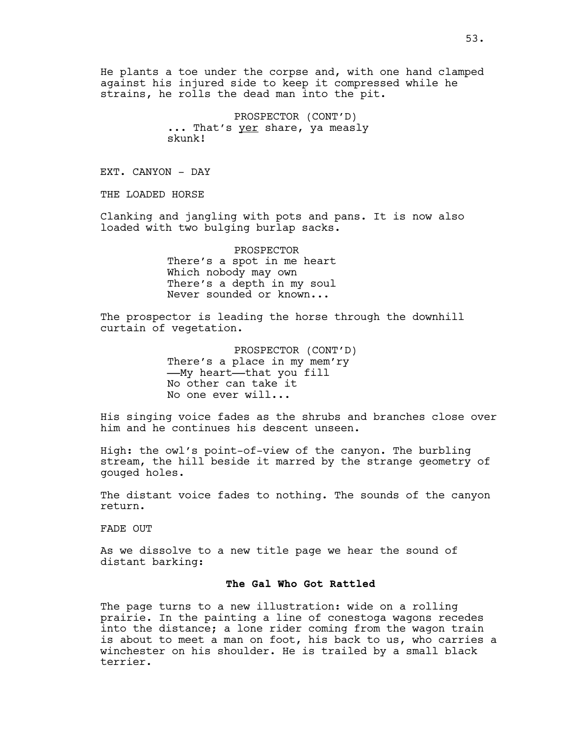He plants a toe under the corpse and, with one hand clamped against his injured side to keep it compressed while he strains, he rolls the dead man into the pit.

PROSPECTOR (CONT'D)
... That's yer share, ya measly skunk!

EXT. CANYON - DAY

THE LOADED HORSE

Clanking and jangling with pots and pans. It is now also loaded with two bulging burlap sacks.

PROSPECTOR
There's a spot in me heart
Which nobody may own
There's a depth in my soul
Never sounded or known...

The prospector is leading the horse through the downhill curtain of vegetation.

PROSPECTOR (CONT'D)
There's a place in my mem'ry
——My heart——that you fill
No other can take it
No one ever will...

His singing voice fades as the shrubs and branches close over him and he continues his descent unseen.

High: the owl's point-of-view of the canyon. The burbling stream, the hill beside it marred by the strange geometry of gouged holes.

The distant voice fades to nothing. The sounds of the canyon return.

FADE OUT

As we dissolve to a new title page we hear the sound of distant barking:

**The Gal Who Got Rattled**

The page turns to a new illustration: wide on a rolling prairie. In the painting a line of conestoga wagons recedes into the distance; a lone rider coming from the wagon train is about to meet a man on foot, his back to us, who carries a winchester on his shoulder. He is trailed by a small black terrier.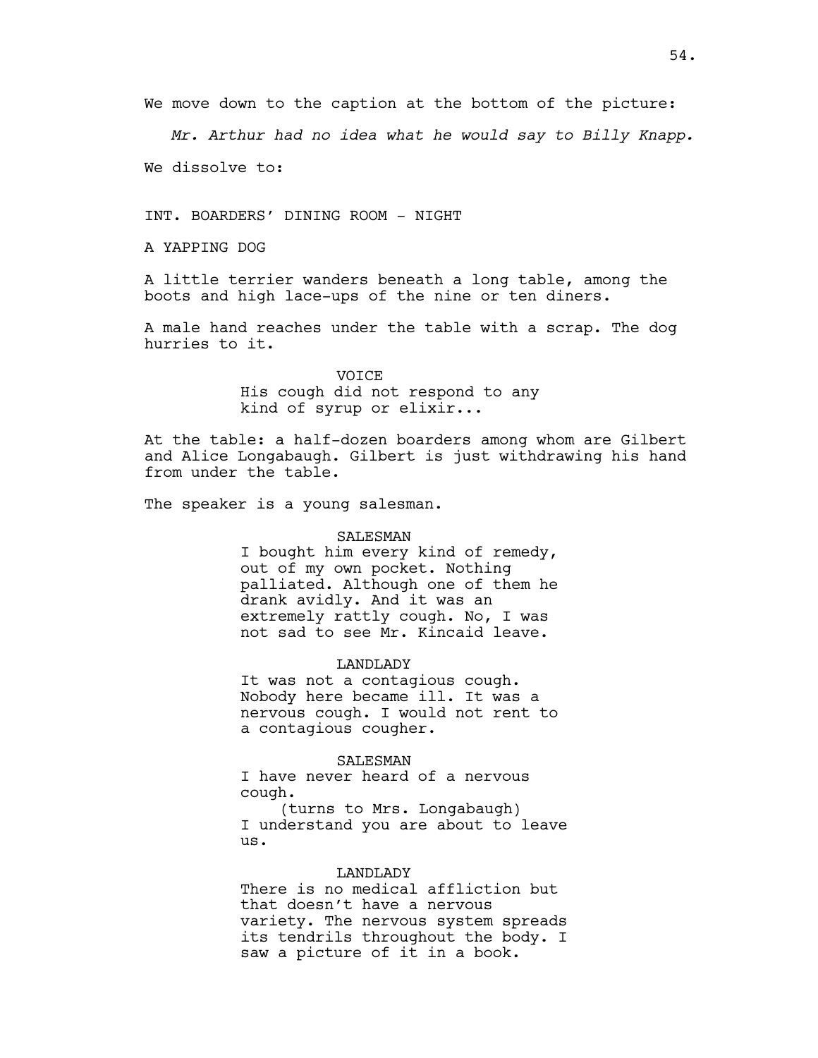We move down to the caption at the bottom of the picture:

*Mr. Arthur had no idea what he would say to Billy Knapp.*

We dissolve to:

INT. BOARDERS' DINING ROOM - NIGHT

A YAPPING DOG

A little terrier wanders beneath a long table, among the boots and high lace-ups of the nine or ten diners.

A male hand reaches under the table with a scrap. The dog hurries to it.

VOICE
His cough did not respond to any kind of syrup or elixir...

At the table: a half-dozen boarders among whom are Gilbert and Alice Longabaugh. Gilbert is just withdrawing his hand from under the table.

The speaker is a young salesman.

SALESMAN
I bought him every kind of remedy, out of my own pocket. Nothing palliated. Although one of them he drank avidly. And it was an extremely rattly cough. No, I was not sad to see Mr. Kincaid leave.

LANDLADY
It was not a contagious cough. Nobody here became ill. It was a nervous cough. I would not rent to a contagious cougher.

SALESMAN
I have never heard of a nervous cough.
(turns to Mrs. Longabaugh)
I understand you are about to leave us.

LANDLADY
There is no medical affliction but that doesn't have a nervous variety. The nervous system spreads its tendrils throughout the body. I saw a picture of it in a book.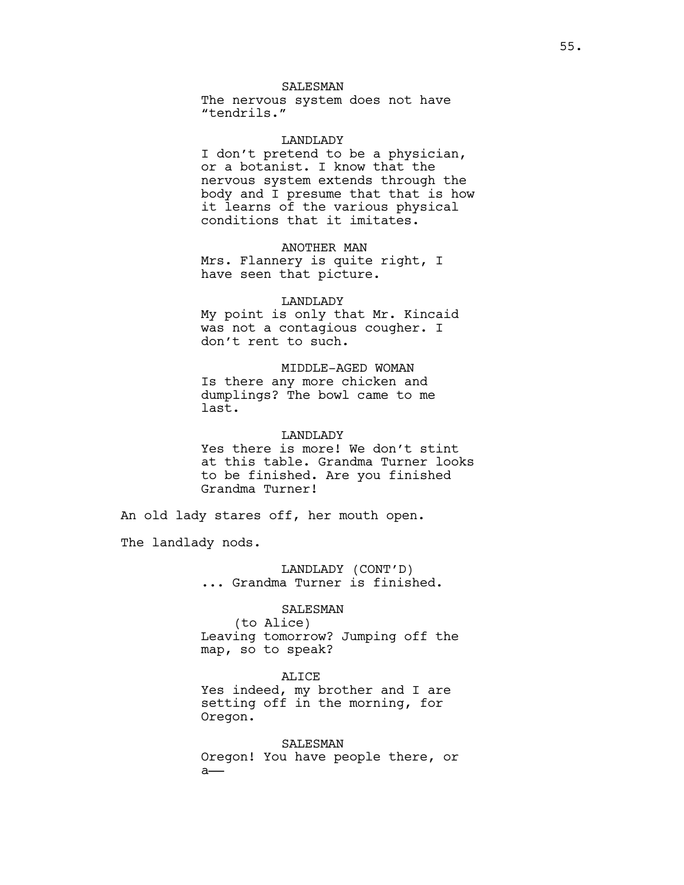SALESMAN

The nervous system does not have "tendrils."

LANDLADY

I don't pretend to be a physician, or a botanist. I know that the nervous system extends through the body and I presume that that is how it learns of the various physical conditions that it imitates.

ANOTHER MAN

Mrs. Flannery is quite right, I have seen that picture.

LANDLADY

My point is only that Mr. Kincaid was not a contagious cougher. I don't rent to such.

MIDDLE-AGED WOMAN

Is there any more chicken and dumplings? The bowl came to me last.

LANDLADY

Yes there is more! We don't stint at this table. Grandma Turner looks to be finished. Are you finished Grandma Turner!

An old lady stares off, her mouth open.

The landlady nods.

LANDLADY (CONT'D)

... Grandma Turner is finished.

SALESMAN

(to Alice)

Leaving tomorrow? Jumping off the map, so to speak?

ALICE

Yes indeed, my brother and I are setting off in the morning, for Oregon.

SALESMAN

Oregon! You have people there, or a——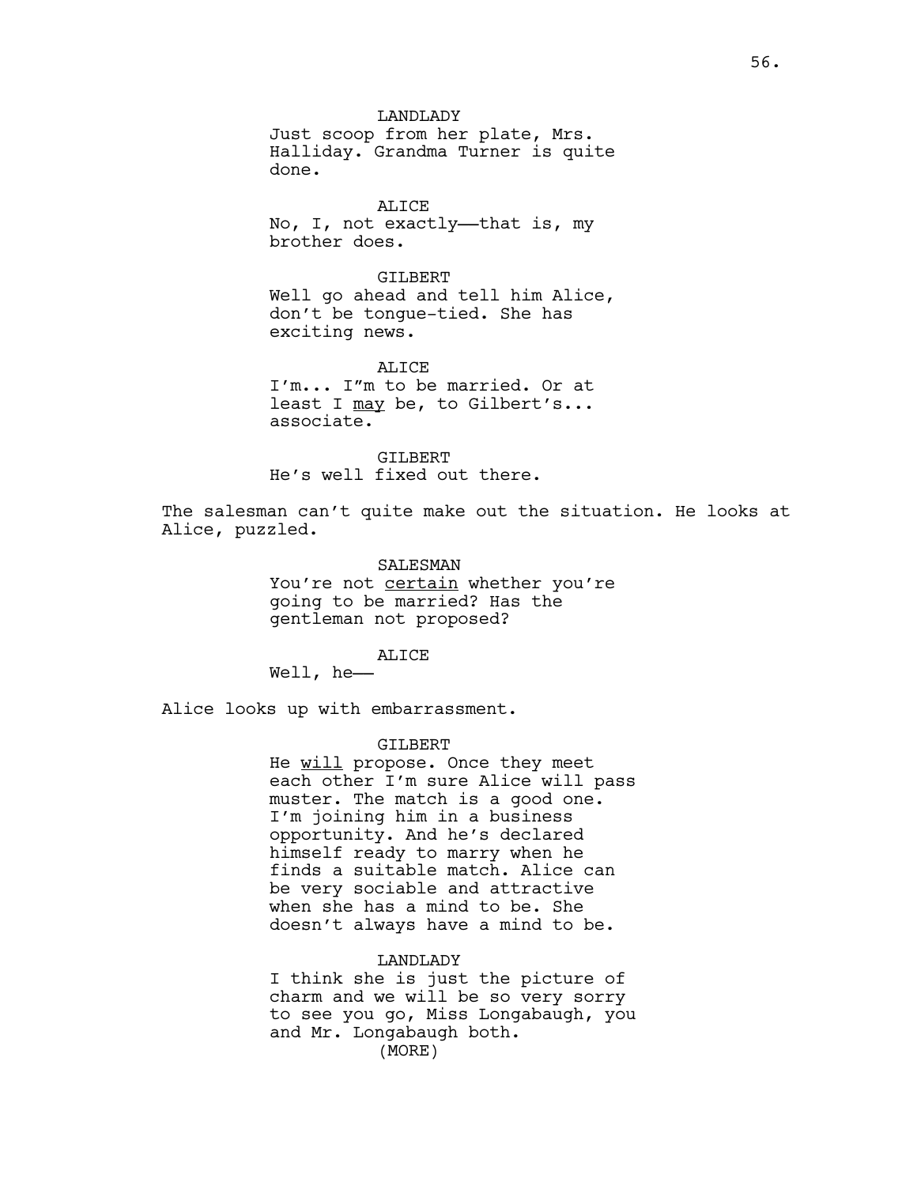LANDLADY

Just scoop from her plate, Mrs. Halliday. Grandma Turner is quite done.

ALICE

No, I, not exactly——that is, my brother does.

GILBERT

Well go ahead and tell him Alice, don't be tongue-tied. She has exciting news.

ALICE

I'm... I"m to be married. Or at least I <u>may</u> be, to Gilbert's... associate.

GILBERT

He's well fixed out there.

The salesman can't quite make out the situation. He looks at Alice, puzzled.

SALESMAN

You're not <u>certain</u> whether you're going to be married? Has the gentleman not proposed?

ALICE

Well, he——

Alice looks up with embarrassment.

GILBERT

He <u>will</u> propose. Once they meet each other I'm sure Alice will pass muster. The match is a good one. I'm joining him in a business opportunity. And he's declared himself ready to marry when he finds a suitable match. Alice can be very sociable and attractive when she has a mind to be. She doesn't always have a mind to be.

LANDLADY

I think she is just the picture of charm and we will be so very sorry to see you go, Miss Longabaugh, you and Mr. Longabaugh both.

(MORE)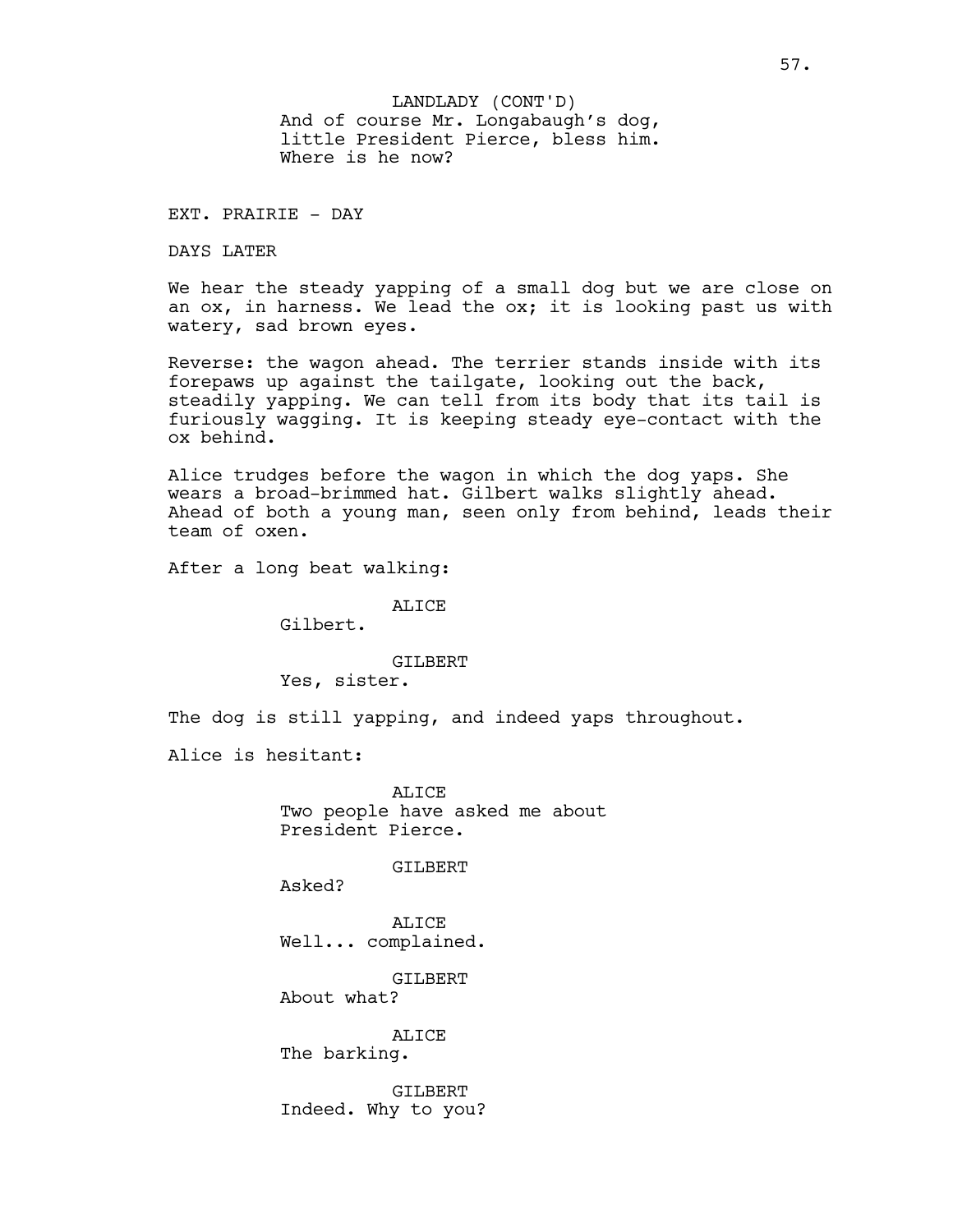LANDLADY (CONT'D)
And of course Mr. Longabaugh's dog, little President Pierce, bless him. Where is he now?

EXT. PRAIRIE - DAY

DAYS LATER

We hear the steady yapping of a small dog but we are close on an ox, in harness. We lead the ox; it is looking past us with watery, sad brown eyes.

Reverse: the wagon ahead. The terrier stands inside with its forepaws up against the tailgate, looking out the back, steadily yapping. We can tell from its body that its tail is furiously wagging. It is keeping steady eye-contact with the ox behind.

Alice trudges before the wagon in which the dog yaps. She wears a broad-brimmed hat. Gilbert walks slightly ahead. Ahead of both a young man, seen only from behind, leads their team of oxen.

After a long beat walking:

ALICE
Gilbert.

GILBERT
Yes, sister.

The dog is still yapping, and indeed yaps throughout.

Alice is hesitant:

ALICE
Two people have asked me about President Pierce.

GILBERT
Asked?

ALICE
Well... complained.

GILBERT
About what?

ALICE
The barking.

GILBERT
Indeed. Why to you?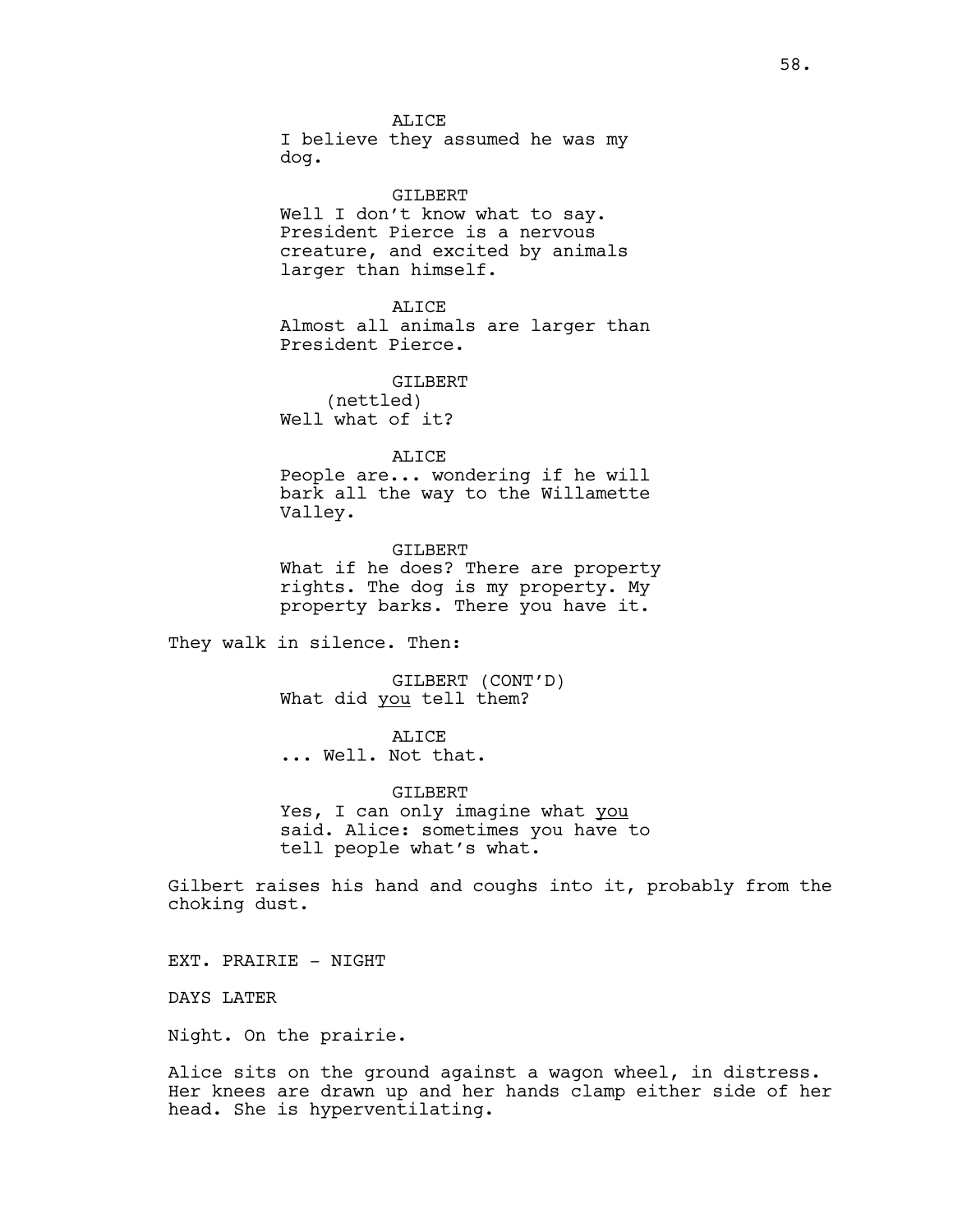ALICE
I believe they assumed he was my dog.

GILBERT
Well I don't know what to say. President Pierce is a nervous creature, and excited by animals larger than himself.

ALICE
Almost all animals are larger than President Pierce.

GILBERT
(nettled)
Well what of it?

ALICE
People are... wondering if he will bark all the way to the Willamette Valley.

GILBERT
What if he does? There are property rights. The dog is my property. My property barks. There you have it.

They walk in silence. Then:

GILBERT (CONT'D)
What did _you_ tell them?

ALICE
... Well. Not that.

GILBERT
Yes, I can only imagine what _you_ said. Alice: sometimes you have to tell people what's what.

Gilbert raises his hand and coughs into it, probably from the choking dust.

EXT. PRAIRIE - NIGHT

DAYS LATER

Night. On the prairie.

Alice sits on the ground against a wagon wheel, in distress. Her knees are drawn up and her hands clamp either side of her head. She is hyperventilating.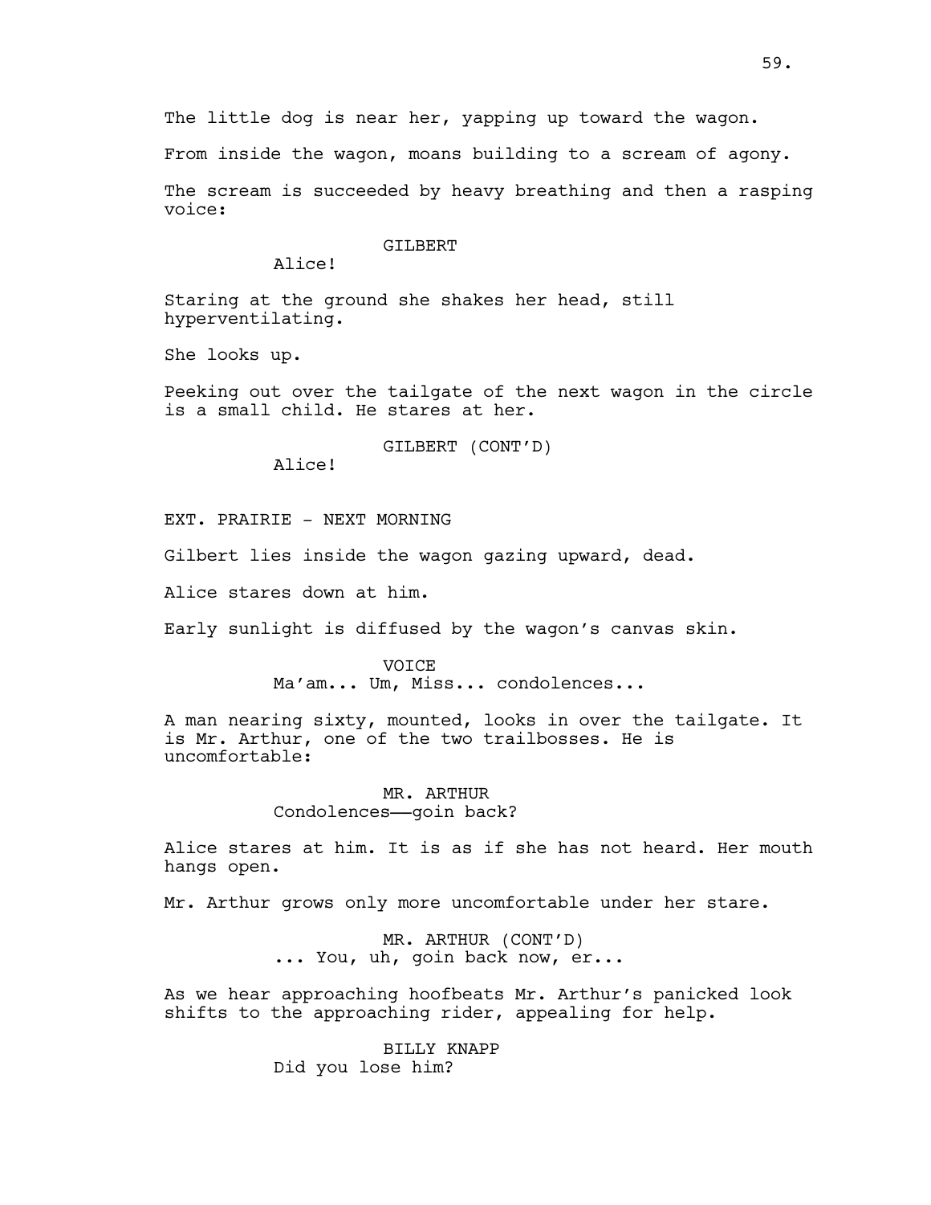The little dog is near her, yapping up toward the wagon.

From inside the wagon, moans building to a scream of agony.

The scream is succeeded by heavy breathing and then a rasping voice:

GILBERT

Alice!

Staring at the ground she shakes her head, still hyperventilating.

She looks up.

Peeking out over the tailgate of the next wagon in the circle is a small child. He stares at her.

GILBERT (CONT'D)

Alice!

EXT. PRAIRIE - NEXT MORNING

Gilbert lies inside the wagon gazing upward, dead.

Alice stares down at him.

Early sunlight is diffused by the wagon's canvas skin.

VOICE

Ma'am... Um, Miss... condolences...

A man nearing sixty, mounted, looks in over the tailgate. It is Mr. Arthur, one of the two trailbosses. He is uncomfortable:

MR. ARTHUR

Condolences——goin back?

Alice stares at him. It is as if she has not heard. Her mouth hangs open.

Mr. Arthur grows only more uncomfortable under her stare.

MR. ARTHUR (CONT'D)

... You, uh, goin back now, er...

As we hear approaching hoofbeats Mr. Arthur's panicked look shifts to the approaching rider, appealing for help.

BILLY KNAPP

Did you lose him?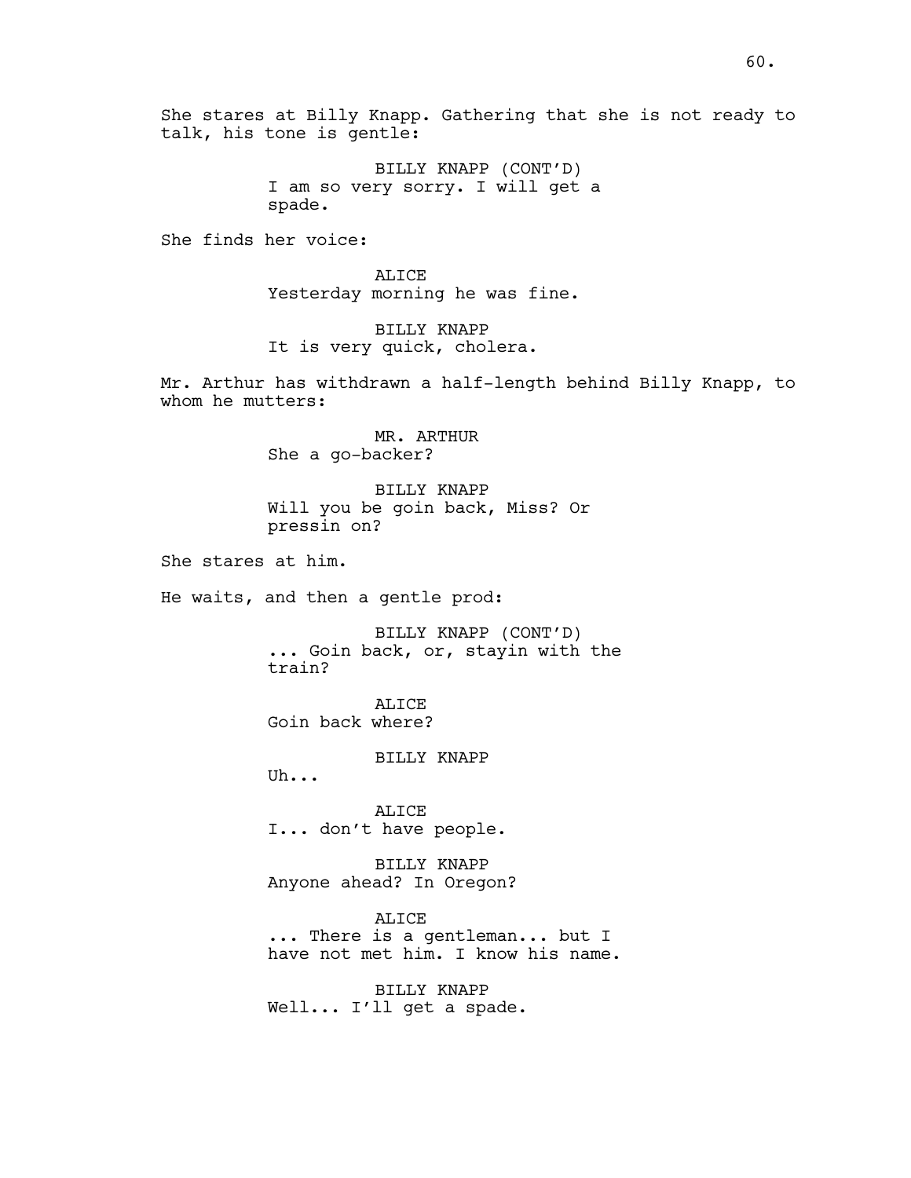She stares at Billy Knapp. Gathering that she is not ready to talk, his tone is gentle:

BILLY KNAPP (CONT'D)
I am so very sorry. I will get a spade.

She finds her voice:

ALICE
Yesterday morning he was fine.

BILLY KNAPP
It is very quick, cholera.

Mr. Arthur has withdrawn a half-length behind Billy Knapp, to whom he mutters:

MR. ARTHUR
She a go-backer?

BILLY KNAPP
Will you be goin back, Miss? Or pressin on?

She stares at him.

He waits, and then a gentle prod:

BILLY KNAPP (CONT'D)
... Goin back, or, stayin with the train?

ALICE
Goin back where?

BILLY KNAPP
Uh...

ALICE
I... don't have people.

BILLY KNAPP
Anyone ahead? In Oregon?

ALICE
... There is a gentleman... but I have not met him. I know his name.

BILLY KNAPP
Well... I'll get a spade.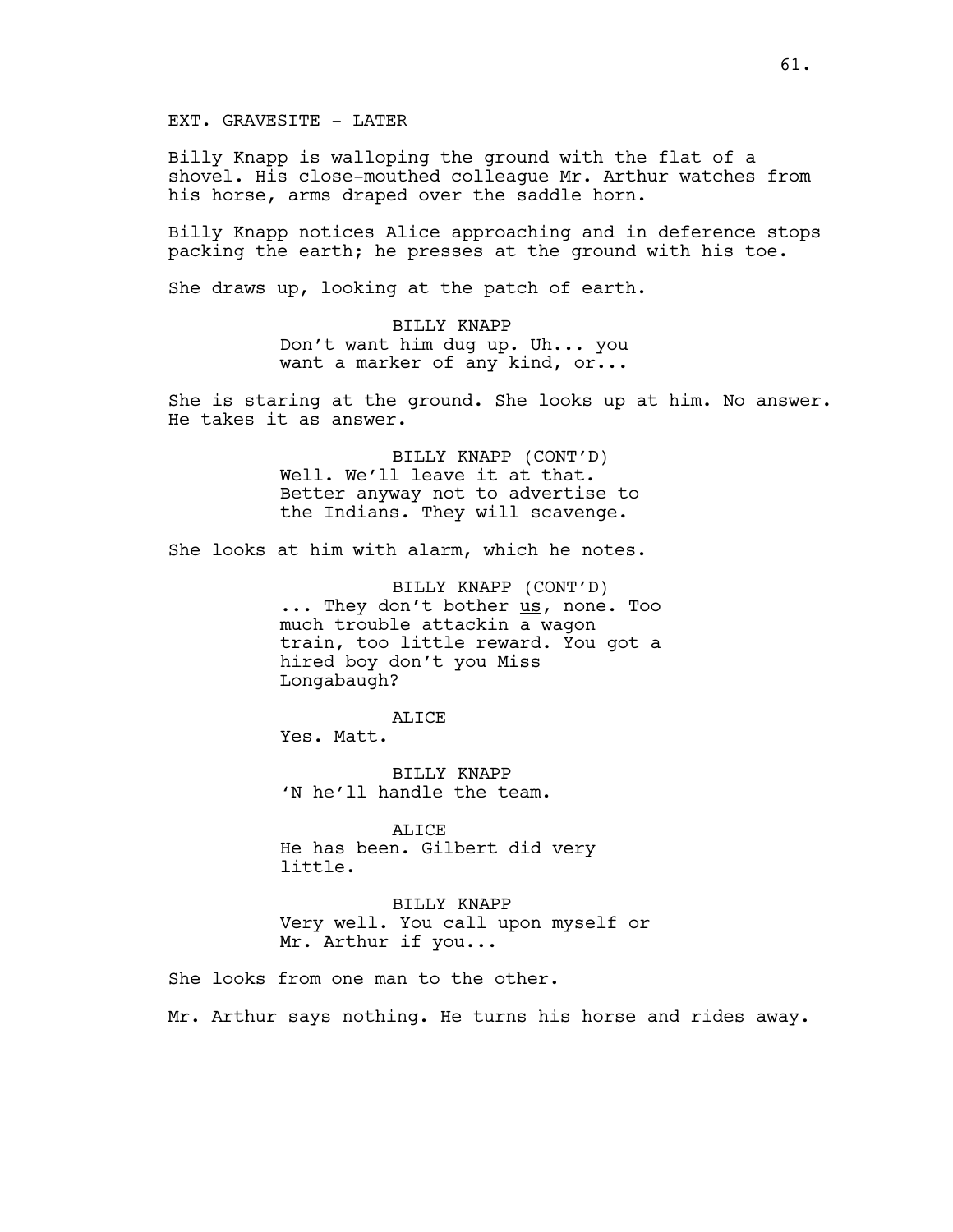EXT. GRAVESITE - LATER

Billy Knapp is walloping the ground with the flat of a shovel. His close-mouthed colleague Mr. Arthur watches from his horse, arms draped over the saddle horn.

Billy Knapp notices Alice approaching and in deference stops packing the earth; he presses at the ground with his toe.

She draws up, looking at the patch of earth.

BILLY KNAPP
Don't want him dug up. Uh... you want a marker of any kind, or...

She is staring at the ground. She looks up at him. No answer. He takes it as answer.

BILLY KNAPP (CONT'D)
Well. We'll leave it at that. Better anyway not to advertise to the Indians. They will scavenge.

She looks at him with alarm, which he notes.

BILLY KNAPP (CONT'D)
... They don't bother <u>us</u>, none. Too much trouble attackin a wagon train, too little reward. You got a hired boy don't you Miss Longabaugh?

ALICE
Yes. Matt.

BILLY KNAPP
'N he'll handle the team.

ALICE
He has been. Gilbert did very little.

BILLY KNAPP
Very well. You call upon myself or Mr. Arthur if you...

She looks from one man to the other.

Mr. Arthur says nothing. He turns his horse and rides away.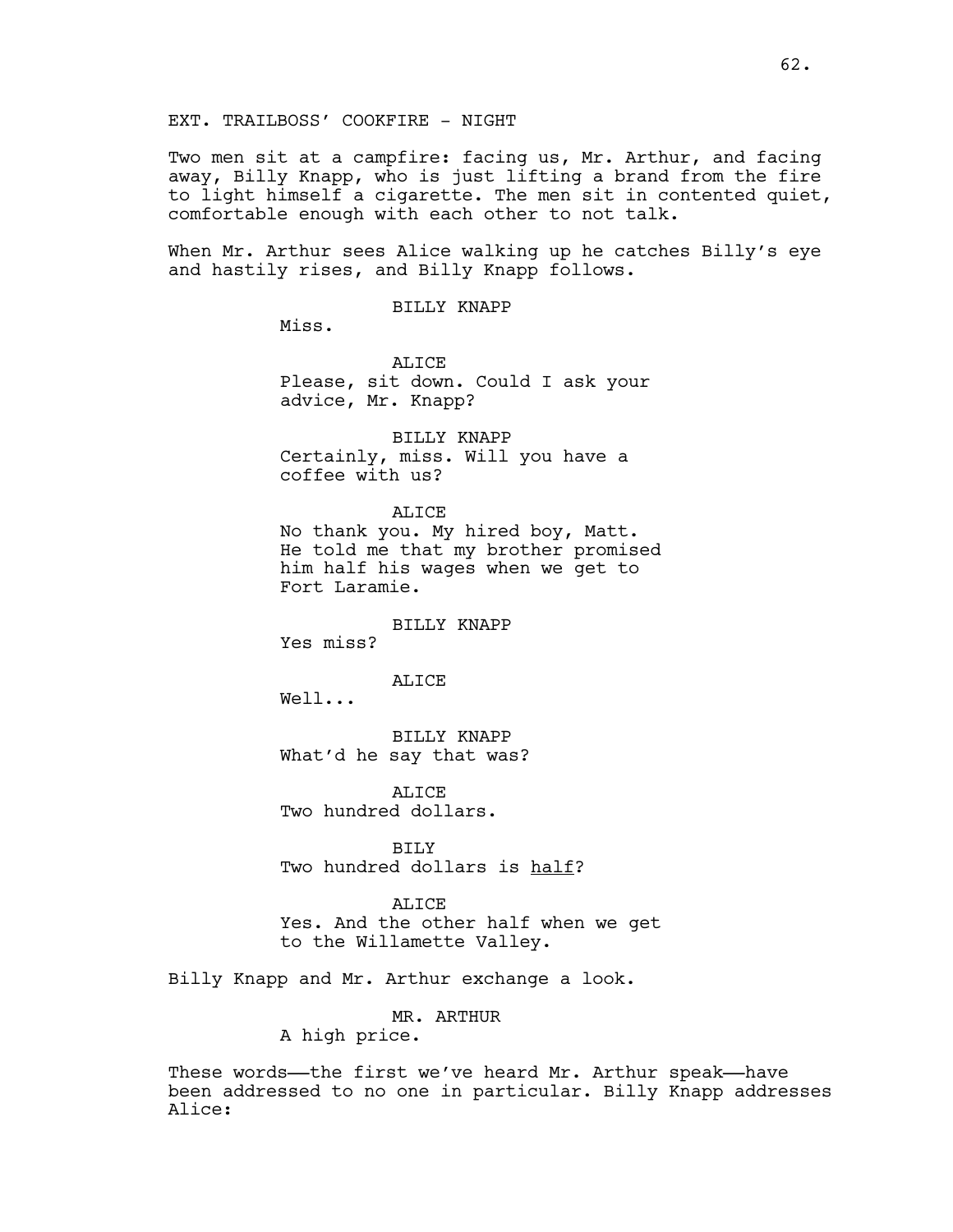EXT. TRAILBOSS' COOKFIRE - NIGHT

Two men sit at a campfire: facing us, Mr. Arthur, and facing away, Billy Knapp, who is just lifting a brand from the fire to light himself a cigarette. The men sit in contented quiet, comfortable enough with each other to not talk.

When Mr. Arthur sees Alice walking up he catches Billy's eye and hastily rises, and Billy Knapp follows.

BILLY KNAPP
Miss.

ALICE
Please, sit down. Could I ask your advice, Mr. Knapp?

BILLY KNAPP
Certainly, miss. Will you have a coffee with us?

ALICE
No thank you. My hired boy, Matt. He told me that my brother promised him half his wages when we get to Fort Laramie.

BILLY KNAPP
Yes miss?

ALICE
Well...

BILLY KNAPP
What'd he say that was?

ALICE
Two hundred dollars.

BILY
Two hundred dollars is half?

ALICE
Yes. And the other half when we get to the Willamette Valley.

Billy Knapp and Mr. Arthur exchange a look.

MR. ARTHUR
A high price.

These words——the first we've heard Mr. Arthur speak——have been addressed to no one in particular. Billy Knapp addresses Alice: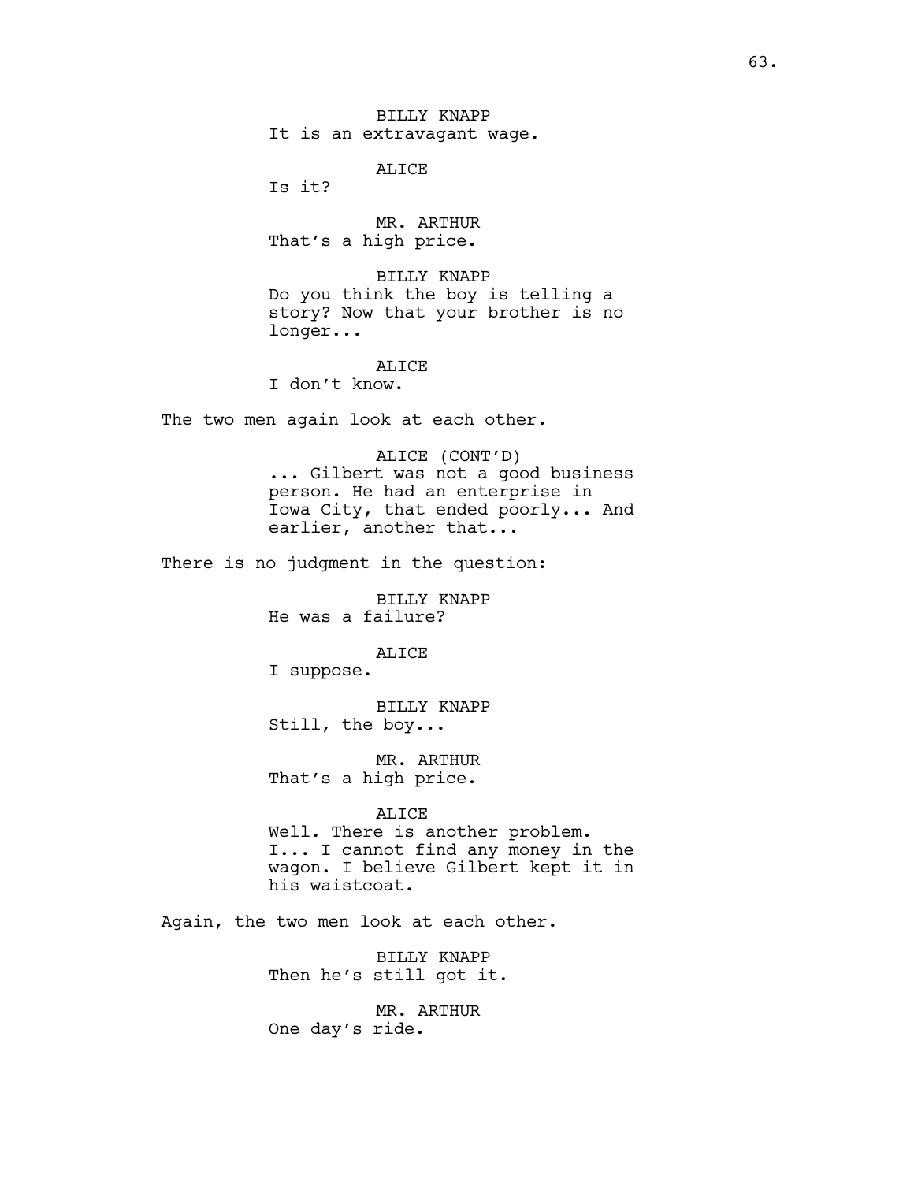BILLY KNAPP
It is an extravagant wage.

ALICE
Is it?

MR. ARTHUR
That's a high price.

BILLY KNAPP
Do you think the boy is telling a story? Now that your brother is no longer...

ALICE
I don't know.

The two men again look at each other.

ALICE (CONT'D)
... Gilbert was not a good business person. He had an enterprise in Iowa City, that ended poorly... And earlier, another that...

There is no judgment in the question:

BILLY KNAPP
He was a failure?

ALICE
I suppose.

BILLY KNAPP
Still, the boy...

MR. ARTHUR
That's a high price.

ALICE
Well. There is another problem. I... I cannot find any money in the wagon. I believe Gilbert kept it in his waistcoat.

Again, the two men look at each other.

BILLY KNAPP
Then he's still got it.

MR. ARTHUR
One day's ride.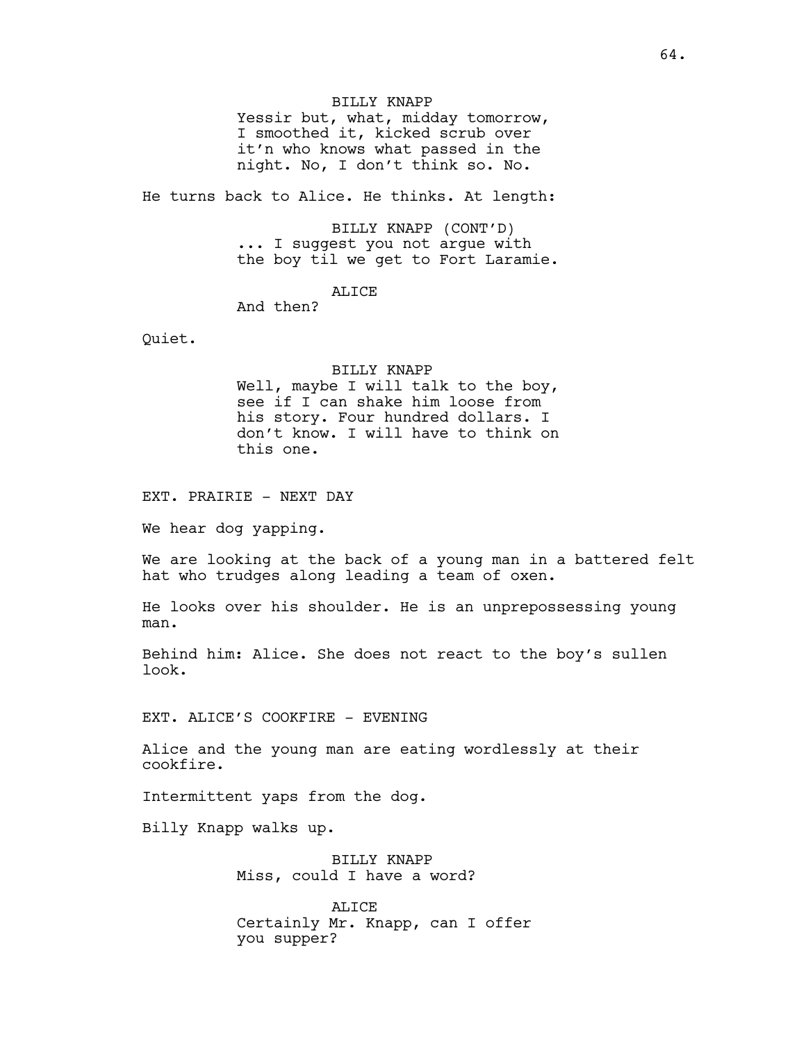BILLY KNAPP
Yessir but, what, midday tomorrow, I smoothed it, kicked scrub over it'n who knows what passed in the night. No, I don't think so. No.

He turns back to Alice. He thinks. At length:

BILLY KNAPP (CONT'D)
... I suggest you not argue with the boy til we get to Fort Laramie.

ALICE
And then?

Quiet.

BILLY KNAPP
Well, maybe I will talk to the boy, see if I can shake him loose from his story. Four hundred dollars. I don't know. I will have to think on this one.

EXT. PRAIRIE - NEXT DAY

We hear dog yapping.

We are looking at the back of a young man in a battered felt hat who trudges along leading a team of oxen.

He looks over his shoulder. He is an unprepossessing young man.

Behind him: Alice. She does not react to the boy's sullen look.

EXT. ALICE'S COOKFIRE - EVENING

Alice and the young man are eating wordlessly at their cookfire.

Intermittent yaps from the dog.

Billy Knapp walks up.

BILLY KNAPP
Miss, could I have a word?

ALICE
Certainly Mr. Knapp, can I offer you supper?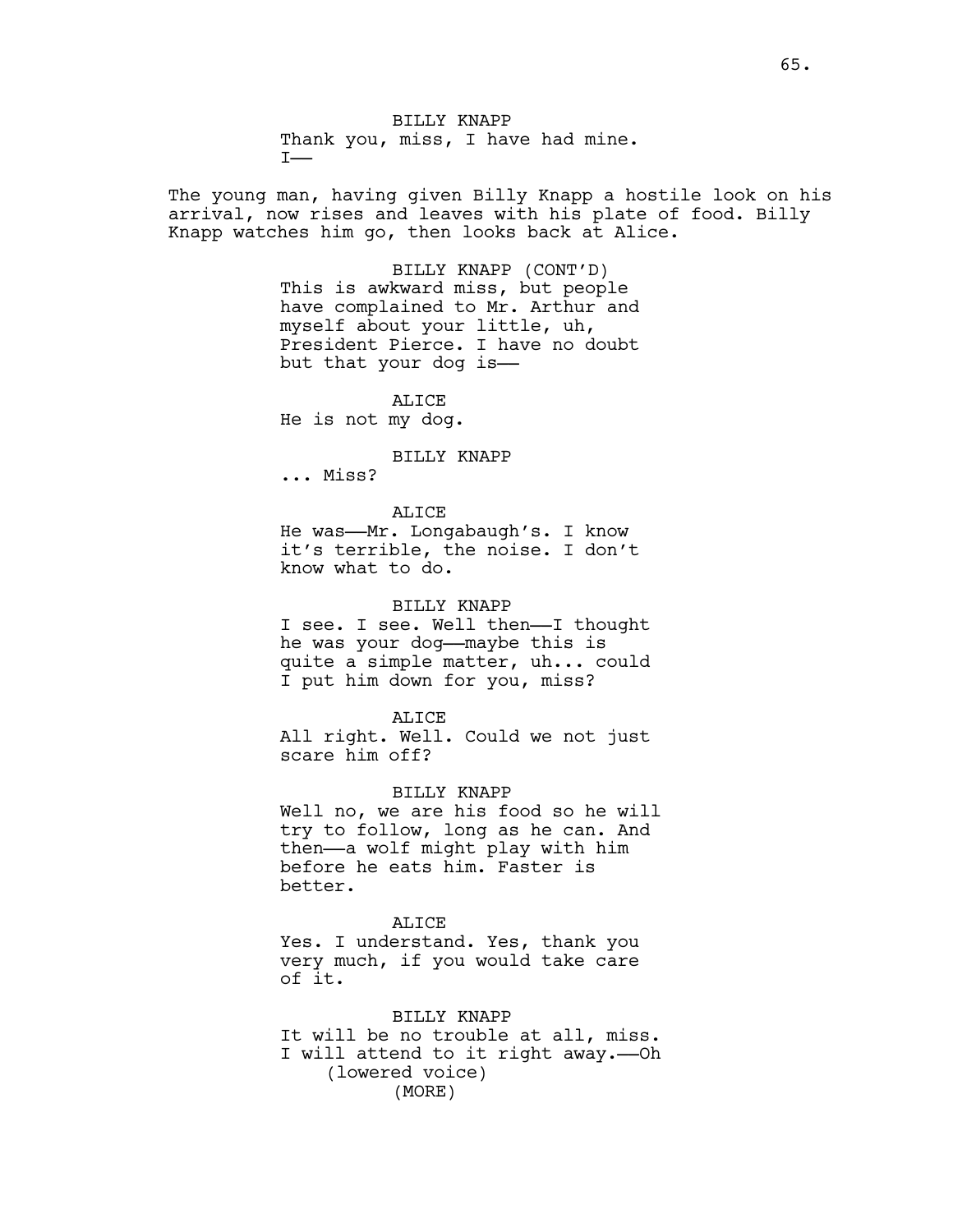BILLY KNAPP
Thank you, miss, I have had mine.
I——

The young man, having given Billy Knapp a hostile look on his arrival, now rises and leaves with his plate of food. Billy Knapp watches him go, then looks back at Alice.

BILLY KNAPP (CONT'D)
This is awkward miss, but people have complained to Mr. Arthur and myself about your little, uh, President Pierce. I have no doubt but that your dog is——

ALICE
He is not my dog.

BILLY KNAPP
... Miss?

ALICE
He was——Mr. Longabaugh's. I know it's terrible, the noise. I don't know what to do.

BILLY KNAPP
I see. I see. Well then——I thought he was your dog——maybe this is quite a simple matter, uh... could I put him down for you, miss?

ALICE
All right. Well. Could we not just scare him off?

BILLY KNAPP
Well no, we are his food so he will try to follow, long as he can. And then——a wolf might play with him before he eats him. Faster is better.

ALICE
Yes. I understand. Yes, thank you very much, if you would take care of it.

BILLY KNAPP
It will be no trouble at all, miss. I will attend to it right away.——Oh
(lowered voice)
(MORE)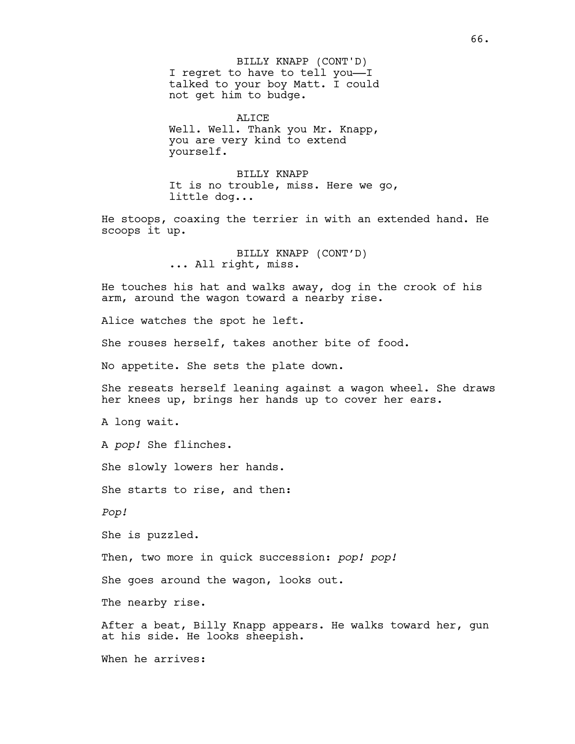BILLY KNAPP (CONT'D)
I regret to have to tell you——I talked to your boy Matt. I could not get him to budge.

ALICE
Well. Well. Thank you Mr. Knapp, you are very kind to extend yourself.

BILLY KNAPP
It is no trouble, miss. Here we go, little dog...

He stoops, coaxing the terrier in with an extended hand. He scoops it up.

BILLY KNAPP (CONT'D)
... All right, miss.

He touches his hat and walks away, dog in the crook of his arm, around the wagon toward a nearby rise.

Alice watches the spot he left.

She rouses herself, takes another bite of food.

No appetite. She sets the plate down.

She reseats herself leaning against a wagon wheel. She draws her knees up, brings her hands up to cover her ears.

A long wait.

A *pop!* She flinches.

She slowly lowers her hands.

She starts to rise, and then:

*Pop!*

She is puzzled.

Then, two more in quick succession: *pop! pop!*

She goes around the wagon, looks out.

The nearby rise.

After a beat, Billy Knapp appears. He walks toward her, gun at his side. He looks sheepish.

When he arrives: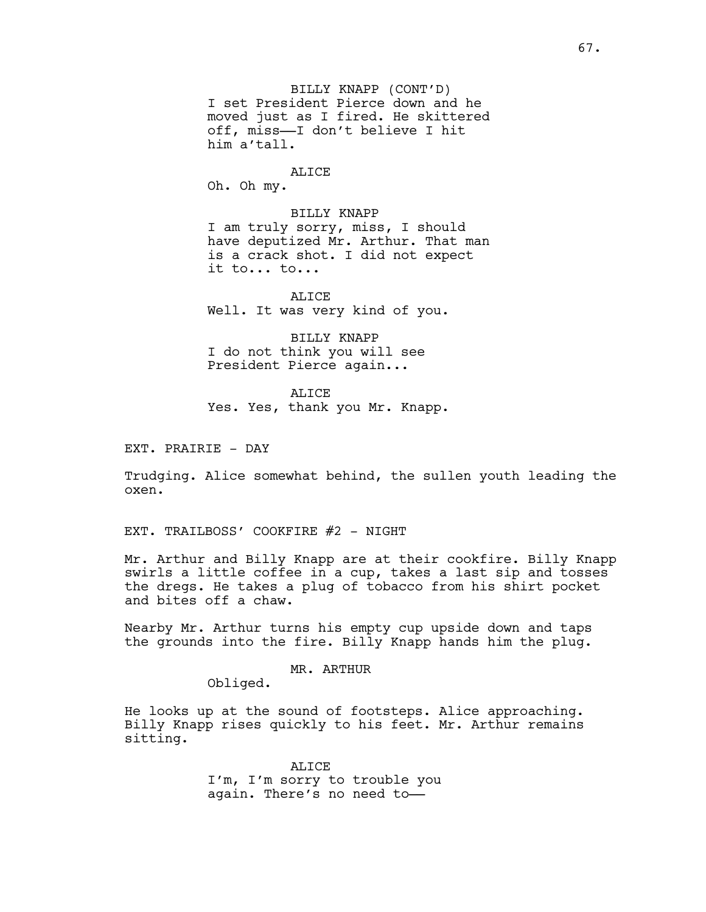BILLY KNAPP (CONT'D)
I set President Pierce down and he moved just as I fired. He skittered off, miss——I don't believe I hit him a'tall.

ALICE
Oh. Oh my.

BILLY KNAPP
I am truly sorry, miss, I should have deputized Mr. Arthur. That man is a crack shot. I did not expect it to... to...

ALICE
Well. It was very kind of you.

BILLY KNAPP
I do not think you will see President Pierce again...

ALICE
Yes. Yes, thank you Mr. Knapp.

EXT. PRAIRIE - DAY

Trudging. Alice somewhat behind, the sullen youth leading the oxen.

EXT. TRAILBOSS' COOKFIRE #2 - NIGHT

Mr. Arthur and Billy Knapp are at their cookfire. Billy Knapp swirls a little coffee in a cup, takes a last sip and tosses the dregs. He takes a plug of tobacco from his shirt pocket and bites off a chaw.

Nearby Mr. Arthur turns his empty cup upside down and taps the grounds into the fire. Billy Knapp hands him the plug.

MR. ARTHUR
Obliged.

He looks up at the sound of footsteps. Alice approaching. Billy Knapp rises quickly to his feet. Mr. Arthur remains sitting.

ALICE
I'm, I'm sorry to trouble you again. There's no need to——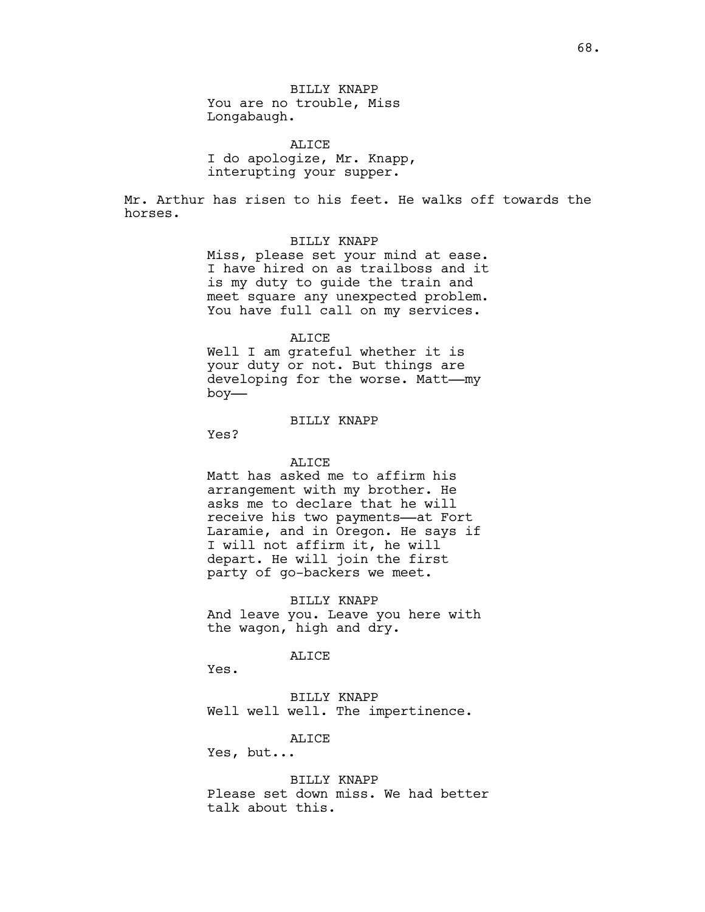BILLY KNAPP
You are no trouble, Miss Longabaugh.

ALICE
I do apologize, Mr. Knapp, interupting your supper.

Mr. Arthur has risen to his feet. He walks off towards the horses.

BILLY KNAPP
Miss, please set your mind at ease. I have hired on as trailboss and it is my duty to guide the train and meet square any unexpected problem. You have full call on my services.

ALICE
Well I am grateful whether it is your duty or not. But things are developing for the worse. Matt——my boy——

BILLY KNAPP
Yes?

ALICE
Matt has asked me to affirm his arrangement with my brother. He asks me to declare that he will receive his two payments——at Fort Laramie, and in Oregon. He says if I will not affirm it, he will depart. He will join the first party of go-backers we meet.

BILLY KNAPP
And leave you. Leave you here with the wagon, high and dry.

ALICE
Yes.

BILLY KNAPP
Well well well. The impertinence.

ALICE
Yes, but...

BILLY KNAPP
Please set down miss. We had better talk about this.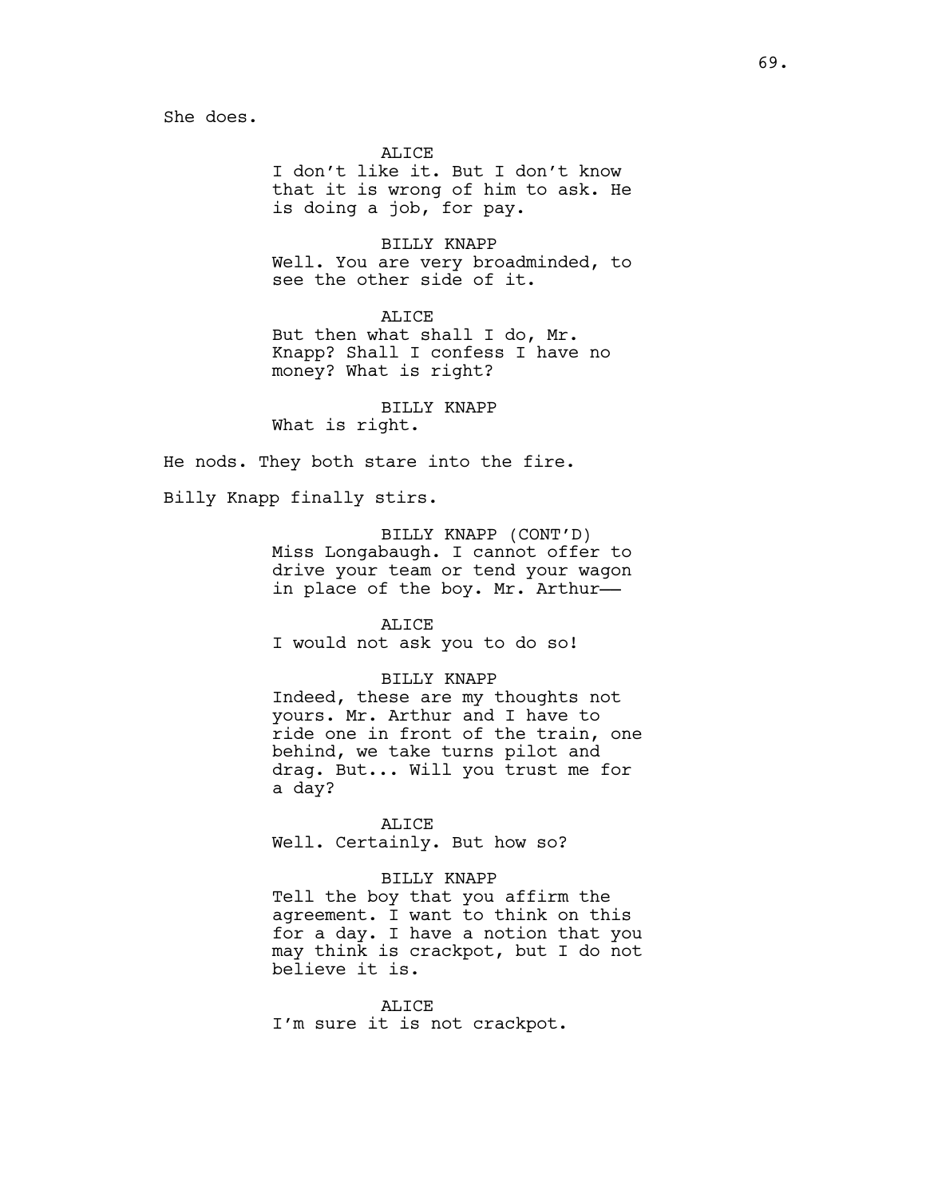She does.

ALICE
I don't like it. But I don't know that it is wrong of him to ask. He is doing a job, for pay.

BILLY KNAPP
Well. You are very broadminded, to see the other side of it.

ALICE
But then what shall I do, Mr. Knapp? Shall I confess I have no money? What is right?

BILLY KNAPP
What is right.

He nods. They both stare into the fire.

Billy Knapp finally stirs.

BILLY KNAPP (CONT'D)
Miss Longabaugh. I cannot offer to drive your team or tend your wagon in place of the boy. Mr. Arthur——

ALICE
I would not ask you to do so!

BILLY KNAPP
Indeed, these are my thoughts not yours. Mr. Arthur and I have to ride one in front of the train, one behind, we take turns pilot and drag. But... Will you trust me for a day?

ALICE
Well. Certainly. But how so?

BILLY KNAPP
Tell the boy that you affirm the agreement. I want to think on this for a day. I have a notion that you may think is crackpot, but I do not believe it is.

ALICE
I'm sure it is not crackpot.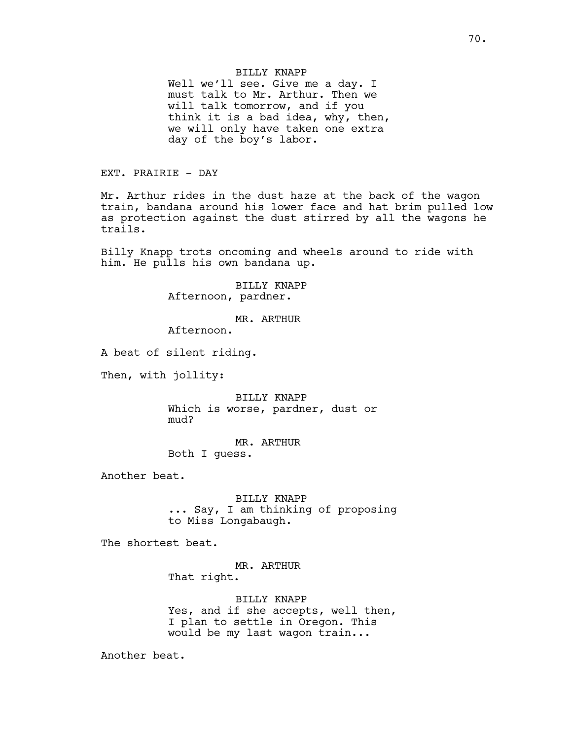BILLY KNAPP
Well we'll see. Give me a day. I must talk to Mr. Arthur. Then we will talk tomorrow, and if you think it is a bad idea, why, then, we will only have taken one extra day of the boy's labor.

EXT. PRAIRIE - DAY

Mr. Arthur rides in the dust haze at the back of the wagon train, bandana around his lower face and hat brim pulled low as protection against the dust stirred by all the wagons he trails.

Billy Knapp trots oncoming and wheels around to ride with him. He pulls his own bandana up.

BILLY KNAPP
Afternoon, pardner.

MR. ARTHUR
Afternoon.

A beat of silent riding.

Then, with jollity:

BILLY KNAPP
Which is worse, pardner, dust or mud?

MR. ARTHUR
Both I guess.

Another beat.

BILLY KNAPP
... Say, I am thinking of proposing to Miss Longabaugh.

The shortest beat.

MR. ARTHUR
That right.

BILLY KNAPP
Yes, and if she accepts, well then, I plan to settle in Oregon. This would be my last wagon train...

Another beat.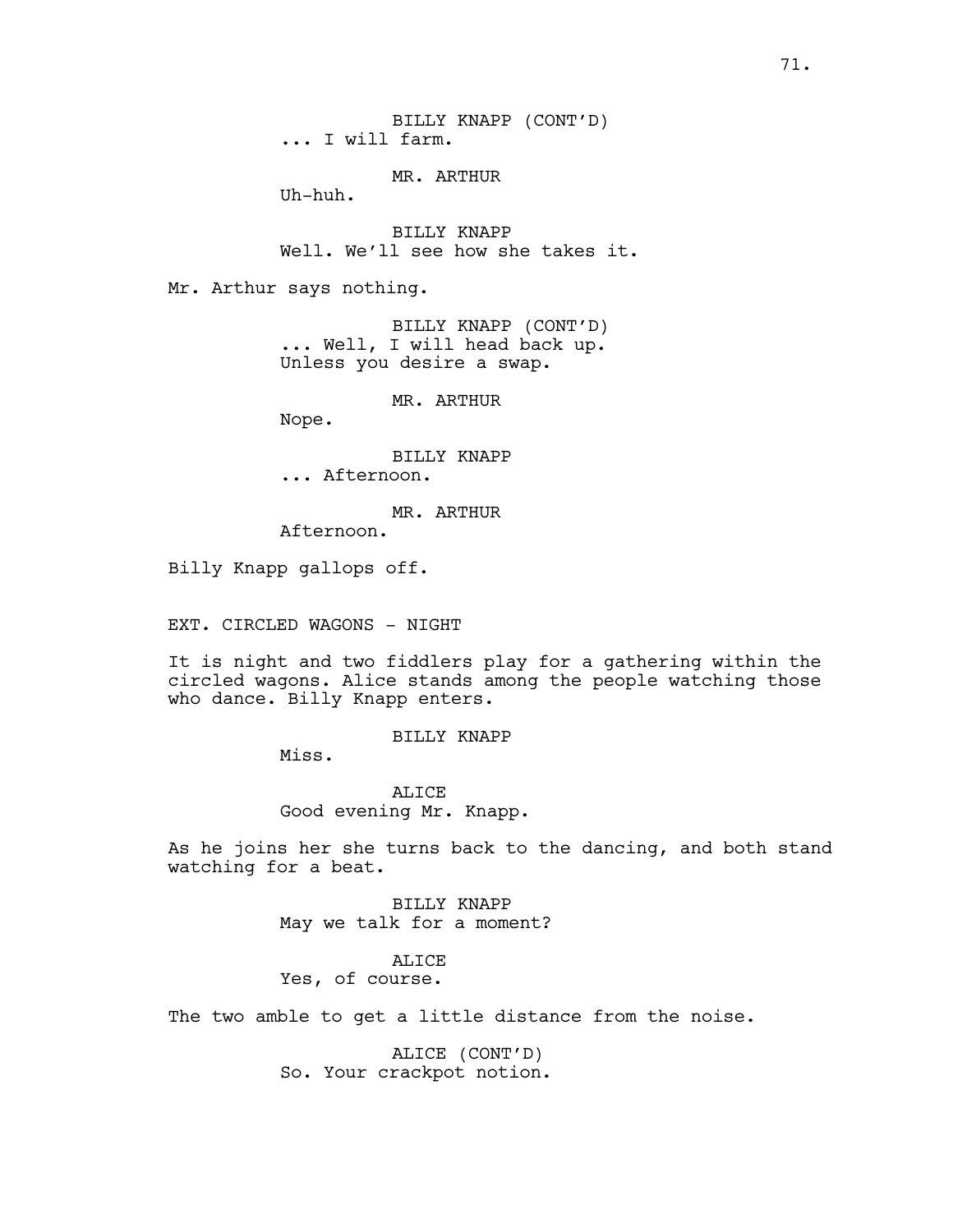BILLY KNAPP (CONT'D)
... I will farm.

MR. ARTHUR
Uh-huh.

BILLY KNAPP
Well. We'll see how she takes it.

Mr. Arthur says nothing.

BILLY KNAPP (CONT'D)
... Well, I will head back up. Unless you desire a swap.

MR. ARTHUR
Nope.

BILLY KNAPP
... Afternoon.

MR. ARTHUR
Afternoon.

Billy Knapp gallops off.

EXT. CIRCLED WAGONS - NIGHT

It is night and two fiddlers play for a gathering within the circled wagons. Alice stands among the people watching those who dance. Billy Knapp enters.

BILLY KNAPP
Miss.

ALICE
Good evening Mr. Knapp.

As he joins her she turns back to the dancing, and both stand watching for a beat.

BILLY KNAPP
May we talk for a moment?

ALICE
Yes, of course.

The two amble to get a little distance from the noise.

ALICE (CONT'D)
So. Your crackpot notion.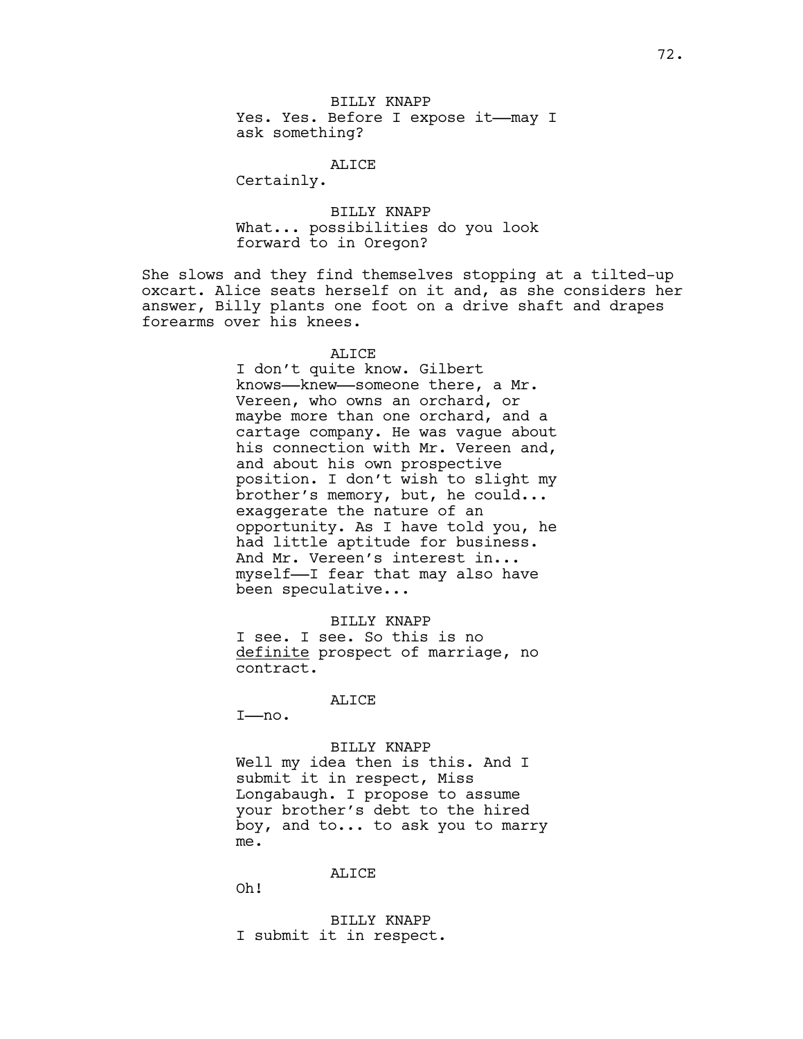BILLY KNAPP

Yes. Yes. Before I expose it——may I ask something?

ALICE

Certainly.

BILLY KNAPP

What... possibilities do you look forward to in Oregon?

She slows and they find themselves stopping at a tilted-up oxcart. Alice seats herself on it and, as she considers her answer, Billy plants one foot on a drive shaft and drapes forearms over his knees.

ALICE

I don't quite know. Gilbert knows——knew——someone there, a Mr. Vereen, who owns an orchard, or maybe more than one orchard, and a cartage company. He was vague about his connection with Mr. Vereen and, and about his own prospective position. I don't wish to slight my brother's memory, but, he could... exaggerate the nature of an opportunity. As I have told you, he had little aptitude for business. And Mr. Vereen's interest in... myself——I fear that may also have been speculative...

BILLY KNAPP

I see. I see. So this is no <u>definite</u> prospect of marriage, no contract.

ALICE

I——no.

BILLY KNAPP

Well my idea then is this. And I submit it in respect, Miss Longabaugh. I propose to assume your brother's debt to the hired boy, and to... to ask you to marry me.

ALICE

Oh!

BILLY KNAPP

I submit it in respect.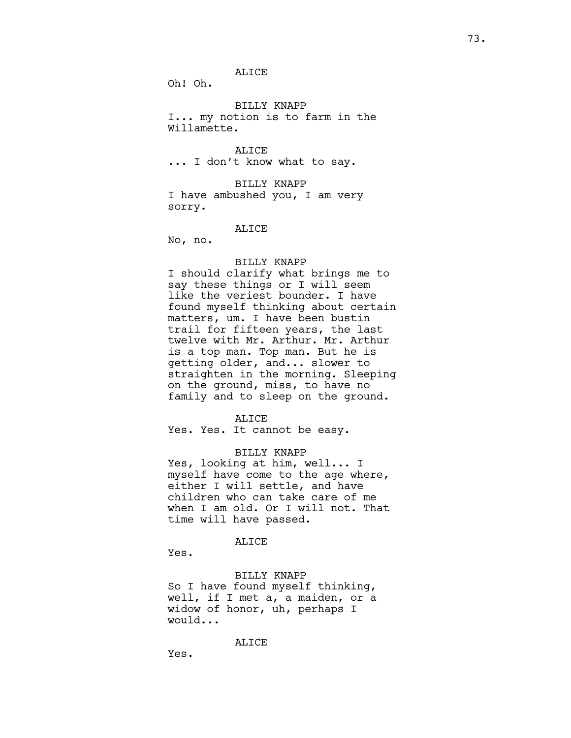ALICE

Oh! Oh.

BILLY KNAPP

I... my notion is to farm in the Willamette.

ALICE

... I don't know what to say.

BILLY KNAPP

I have ambushed you, I am very sorry.

ALICE

No, no.

BILLY KNAPP

I should clarify what brings me to say these things or I will seem like the veriest bounder. I have found myself thinking about certain matters, um. I have been bustin trail for fifteen years, the last twelve with Mr. Arthur. Mr. Arthur is a top man. Top man. But he is getting older, and... slower to straighten in the morning. Sleeping on the ground, miss, to have no family and to sleep on the ground.

ALICE

Yes. Yes. It cannot be easy.

BILLY KNAPP

Yes, looking at him, well... I myself have come to the age where, either I will settle, and have children who can take care of me when I am old. Or I will not. That time will have passed.

ALICE

Yes.

BILLY KNAPP

So I have found myself thinking, well, if I met a, a maiden, or a widow of honor, uh, perhaps I would...

ALICE

Yes.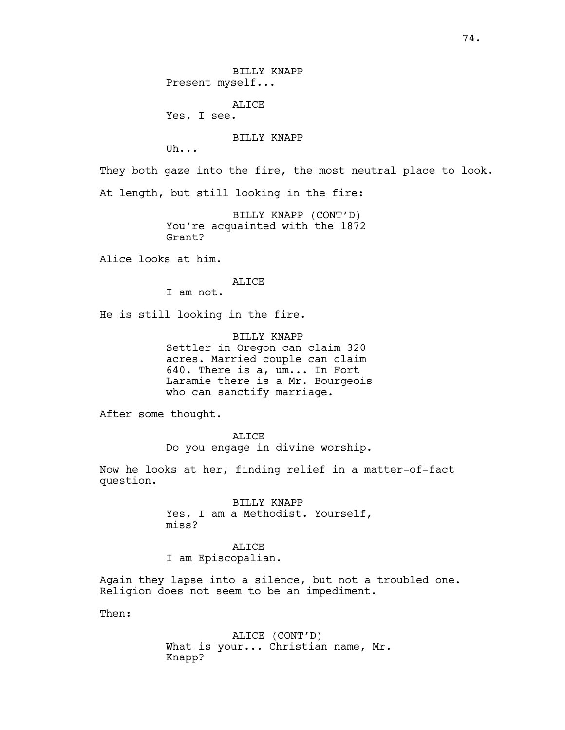BILLY KNAPP
Present myself...

ALICE
Yes, I see.

BILLY KNAPP
Uh...

They both gaze into the fire, the most neutral place to look.

At length, but still looking in the fire:

BILLY KNAPP (CONT'D)
You're acquainted with the 1872 Grant?

Alice looks at him.

ALICE
I am not.

He is still looking in the fire.

BILLY KNAPP
Settler in Oregon can claim 320 acres. Married couple can claim 640. There is a, um... In Fort Laramie there is a Mr. Bourgeois who can sanctify marriage.

After some thought.

ALICE
Do you engage in divine worship.

Now he looks at her, finding relief in a matter-of-fact question.

BILLY KNAPP
Yes, I am a Methodist. Yourself, miss?

ALICE
I am Episcopalian.

Again they lapse into a silence, but not a troubled one. Religion does not seem to be an impediment.

Then:

ALICE (CONT'D)
What is your... Christian name, Mr. Knapp?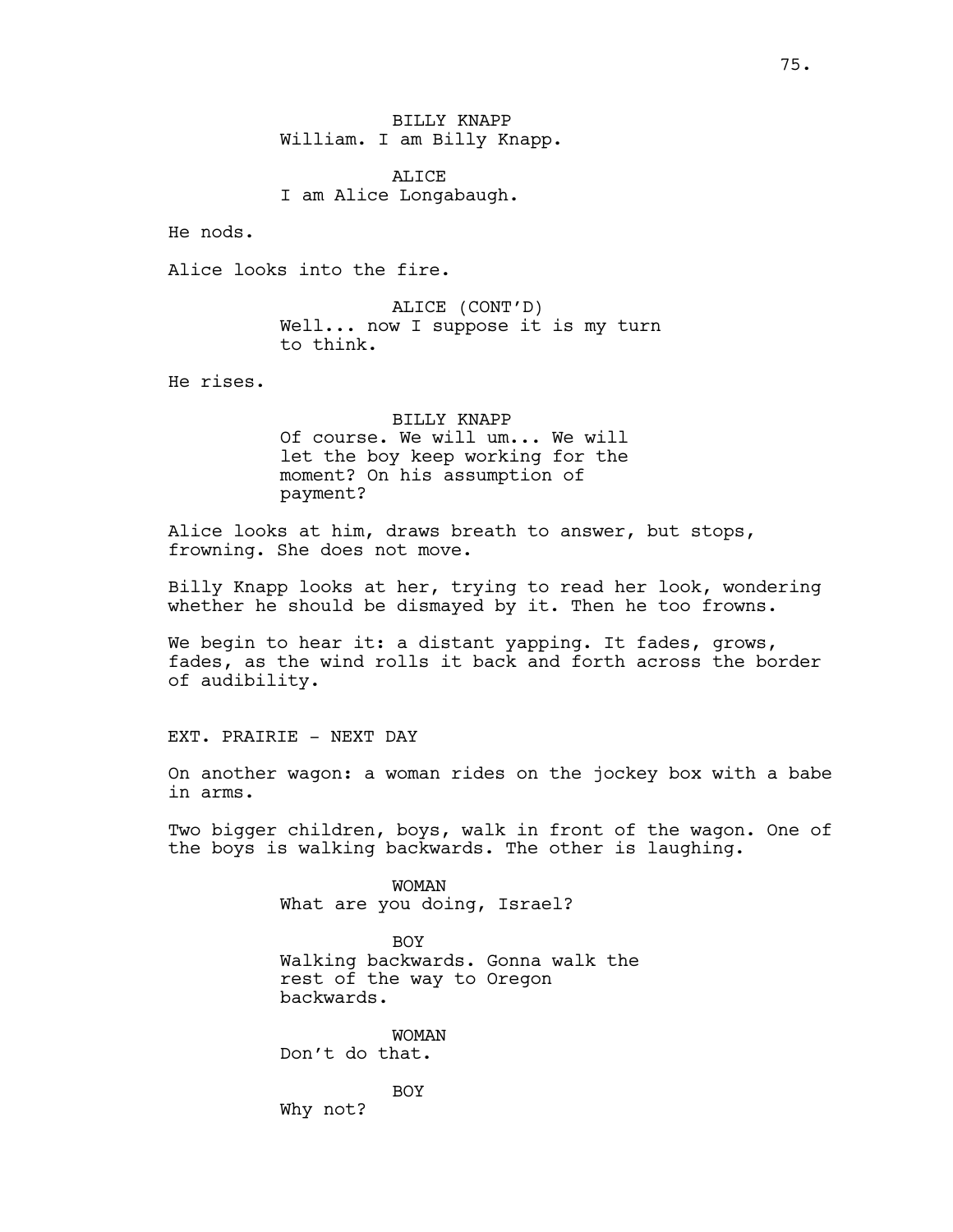BILLY KNAPP
William. I am Billy Knapp.

ALICE
I am Alice Longabaugh.

He nods.

Alice looks into the fire.

ALICE (CONT'D)
Well... now I suppose it is my turn to think.

He rises.

BILLY KNAPP
Of course. We will um... We will let the boy keep working for the moment? On his assumption of payment?

Alice looks at him, draws breath to answer, but stops, frowning. She does not move.

Billy Knapp looks at her, trying to read her look, wondering whether he should be dismayed by it. Then he too frowns.

We begin to hear it: a distant yapping. It fades, grows, fades, as the wind rolls it back and forth across the border of audibility.

EXT. PRAIRIE - NEXT DAY

On another wagon: a woman rides on the jockey box with a babe in arms.

Two bigger children, boys, walk in front of the wagon. One of the boys is walking backwards. The other is laughing.

WOMAN
What are you doing, Israel?

BOY
Walking backwards. Gonna walk the rest of the way to Oregon backwards.

WOMAN
Don't do that.

BOY
Why not?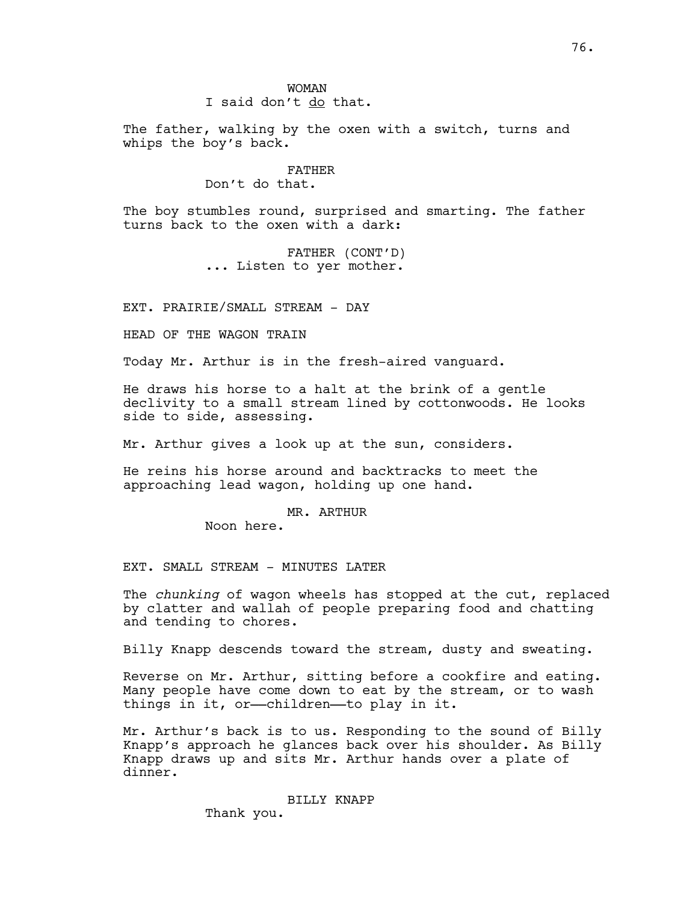WOMAN
I said don't <u>do</u> that.

The father, walking by the oxen with a switch, turns and whips the boy's back.

FATHER
Don't do that.

The boy stumbles round, surprised and smarting. The father turns back to the oxen with a dark:

FATHER (CONT'D)
... Listen to yer mother.

EXT. PRAIRIE/SMALL STREAM - DAY

HEAD OF THE WAGON TRAIN

Today Mr. Arthur is in the fresh-aired vanguard.

He draws his horse to a halt at the brink of a gentle declivity to a small stream lined by cottonwoods. He looks side to side, assessing.

Mr. Arthur gives a look up at the sun, considers.

He reins his horse around and backtracks to meet the approaching lead wagon, holding up one hand.

MR. ARTHUR
Noon here.

EXT. SMALL STREAM - MINUTES LATER

The *chunking* of wagon wheels has stopped at the cut, replaced by clatter and wallah of people preparing food and chatting and tending to chores.

Billy Knapp descends toward the stream, dusty and sweating.

Reverse on Mr. Arthur, sitting before a cookfire and eating. Many people have come down to eat by the stream, or to wash things in it, or——children——to play in it.

Mr. Arthur's back is to us. Responding to the sound of Billy Knapp's approach he glances back over his shoulder. As Billy Knapp draws up and sits Mr. Arthur hands over a plate of dinner.

BILLY KNAPP
Thank you.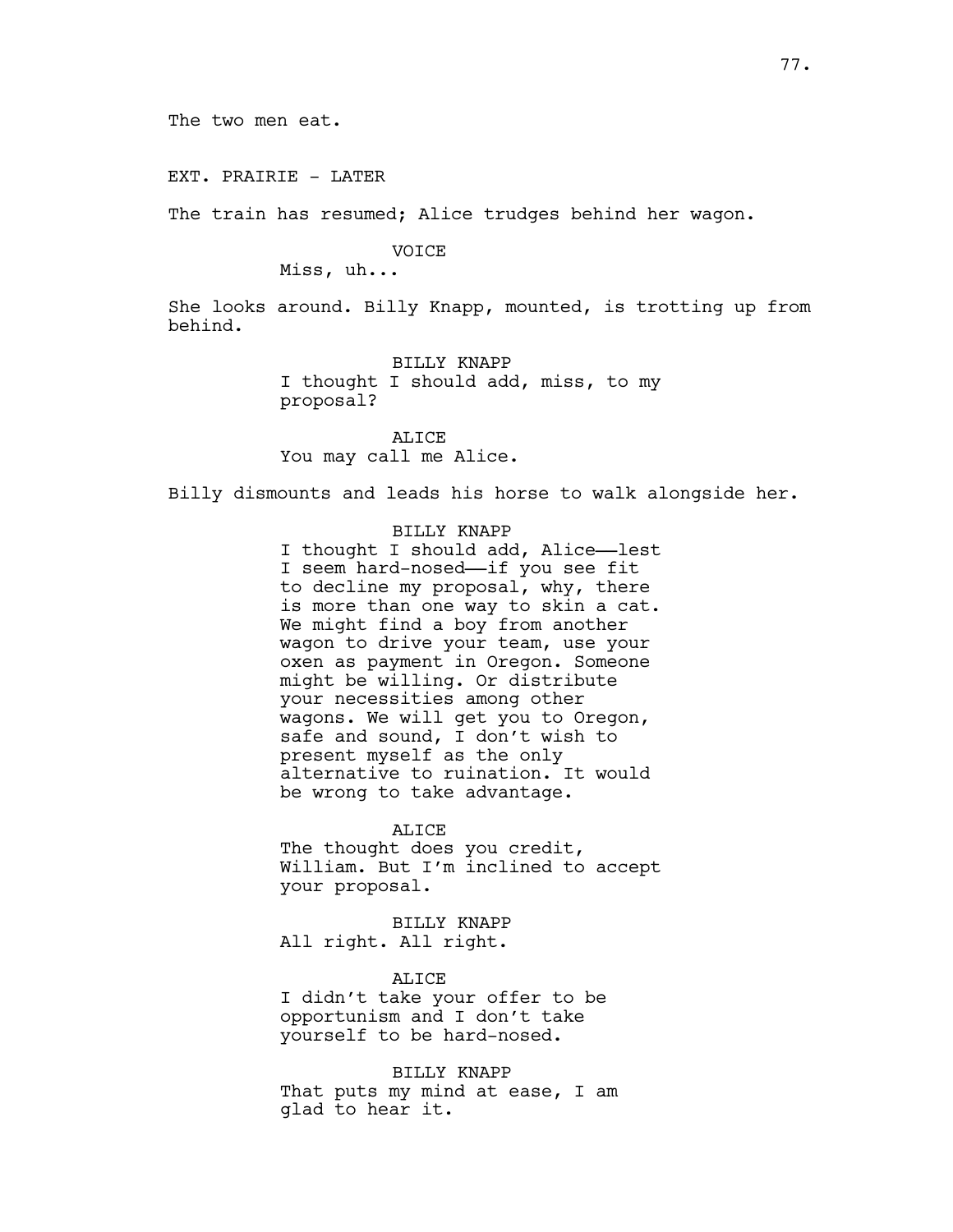The two men eat.

EXT. PRAIRIE - LATER

The train has resumed; Alice trudges behind her wagon.

VOICE
Miss, uh...

She looks around. Billy Knapp, mounted, is trotting up from behind.

BILLY KNAPP
I thought I should add, miss, to my proposal?

ALICE
You may call me Alice.

Billy dismounts and leads his horse to walk alongside her.

BILLY KNAPP
I thought I should add, Alice——lest I seem hard-nosed——if you see fit to decline my proposal, why, there is more than one way to skin a cat. We might find a boy from another wagon to drive your team, use your oxen as payment in Oregon. Someone might be willing. Or distribute your necessities among other wagons. We will get you to Oregon, safe and sound, I don't wish to present myself as the only alternative to ruination. It would be wrong to take advantage.

ALICE
The thought does you credit, William. But I'm inclined to accept your proposal.

BILLY KNAPP
All right. All right.

ALICE
I didn't take your offer to be opportunism and I don't take yourself to be hard-nosed.

BILLY KNAPP
That puts my mind at ease, I am glad to hear it.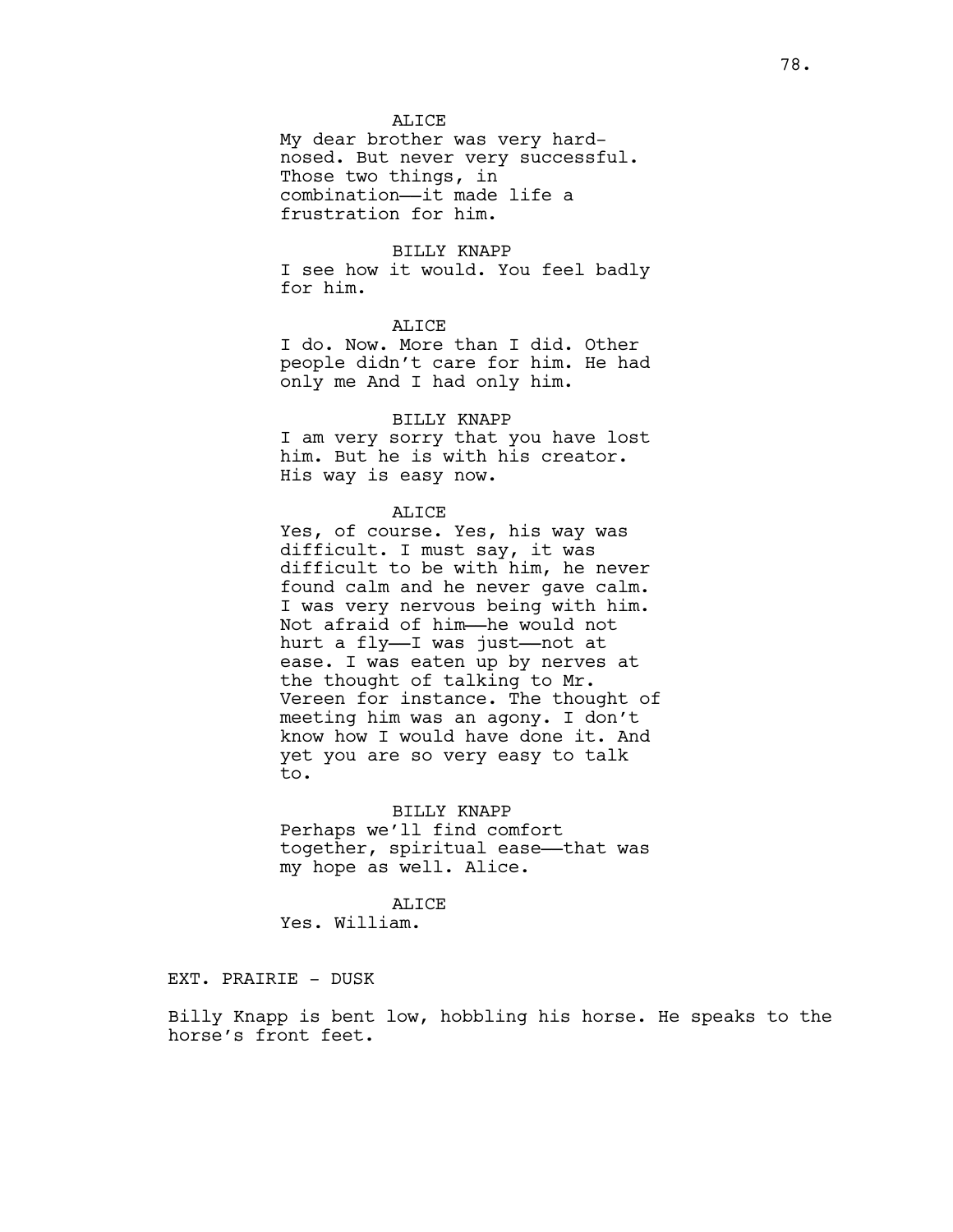ALICE
My dear brother was very hard-nosed. But never very successful. Those two things, in combination——it made life a frustration for him.

BILLY KNAPP
I see how it would. You feel badly for him.

ALICE
I do. Now. More than I did. Other people didn't care for him. He had only me And I had only him.

BILLY KNAPP
I am very sorry that you have lost him. But he is with his creator. His way is easy now.

ALICE
Yes, of course. Yes, his way was difficult. I must say, it was difficult to be with him, he never found calm and he never gave calm. I was very nervous being with him. Not afraid of him——he would not hurt a fly——I was just——not at ease. I was eaten up by nerves at the thought of talking to Mr. Vereen for instance. The thought of meeting him was an agony. I don't know how I would have done it. And yet you are so very easy to talk to.

BILLY KNAPP
Perhaps we'll find comfort together, spiritual ease——that was my hope as well. Alice.

ALICE
Yes. William.

EXT. PRAIRIE - DUSK

Billy Knapp is bent low, hobbling his horse. He speaks to the horse's front feet.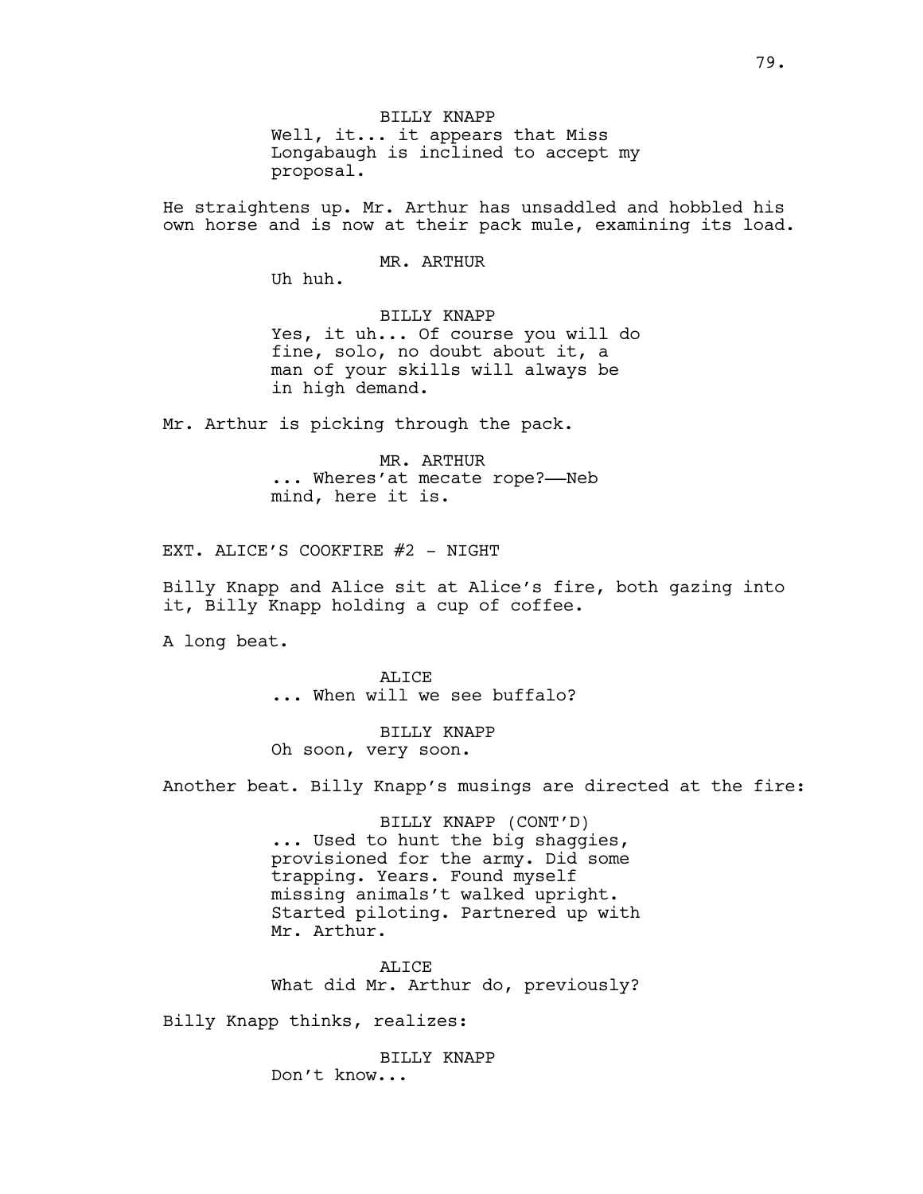BILLY KNAPP
Well, it... it appears that Miss Longabaugh is inclined to accept my proposal.

He straightens up. Mr. Arthur has unsaddled and hobbled his own horse and is now at their pack mule, examining its load.

MR. ARTHUR
Uh huh.

BILLY KNAPP
Yes, it uh... Of course you will do fine, solo, no doubt about it, a man of your skills will always be in high demand.

Mr. Arthur is picking through the pack.

MR. ARTHUR
... Wheres'at mecate rope?——Neb mind, here it is.

EXT. ALICE'S COOKFIRE #2 - NIGHT

Billy Knapp and Alice sit at Alice's fire, both gazing into it, Billy Knapp holding a cup of coffee.

A long beat.

ALICE
... When will we see buffalo?

BILLY KNAPP
Oh soon, very soon.

Another beat. Billy Knapp's musings are directed at the fire:

BILLY KNAPP (CONT'D)
... Used to hunt the big shaggies, provisioned for the army. Did some trapping. Years. Found myself missing animals't walked upright. Started piloting. Partnered up with Mr. Arthur.

ALICE
What did Mr. Arthur do, previously?

Billy Knapp thinks, realizes:

BILLY KNAPP
Don't know...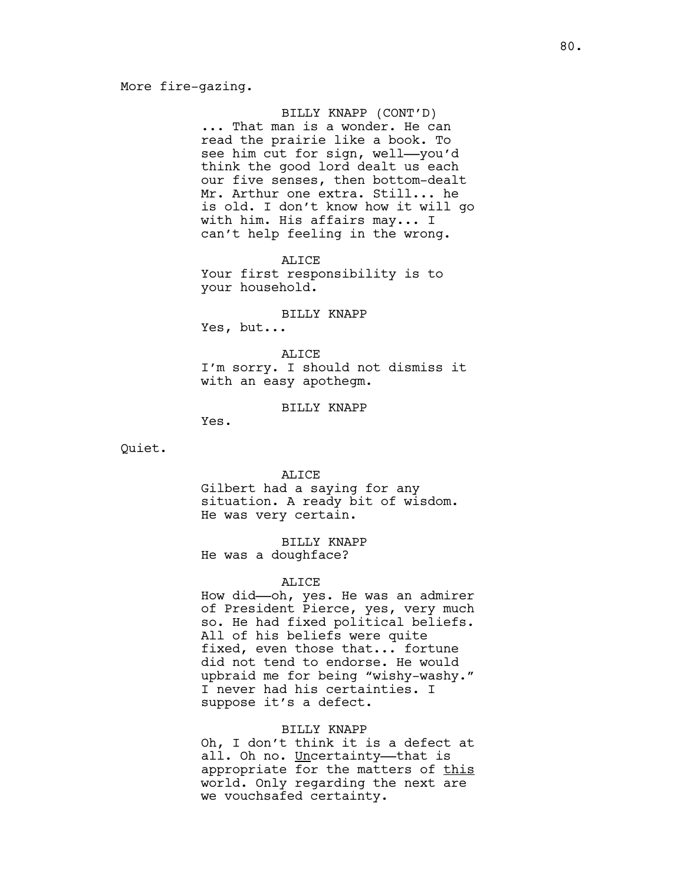More fire-gazing.

BILLY KNAPP (CONT'D)
... That man is a wonder. He can read the prairie like a book. To see him cut for sign, well——you'd think the good lord dealt us each our five senses, then bottom-dealt Mr. Arthur one extra. Still... he is old. I don't know how it will go with him. His affairs may... I can't help feeling in the wrong.

ALICE
Your first responsibility is to your household.

BILLY KNAPP
Yes, but...

ALICE
I'm sorry. I should not dismiss it with an easy apothegm.

BILLY KNAPP
Yes.

Quiet.

ALICE
Gilbert had a saying for any situation. A ready bit of wisdom. He was very certain.

BILLY KNAPP
He was a doughface?

ALICE
How did——oh, yes. He was an admirer of President Pierce, yes, very much so. He had fixed political beliefs. All of his beliefs were quite fixed, even those that... fortune did not tend to endorse. He would upbraid me for being "wishy-washy." I never had his certainties. I suppose it's a defect.

BILLY KNAPP
Oh, I don't think it is a defect at all. Oh no. Uncertainty——that is appropriate for the matters of this world. Only regarding the next are we vouchsafed certainty.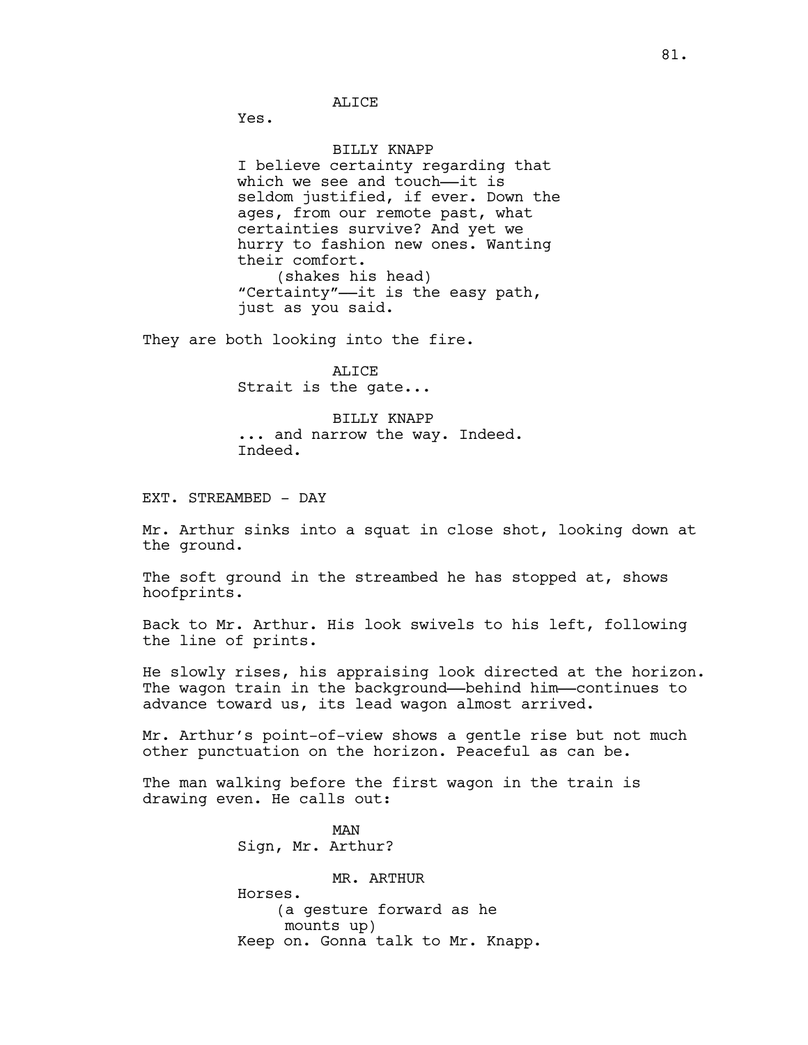ALICE

Yes.

BILLY KNAPP

I believe certainty regarding that which we see and touch——it is seldom justified, if ever. Down the ages, from our remote past, what certainties survive? And yet we hurry to fashion new ones. Wanting their comfort.

(shakes his head)

"Certainty"——it is the easy path, just as you said.

They are both looking into the fire.

ALICE

Strait is the gate...

BILLY KNAPP

... and narrow the way. Indeed. Indeed.

EXT. STREAMBED - DAY

Mr. Arthur sinks into a squat in close shot, looking down at the ground.

The soft ground in the streambed he has stopped at, shows hoofprints.

Back to Mr. Arthur. His look swivels to his left, following the line of prints.

He slowly rises, his appraising look directed at the horizon. The wagon train in the background——behind him——continues to advance toward us, its lead wagon almost arrived.

Mr. Arthur's point-of-view shows a gentle rise but not much other punctuation on the horizon. Peaceful as can be.

The man walking before the first wagon in the train is drawing even. He calls out:

MAN

Sign, Mr. Arthur?

MR. ARTHUR

Horses.

(a gesture forward as he mounts up)

Keep on. Gonna talk to Mr. Knapp.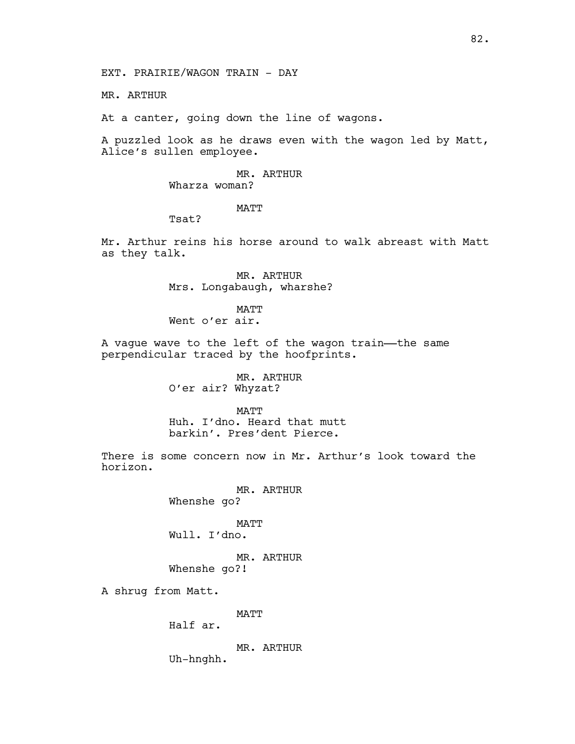EXT. PRAIRIE/WAGON TRAIN - DAY

MR. ARTHUR

At a canter, going down the line of wagons.

A puzzled look as he draws even with the wagon led by Matt, Alice's sullen employee.

MR. ARTHUR
Wharza woman?

MATT
Tsat?

Mr. Arthur reins his horse around to walk abreast with Matt as they talk.

MR. ARTHUR
Mrs. Longabaugh, wharshe?

MATT
Went o'er air.

A vague wave to the left of the wagon train——the same perpendicular traced by the hoofprints.

MR. ARTHUR
O'er air? Whyzat?

MATT
Huh. I'dno. Heard that mutt barkin'. Pres'dent Pierce.

There is some concern now in Mr. Arthur's look toward the horizon.

MR. ARTHUR
Whenshe go?

MATT
Wull. I'dno.

MR. ARTHUR
Whenshe go?!

A shrug from Matt.

MATT
Half ar.

MR. ARTHUR
Uh-hnghh.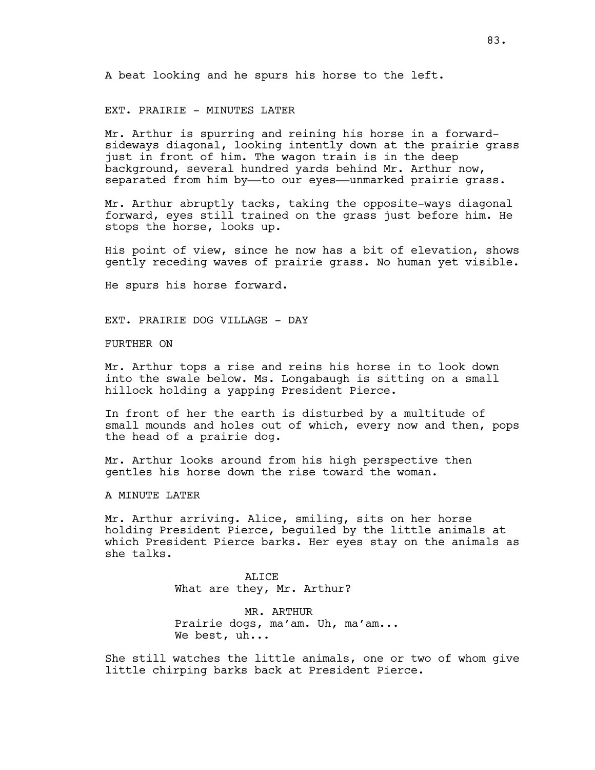A beat looking and he spurs his horse to the left.

EXT. PRAIRIE - MINUTES LATER

Mr. Arthur is spurring and reining his horse in a forward-sideways diagonal, looking intently down at the prairie grass just in front of him. The wagon train is in the deep background, several hundred yards behind Mr. Arthur now, separated from him by——to our eyes——unmarked prairie grass.

Mr. Arthur abruptly tacks, taking the opposite-ways diagonal forward, eyes still trained on the grass just before him. He stops the horse, looks up.

His point of view, since he now has a bit of elevation, shows gently receding waves of prairie grass. No human yet visible.

He spurs his horse forward.

EXT. PRAIRIE DOG VILLAGE - DAY

FURTHER ON

Mr. Arthur tops a rise and reins his horse in to look down into the swale below. Ms. Longabaugh is sitting on a small hillock holding a yapping President Pierce.

In front of her the earth is disturbed by a multitude of small mounds and holes out of which, every now and then, pops the head of a prairie dog.

Mr. Arthur looks around from his high perspective then gentles his horse down the rise toward the woman.

A MINUTE LATER

Mr. Arthur arriving. Alice, smiling, sits on her horse holding President Pierce, beguiled by the little animals at which President Pierce barks. Her eyes stay on the animals as she talks.

ALICE
What are they, Mr. Arthur?

MR. ARTHUR
Prairie dogs, ma'am. Uh, ma'am...
We best, uh...

She still watches the little animals, one or two of whom give little chirping barks back at President Pierce.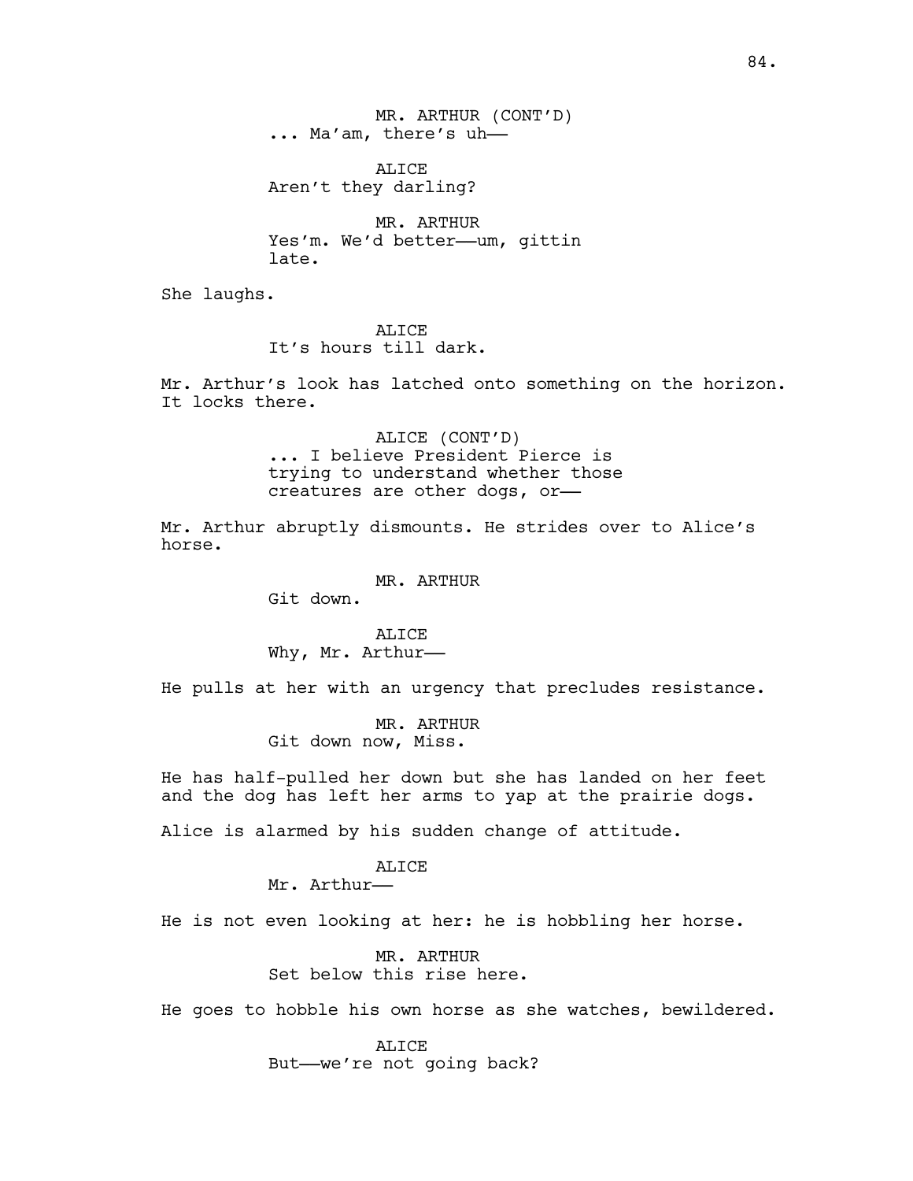MR. ARTHUR (CONT'D)
... Ma'am, there's uh——

ALICE
Aren't they darling?

MR. ARTHUR
Yes'm. We'd better——um, gittin late.

She laughs.

ALICE
It's hours till dark.

Mr. Arthur's look has latched onto something on the horizon. It locks there.

ALICE (CONT'D)
... I believe President Pierce is trying to understand whether those creatures are other dogs, or——

Mr. Arthur abruptly dismounts. He strides over to Alice's horse.

MR. ARTHUR
Git down.

ALICE
Why, Mr. Arthur——

He pulls at her with an urgency that precludes resistance.

MR. ARTHUR
Git down now, Miss.

He has half-pulled her down but she has landed on her feet and the dog has left her arms to yap at the prairie dogs.

Alice is alarmed by his sudden change of attitude.

ALICE
Mr. Arthur——

He is not even looking at her: he is hobbling her horse.

MR. ARTHUR
Set below this rise here.

He goes to hobble his own horse as she watches, bewildered.

ALICE
But——we're not going back?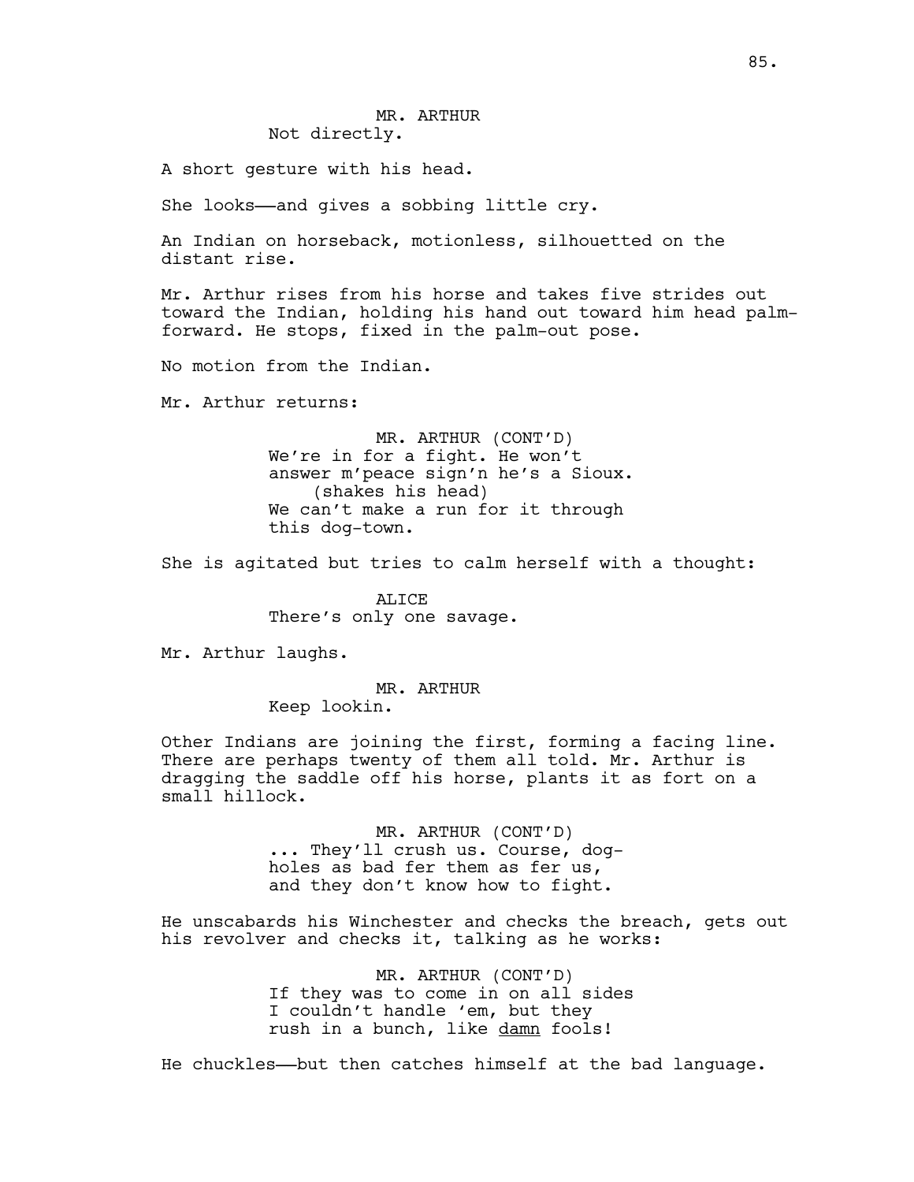MR. ARTHUR
Not directly.

A short gesture with his head.

She looks——and gives a sobbing little cry.

An Indian on horseback, motionless, silhouetted on the distant rise.

Mr. Arthur rises from his horse and takes five strides out toward the Indian, holding his hand out toward him head palm-forward. He stops, fixed in the palm-out pose.

No motion from the Indian.

Mr. Arthur returns:

MR. ARTHUR (CONT'D)
We're in for a fight. He won't answer m'peace sign'n he's a Sioux.
(shakes his head)
We can't make a run for it through this dog-town.

She is agitated but tries to calm herself with a thought:

ALICE
There's only one savage.

Mr. Arthur laughs.

MR. ARTHUR
Keep lookin.

Other Indians are joining the first, forming a facing line. There are perhaps twenty of them all told. Mr. Arthur is dragging the saddle off his horse, plants it as fort on a small hillock.

MR. ARTHUR (CONT'D)
... They'll crush us. Course, dog-holes as bad fer them as fer us, and they don't know how to fight.

He unscabards his Winchester and checks the breach, gets out his revolver and checks it, talking as he works:

MR. ARTHUR (CONT'D)
If they was to come in on all sides I couldn't handle 'em, but they rush in a bunch, like damn fools!

He chuckles——but then catches himself at the bad language.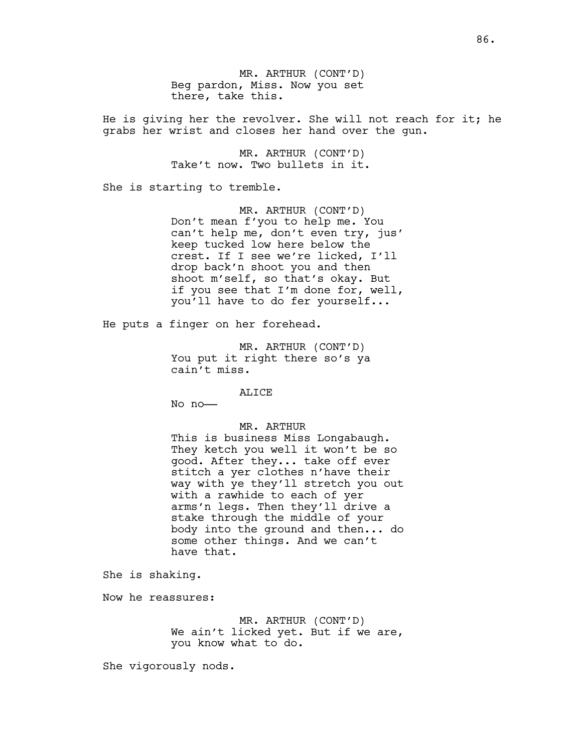MR. ARTHUR (CONT'D)
Beg pardon, Miss. Now you set there, take this.

He is giving her the revolver. She will not reach for it; he grabs her wrist and closes her hand over the gun.

MR. ARTHUR (CONT'D)
Take't now. Two bullets in it.

She is starting to tremble.

MR. ARTHUR (CONT'D)
Don't mean f'you to help me. You can't help me, don't even try, jus' keep tucked low here below the crest. If I see we're licked, I'll drop back'n shoot you and then shoot m'self, so that's okay. But if you see that I'm done for, well, you'll have to do fer yourself...

He puts a finger on her forehead.

MR. ARTHUR (CONT'D)
You put it right there so's ya cain't miss.

ALICE
No no——

MR. ARTHUR
This is business Miss Longabaugh. They ketch you well it won't be so good. After they... take off ever stitch a yer clothes n'have their way with ye they'll stretch you out with a rawhide to each of yer arms'n legs. Then they'll drive a stake through the middle of your body into the ground and then... do some other things. And we can't have that.

She is shaking.

Now he reassures:

MR. ARTHUR (CONT'D)
We ain't licked yet. But if we are, you know what to do.

She vigorously nods.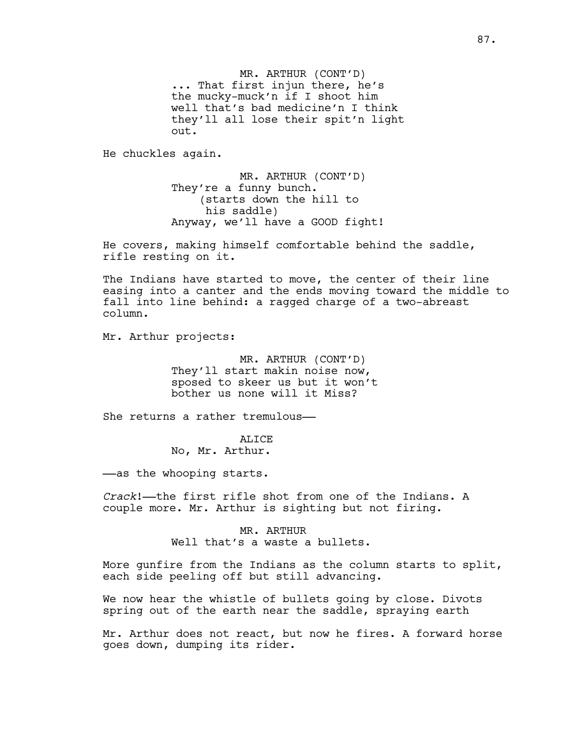MR. ARTHUR (CONT'D)
... That first injun there, he's the mucky-muck'n if I shoot him well that's bad medicine'n I think they'll all lose their spit'n light out.

He chuckles again.

MR. ARTHUR (CONT'D)
They're a funny bunch.
(starts down the hill to his saddle)
Anyway, we'll have a GOOD fight!

He covers, making himself comfortable behind the saddle, rifle resting on it.

The Indians have started to move, the center of their line easing into a canter and the ends moving toward the middle to fall into line behind: a ragged charge of a two-abreast column.

Mr. Arthur projects:

MR. ARTHUR (CONT'D)
They'll start makin noise now, sposed to skeer us but it won't bother us none will it Miss?

She returns a rather tremulous——

ALICE
No, Mr. Arthur.

——as the whooping starts.

*Crack*!——the first rifle shot from one of the Indians. A couple more. Mr. Arthur is sighting but not firing.

MR. ARTHUR
Well that's a waste a bullets.

More gunfire from the Indians as the column starts to split, each side peeling off but still advancing.

We now hear the whistle of bullets going by close. Divots spring out of the earth near the saddle, spraying earth

Mr. Arthur does not react, but now he fires. A forward horse goes down, dumping its rider.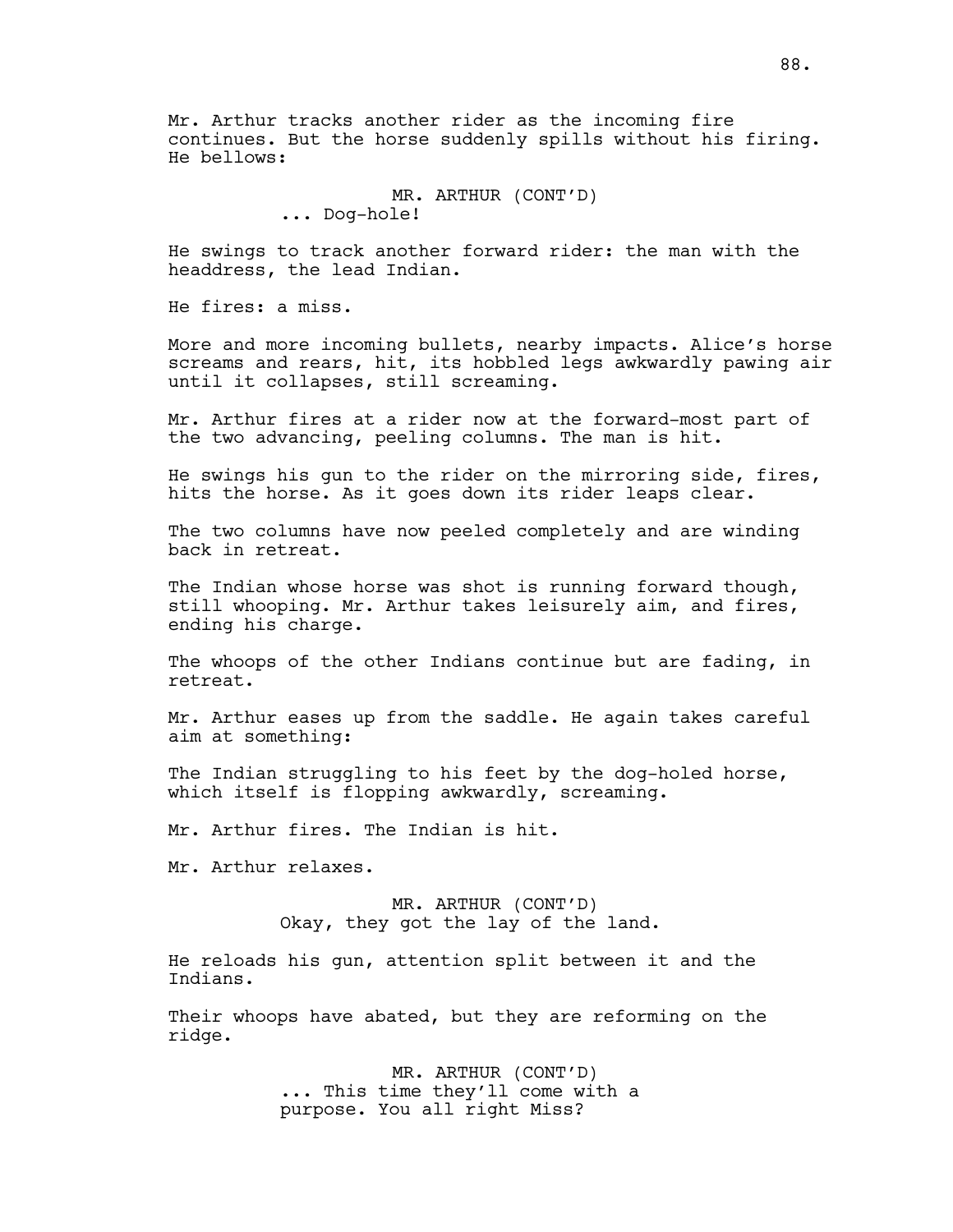Mr. Arthur tracks another rider as the incoming fire continues. But the horse suddenly spills without his firing. He bellows:

MR. ARTHUR (CONT'D)
... Dog-hole!

He swings to track another forward rider: the man with the headdress, the lead Indian.

He fires: a miss.

More and more incoming bullets, nearby impacts. Alice's horse screams and rears, hit, its hobbled legs awkwardly pawing air until it collapses, still screaming.

Mr. Arthur fires at a rider now at the forward-most part of the two advancing, peeling columns. The man is hit.

He swings his gun to the rider on the mirroring side, fires, hits the horse. As it goes down its rider leaps clear.

The two columns have now peeled completely and are winding back in retreat.

The Indian whose horse was shot is running forward though, still whooping. Mr. Arthur takes leisurely aim, and fires, ending his charge.

The whoops of the other Indians continue but are fading, in retreat.

Mr. Arthur eases up from the saddle. He again takes careful aim at something:

The Indian struggling to his feet by the dog-holed horse, which itself is flopping awkwardly, screaming.

Mr. Arthur fires. The Indian is hit.

Mr. Arthur relaxes.

MR. ARTHUR (CONT'D)
Okay, they got the lay of the land.

He reloads his gun, attention split between it and the Indians.

Their whoops have abated, but they are reforming on the ridge.

MR. ARTHUR (CONT'D)
... This time they'll come with a purpose. You all right Miss?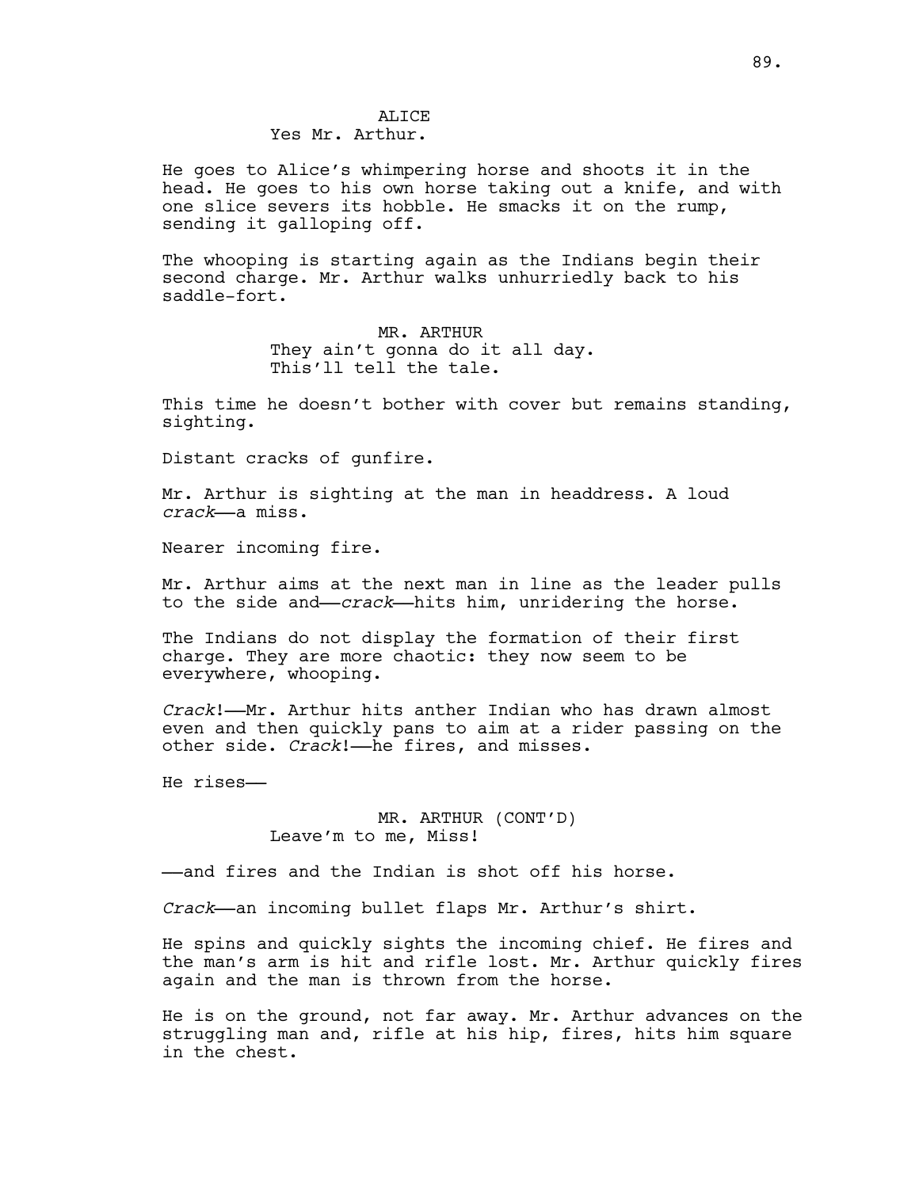ALICE
Yes Mr. Arthur.

He goes to Alice’s whimpering horse and shoots it in the head. He goes to his own horse taking out a knife, and with one slice severs its hobble. He smacks it on the rump, sending it galloping off.

The whooping is starting again as the Indians begin their second charge. Mr. Arthur walks unhurriedly back to his saddle-fort.

MR. ARTHUR
They ain’t gonna do it all day. This’ll tell the tale.

This time he doesn’t bother with cover but remains standing, sighting.

Distant cracks of gunfire.

Mr. Arthur is sighting at the man in headdress. A loud *crack*——a miss.

Nearer incoming fire.

Mr. Arthur aims at the next man in line as the leader pulls to the side and——*crack*——hits him, unridering the horse.

The Indians do not display the formation of their first charge. They are more chaotic: they now seem to be everywhere, whooping.

*Crack*!——Mr. Arthur hits anther Indian who has drawn almost even and then quickly pans to aim at a rider passing on the other side. *Crack*!——he fires, and misses.

He rises——

MR. ARTHUR (CONT’D)
Leave’m to me, Miss!

——and fires and the Indian is shot off his horse.

*Crack*——an incoming bullet flaps Mr. Arthur’s shirt.

He spins and quickly sights the incoming chief. He fires and the man’s arm is hit and rifle lost. Mr. Arthur quickly fires again and the man is thrown from the horse.

He is on the ground, not far away. Mr. Arthur advances on the struggling man and, rifle at his hip, fires, hits him square in the chest.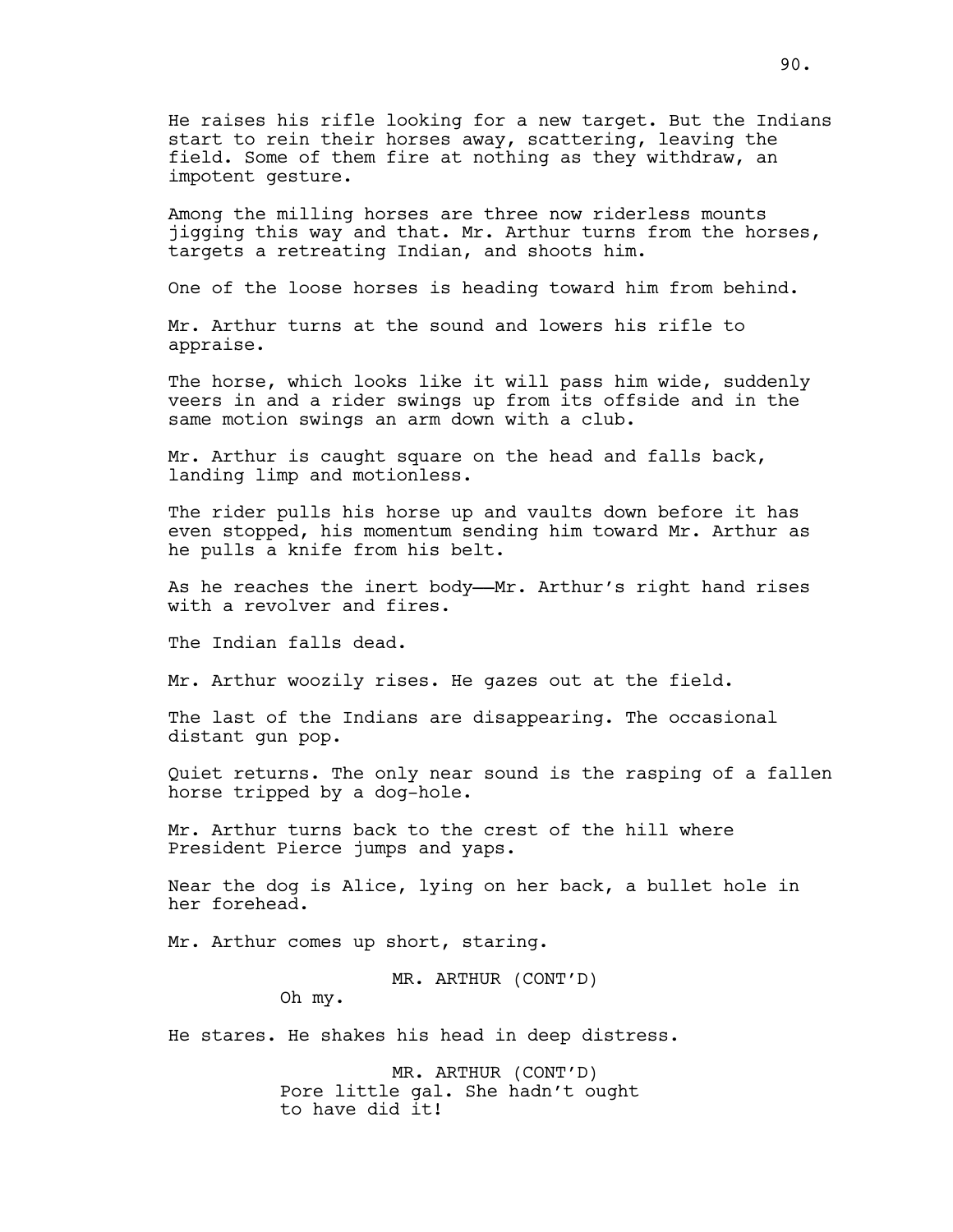He raises his rifle looking for a new target. But the Indians start to rein their horses away, scattering, leaving the field. Some of them fire at nothing as they withdraw, an impotent gesture.

Among the milling horses are three now riderless mounts jigging this way and that. Mr. Arthur turns from the horses, targets a retreating Indian, and shoots him.

One of the loose horses is heading toward him from behind.

Mr. Arthur turns at the sound and lowers his rifle to appraise.

The horse, which looks like it will pass him wide, suddenly veers in and a rider swings up from its offside and in the same motion swings an arm down with a club.

Mr. Arthur is caught square on the head and falls back, landing limp and motionless.

The rider pulls his horse up and vaults down before it has even stopped, his momentum sending him toward Mr. Arthur as he pulls a knife from his belt.

As he reaches the inert body——Mr. Arthur's right hand rises with a revolver and fires.

The Indian falls dead.

Mr. Arthur woozily rises. He gazes out at the field.

The last of the Indians are disappearing. The occasional distant gun pop.

Quiet returns. The only near sound is the rasping of a fallen horse tripped by a dog-hole.

Mr. Arthur turns back to the crest of the hill where President Pierce jumps and yaps.

Near the dog is Alice, lying on her back, a bullet hole in her forehead.

Mr. Arthur comes up short, staring.

MR. ARTHUR (CONT'D)
Oh my.

He stares. He shakes his head in deep distress.

MR. ARTHUR (CONT'D)
Pore little gal. She hadn't ought to have did it!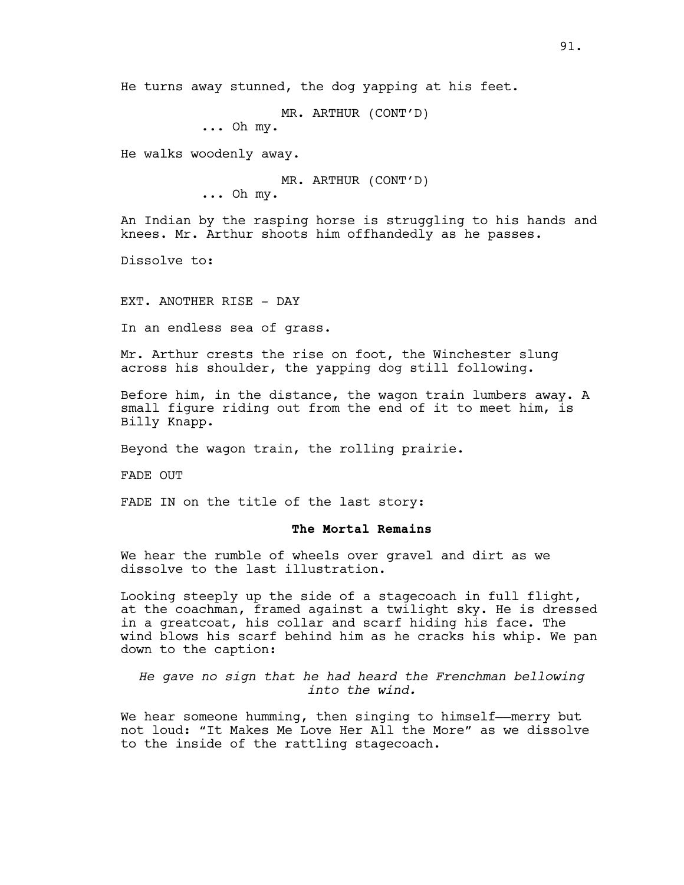He turns away stunned, the dog yapping at his feet.

MR. ARTHUR (CONT'D)
... Oh my.

He walks woodenly away.

MR. ARTHUR (CONT'D)
... Oh my.

An Indian by the rasping horse is struggling to his hands and knees. Mr. Arthur shoots him offhandedly as he passes.

Dissolve to:

EXT. ANOTHER RISE - DAY

In an endless sea of grass.

Mr. Arthur crests the rise on foot, the Winchester slung across his shoulder, the yapping dog still following.

Before him, in the distance, the wagon train lumbers away. A small figure riding out from the end of it to meet him, is Billy Knapp.

Beyond the wagon train, the rolling prairie.

FADE OUT

FADE IN on the title of the last story:

**The Mortal Remains**

We hear the rumble of wheels over gravel and dirt as we dissolve to the last illustration.

Looking steeply up the side of a stagecoach in full flight, at the coachman, framed against a twilight sky. He is dressed in a greatcoat, his collar and scarf hiding his face. The wind blows his scarf behind him as he cracks his whip. We pan down to the caption:

*He gave no sign that he had heard the Frenchman bellowing into the wind.*

We hear someone humming, then singing to himself——merry but not loud: "It Makes Me Love Her All the More" as we dissolve to the inside of the rattling stagecoach.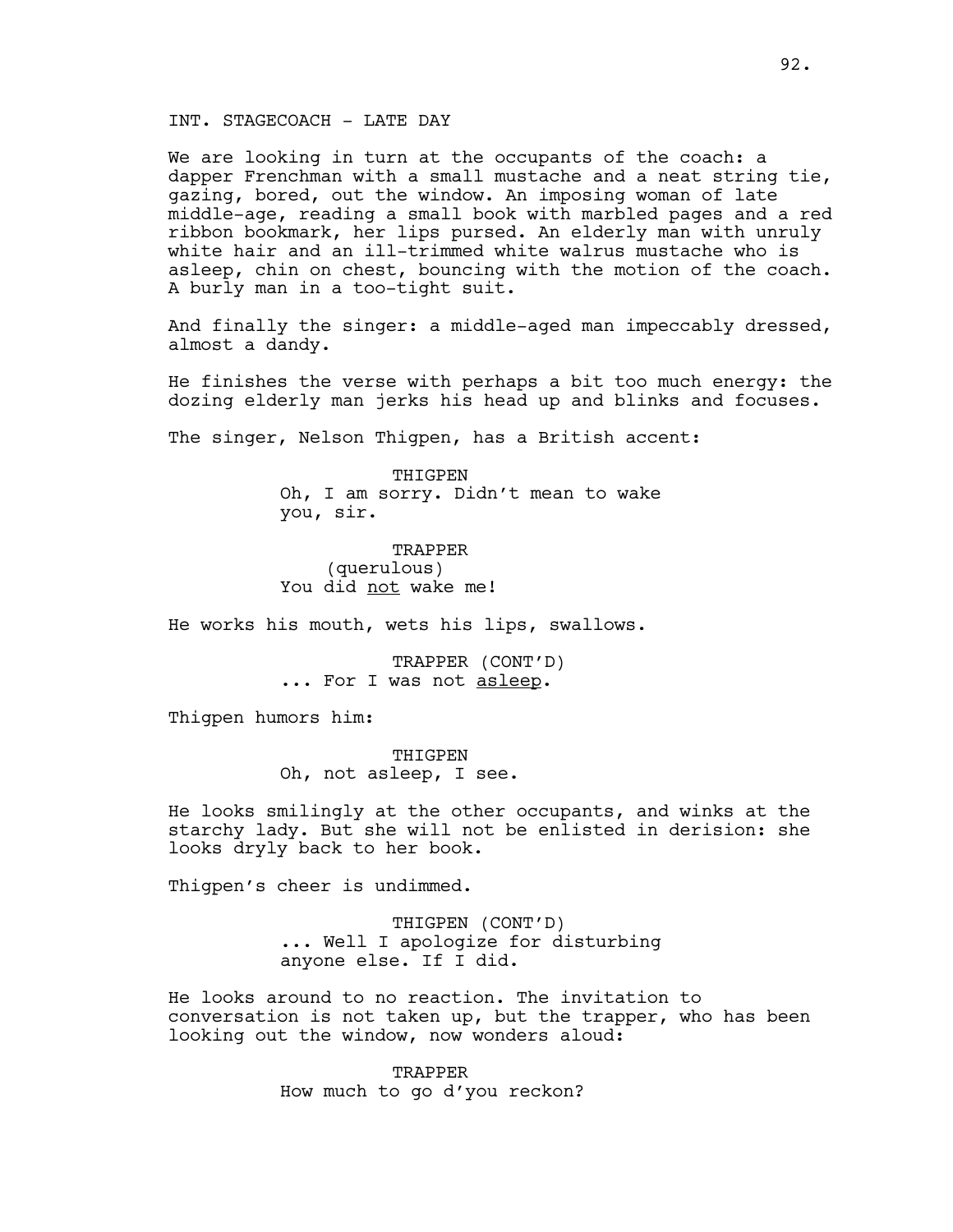INT. STAGECOACH - LATE DAY

We are looking in turn at the occupants of the coach: a dapper Frenchman with a small mustache and a neat string tie, gazing, bored, out the window. An imposing woman of late middle-age, reading a small book with marbled pages and a red ribbon bookmark, her lips pursed. An elderly man with unruly white hair and an ill-trimmed white walrus mustache who is asleep, chin on chest, bouncing with the motion of the coach. A burly man in a too-tight suit.

And finally the singer: a middle-aged man impeccably dressed, almost a dandy.

He finishes the verse with perhaps a bit too much energy: the dozing elderly man jerks his head up and blinks and focuses.

The singer, Nelson Thigpen, has a British accent:

THIGPEN
Oh, I am sorry. Didn't mean to wake you, sir.

TRAPPER
(querulous)
You did <u>not</u> wake me!

He works his mouth, wets his lips, swallows.

TRAPPER (CONT'D)
... For I was not <u>asleep</u>.

Thigpen humors him:

THIGPEN
Oh, not asleep, I see.

He looks smilingly at the other occupants, and winks at the starchy lady. But she will not be enlisted in derision: she looks dryly back to her book.

Thigpen's cheer is undimmed.

THIGPEN (CONT'D)
... Well I apologize for disturbing anyone else. If I did.

He looks around to no reaction. The invitation to conversation is not taken up, but the trapper, who has been looking out the window, now wonders aloud:

TRAPPER
How much to go d'you reckon?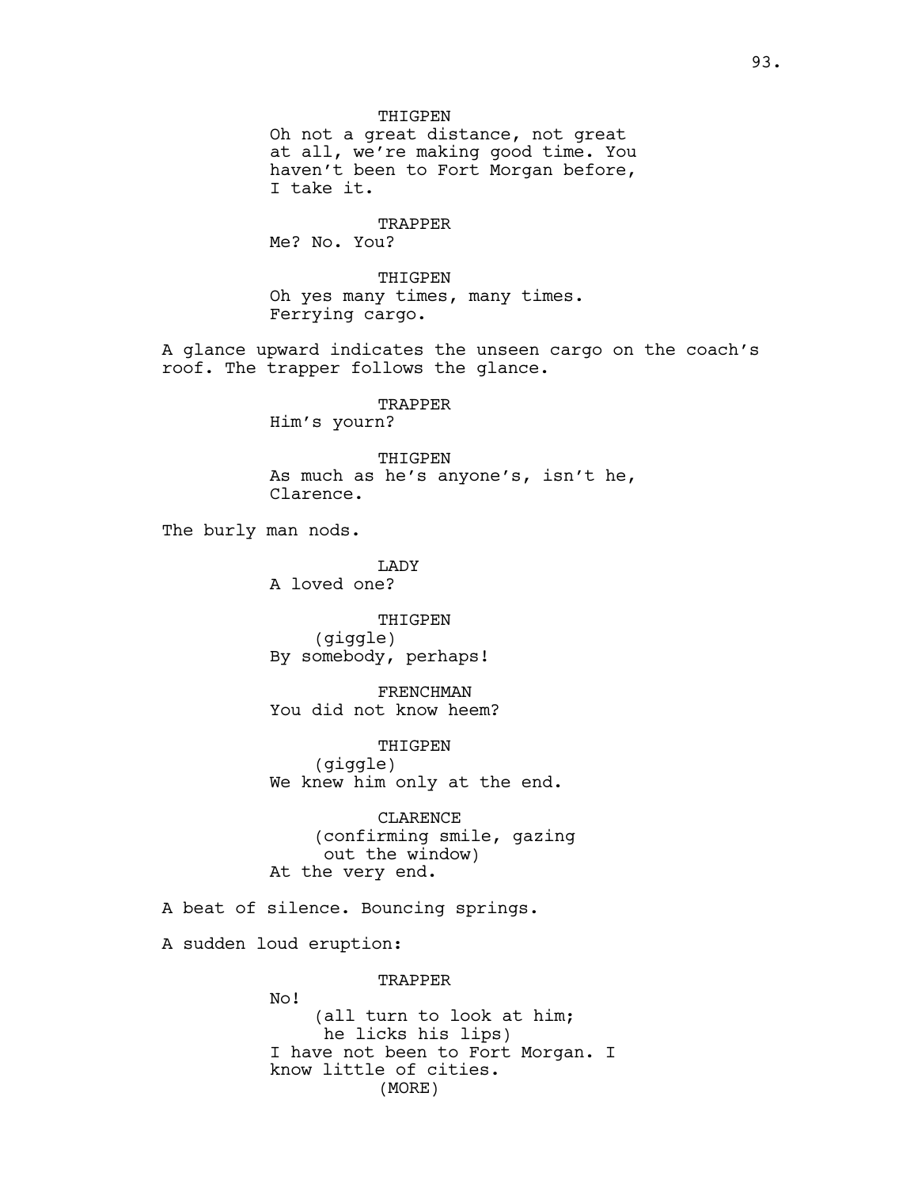THIGPEN
Oh not a great distance, not great at all, we're making good time. You haven't been to Fort Morgan before, I take it.

TRAPPER
Me? No. You?

THIGPEN
Oh yes many times, many times. Ferrying cargo.

A glance upward indicates the unseen cargo on the coach's roof. The trapper follows the glance.

TRAPPER
Him's yourn?

THIGPEN
As much as he's anyone's, isn't he, Clarence.

The burly man nods.

LADY
A loved one?

THIGPEN
(giggle)
By somebody, perhaps!

FRENCHMAN
You did not know heem?

THIGPEN
(giggle)
We knew him only at the end.

CLARENCE
(confirming smile, gazing out the window)
At the very end.

A beat of silence. Bouncing springs.

A sudden loud eruption:

TRAPPER
No!
(all turn to look at him; he licks his lips)
I have not been to Fort Morgan. I know little of cities.
(MORE)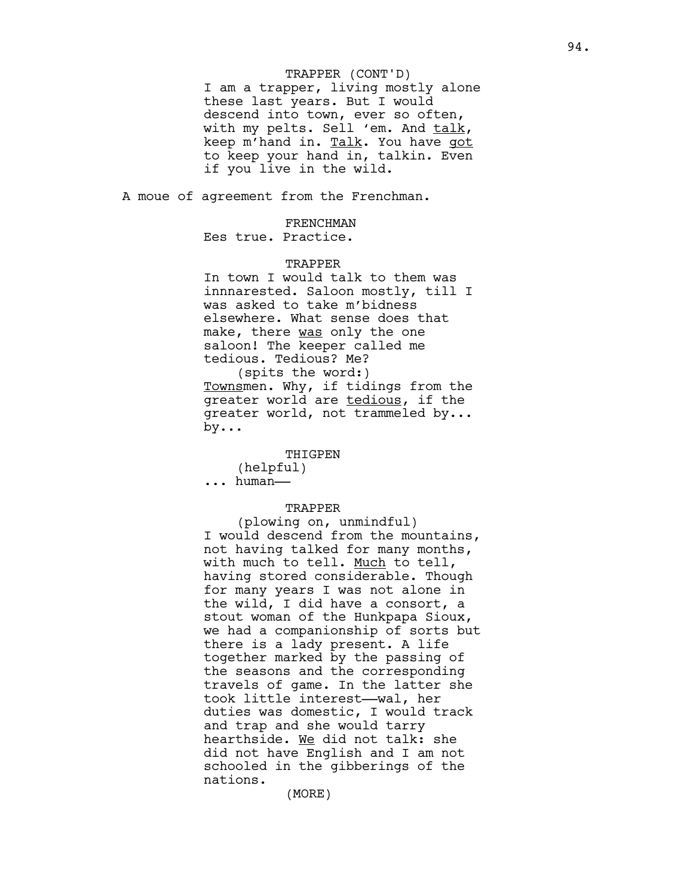TRAPPER (CONT'D)
I am a trapper, living mostly alone these last years. But I would descend into town, ever so often, with my pelts. Sell 'em. And <u>talk</u>, keep m'hand in. <u>Talk</u>. You have <u>got</u> to keep your hand in, talkin. Even if you live in the wild.

A moue of agreement from the Frenchman.

FRENCHMAN
Ees true. Practice.

TRAPPER
In town I would talk to them was innnarested. Saloon mostly, till I was asked to take m'bidness elsewhere. What sense does that make, there <u>was</u> only the one saloon! The keeper called me tedious. Tedious? Me?
(spits the word:)
<u>Towns</u>men. Why, if tidings from the greater world are <u>tedious</u>, if the greater world, not trammeled by... by...

THIGPEN
(helpful)
... human——

TRAPPER
(plowing on, unmindful)
I would descend from the mountains, not having talked for many months, with much to tell. <u>Much</u> to tell, having stored considerable. Though for many years I was not alone in the wild, I did have a consort, a stout woman of the Hunkpapa Sioux, we had a companionship of sorts but there is a lady present. A life together marked by the passing of the seasons and the corresponding travels of game. In the latter she took little interest——wal, her duties was domestic, I would track and trap and she would tarry hearthside. <u>We</u> did not talk: she did not have English and I am not schooled in the gibberings of the nations.
(MORE)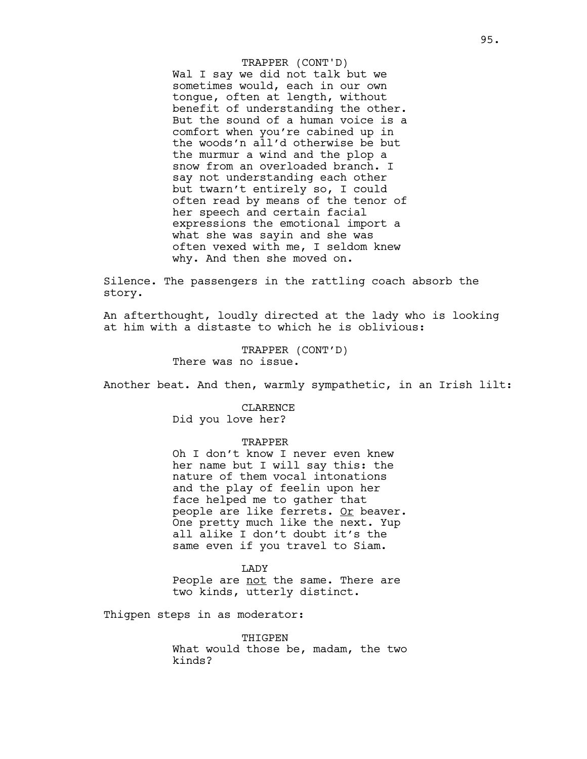TRAPPER (CONT'D)
Wal I say we did not talk but we sometimes would, each in our own tongue, often at length, without benefit of understanding the other. But the sound of a human voice is a comfort when you're cabined up in the woods'n all'd otherwise be but the murmur a wind and the plop a snow from an overloaded branch. I say not understanding each other but twarn't entirely so, I could often read by means of the tenor of her speech and certain facial expressions the emotional import a what she was sayin and she was often vexed with me, I seldom knew why. And then she moved on.

Silence. The passengers in the rattling coach absorb the story.

An afterthought, loudly directed at the lady who is looking at him with a distaste to which he is oblivious:

TRAPPER (CONT'D)
There was no issue.

Another beat. And then, warmly sympathetic, in an Irish lilt:

CLARENCE
Did you love her?

TRAPPER
Oh I don't know I never even knew her name but I will say this: the nature of them vocal intonations and the play of feelin upon her face helped me to gather that people are like ferrets. Or beaver. One pretty much like the next. Yup all alike I don't doubt it's the same even if you travel to Siam.

LADY
People are not the same. There are two kinds, utterly distinct.

Thigpen steps in as moderator:

THIGPEN
What would those be, madam, the two kinds?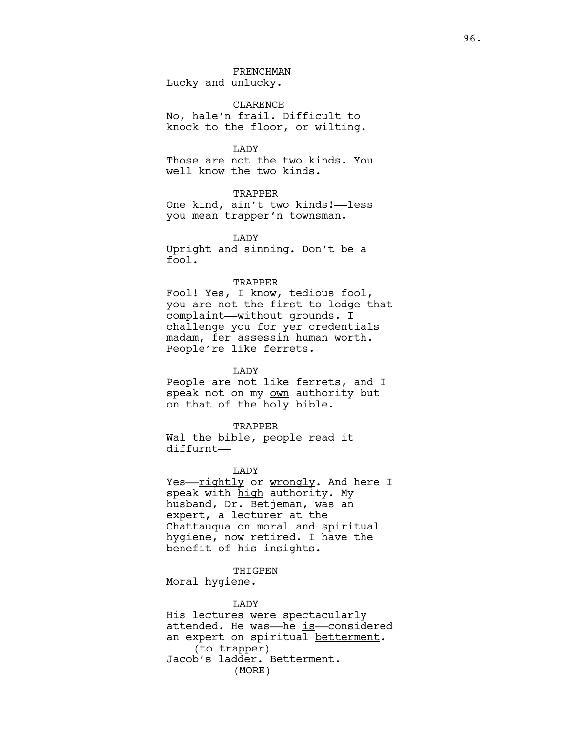FRENCHMAN

Lucky and unlucky.

CLARENCE

No, hale'n frail. Difficult to knock to the floor, or wilting.

LADY

Those are not the two kinds. You well know the two kinds.

TRAPPER

<u>One</u> kind, ain't two kinds!——less you mean trapper'n townsman.

LADY

Upright and sinning. Don't be a fool.

TRAPPER

Fool! Yes, I know, tedious fool, you are not the first to lodge that complaint——without grounds. I challenge you for <u>yer</u> credentials madam, fer assessin human worth. People're like ferrets.

LADY

People are not like ferrets, and I speak not on my <u>own</u> authority but on that of the holy bible.

TRAPPER

Wal the bible, people read it diffurnt——

LADY

Yes——<u>rightly</u> or <u>wrongly</u>. And here I speak with <u>high</u> authority. My husband, Dr. Betjeman, was an expert, a lecturer at the Chattauqua on moral and spiritual hygiene, now retired. I have the benefit of his insights.

THIGPEN

Moral hygiene.

LADY

His lectures were spectacularly attended. He was——he <u>is</u>——considered an expert on spiritual <u>betterment</u>.

(to trapper)

Jacob's ladder. <u>Betterment</u>.

(MORE)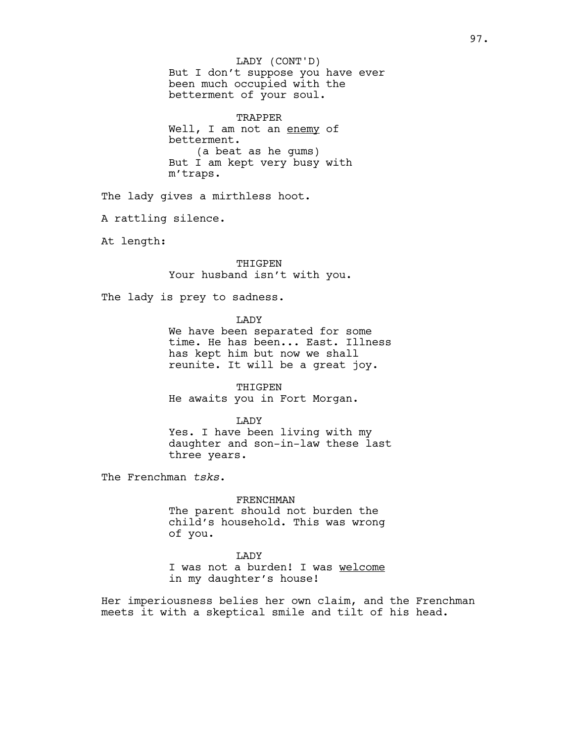LADY (CONT'D)
But I don't suppose you have ever been much occupied with the betterment of your soul.

TRAPPER
Well, I am not an <u>enemy</u> of betterment.
(a beat as he gums)
But I am kept very busy with m'traps.

The lady gives a mirthless hoot.

A rattling silence.

At length:

THIGPEN
Your husband isn't with you.

The lady is prey to sadness.

LADY
We have been separated for some time. He has been... East. Illness has kept him but now we shall reunite. It will be a great joy.

THIGPEN
He awaits you in Fort Morgan.

LADY
Yes. I have been living with my daughter and son-in-law these last three years.

The Frenchman *tsks*.

FRENCHMAN
The parent should not burden the child's household. This was wrong of you.

LADY
I was not a burden! I was <u>welcome</u> in my daughter's house!

Her imperiousness belies her own claim, and the Frenchman meets it with a skeptical smile and tilt of his head.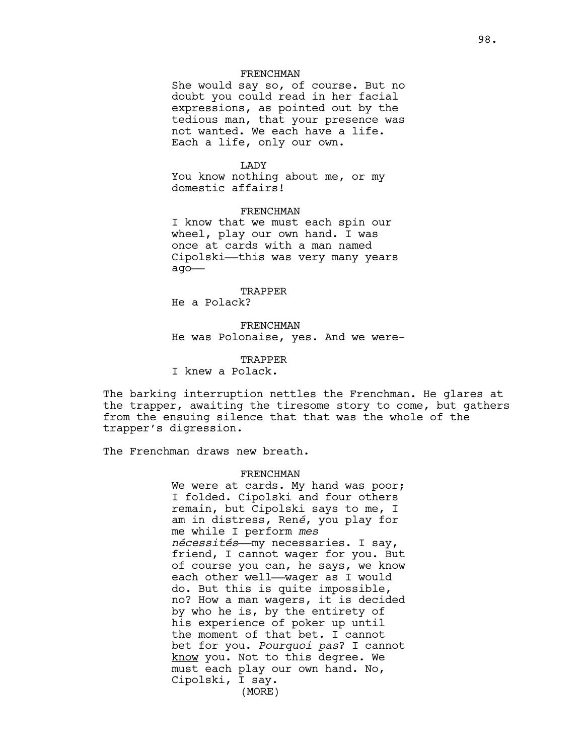FRENCHMAN

She would say so, of course. But no doubt you could read in her facial expressions, as pointed out by the tedious man, that your presence was not wanted. We each have a life. Each a life, only our own.

LADY

You know nothing about me, or my domestic affairs!

FRENCHMAN

I know that we must each spin our wheel, play our own hand. I was once at cards with a man named Cipolski——this was very many years ago——

TRAPPER

He a Polack?

FRENCHMAN

He was Polonaise, yes. And we were-

TRAPPER

I knew a Polack.

The barking interruption nettles the Frenchman. He glares at the trapper, awaiting the tiresome story to come, but gathers from the ensuing silence that that was the whole of the trapper's digression.

The Frenchman draws new breath.

FRENCHMAN

We were at cards. My hand was poor; I folded. Cipolski and four others remain, but Cipolski says to me, I am in distress, René, you play for me while I perform *mes nécessités*——my necessaries. I say, friend, I cannot wager for you. But of course you can, he says, we know each other well——wager as I would do. But this is quite impossible, no? How a man wagers, it is decided by who he is, by the entirety of his experience of poker up until the moment of that bet. I cannot bet for you. *Pourquoi pas*? I cannot <u>know</u> you. Not to this degree. We must each play our own hand. No, Cipolski, I say.

(MORE)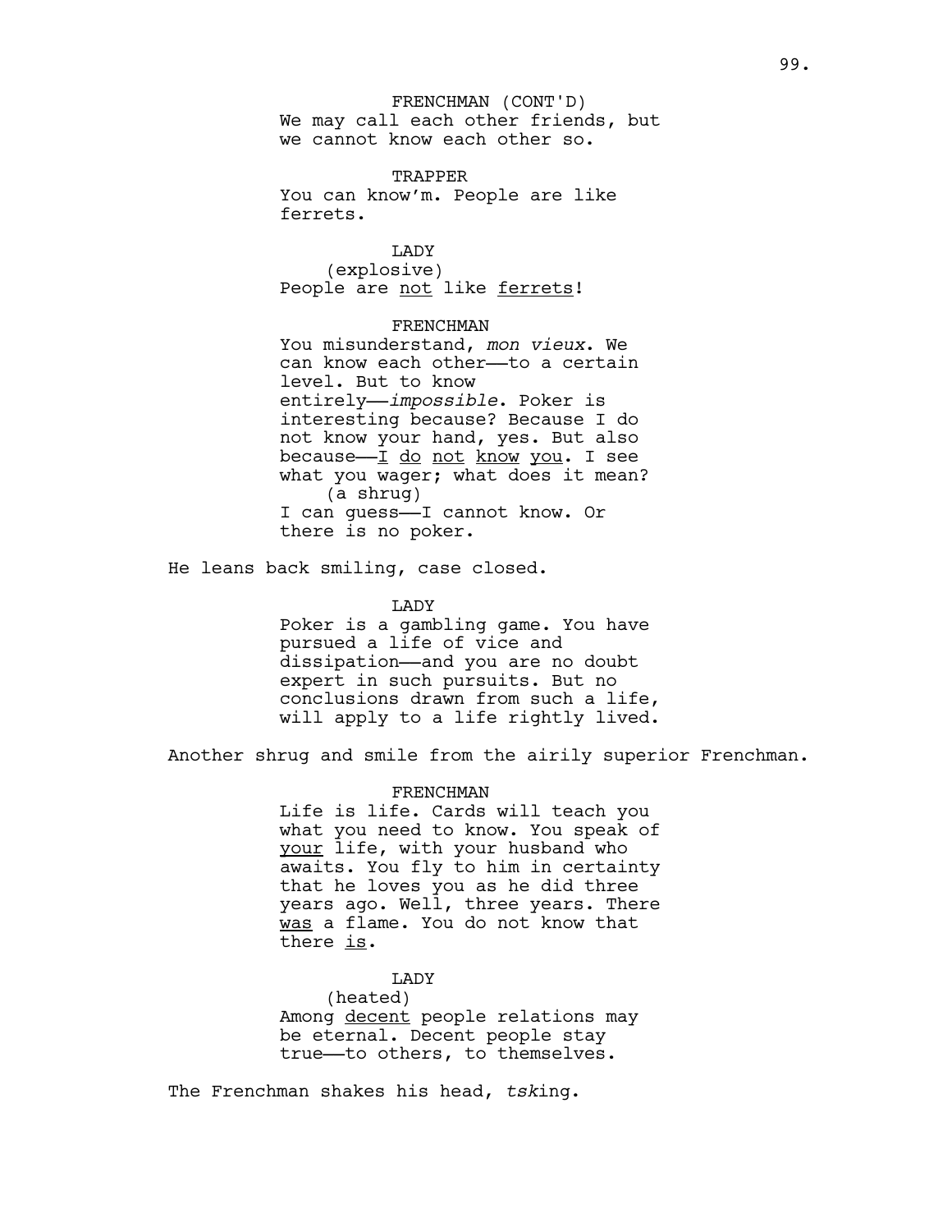FRENCHMAN (CONT'D)
We may call each other friends, but we cannot know each other so.

TRAPPER
You can know'm. People are like ferrets.

LADY
(explosive)
People are <u>not</u> like <u>ferrets</u>!

FRENCHMAN
You misunderstand, *mon vieux*. We can know each other——to a certain level. But to know entirely——*impossible*. Poker is interesting because? Because I do not know your hand, yes. But also because——<u>I</u> <u>do</u> <u>not</u> <u>know</u> <u>you</u>. I see what you wager; what does it mean?
(a shrug)
I can guess——I cannot know. Or there is no poker.

He leans back smiling, case closed.

LADY
Poker is a gambling game. You have pursued a life of vice and dissipation——and you are no doubt expert in such pursuits. But no conclusions drawn from such a life, will apply to a life rightly lived.

Another shrug and smile from the airily superior Frenchman.

FRENCHMAN
Life is life. Cards will teach you what you need to know. You speak of <u>your</u> life, with your husband who awaits. You fly to him in certainty that he loves you as he did three years ago. Well, three years. There <u>was</u> a flame. You do not know that there <u>is</u>.

LADY
(heated)
Among <u>decent</u> people relations may be eternal. Decent people stay true——to others, to themselves.

The Frenchman shakes his head, *tsk*ing.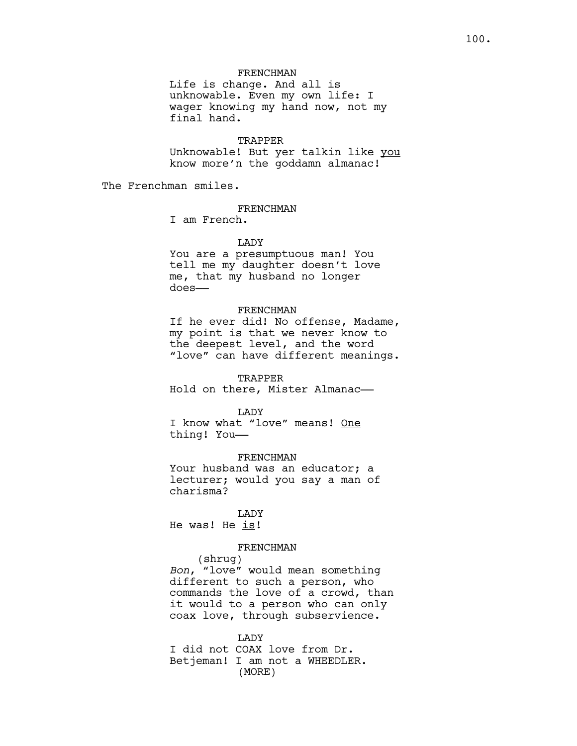FRENCHMAN
Life is change. And all is unknowable. Even my own life: I wager knowing my hand now, not my final hand.

TRAPPER
Unknowable! But yer talkin like <u>you</u> know more'n the goddamn almanac!

The Frenchman smiles.

FRENCHMAN
I am French.

LADY
You are a presumptuous man! You tell me my daughter doesn't love me, that my husband no longer does——

FRENCHMAN
If he ever did! No offense, Madame, my point is that we never know to the deepest level, and the word "love" can have different meanings.

TRAPPER
Hold on there, Mister Almanac——

LADY
I know what "love" means! <u>One</u> thing! You——

FRENCHMAN
Your husband was an educator; a lecturer; would you say a man of charisma?

LADY
He was! He <u>is</u>!

FRENCHMAN
(shrug)
*Bon*, "love" would mean something different to such a person, who commands the love of a crowd, than it would to a person who can only coax love, through subservience.

LADY
I did not COAX love from Dr. Betjeman! I am not a WHEEDLER.
(MORE)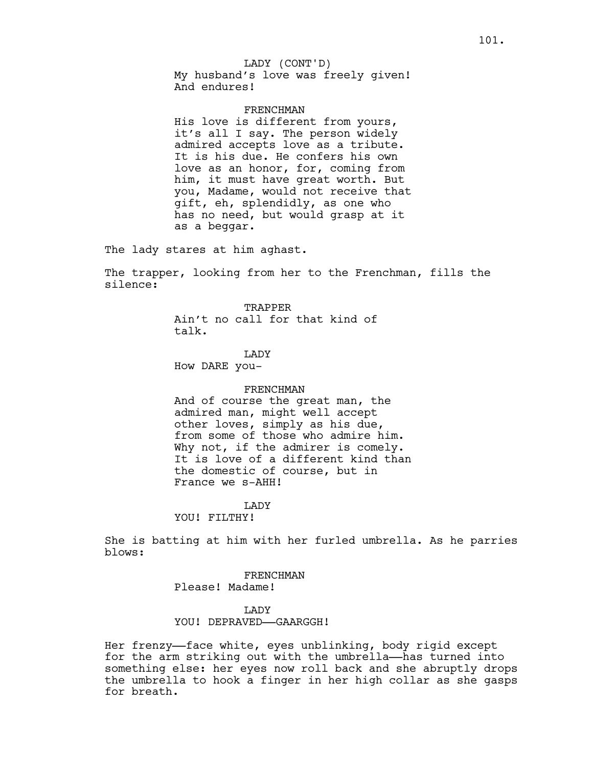LADY (CONT'D)
My husband's love was freely given!
And endures!

FRENCHMAN
His love is different from yours,
it's all I say. The person widely
admired accepts love as a tribute.
It is his due. He confers his own
love as an honor, for, coming from
him, it must have great worth. But
you, Madame, would not receive that
gift, eh, splendidly, as one who
has no need, but would grasp at it
as a beggar.

The lady stares at him aghast.

The trapper, looking from her to the Frenchman, fills the
silence:

TRAPPER
Ain't no call for that kind of
talk.

LADY
How DARE you-

FRENCHMAN
And of course the great man, the
admired man, might well accept
other loves, simply as his due,
from some of those who admire him.
Why not, if the admirer is comely.
It is love of a different kind than
the domestic of course, but in
France we s-AHH!

LADY
YOU! FILTHY!

She is batting at him with her furled umbrella. As he parries
blows:

FRENCHMAN
Please! Madame!

LADY
YOU! DEPRAVED——GAARGGH!

Her frenzy——face white, eyes unblinking, body rigid except
for the arm striking out with the umbrella——has turned into
something else: her eyes now roll back and she abruptly drops
the umbrella to hook a finger in her high collar as she gasps
for breath.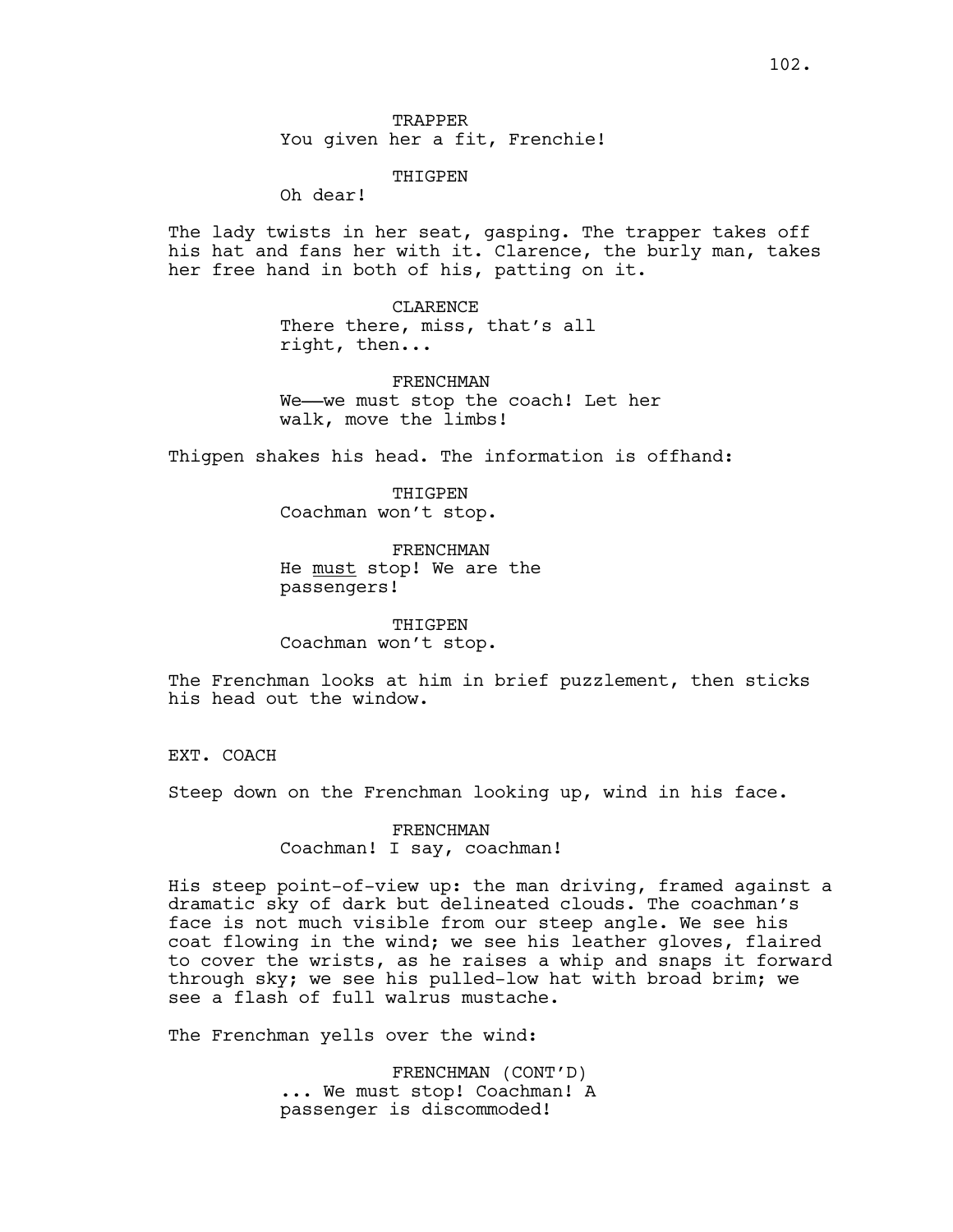TRAPPER
You given her a fit, Frenchie!

THIGPEN
Oh dear!

The lady twists in her seat, gasping. The trapper takes off his hat and fans her with it. Clarence, the burly man, takes her free hand in both of his, patting on it.

CLARENCE
There there, miss, that's all right, then...

FRENCHMAN
We——we must stop the coach! Let her walk, move the limbs!

Thigpen shakes his head. The information is offhand:

THIGPEN
Coachman won't stop.

FRENCHMAN
He must stop! We are the passengers!

THIGPEN
Coachman won't stop.

The Frenchman looks at him in brief puzzlement, then sticks his head out the window.

EXT. COACH

Steep down on the Frenchman looking up, wind in his face.

FRENCHMAN
Coachman! I say, coachman!

His steep point-of-view up: the man driving, framed against a dramatic sky of dark but delineated clouds. The coachman's face is not much visible from our steep angle. We see his coat flowing in the wind; we see his leather gloves, flaired to cover the wrists, as he raises a whip and snaps it forward through sky; we see his pulled-low hat with broad brim; we see a flash of full walrus mustache.

The Frenchman yells over the wind:

FRENCHMAN (CONT'D)
... We must stop! Coachman! A passenger is discommoded!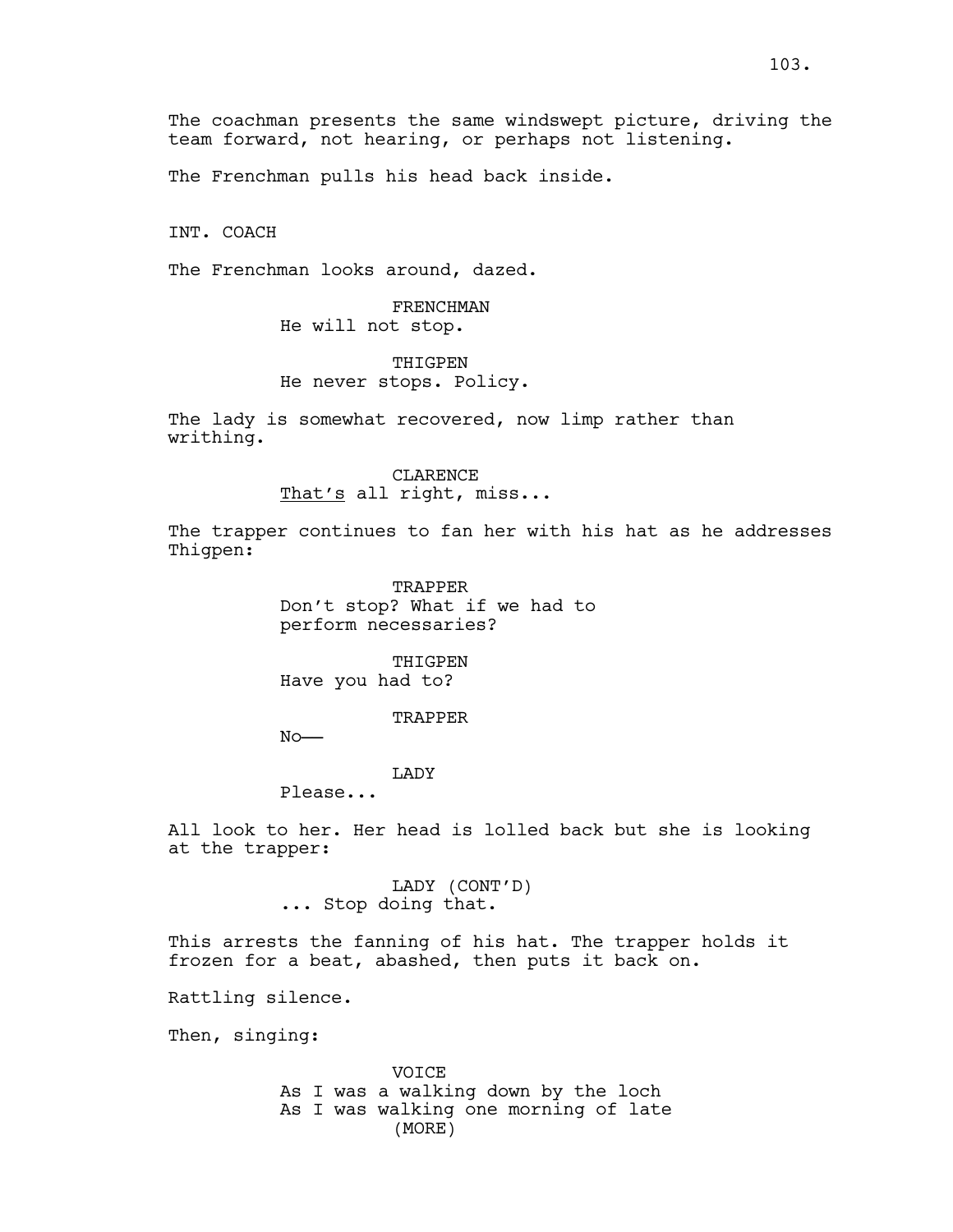The coachman presents the same windswept picture, driving the team forward, not hearing, or perhaps not listening.

The Frenchman pulls his head back inside.

INT. COACH

The Frenchman looks around, dazed.

FRENCHMAN
He will not stop.

THIGPEN
He never stops. Policy.

The lady is somewhat recovered, now limp rather than writhing.

CLARENCE
<u>That's</u> all right, miss...

The trapper continues to fan her with his hat as he addresses Thigpen:

TRAPPER
Don't stop? What if we had to perform necessaries?

THIGPEN
Have you had to?

TRAPPER
No——

LADY
Please...

All look to her. Her head is lolled back but she is looking at the trapper:

LADY (CONT'D)
... Stop doing that.

This arrests the fanning of his hat. The trapper holds it frozen for a beat, abashed, then puts it back on.

Rattling silence.

Then, singing:

VOICE
As I was a walking down by the loch
As I was walking one morning of late
(MORE)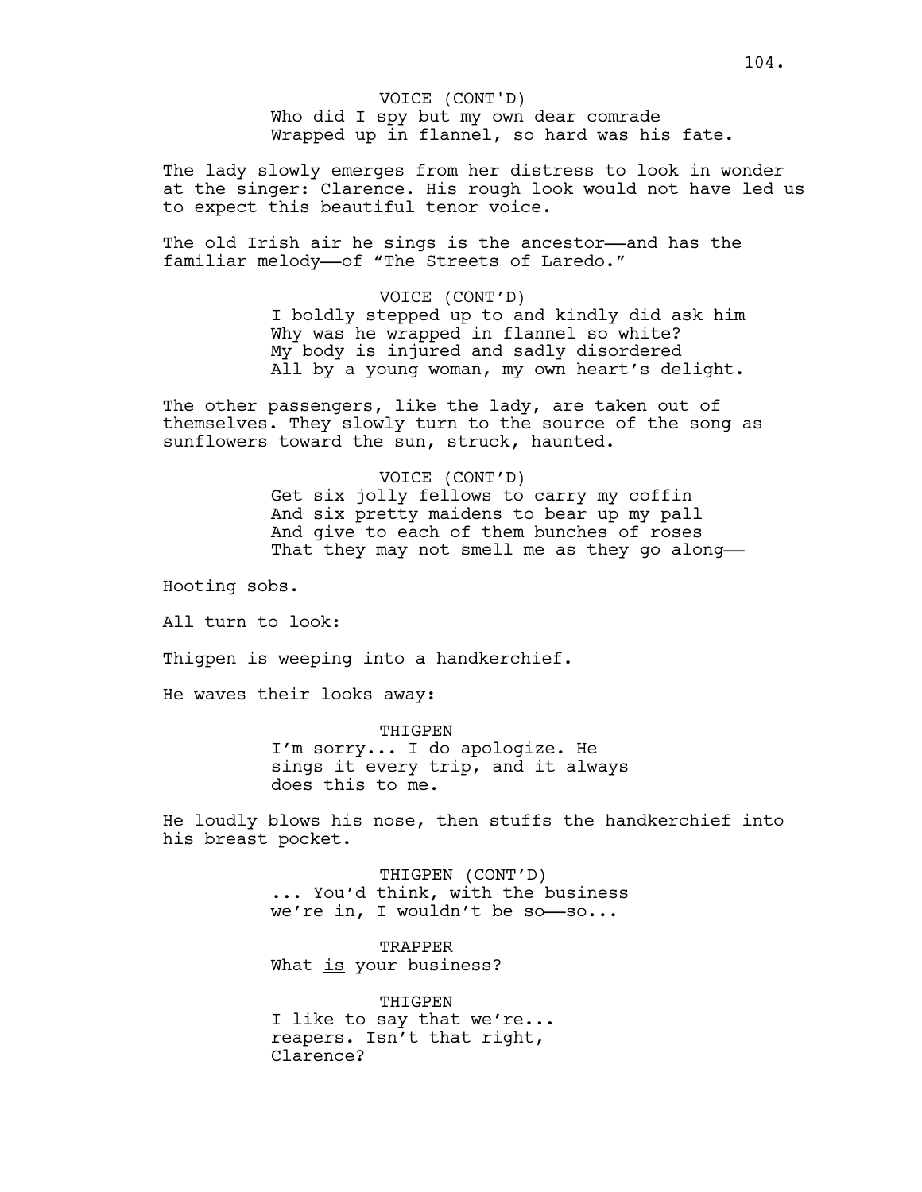VOICE (CONT'D)
Who did I spy but my own dear comrade
Wrapped up in flannel, so hard was his fate.

The lady slowly emerges from her distress to look in wonder at the singer: Clarence. His rough look would not have led us to expect this beautiful tenor voice.

The old Irish air he sings is the ancestor——and has the familiar melody——of “The Streets of Laredo.”

VOICE (CONT’D)
I boldly stepped up to and kindly did ask him
Why was he wrapped in flannel so white?
My body is injured and sadly disordered
All by a young woman, my own heart’s delight.

The other passengers, like the lady, are taken out of themselves. They slowly turn to the source of the song as sunflowers toward the sun, struck, haunted.

VOICE (CONT’D)
Get six jolly fellows to carry my coffin
And six pretty maidens to bear up my pall
And give to each of them bunches of roses
That they may not smell me as they go along——

Hooting sobs.

All turn to look:

Thigpen is weeping into a handkerchief.

He waves their looks away:

THIGPEN
I’m sorry... I do apologize. He sings it every trip, and it always does this to me.

He loudly blows his nose, then stuffs the handkerchief into his breast pocket.

THIGPEN (CONT’D)
... You’d think, with the business we’re in, I wouldn’t be so——so...

TRAPPER
What <u>is</u> your business?

THIGPEN
I like to say that we’re... reapers. Isn’t that right, Clarence?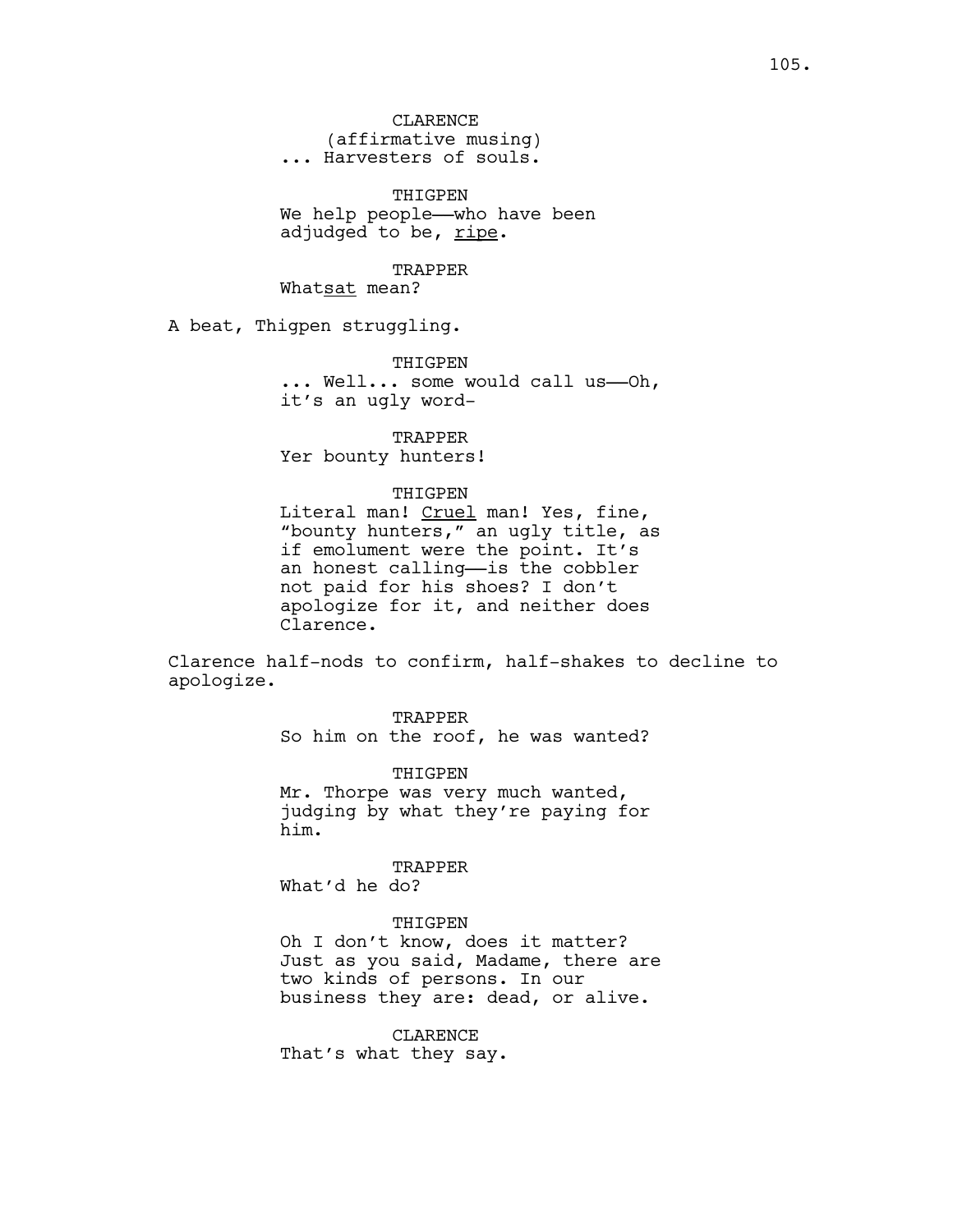CLARENCE
(affirmative musing)
... Harvesters of souls.

THIGPEN
We help people——who have been adjudged to be, <u>ripe</u>.

TRAPPER
What<u>sat</u> mean?

A beat, Thigpen struggling.

THIGPEN
... Well... some would call us——Oh, it's an ugly word-

TRAPPER
Yer bounty hunters!

THIGPEN
Literal man! <u>Cruel</u> man! Yes, fine, "bounty hunters," an ugly title, as if emolument were the point. It's an honest calling——is the cobbler not paid for his shoes? I don't apologize for it, and neither does Clarence.

Clarence half-nods to confirm, half-shakes to decline to apologize.

TRAPPER
So him on the roof, he was wanted?

THIGPEN
Mr. Thorpe was very much wanted, judging by what they're paying for him.

TRAPPER
What'd he do?

THIGPEN
Oh I don't know, does it matter? Just as you said, Madame, there are two kinds of persons. In our business they are: dead, or alive.

CLARENCE
That's what they say.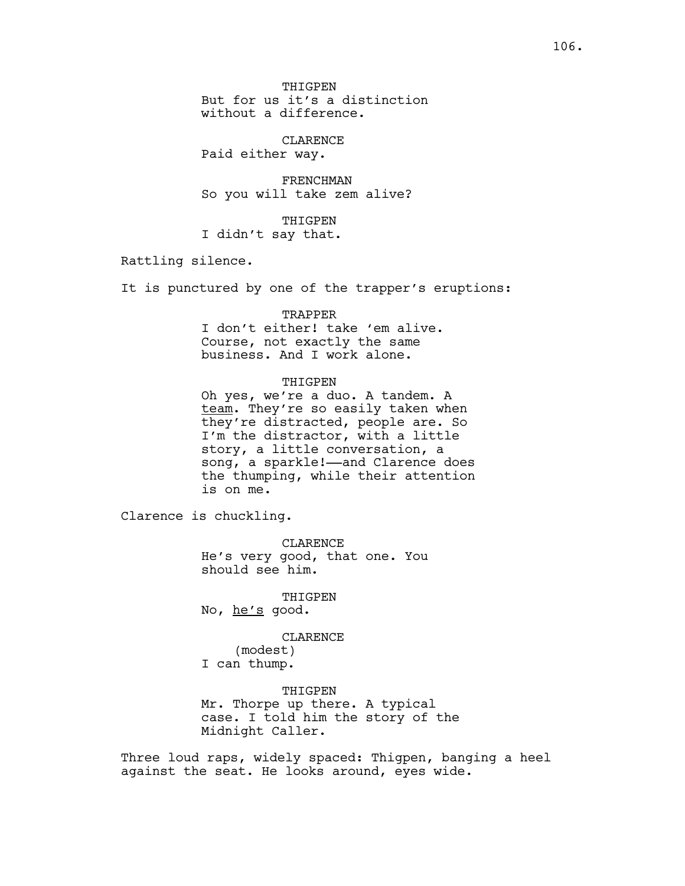THIGPEN
But for us it's a distinction
without a difference.

CLARENCE
Paid either way.

FRENCHMAN
So you will take zem alive?

THIGPEN
I didn't say that.

Rattling silence.

It is punctured by one of the trapper's eruptions:

TRAPPER
I don't either! take 'em alive.
Course, not exactly the same
business. And I work alone.

THIGPEN
Oh yes, we're a duo. A tandem. A
<u>team</u>. They're so easily taken when
they're distracted, people are. So
I'm the distractor, with a little
story, a little conversation, a
song, a sparkle!——and Clarence does
the thumping, while their attention
is on me.

Clarence is chuckling.

CLARENCE
He's very good, that one. You
should see him.

THIGPEN
No, <u>he's</u> good.

CLARENCE
(modest)
I can thump.

THIGPEN
Mr. Thorpe up there. A typical
case. I told him the story of the
Midnight Caller.

Three loud raps, widely spaced: Thigpen, banging a heel
against the seat. He looks around, eyes wide.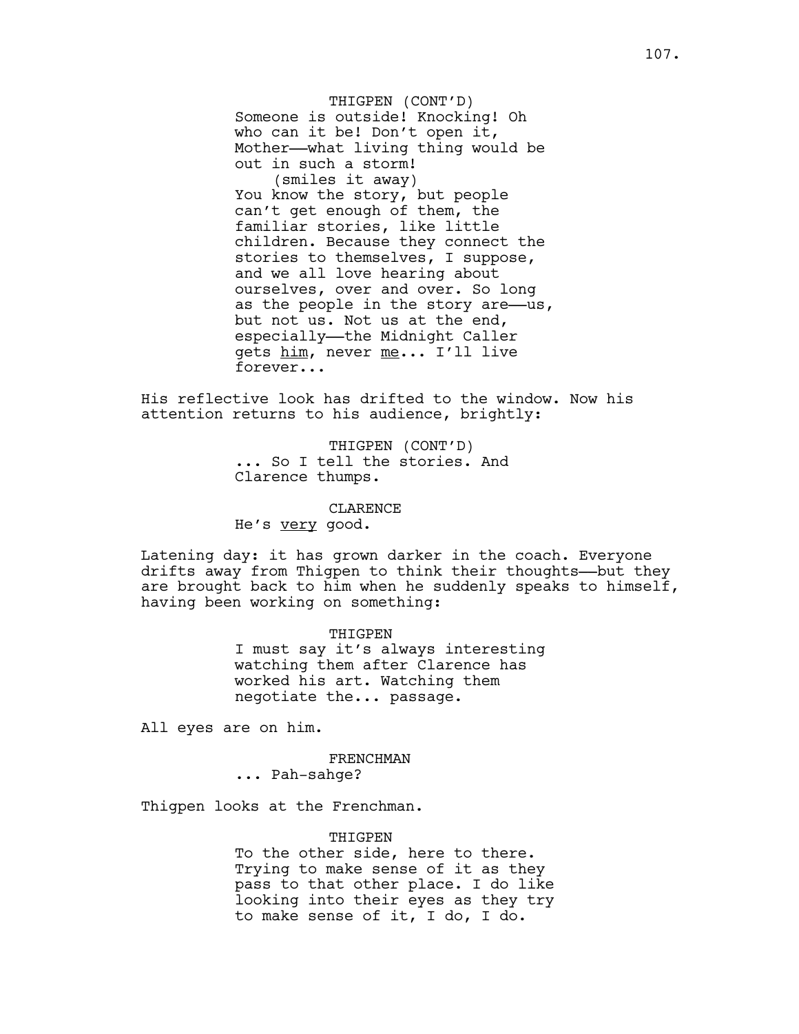THIGPEN (CONT'D)
Someone is outside! Knocking! Oh who can it be! Don't open it, Mother——what living thing would be out in such a storm!
(smiles it away)
You know the story, but people can't get enough of them, the familiar stories, like little children. Because they connect the stories to themselves, I suppose, and we all love hearing about ourselves, over and over. So long as the people in the story are——us, but not us. Not us at the end, especially——the Midnight Caller gets him, never me... I'll live forever...

His reflective look has drifted to the window. Now his attention returns to his audience, brightly:

THIGPEN (CONT'D)
... So I tell the stories. And Clarence thumps.

CLARENCE
He's very good.

Latening day: it has grown darker in the coach. Everyone drifts away from Thigpen to think their thoughts——but they are brought back to him when he suddenly speaks to himself, having been working on something:

THIGPEN
I must say it's always interesting watching them after Clarence has worked his art. Watching them negotiate the... passage.

All eyes are on him.

FRENCHMAN
... Pah-sahge?

Thigpen looks at the Frenchman.

THIGPEN
To the other side, here to there. Trying to make sense of it as they pass to that other place. I do like looking into their eyes as they try to make sense of it, I do, I do.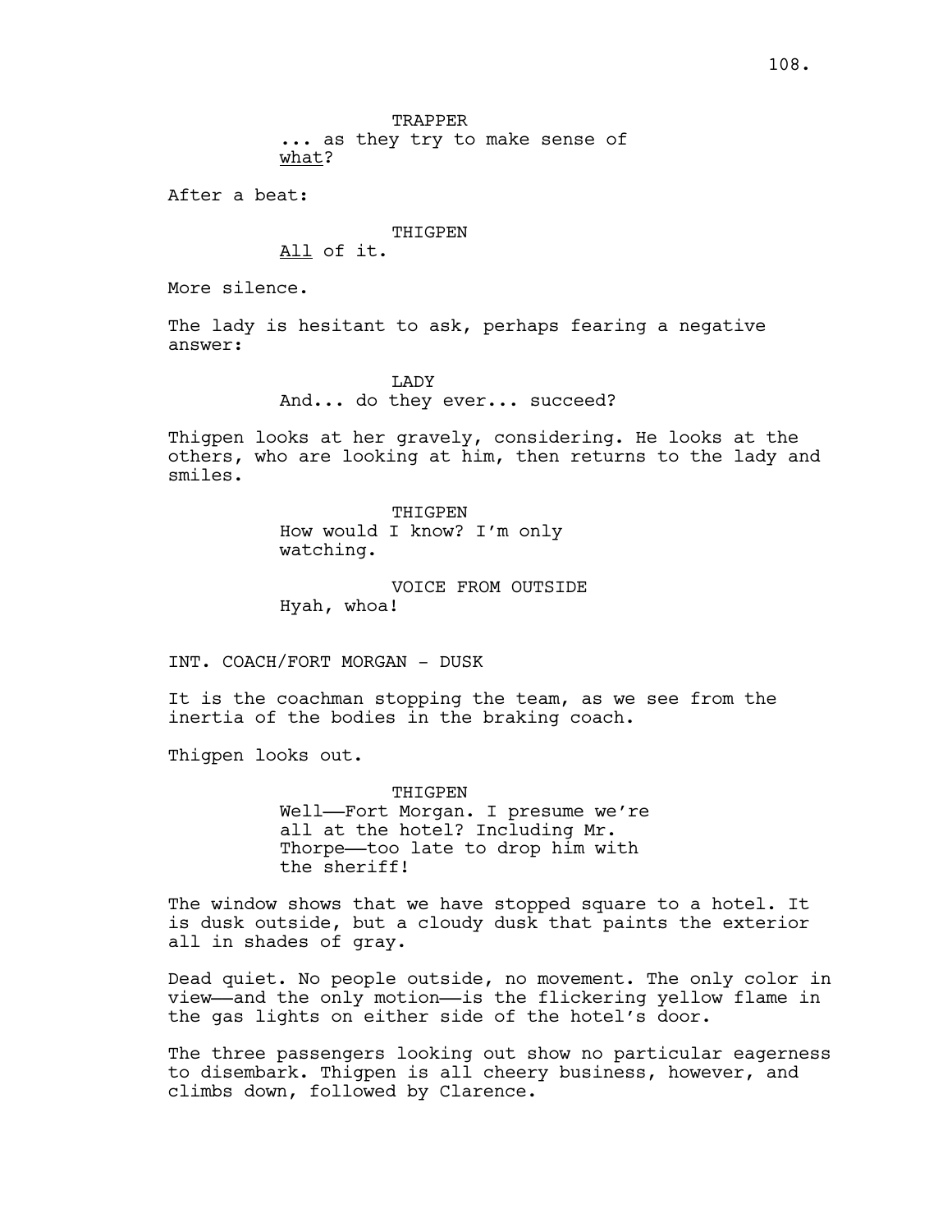TRAPPER
... as they try to make sense of <u>what</u>?

After a beat:

THIGPEN
<u>All</u> of it.

More silence.

The lady is hesitant to ask, perhaps fearing a negative answer:

LADY
And... do they ever... succeed?

Thigpen looks at her gravely, considering. He looks at the others, who are looking at him, then returns to the lady and smiles.

THIGPEN
How would I know? I'm only watching.

VOICE FROM OUTSIDE
Hyah, whoa!

INT. COACH/FORT MORGAN - DUSK

It is the coachman stopping the team, as we see from the inertia of the bodies in the braking coach.

Thigpen looks out.

THIGPEN
Well——Fort Morgan. I presume we're all at the hotel? Including Mr. Thorpe——too late to drop him with the sheriff!

The window shows that we have stopped square to a hotel. It is dusk outside, but a cloudy dusk that paints the exterior all in shades of gray.

Dead quiet. No people outside, no movement. The only color in view——and the only motion——is the flickering yellow flame in the gas lights on either side of the hotel's door.

The three passengers looking out show no particular eagerness to disembark. Thigpen is all cheery business, however, and climbs down, followed by Clarence.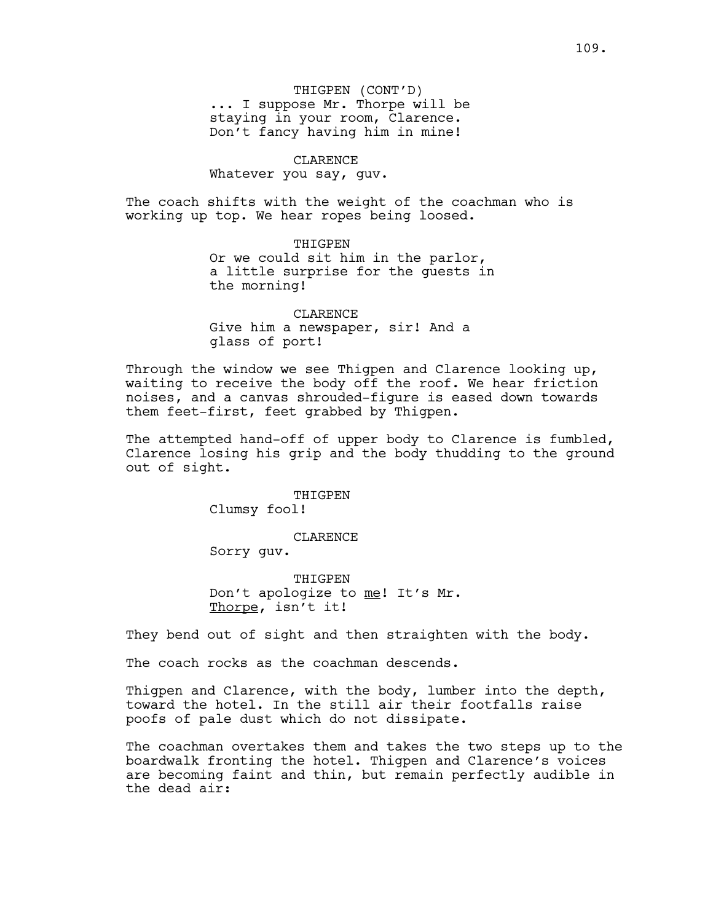THIGPEN (CONT'D)
... I suppose Mr. Thorpe will be staying in your room, Clarence. Don't fancy having him in mine!

CLARENCE
Whatever you say, guv.

The coach shifts with the weight of the coachman who is working up top. We hear ropes being loosed.

THIGPEN
Or we could sit him in the parlor, a little surprise for the guests in the morning!

CLARENCE
Give him a newspaper, sir! And a glass of port!

Through the window we see Thigpen and Clarence looking up, waiting to receive the body off the roof. We hear friction noises, and a canvas shrouded-figure is eased down towards them feet-first, feet grabbed by Thigpen.

The attempted hand-off of upper body to Clarence is fumbled, Clarence losing his grip and the body thudding to the ground out of sight.

THIGPEN
Clumsy fool!

CLARENCE
Sorry guv.

THIGPEN
Don't apologize to <u>me</u>! It's Mr. <u>Thorpe</u>, isn't it!

They bend out of sight and then straighten with the body.

The coach rocks as the coachman descends.

Thigpen and Clarence, with the body, lumber into the depth, toward the hotel. In the still air their footfalls raise poofs of pale dust which do not dissipate.

The coachman overtakes them and takes the two steps up to the boardwalk fronting the hotel. Thigpen and Clarence's voices are becoming faint and thin, but remain perfectly audible in the dead air: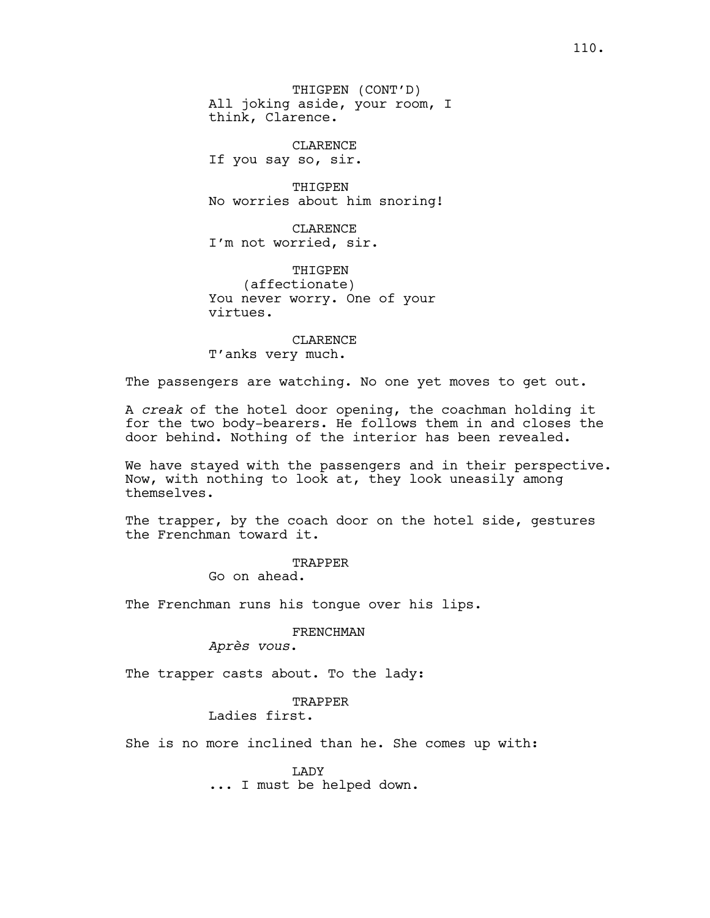THIGPEN (CONT'D)
All joking aside, your room, I think, Clarence.

CLARENCE
If you say so, sir.

THIGPEN
No worries about him snoring!

CLARENCE
I'm not worried, sir.

THIGPEN
(affectionate)
You never worry. One of your virtues.

CLARENCE
T'anks very much.

The passengers are watching. No one yet moves to get out.

A *creak* of the hotel door opening, the coachman holding it for the two body-bearers. He follows them in and closes the door behind. Nothing of the interior has been revealed.

We have stayed with the passengers and in their perspective. Now, with nothing to look at, they look uneasily among themselves.

The trapper, by the coach door on the hotel side, gestures the Frenchman toward it.

TRAPPER
Go on ahead.

The Frenchman runs his tongue over his lips.

FRENCHMAN
*Après vous.*

The trapper casts about. To the lady:

TRAPPER
Ladies first.

She is no more inclined than he. She comes up with:

LADY
... I must be helped down.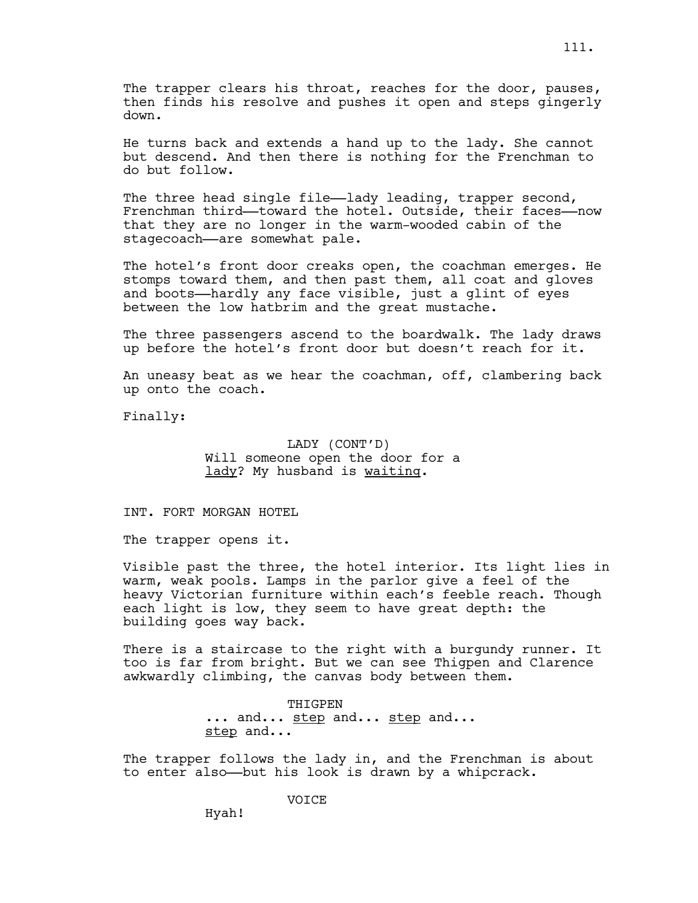The trapper clears his throat, reaches for the door, pauses, then finds his resolve and pushes it open and steps gingerly down.

He turns back and extends a hand up to the lady. She cannot but descend. And then there is nothing for the Frenchman to do but follow.

The three head single file——lady leading, trapper second, Frenchman third——toward the hotel. Outside, their faces——now that they are no longer in the warm-wooded cabin of the stagecoach——are somewhat pale.

The hotel's front door creaks open, the coachman emerges. He stomps toward them, and then past them, all coat and gloves and boots——hardly any face visible, just a glint of eyes between the low hatbrim and the great mustache.

The three passengers ascend to the boardwalk. The lady draws up before the hotel's front door but doesn't reach for it.

An uneasy beat as we hear the coachman, off, clambering back up onto the coach.

Finally:

LADY (CONT'D)
Will someone open the door for a <u>lady</u>? My husband is <u>waiting</u>.

INT. FORT MORGAN HOTEL

The trapper opens it.

Visible past the three, the hotel interior. Its light lies in warm, weak pools. Lamps in the parlor give a feel of the heavy Victorian furniture within each's feeble reach. Though each light is low, they seem to have great depth: the building goes way back.

There is a staircase to the right with a burgundy runner. It too is far from bright. But we can see Thigpen and Clarence awkwardly climbing, the canvas body between them.

THIGPEN
... and... <u>step</u> and... <u>step</u> and... <u>step</u> and...

The trapper follows the lady in, and the Frenchman is about to enter also——but his look is drawn by a whipcrack.

VOICE
Hyah!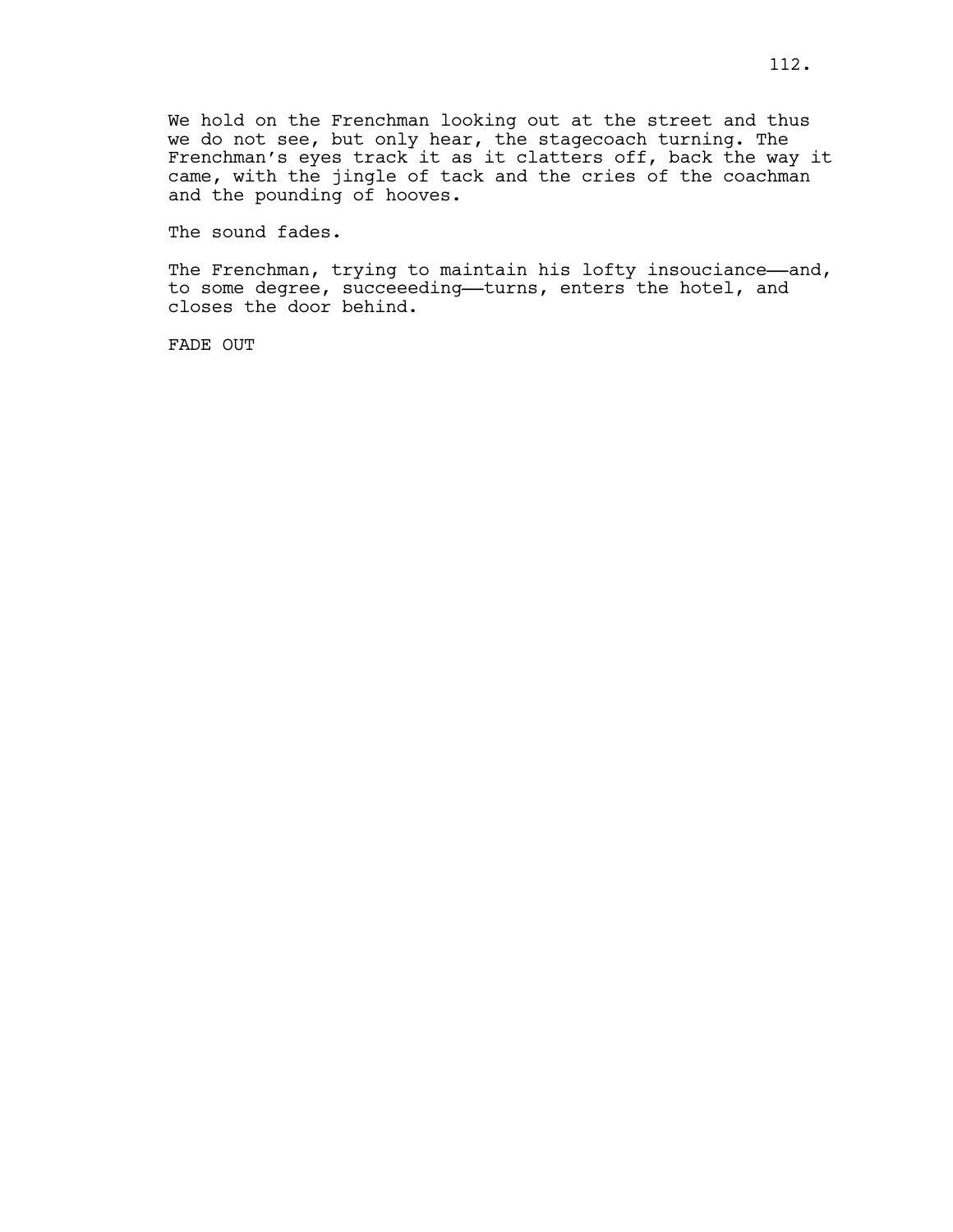We hold on the Frenchman looking out at the street and thus we do not see, but only hear, the stagecoach turning. The Frenchman's eyes track it as it clatters off, back the way it came, with the jingle of tack and the cries of the coachman and the pounding of hooves.

The sound fades.

The Frenchman, trying to maintain his lofty insouciance——and, to some degree, succeeeding——turns, enters the hotel, and closes the door behind.

FADE OUT